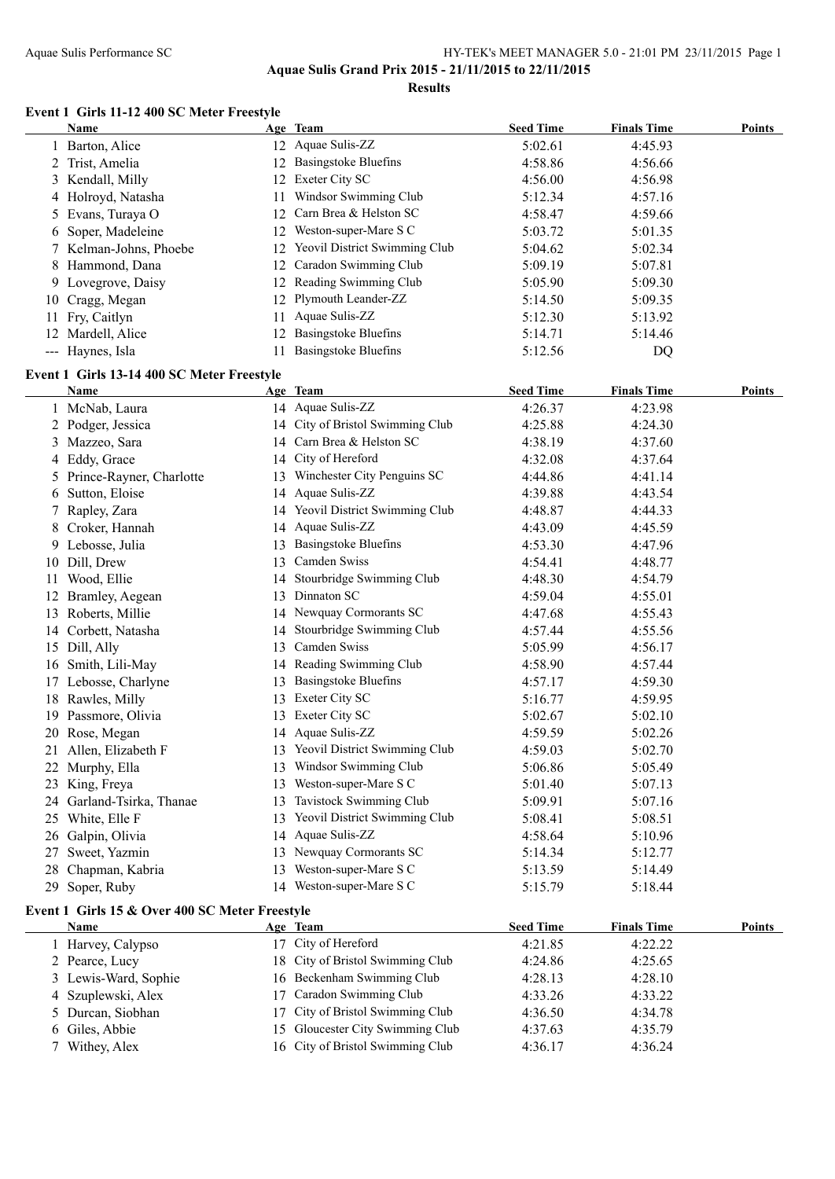# Aquae Sulis Grand Prix 2015 - 21/11/2015 to 22/11/2015

## Results

### Event 1 Girls 11-12 400 SC Meter Freestyle

| | Name | Age | Team | Seed Time | Finals Time | Points |
|---|---|---|---|---|---|---|
| 1 | Barton, Alice | 12 | Aquae Sulis-ZZ | 5:02.61 | 4:45.93 | |
| 2 | Trist, Amelia | 12 | Basingstoke Bluefins | 4:58.86 | 4:56.66 | |
| 3 | Kendall, Milly | 12 | Exeter City SC | 4:56.00 | 4:56.98 | |
| 4 | Holroyd, Natasha | 11 | Windsor Swimming Club | 5:12.34 | 4:57.16 | |
| 5 | Evans, Turaya O | 12 | Carn Brea & Helston SC | 4:58.47 | 4:59.66 | |
| 6 | Soper, Madeleine | 12 | Weston-super-Mare S C | 5:03.72 | 5:01.35 | |
| 7 | Kelman-Johns, Phoebe | 12 | Yeovil District Swimming Club | 5:04.62 | 5:02.34 | |
| 8 | Hammond, Dana | 12 | Caradon Swimming Club | 5:09.19 | 5:07.81 | |
| 9 | Lovegrove, Daisy | 12 | Reading Swimming Club | 5:05.90 | 5:09.30 | |
| 10 | Cragg, Megan | 12 | Plymouth Leander-ZZ | 5:14.50 | 5:09.35 | |
| 11 | Fry, Caitlyn | 11 | Aquae Sulis-ZZ | 5:12.30 | 5:13.92 | |
| 12 | Mardell, Alice | 12 | Basingstoke Bluefins | 5:14.71 | 5:14.46 | |
| --- | Haynes, Isla | 11 | Basingstoke Bluefins | 5:12.56 | DQ | |

### Event 1 Girls 13-14 400 SC Meter Freestyle

| | Name | Age | Team | Seed Time | Finals Time | Points |
|---|---|---|---|---|---|---|
| 1 | McNab, Laura | 14 | Aquae Sulis-ZZ | 4:26.37 | 4:23.98 | |
| 2 | Podger, Jessica | 14 | City of Bristol Swimming Club | 4:25.88 | 4:24.30 | |
| 3 | Mazzeo, Sara | 14 | Carn Brea & Helston SC | 4:38.19 | 4:37.60 | |
| 4 | Eddy, Grace | 14 | City of Hereford | 4:32.08 | 4:37.64 | |
| 5 | Prince-Rayner, Charlotte | 13 | Winchester City Penguins SC | 4:44.86 | 4:41.14 | |
| 6 | Sutton, Eloise | 14 | Aquae Sulis-ZZ | 4:39.88 | 4:43.54 | |
| 7 | Rapley, Zara | 14 | Yeovil District Swimming Club | 4:48.87 | 4:44.33 | |
| 8 | Croker, Hannah | 14 | Aquae Sulis-ZZ | 4:43.09 | 4:45.59 | |
| 9 | Lebosse, Julia | 13 | Basingstoke Bluefins | 4:53.30 | 4:47.96 | |
| 10 | Dill, Drew | 13 | Camden Swiss | 4:54.41 | 4:48.77 | |
| 11 | Wood, Ellie | 14 | Stourbridge Swimming Club | 4:48.30 | 4:54.79 | |
| 12 | Bramley, Aegean | 13 | Dinnaton SC | 4:59.04 | 4:55.01 | |
| 13 | Roberts, Millie | 14 | Newquay Cormorants SC | 4:47.68 | 4:55.43 | |
| 14 | Corbett, Natasha | 14 | Stourbridge Swimming Club | 4:57.44 | 4:55.56 | |
| 15 | Dill, Ally | 13 | Camden Swiss | 5:05.99 | 4:56.17 | |
| 16 | Smith, Lili-May | 14 | Reading Swimming Club | 4:58.90 | 4:57.44 | |
| 17 | Lebosse, Charlyne | 13 | Basingstoke Bluefins | 4:57.17 | 4:59.30 | |
| 18 | Rawles, Milly | 13 | Exeter City SC | 5:16.77 | 4:59.95 | |
| 19 | Passmore, Olivia | 13 | Exeter City SC | 5:02.67 | 5:02.10 | |
| 20 | Rose, Megan | 14 | Aquae Sulis-ZZ | 4:59.59 | 5:02.26 | |
| 21 | Allen, Elizabeth F | 13 | Yeovil District Swimming Club | 4:59.03 | 5:02.70 | |
| 22 | Murphy, Ella | 13 | Windsor Swimming Club | 5:06.86 | 5:05.49 | |
| 23 | King, Freya | 13 | Weston-super-Mare S C | 5:01.40 | 5:07.13 | |
| 24 | Garland-Tsirka, Thanae | 13 | Tavistock Swimming Club | 5:09.91 | 5:07.16 | |
| 25 | White, Elle F | 13 | Yeovil District Swimming Club | 5:08.41 | 5:08.51 | |
| 26 | Galpin, Olivia | 14 | Aquae Sulis-ZZ | 4:58.64 | 5:10.96 | |
| 27 | Sweet, Yazmin | 13 | Newquay Cormorants SC | 5:14.34 | 5:12.77 | |
| 28 | Chapman, Kabria | 13 | Weston-super-Mare S C | 5:13.59 | 5:14.49 | |
| 29 | Soper, Ruby | 14 | Weston-super-Mare S C | 5:15.79 | 5:18.44 | |

### Event 1 Girls 15 & Over 400 SC Meter Freestyle

| | Name | Age | Team | Seed Time | Finals Time | Points |
|---|---|---|---|---|---|---|
| 1 | Harvey, Calypso | 17 | City of Hereford | 4:21.85 | 4:22.22 | |
| 2 | Pearce, Lucy | 18 | City of Bristol Swimming Club | 4:24.86 | 4:25.65 | |
| 3 | Lewis-Ward, Sophie | 16 | Beckenham Swimming Club | 4:28.13 | 4:28.10 | |
| 4 | Szuplewski, Alex | 17 | Caradon Swimming Club | 4:33.26 | 4:33.22 | |
| 5 | Durcan, Siobhan | 17 | City of Bristol Swimming Club | 4:36.50 | 4:34.78 | |
| 6 | Giles, Abbie | 15 | Gloucester City Swimming Club | 4:37.63 | 4:35.79 | |
| 7 | Withey, Alex | 16 | City of Bristol Swimming Club | 4:36.17 | 4:36.24 | |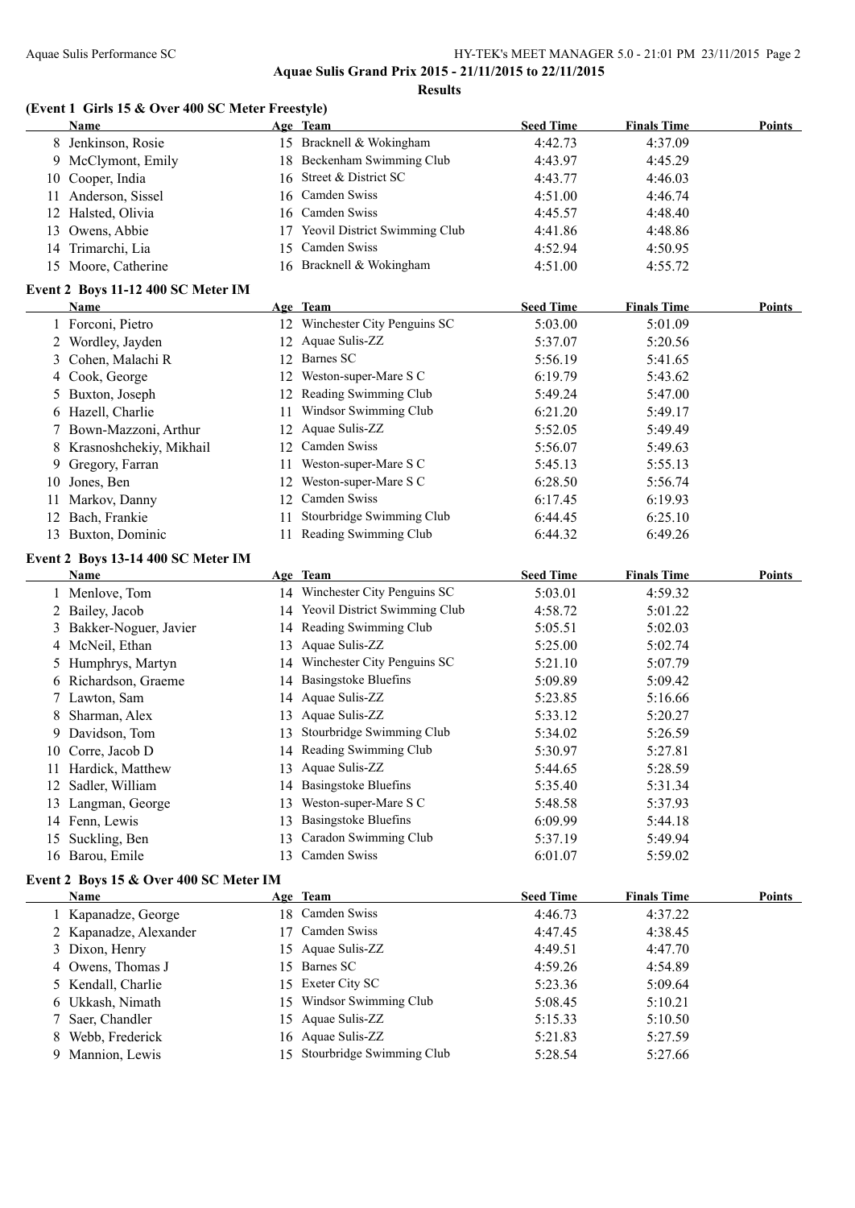## Aquae Sulis Grand Prix 2015 - 21/11/2015 to 22/11/2015

### Results

### (Event 1 Girls 15 & Over 400 SC Meter Freestyle)

| | Name | Age | Team | Seed Time | Finals Time | Points |
|---|---|---|---|---|---|---|
| 8 | Jenkinson, Rosie | 15 | Bracknell & Wokingham | 4:42.73 | 4:37.09 | |
| 9 | McClymont, Emily | 18 | Beckenham Swimming Club | 4:43.97 | 4:45.29 | |
| 10 | Cooper, India | 16 | Street & District SC | 4:43.77 | 4:46.03 | |
| 11 | Anderson, Sissel | 16 | Camden Swiss | 4:51.00 | 4:46.74 | |
| 12 | Halsted, Olivia | 16 | Camden Swiss | 4:45.57 | 4:48.40 | |
| 13 | Owens, Abbie | 17 | Yeovil District Swimming Club | 4:41.86 | 4:48.86 | |
| 14 | Trimarchi, Lia | 15 | Camden Swiss | 4:52.94 | 4:50.95 | |
| 15 | Moore, Catherine | 16 | Bracknell & Wokingham | 4:51.00 | 4:55.72 | |

### Event 2 Boys 11-12 400 SC Meter IM

| | Name | Age | Team | Seed Time | Finals Time | Points |
|---|---|---|---|---|---|---|
| 1 | Forconi, Pietro | 12 | Winchester City Penguins SC | 5:03.00 | 5:01.09 | |
| 2 | Wordley, Jayden | 12 | Aquae Sulis-ZZ | 5:37.07 | 5:20.56 | |
| 3 | Cohen, Malachi R | 12 | Barnes SC | 5:56.19 | 5:41.65 | |
| 4 | Cook, George | 12 | Weston-super-Mare S C | 6:19.79 | 5:43.62 | |
| 5 | Buxton, Joseph | 12 | Reading Swimming Club | 5:49.24 | 5:47.00 | |
| 6 | Hazell, Charlie | 11 | Windsor Swimming Club | 6:21.20 | 5:49.17 | |
| 7 | Bown-Mazzoni, Arthur | 12 | Aquae Sulis-ZZ | 5:52.05 | 5:49.49 | |
| 8 | Krasnoshchekiy, Mikhail | 12 | Camden Swiss | 5:56.07 | 5:49.63 | |
| 9 | Gregory, Farran | 11 | Weston-super-Mare S C | 5:45.13 | 5:55.13 | |
| 10 | Jones, Ben | 12 | Weston-super-Mare S C | 6:28.50 | 5:56.74 | |
| 11 | Markov, Danny | 12 | Camden Swiss | 6:17.45 | 6:19.93 | |
| 12 | Bach, Frankie | 11 | Stourbridge Swimming Club | 6:44.45 | 6:25.10 | |
| 13 | Buxton, Dominic | 11 | Reading Swimming Club | 6:44.32 | 6:49.26 | |

### Event 2 Boys 13-14 400 SC Meter IM

| | Name | Age | Team | Seed Time | Finals Time | Points |
|---|---|---|---|---|---|---|
| 1 | Menlove, Tom | 14 | Winchester City Penguins SC | 5:03.01 | 4:59.32 | |
| 2 | Bailey, Jacob | 14 | Yeovil District Swimming Club | 4:58.72 | 5:01.22 | |
| 3 | Bakker-Noguer, Javier | 14 | Reading Swimming Club | 5:05.51 | 5:02.03 | |
| 4 | McNeil, Ethan | 13 | Aquae Sulis-ZZ | 5:25.00 | 5:02.74 | |
| 5 | Humphrys, Martyn | 14 | Winchester City Penguins SC | 5:21.10 | 5:07.79 | |
| 6 | Richardson, Graeme | 14 | Basingstoke Bluefins | 5:09.89 | 5:09.42 | |
| 7 | Lawton, Sam | 14 | Aquae Sulis-ZZ | 5:23.85 | 5:16.66 | |
| 8 | Sharman, Alex | 13 | Aquae Sulis-ZZ | 5:33.12 | 5:20.27 | |
| 9 | Davidson, Tom | 13 | Stourbridge Swimming Club | 5:34.02 | 5:26.59 | |
| 10 | Corre, Jacob D | 14 | Reading Swimming Club | 5:30.97 | 5:27.81 | |
| 11 | Hardick, Matthew | 13 | Aquae Sulis-ZZ | 5:44.65 | 5:28.59 | |
| 12 | Sadler, William | 14 | Basingstoke Bluefins | 5:35.40 | 5:31.34 | |
| 13 | Langman, George | 13 | Weston-super-Mare S C | 5:48.58 | 5:37.93 | |
| 14 | Fenn, Lewis | 13 | Basingstoke Bluefins | 6:09.99 | 5:44.18 | |
| 15 | Suckling, Ben | 13 | Caradon Swimming Club | 5:37.19 | 5:49.94 | |
| 16 | Barou, Emile | 13 | Camden Swiss | 6:01.07 | 5:59.02 | |

### Event 2 Boys 15 & Over 400 SC Meter IM

| | Name | Age | Team | Seed Time | Finals Time | Points |
|---|---|---|---|---|---|---|
| 1 | Kapanadze, George | 18 | Camden Swiss | 4:46.73 | 4:37.22 | |
| 2 | Kapanadze, Alexander | 17 | Camden Swiss | 4:47.45 | 4:38.45 | |
| 3 | Dixon, Henry | 15 | Aquae Sulis-ZZ | 4:49.51 | 4:47.70 | |
| 4 | Owens, Thomas J | 15 | Barnes SC | 4:59.26 | 4:54.89 | |
| 5 | Kendall, Charlie | 15 | Exeter City SC | 5:23.36 | 5:09.64 | |
| 6 | Ukkash, Nimath | 15 | Windsor Swimming Club | 5:08.45 | 5:10.21 | |
| 7 | Saer, Chandler | 15 | Aquae Sulis-ZZ | 5:15.33 | 5:10.50 | |
| 8 | Webb, Frederick | 16 | Aquae Sulis-ZZ | 5:21.83 | 5:27.59 | |
| 9 | Mannion, Lewis | 15 | Stourbridge Swimming Club | 5:28.54 | 5:27.66 | |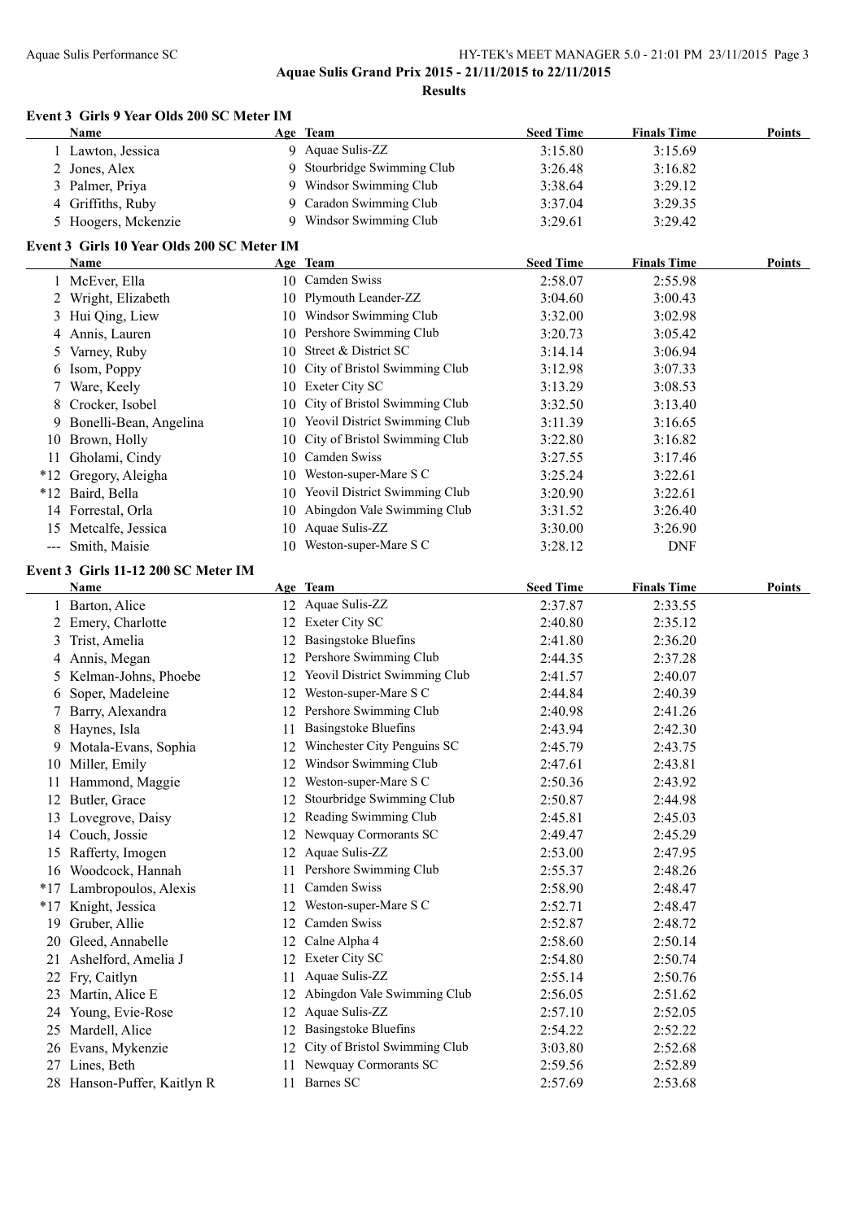## Aquae Sulis Grand Prix 2015 - 21/11/2015 to 22/11/2015

### Results

#### Event 3 Girls 9 Year Olds 200 SC Meter IM

| | Name | Age | Team | Seed Time | Finals Time | Points |
|---|---|---|---|---|---|---|
| 1 | Lawton, Jessica | 9 | Aquae Sulis-ZZ | 3:15.80 | 3:15.69 | |
| 2 | Jones, Alex | 9 | Stourbridge Swimming Club | 3:26.48 | 3:16.82 | |
| 3 | Palmer, Priya | 9 | Windsor Swimming Club | 3:38.64 | 3:29.12 | |
| 4 | Griffiths, Ruby | 9 | Caradon Swimming Club | 3:37.04 | 3:29.35 | |
| 5 | Hoogers, Mckenzie | 9 | Windsor Swimming Club | 3:29.61 | 3:29.42 | |

#### Event 3 Girls 10 Year Olds 200 SC Meter IM

| | Name | Age | Team | Seed Time | Finals Time | Points |
|---|---|---|---|---|---|---|
| 1 | McEver, Ella | 10 | Camden Swiss | 2:58.07 | 2:55.98 | |
| 2 | Wright, Elizabeth | 10 | Plymouth Leander-ZZ | 3:04.60 | 3:00.43 | |
| 3 | Hui Qing, Liew | 10 | Windsor Swimming Club | 3:32.00 | 3:02.98 | |
| 4 | Annis, Lauren | 10 | Pershore Swimming Club | 3:20.73 | 3:05.42 | |
| 5 | Varney, Ruby | 10 | Street & District SC | 3:14.14 | 3:06.94 | |
| 6 | Isom, Poppy | 10 | City of Bristol Swimming Club | 3:12.98 | 3:07.33 | |
| 7 | Ware, Keely | 10 | Exeter City SC | 3:13.29 | 3:08.53 | |
| 8 | Crocker, Isobel | 10 | City of Bristol Swimming Club | 3:32.50 | 3:13.40 | |
| 9 | Bonelli-Bean, Angelina | 10 | Yeovil District Swimming Club | 3:11.39 | 3:16.65 | |
| 10 | Brown, Holly | 10 | City of Bristol Swimming Club | 3:22.80 | 3:16.82 | |
| 11 | Gholami, Cindy | 10 | Camden Swiss | 3:27.55 | 3:17.46 | |
| *12 | Gregory, Aleigha | 10 | Weston-super-Mare S C | 3:25.24 | 3:22.61 | |
| *12 | Baird, Bella | 10 | Yeovil District Swimming Club | 3:20.90 | 3:22.61 | |
| 14 | Forrestal, Orla | 10 | Abingdon Vale Swimming Club | 3:31.52 | 3:26.40 | |
| 15 | Metcalfe, Jessica | 10 | Aquae Sulis-ZZ | 3:30.00 | 3:26.90 | |
| --- | Smith, Maisie | 10 | Weston-super-Mare S C | 3:28.12 | DNF | |

#### Event 3 Girls 11-12 200 SC Meter IM

| | Name | Age | Team | Seed Time | Finals Time | Points |
|---|---|---|---|---|---|---|
| 1 | Barton, Alice | 12 | Aquae Sulis-ZZ | 2:37.87 | 2:33.55 | |
| 2 | Emery, Charlotte | 12 | Exeter City SC | 2:40.80 | 2:35.12 | |
| 3 | Trist, Amelia | 12 | Basingstoke Bluefins | 2:41.80 | 2:36.20 | |
| 4 | Annis, Megan | 12 | Pershore Swimming Club | 2:44.35 | 2:37.28 | |
| 5 | Kelman-Johns, Phoebe | 12 | Yeovil District Swimming Club | 2:41.57 | 2:40.07 | |
| 6 | Soper, Madeleine | 12 | Weston-super-Mare S C | 2:44.84 | 2:40.39 | |
| 7 | Barry, Alexandra | 12 | Pershore Swimming Club | 2:40.98 | 2:41.26 | |
| 8 | Haynes, Isla | 11 | Basingstoke Bluefins | 2:43.94 | 2:42.30 | |
| 9 | Motala-Evans, Sophia | 12 | Winchester City Penguins SC | 2:45.79 | 2:43.75 | |
| 10 | Miller, Emily | 12 | Windsor Swimming Club | 2:47.61 | 2:43.81 | |
| 11 | Hammond, Maggie | 12 | Weston-super-Mare S C | 2:50.36 | 2:43.92 | |
| 12 | Butler, Grace | 12 | Stourbridge Swimming Club | 2:50.87 | 2:44.98 | |
| 13 | Lovegrove, Daisy | 12 | Reading Swimming Club | 2:45.81 | 2:45.03 | |
| 14 | Couch, Jossie | 12 | Newquay Cormorants SC | 2:49.47 | 2:45.29 | |
| 15 | Rafferty, Imogen | 12 | Aquae Sulis-ZZ | 2:53.00 | 2:47.95 | |
| 16 | Woodcock, Hannah | 11 | Pershore Swimming Club | 2:55.37 | 2:48.26 | |
| *17 | Lambropoulos, Alexis | 11 | Camden Swiss | 2:58.90 | 2:48.47 | |
| *17 | Knight, Jessica | 12 | Weston-super-Mare S C | 2:52.71 | 2:48.47 | |
| 19 | Gruber, Allie | 12 | Camden Swiss | 2:52.87 | 2:48.72 | |
| 20 | Gleed, Annabelle | 12 | Calne Alpha 4 | 2:58.60 | 2:50.14 | |
| 21 | Ashelford, Amelia J | 12 | Exeter City SC | 2:54.80 | 2:50.74 | |
| 22 | Fry, Caitlyn | 11 | Aquae Sulis-ZZ | 2:55.14 | 2:50.76 | |
| 23 | Martin, Alice E | 12 | Abingdon Vale Swimming Club | 2:56.05 | 2:51.62 | |
| 24 | Young, Evie-Rose | 12 | Aquae Sulis-ZZ | 2:57.10 | 2:52.05 | |
| 25 | Mardell, Alice | 12 | Basingstoke Bluefins | 2:54.22 | 2:52.22 | |
| 26 | Evans, Mykenzie | 12 | City of Bristol Swimming Club | 3:03.80 | 2:52.68 | |
| 27 | Lines, Beth | 11 | Newquay Cormorants SC | 2:59.56 | 2:52.89 | |
| 28 | Hanson-Puffer, Kaitlyn R | 11 | Barnes SC | 2:57.69 | 2:53.68 | |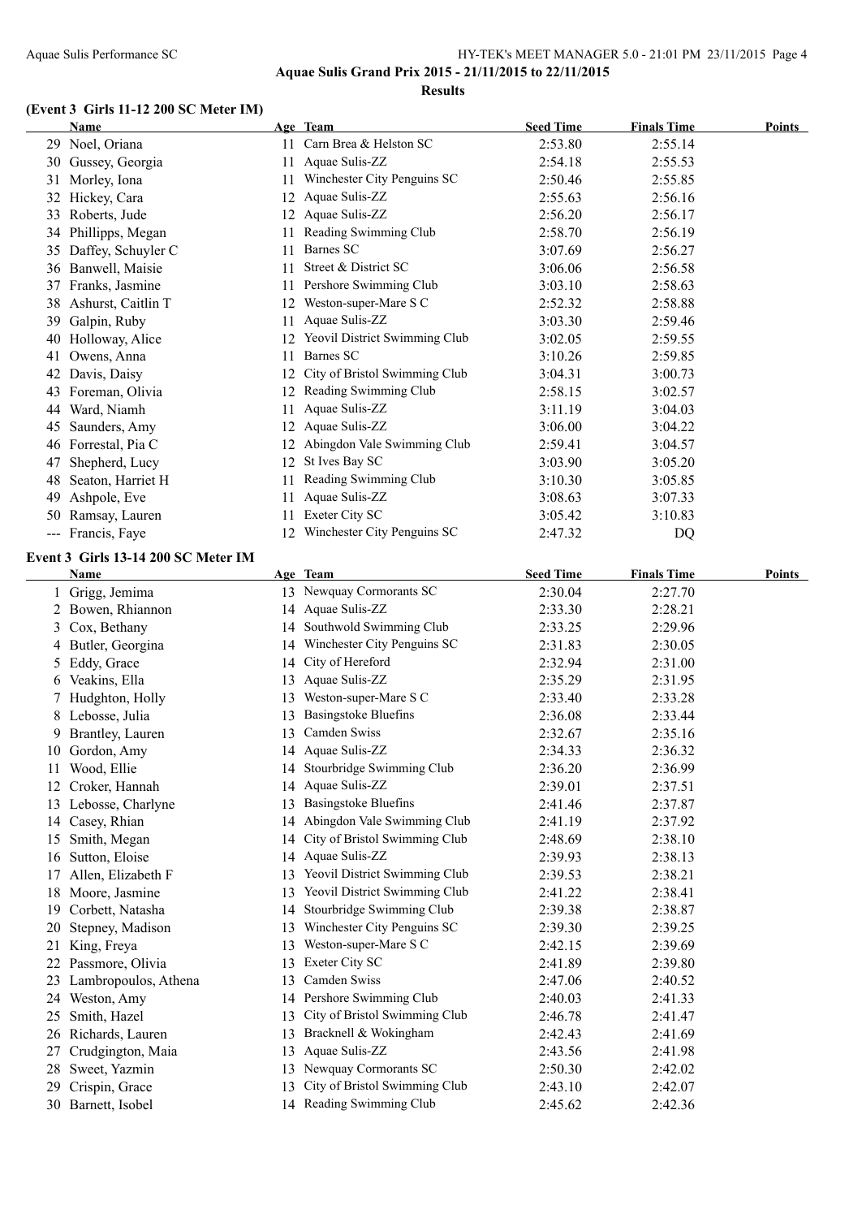**Aquae Sulis Grand Prix 2015 - 21/11/2015 to 22/11/2015**

**Results**

### (Event 3 Girls 11-12 200 SC Meter IM)

| | Name | Age | Team | Seed Time | Finals Time | Points |
|---|---|---|---|---|---|---|
| 29 | Noel, Oriana | 11 | Carn Brea & Helston SC | 2:53.80 | 2:55.14 | |
| 30 | Gussey, Georgia | 11 | Aquae Sulis-ZZ | 2:54.18 | 2:55.53 | |
| 31 | Morley, Iona | 11 | Winchester City Penguins SC | 2:50.46 | 2:55.85 | |
| 32 | Hickey, Cara | 12 | Aquae Sulis-ZZ | 2:55.63 | 2:56.16 | |
| 33 | Roberts, Jude | 12 | Aquae Sulis-ZZ | 2:56.20 | 2:56.17 | |
| 34 | Phillipps, Megan | 11 | Reading Swimming Club | 2:58.70 | 2:56.19 | |
| 35 | Daffey, Schuyler C | 11 | Barnes SC | 3:07.69 | 2:56.27 | |
| 36 | Banwell, Maisie | 11 | Street & District SC | 3:06.06 | 2:56.58 | |
| 37 | Franks, Jasmine | 11 | Pershore Swimming Club | 3:03.10 | 2:58.63 | |
| 38 | Ashurst, Caitlin T | 12 | Weston-super-Mare S C | 2:52.32 | 2:58.88 | |
| 39 | Galpin, Ruby | 11 | Aquae Sulis-ZZ | 3:03.30 | 2:59.46 | |
| 40 | Holloway, Alice | 12 | Yeovil District Swimming Club | 3:02.05 | 2:59.55 | |
| 41 | Owens, Anna | 11 | Barnes SC | 3:10.26 | 2:59.85 | |
| 42 | Davis, Daisy | 12 | City of Bristol Swimming Club | 3:04.31 | 3:00.73 | |
| 43 | Foreman, Olivia | 12 | Reading Swimming Club | 2:58.15 | 3:02.57 | |
| 44 | Ward, Niamh | 11 | Aquae Sulis-ZZ | 3:11.19 | 3:04.03 | |
| 45 | Saunders, Amy | 12 | Aquae Sulis-ZZ | 3:06.00 | 3:04.22 | |
| 46 | Forrestal, Pia C | 12 | Abingdon Vale Swimming Club | 2:59.41 | 3:04.57 | |
| 47 | Shepherd, Lucy | 12 | St Ives Bay SC | 3:03.90 | 3:05.20 | |
| 48 | Seaton, Harriet H | 11 | Reading Swimming Club | 3:10.30 | 3:05.85 | |
| 49 | Ashpole, Eve | 11 | Aquae Sulis-ZZ | 3:08.63 | 3:07.33 | |
| 50 | Ramsay, Lauren | 11 | Exeter City SC | 3:05.42 | 3:10.83 | |
| --- | Francis, Faye | 12 | Winchester City Penguins SC | 2:47.32 | DQ | |

### Event 3 Girls 13-14 200 SC Meter IM

| | Name | Age | Team | Seed Time | Finals Time | Points |
|---|---|---|---|---|---|---|
| 1 | Grigg, Jemima | 13 | Newquay Cormorants SC | 2:30.04 | 2:27.70 | |
| 2 | Bowen, Rhiannon | 14 | Aquae Sulis-ZZ | 2:33.30 | 2:28.21 | |
| 3 | Cox, Bethany | 14 | Southwold Swimming Club | 2:33.25 | 2:29.96 | |
| 4 | Butler, Georgina | 14 | Winchester City Penguins SC | 2:31.83 | 2:30.05 | |
| 5 | Eddy, Grace | 14 | City of Hereford | 2:32.94 | 2:31.00 | |
| 6 | Veakins, Ella | 13 | Aquae Sulis-ZZ | 2:35.29 | 2:31.95 | |
| 7 | Hudghton, Holly | 13 | Weston-super-Mare S C | 2:33.40 | 2:33.28 | |
| 8 | Lebosse, Julia | 13 | Basingstoke Bluefins | 2:36.08 | 2:33.44 | |
| 9 | Brantley, Lauren | 13 | Camden Swiss | 2:32.67 | 2:35.16 | |
| 10 | Gordon, Amy | 14 | Aquae Sulis-ZZ | 2:34.33 | 2:36.32 | |
| 11 | Wood, Ellie | 14 | Stourbridge Swimming Club | 2:36.20 | 2:36.99 | |
| 12 | Croker, Hannah | 14 | Aquae Sulis-ZZ | 2:39.01 | 2:37.51 | |
| 13 | Lebosse, Charlyne | 13 | Basingstoke Bluefins | 2:41.46 | 2:37.87 | |
| 14 | Casey, Rhian | 14 | Abingdon Vale Swimming Club | 2:41.19 | 2:37.92 | |
| 15 | Smith, Megan | 14 | City of Bristol Swimming Club | 2:48.69 | 2:38.10 | |
| 16 | Sutton, Eloise | 14 | Aquae Sulis-ZZ | 2:39.93 | 2:38.13 | |
| 17 | Allen, Elizabeth F | 13 | Yeovil District Swimming Club | 2:39.53 | 2:38.21 | |
| 18 | Moore, Jasmine | 13 | Yeovil District Swimming Club | 2:41.22 | 2:38.41 | |
| 19 | Corbett, Natasha | 14 | Stourbridge Swimming Club | 2:39.38 | 2:38.87 | |
| 20 | Stepney, Madison | 13 | Winchester City Penguins SC | 2:39.30 | 2:39.25 | |
| 21 | King, Freya | 13 | Weston-super-Mare S C | 2:42.15 | 2:39.69 | |
| 22 | Passmore, Olivia | 13 | Exeter City SC | 2:41.89 | 2:39.80 | |
| 23 | Lambropoulos, Athena | 13 | Camden Swiss | 2:47.06 | 2:40.52 | |
| 24 | Weston, Amy | 14 | Pershore Swimming Club | 2:40.03 | 2:41.33 | |
| 25 | Smith, Hazel | 13 | City of Bristol Swimming Club | 2:46.78 | 2:41.47 | |
| 26 | Richards, Lauren | 13 | Bracknell & Wokingham | 2:42.43 | 2:41.69 | |
| 27 | Crudgington, Maia | 13 | Aquae Sulis-ZZ | 2:43.56 | 2:41.98 | |
| 28 | Sweet, Yazmin | 13 | Newquay Cormorants SC | 2:50.30 | 2:42.02 | |
| 29 | Crispin, Grace | 13 | City of Bristol Swimming Club | 2:43.10 | 2:42.07 | |
| 30 | Barnett, Isobel | 14 | Reading Swimming Club | 2:45.62 | 2:42.36 | |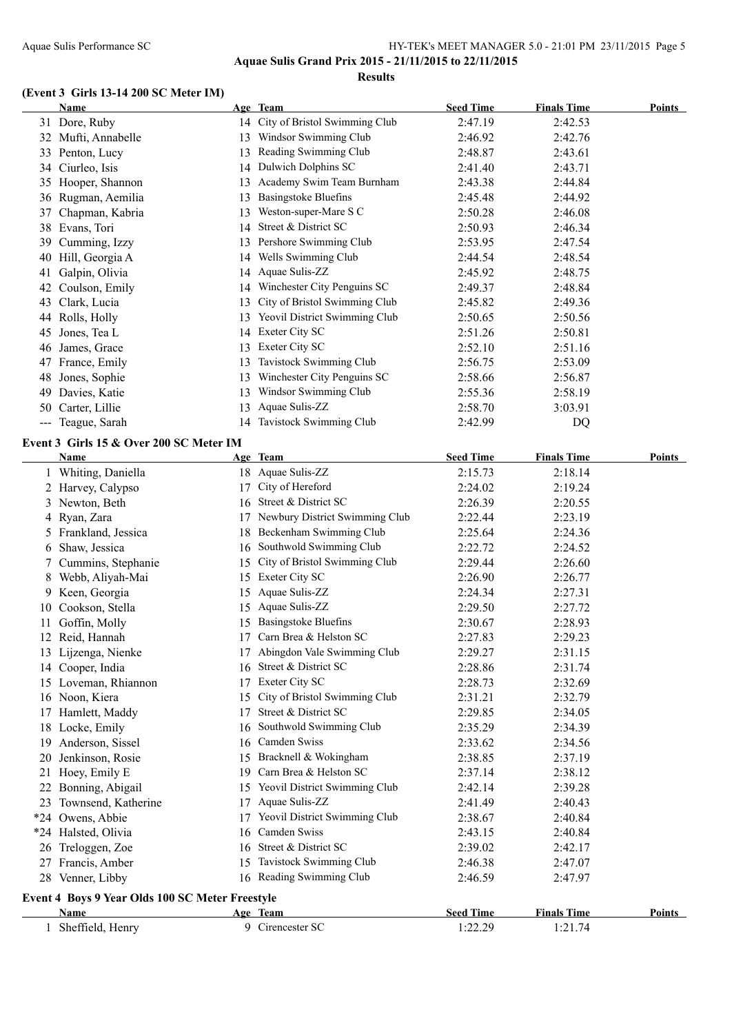**Aquae Sulis Grand Prix 2015 - 21/11/2015 to 22/11/2015**

**Results**

### (Event 3 Girls 13-14 200 SC Meter IM)

| | Name | Age | Team | Seed Time | Finals Time | Points |
|---|---|---|---|---|---|---|
| 31 | Dore, Ruby | 14 | City of Bristol Swimming Club | 2:47.19 | 2:42.53 | |
| 32 | Mufti, Annabelle | 13 | Windsor Swimming Club | 2:46.92 | 2:42.76 | |
| 33 | Penton, Lucy | 13 | Reading Swimming Club | 2:48.87 | 2:43.61 | |
| 34 | Ciurleo, Isis | 14 | Dulwich Dolphins SC | 2:41.40 | 2:43.71 | |
| 35 | Hooper, Shannon | 13 | Academy Swim Team Burnham | 2:43.38 | 2:44.84 | |
| 36 | Rugman, Aemilia | 13 | Basingstoke Bluefins | 2:45.48 | 2:44.92 | |
| 37 | Chapman, Kabria | 13 | Weston-super-Mare S C | 2:50.28 | 2:46.08 | |
| 38 | Evans, Tori | 14 | Street & District SC | 2:50.93 | 2:46.34 | |
| 39 | Cumming, Izzy | 13 | Pershore Swimming Club | 2:53.95 | 2:47.54 | |
| 40 | Hill, Georgia A | 14 | Wells Swimming Club | 2:44.54 | 2:48.54 | |
| 41 | Galpin, Olivia | 14 | Aquae Sulis-ZZ | 2:45.92 | 2:48.75 | |
| 42 | Coulson, Emily | 14 | Winchester City Penguins SC | 2:49.37 | 2:48.84 | |
| 43 | Clark, Lucia | 13 | City of Bristol Swimming Club | 2:45.82 | 2:49.36 | |
| 44 | Rolls, Holly | 13 | Yeovil District Swimming Club | 2:50.65 | 2:50.56 | |
| 45 | Jones, Tea L | 14 | Exeter City SC | 2:51.26 | 2:50.81 | |
| 46 | James, Grace | 13 | Exeter City SC | 2:52.10 | 2:51.16 | |
| 47 | France, Emily | 13 | Tavistock Swimming Club | 2:56.75 | 2:53.09 | |
| 48 | Jones, Sophie | 13 | Winchester City Penguins SC | 2:58.66 | 2:56.87 | |
| 49 | Davies, Katie | 13 | Windsor Swimming Club | 2:55.36 | 2:58.19 | |
| 50 | Carter, Lillie | 13 | Aquae Sulis-ZZ | 2:58.70 | 3:03.91 | |
| --- | Teague, Sarah | 14 | Tavistock Swimming Club | 2:42.99 | DQ | |

### Event 3 Girls 15 & Over 200 SC Meter IM

| | Name | Age | Team | Seed Time | Finals Time | Points |
|---|---|---|---|---|---|---|
| 1 | Whiting, Daniella | 18 | Aquae Sulis-ZZ | 2:15.73 | 2:18.14 | |
| 2 | Harvey, Calypso | 17 | City of Hereford | 2:24.02 | 2:19.24 | |
| 3 | Newton, Beth | 16 | Street & District SC | 2:26.39 | 2:20.55 | |
| 4 | Ryan, Zara | 17 | Newbury District Swimming Club | 2:22.44 | 2:23.19 | |
| 5 | Frankland, Jessica | 18 | Beckenham Swimming Club | 2:25.64 | 2:24.36 | |
| 6 | Shaw, Jessica | 16 | Southwold Swimming Club | 2:22.72 | 2:24.52 | |
| 7 | Cummins, Stephanie | 15 | City of Bristol Swimming Club | 2:29.44 | 2:26.60 | |
| 8 | Webb, Aliyah-Mai | 15 | Exeter City SC | 2:26.90 | 2:26.77 | |
| 9 | Keen, Georgia | 15 | Aquae Sulis-ZZ | 2:24.34 | 2:27.31 | |
| 10 | Cookson, Stella | 15 | Aquae Sulis-ZZ | 2:29.50 | 2:27.72 | |
| 11 | Goffin, Molly | 15 | Basingstoke Bluefins | 2:30.67 | 2:28.93 | |
| 12 | Reid, Hannah | 17 | Carn Brea & Helston SC | 2:27.83 | 2:29.23 | |
| 13 | Lijzenga, Nienke | 17 | Abingdon Vale Swimming Club | 2:29.27 | 2:31.15 | |
| 14 | Cooper, India | 16 | Street & District SC | 2:28.86 | 2:31.74 | |
| 15 | Loveman, Rhiannon | 17 | Exeter City SC | 2:28.73 | 2:32.69 | |
| 16 | Noon, Kiera | 15 | City of Bristol Swimming Club | 2:31.21 | 2:32.79 | |
| 17 | Hamlett, Maddy | 17 | Street & District SC | 2:29.85 | 2:34.05 | |
| 18 | Locke, Emily | 16 | Southwold Swimming Club | 2:35.29 | 2:34.39 | |
| 19 | Anderson, Sissel | 16 | Camden Swiss | 2:33.62 | 2:34.56 | |
| 20 | Jenkinson, Rosie | 15 | Bracknell & Wokingham | 2:38.85 | 2:37.19 | |
| 21 | Hoey, Emily E | 19 | Carn Brea & Helston SC | 2:37.14 | 2:38.12 | |
| 22 | Bonning, Abigail | 15 | Yeovil District Swimming Club | 2:42.14 | 2:39.28 | |
| 23 | Townsend, Katherine | 17 | Aquae Sulis-ZZ | 2:41.49 | 2:40.43 | |
| *24 | Owens, Abbie | 17 | Yeovil District Swimming Club | 2:38.67 | 2:40.84 | |
| *24 | Halsted, Olivia | 16 | Camden Swiss | 2:43.15 | 2:40.84 | |
| 26 | Treloggen, Zoe | 16 | Street & District SC | 2:39.02 | 2:42.17 | |
| 27 | Francis, Amber | 15 | Tavistock Swimming Club | 2:46.38 | 2:47.07 | |
| 28 | Venner, Libby | 16 | Reading Swimming Club | 2:46.59 | 2:47.97 | |

### Event 4 Boys 9 Year Olds 100 SC Meter Freestyle

| | Name | Age | Team | Seed Time | Finals Time | Points |
|---|---|---|---|---|---|---|
| 1 | Sheffield, Henry | 9 | Cirencester SC | 1:22.29 | 1:21.74 | |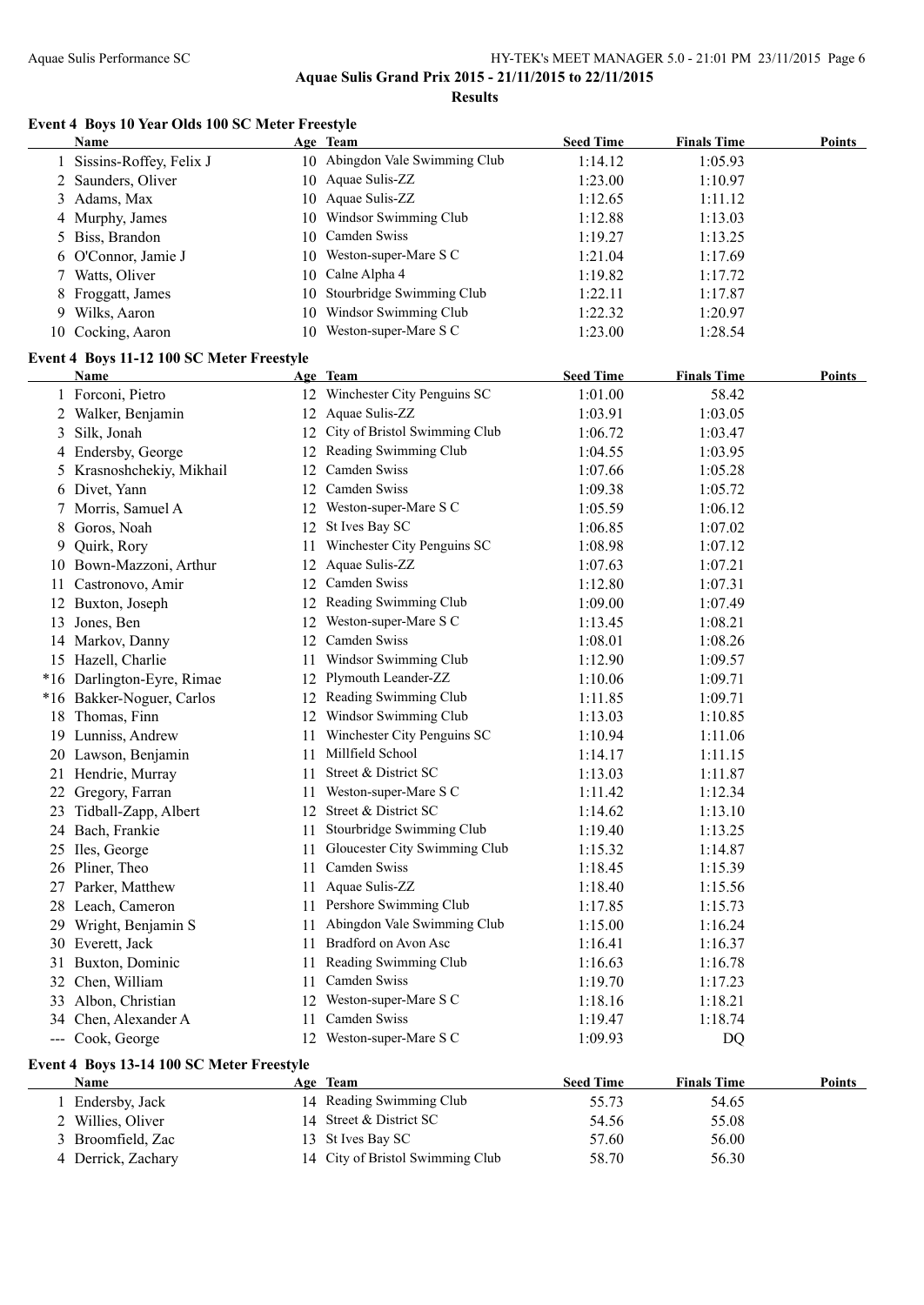**Aquae Sulis Grand Prix 2015 - 21/11/2015 to 22/11/2015**

**Results**

### Event 4 Boys 10 Year Olds 100 SC Meter Freestyle

| | Name | Age | Team | Seed Time | Finals Time | Points |
|---|---|---|---|---|---|---|
| 1 | Sissins-Roffey, Felix J | 10 | Abingdon Vale Swimming Club | 1:14.12 | 1:05.93 | |
| 2 | Saunders, Oliver | 10 | Aquae Sulis-ZZ | 1:23.00 | 1:10.97 | |
| 3 | Adams, Max | 10 | Aquae Sulis-ZZ | 1:12.65 | 1:11.12 | |
| 4 | Murphy, James | 10 | Windsor Swimming Club | 1:12.88 | 1:13.03 | |
| 5 | Biss, Brandon | 10 | Camden Swiss | 1:19.27 | 1:13.25 | |
| 6 | O'Connor, Jamie J | 10 | Weston-super-Mare S C | 1:21.04 | 1:17.69 | |
| 7 | Watts, Oliver | 10 | Calne Alpha 4 | 1:19.82 | 1:17.72 | |
| 8 | Froggatt, James | 10 | Stourbridge Swimming Club | 1:22.11 | 1:17.87 | |
| 9 | Wilks, Aaron | 10 | Windsor Swimming Club | 1:22.32 | 1:20.97 | |
| 10 | Cocking, Aaron | 10 | Weston-super-Mare S C | 1:23.00 | 1:28.54 | |

### Event 4 Boys 11-12 100 SC Meter Freestyle

| | Name | Age | Team | Seed Time | Finals Time | Points |
|---|---|---|---|---|---|---|
| 1 | Forconi, Pietro | 12 | Winchester City Penguins SC | 1:01.00 | 58.42 | |
| 2 | Walker, Benjamin | 12 | Aquae Sulis-ZZ | 1:03.91 | 1:03.05 | |
| 3 | Silk, Jonah | 12 | City of Bristol Swimming Club | 1:06.72 | 1:03.47 | |
| 4 | Endersby, George | 12 | Reading Swimming Club | 1:04.55 | 1:03.95 | |
| 5 | Krasnoshchekiy, Mikhail | 12 | Camden Swiss | 1:07.66 | 1:05.28 | |
| 6 | Divet, Yann | 12 | Camden Swiss | 1:09.38 | 1:05.72 | |
| 7 | Morris, Samuel A | 12 | Weston-super-Mare S C | 1:05.59 | 1:06.12 | |
| 8 | Goros, Noah | 12 | St Ives Bay SC | 1:06.85 | 1:07.02 | |
| 9 | Quirk, Rory | 11 | Winchester City Penguins SC | 1:08.98 | 1:07.12 | |
| 10 | Bown-Mazzoni, Arthur | 12 | Aquae Sulis-ZZ | 1:07.63 | 1:07.21 | |
| 11 | Castronovo, Amir | 12 | Camden Swiss | 1:12.80 | 1:07.31 | |
| 12 | Buxton, Joseph | 12 | Reading Swimming Club | 1:09.00 | 1:07.49 | |
| 13 | Jones, Ben | 12 | Weston-super-Mare S C | 1:13.45 | 1:08.21 | |
| 14 | Markov, Danny | 12 | Camden Swiss | 1:08.01 | 1:08.26 | |
| 15 | Hazell, Charlie | 11 | Windsor Swimming Club | 1:12.90 | 1:09.57 | |
| *16 | Darlington-Eyre, Rimae | 12 | Plymouth Leander-ZZ | 1:10.06 | 1:09.71 | |
| *16 | Bakker-Noguer, Carlos | 12 | Reading Swimming Club | 1:11.85 | 1:09.71 | |
| 18 | Thomas, Finn | 12 | Windsor Swimming Club | 1:13.03 | 1:10.85 | |
| 19 | Lunniss, Andrew | 11 | Winchester City Penguins SC | 1:10.94 | 1:11.06 | |
| 20 | Lawson, Benjamin | 11 | Millfield School | 1:14.17 | 1:11.15 | |
| 21 | Hendrie, Murray | 11 | Street & District SC | 1:13.03 | 1:11.87 | |
| 22 | Gregory, Farran | 11 | Weston-super-Mare S C | 1:11.42 | 1:12.34 | |
| 23 | Tidball-Zapp, Albert | 12 | Street & District SC | 1:14.62 | 1:13.10 | |
| 24 | Bach, Frankie | 11 | Stourbridge Swimming Club | 1:19.40 | 1:13.25 | |
| 25 | Iles, George | 11 | Gloucester City Swimming Club | 1:15.32 | 1:14.87 | |
| 26 | Pliner, Theo | 11 | Camden Swiss | 1:18.45 | 1:15.39 | |
| 27 | Parker, Matthew | 11 | Aquae Sulis-ZZ | 1:18.40 | 1:15.56 | |
| 28 | Leach, Cameron | 11 | Pershore Swimming Club | 1:17.85 | 1:15.73 | |
| 29 | Wright, Benjamin S | 11 | Abingdon Vale Swimming Club | 1:15.00 | 1:16.24 | |
| 30 | Everett, Jack | 11 | Bradford on Avon Asc | 1:16.41 | 1:16.37 | |
| 31 | Buxton, Dominic | 11 | Reading Swimming Club | 1:16.63 | 1:16.78 | |
| 32 | Chen, William | 11 | Camden Swiss | 1:19.70 | 1:17.23 | |
| 33 | Albon, Christian | 12 | Weston-super-Mare S C | 1:18.16 | 1:18.21 | |
| 34 | Chen, Alexander A | 11 | Camden Swiss | 1:19.47 | 1:18.74 | |
| --- | Cook, George | 12 | Weston-super-Mare S C | 1:09.93 | DQ | |

### Event 4 Boys 13-14 100 SC Meter Freestyle

| | Name | Age | Team | Seed Time | Finals Time | Points |
|---|---|---|---|---|---|---|
| 1 | Endersby, Jack | 14 | Reading Swimming Club | 55.73 | 54.65 | |
| 2 | Willies, Oliver | 14 | Street & District SC | 54.56 | 55.08 | |
| 3 | Broomfield, Zac | 13 | St Ives Bay SC | 57.60 | 56.00 | |
| 4 | Derrick, Zachary | 14 | City of Bristol Swimming Club | 58.70 | 56.30 | |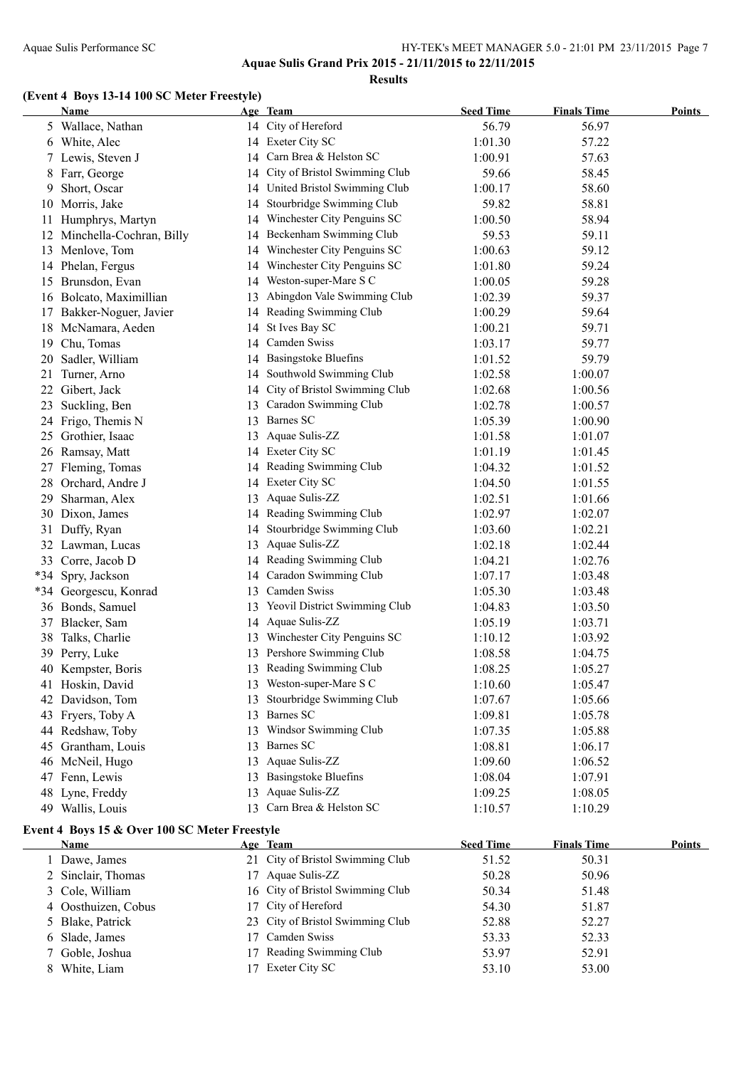**Aquae Sulis Grand Prix 2015 - 21/11/2015 to 22/11/2015**

**Results**

### (Event 4 Boys 13-14 100 SC Meter Freestyle)

| | Name | Age | Team | Seed Time | Finals Time | Points |
|---|---|---|---|---|---|---|
| 5 | Wallace, Nathan | 14 | City of Hereford | 56.79 | 56.97 | |
| 6 | White, Alec | 14 | Exeter City SC | 1:01.30 | 57.22 | |
| 7 | Lewis, Steven J | 14 | Carn Brea & Helston SC | 1:00.91 | 57.63 | |
| 8 | Farr, George | 14 | City of Bristol Swimming Club | 59.66 | 58.45 | |
| 9 | Short, Oscar | 14 | United Bristol Swimming Club | 1:00.17 | 58.60 | |
| 10 | Morris, Jake | 14 | Stourbridge Swimming Club | 59.82 | 58.81 | |
| 11 | Humphrys, Martyn | 14 | Winchester City Penguins SC | 1:00.50 | 58.94 | |
| 12 | Minchella-Cochran, Billy | 14 | Beckenham Swimming Club | 59.53 | 59.11 | |
| 13 | Menlove, Tom | 14 | Winchester City Penguins SC | 1:00.63 | 59.12 | |
| 14 | Phelan, Fergus | 14 | Winchester City Penguins SC | 1:01.80 | 59.24 | |
| 15 | Brunsdon, Evan | 14 | Weston-super-Mare S C | 1:00.05 | 59.28 | |
| 16 | Bolcato, Maximillian | 13 | Abingdon Vale Swimming Club | 1:02.39 | 59.37 | |
| 17 | Bakker-Noguer, Javier | 14 | Reading Swimming Club | 1:00.29 | 59.64 | |
| 18 | McNamara, Aeden | 14 | St Ives Bay SC | 1:00.21 | 59.71 | |
| 19 | Chu, Tomas | 14 | Camden Swiss | 1:03.17 | 59.77 | |
| 20 | Sadler, William | 14 | Basingstoke Bluefins | 1:01.52 | 59.79 | |
| 21 | Turner, Arno | 14 | Southwold Swimming Club | 1:02.58 | 1:00.07 | |
| 22 | Gibert, Jack | 14 | City of Bristol Swimming Club | 1:02.68 | 1:00.56 | |
| 23 | Suckling, Ben | 13 | Caradon Swimming Club | 1:02.78 | 1:00.57 | |
| 24 | Frigo, Themis N | 13 | Barnes SC | 1:05.39 | 1:00.90 | |
| 25 | Grothier, Isaac | 13 | Aquae Sulis-ZZ | 1:01.58 | 1:01.07 | |
| 26 | Ramsay, Matt | 14 | Exeter City SC | 1:01.19 | 1:01.45 | |
| 27 | Fleming, Tomas | 14 | Reading Swimming Club | 1:04.32 | 1:01.52 | |
| 28 | Orchard, Andre J | 14 | Exeter City SC | 1:04.50 | 1:01.55 | |
| 29 | Sharman, Alex | 13 | Aquae Sulis-ZZ | 1:02.51 | 1:01.66 | |
| 30 | Dixon, James | 14 | Reading Swimming Club | 1:02.97 | 1:02.07 | |
| 31 | Duffy, Ryan | 14 | Stourbridge Swimming Club | 1:03.60 | 1:02.21 | |
| 32 | Lawman, Lucas | 13 | Aquae Sulis-ZZ | 1:02.18 | 1:02.44 | |
| 33 | Corre, Jacob D | 14 | Reading Swimming Club | 1:04.21 | 1:02.76 | |
| *34 | Spry, Jackson | 14 | Caradon Swimming Club | 1:07.17 | 1:03.48 | |
| *34 | Georgescu, Konrad | 13 | Camden Swiss | 1:05.30 | 1:03.48 | |
| 36 | Bonds, Samuel | 13 | Yeovil District Swimming Club | 1:04.83 | 1:03.50 | |
| 37 | Blacker, Sam | 14 | Aquae Sulis-ZZ | 1:05.19 | 1:03.71 | |
| 38 | Talks, Charlie | 13 | Winchester City Penguins SC | 1:10.12 | 1:03.92 | |
| 39 | Perry, Luke | 13 | Pershore Swimming Club | 1:08.58 | 1:04.75 | |
| 40 | Kempster, Boris | 13 | Reading Swimming Club | 1:08.25 | 1:05.27 | |
| 41 | Hoskin, David | 13 | Weston-super-Mare S C | 1:10.60 | 1:05.47 | |
| 42 | Davidson, Tom | 13 | Stourbridge Swimming Club | 1:07.67 | 1:05.66 | |
| 43 | Fryers, Toby A | 13 | Barnes SC | 1:09.81 | 1:05.78 | |
| 44 | Redshaw, Toby | 13 | Windsor Swimming Club | 1:07.35 | 1:05.88 | |
| 45 | Grantham, Louis | 13 | Barnes SC | 1:08.81 | 1:06.17 | |
| 46 | McNeil, Hugo | 13 | Aquae Sulis-ZZ | 1:09.60 | 1:06.52 | |
| 47 | Fenn, Lewis | 13 | Basingstoke Bluefins | 1:08.04 | 1:07.91 | |
| 48 | Lyne, Freddy | 13 | Aquae Sulis-ZZ | 1:09.25 | 1:08.05 | |
| 49 | Wallis, Louis | 13 | Carn Brea & Helston SC | 1:10.57 | 1:10.29 | |

### Event 4 Boys 15 & Over 100 SC Meter Freestyle

| | Name | Age | Team | Seed Time | Finals Time | Points |
|---|---|---|---|---|---|---|
| 1 | Dawe, James | 21 | City of Bristol Swimming Club | 51.52 | 50.31 | |
| 2 | Sinclair, Thomas | 17 | Aquae Sulis-ZZ | 50.28 | 50.96 | |
| 3 | Cole, William | 16 | City of Bristol Swimming Club | 50.34 | 51.48 | |
| 4 | Oosthuizen, Cobus | 17 | City of Hereford | 54.30 | 51.87 | |
| 5 | Blake, Patrick | 23 | City of Bristol Swimming Club | 52.88 | 52.27 | |
| 6 | Slade, James | 17 | Camden Swiss | 53.33 | 52.33 | |
| 7 | Goble, Joshua | 17 | Reading Swimming Club | 53.97 | 52.91 | |
| 8 | White, Liam | 17 | Exeter City SC | 53.10 | 53.00 | |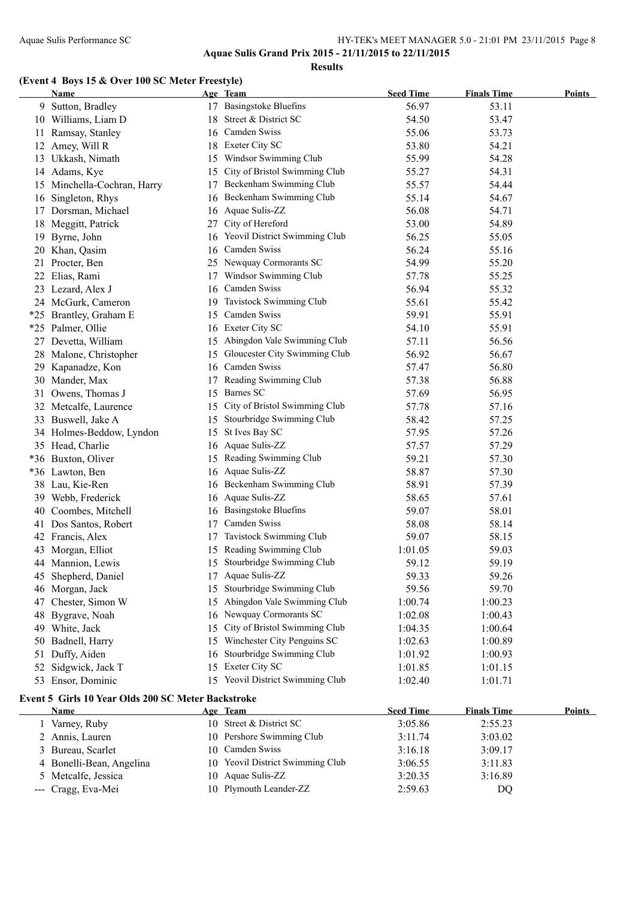## (Event 4 Boys 15 & Over 100 SC Meter Freestyle)

| | Name | Age | Team | Seed Time | Finals Time | Points |
|---|---|---|---|---|---|---|
| 9 | Sutton, Bradley | 17 | Basingstoke Bluefins | 56.97 | 53.11 | |
| 10 | Williams, Liam D | 18 | Street & District SC | 54.50 | 53.47 | |
| 11 | Ramsay, Stanley | 16 | Camden Swiss | 55.06 | 53.73 | |
| 12 | Amey, Will R | 18 | Exeter City SC | 53.80 | 54.21 | |
| 13 | Ukkash, Nimath | 15 | Windsor Swimming Club | 55.99 | 54.28 | |
| 14 | Adams, Kye | 15 | City of Bristol Swimming Club | 55.27 | 54.31 | |
| 15 | Minchella-Cochran, Harry | 17 | Beckenham Swimming Club | 55.57 | 54.44 | |
| 16 | Singleton, Rhys | 16 | Beckenham Swimming Club | 55.14 | 54.67 | |
| 17 | Dorsman, Michael | 16 | Aquae Sulis-ZZ | 56.08 | 54.71 | |
| 18 | Meggitt, Patrick | 27 | City of Hereford | 53.00 | 54.89 | |
| 19 | Byrne, John | 16 | Yeovil District Swimming Club | 56.25 | 55.05 | |
| 20 | Khan, Qasim | 16 | Camden Swiss | 56.24 | 55.16 | |
| 21 | Procter, Ben | 25 | Newquay Cormorants SC | 54.99 | 55.20 | |
| 22 | Elias, Rami | 17 | Windsor Swimming Club | 57.78 | 55.25 | |
| 23 | Lezard, Alex J | 16 | Camden Swiss | 56.94 | 55.32 | |
| 24 | McGurk, Cameron | 19 | Tavistock Swimming Club | 55.61 | 55.42 | |
| *25 | Brantley, Graham E | 15 | Camden Swiss | 59.91 | 55.91 | |
| *25 | Palmer, Ollie | 16 | Exeter City SC | 54.10 | 55.91 | |
| 27 | Devetta, William | 15 | Abingdon Vale Swimming Club | 57.11 | 56.56 | |
| 28 | Malone, Christopher | 15 | Gloucester City Swimming Club | 56.92 | 56.67 | |
| 29 | Kapanadze, Kon | 16 | Camden Swiss | 57.47 | 56.80 | |
| 30 | Mander, Max | 17 | Reading Swimming Club | 57.38 | 56.88 | |
| 31 | Owens, Thomas J | 15 | Barnes SC | 57.69 | 56.95 | |
| 32 | Metcalfe, Laurence | 15 | City of Bristol Swimming Club | 57.78 | 57.16 | |
| 33 | Buswell, Jake A | 15 | Stourbridge Swimming Club | 58.42 | 57.25 | |
| 34 | Holmes-Beddow, Lyndon | 15 | St Ives Bay SC | 57.95 | 57.26 | |
| 35 | Head, Charlie | 16 | Aquae Sulis-ZZ | 57.57 | 57.29 | |
| *36 | Buxton, Oliver | 15 | Reading Swimming Club | 59.21 | 57.30 | |
| *36 | Lawton, Ben | 16 | Aquae Sulis-ZZ | 58.87 | 57.30 | |
| 38 | Lau, Kie-Ren | 16 | Beckenham Swimming Club | 58.91 | 57.39 | |
| 39 | Webb, Frederick | 16 | Aquae Sulis-ZZ | 58.65 | 57.61 | |
| 40 | Coombes, Mitchell | 16 | Basingstoke Bluefins | 59.07 | 58.01 | |
| 41 | Dos Santos, Robert | 17 | Camden Swiss | 58.08 | 58.14 | |
| 42 | Francis, Alex | 17 | Tavistock Swimming Club | 59.07 | 58.15 | |
| 43 | Morgan, Elliot | 15 | Reading Swimming Club | 1:01.05 | 59.03 | |
| 44 | Mannion, Lewis | 15 | Stourbridge Swimming Club | 59.12 | 59.19 | |
| 45 | Shepherd, Daniel | 17 | Aquae Sulis-ZZ | 59.33 | 59.26 | |
| 46 | Morgan, Jack | 15 | Stourbridge Swimming Club | 59.56 | 59.70 | |
| 47 | Chester, Simon W | 15 | Abingdon Vale Swimming Club | 1:00.74 | 1:00.23 | |
| 48 | Bygrave, Noah | 16 | Newquay Cormorants SC | 1:02.08 | 1:00.43 | |
| 49 | White, Jack | 15 | City of Bristol Swimming Club | 1:04.35 | 1:00.64 | |
| 50 | Badnell, Harry | 15 | Winchester City Penguins SC | 1:02.63 | 1:00.89 | |
| 51 | Duffy, Aiden | 16 | Stourbridge Swimming Club | 1:01.92 | 1:00.93 | |
| 52 | Sidgwick, Jack T | 15 | Exeter City SC | 1:01.85 | 1:01.15 | |
| 53 | Ensor, Dominic | 15 | Yeovil District Swimming Club | 1:02.40 | 1:01.71 | |

## Event 5 Girls 10 Year Olds 200 SC Meter Backstroke

| | Name | Age | Team | Seed Time | Finals Time | Points |
|---|---|---|---|---|---|---|
| 1 | Varney, Ruby | 10 | Street & District SC | 3:05.86 | 2:55.23 | |
| 2 | Annis, Lauren | 10 | Pershore Swimming Club | 3:11.74 | 3:03.02 | |
| 3 | Bureau, Scarlet | 10 | Camden Swiss | 3:16.18 | 3:09.17 | |
| 4 | Bonelli-Bean, Angelina | 10 | Yeovil District Swimming Club | 3:06.55 | 3:11.83 | |
| 5 | Metcalfe, Jessica | 10 | Aquae Sulis-ZZ | 3:20.35 | 3:16.89 | |
| --- | Cragg, Eva-Mei | 10 | Plymouth Leander-ZZ | 2:59.63 | DQ | |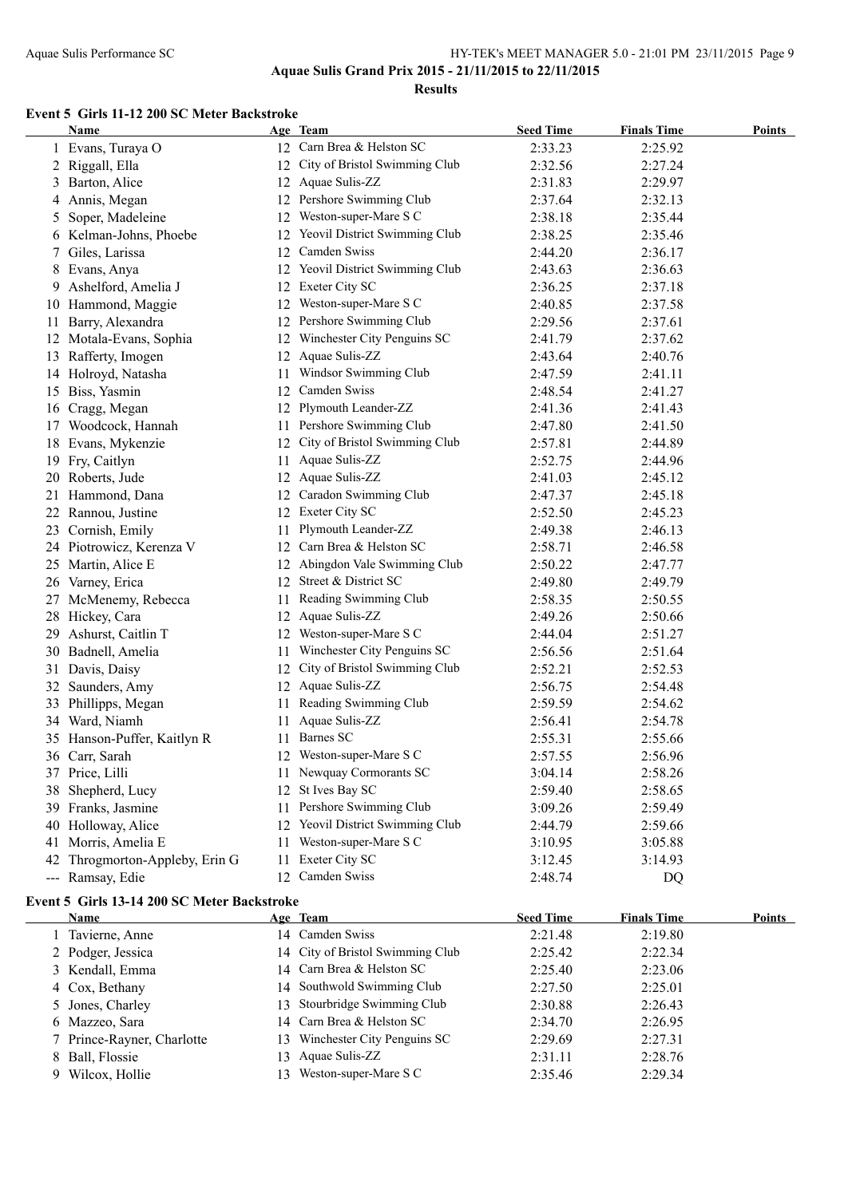## Aquae Sulis Grand Prix 2015 - 21/11/2015 to 22/11/2015

### Results

#### Event 5 Girls 11-12 200 SC Meter Backstroke

| | Name | Age | Team | Seed Time | Finals Time | Points |
|---|---|---|---|---|---|---|
| 1 | Evans, Turaya O | 12 | Carn Brea & Helston SC | 2:33.23 | 2:25.92 | |
| 2 | Riggall, Ella | 12 | City of Bristol Swimming Club | 2:32.56 | 2:27.24 | |
| 3 | Barton, Alice | 12 | Aquae Sulis-ZZ | 2:31.83 | 2:29.97 | |
| 4 | Annis, Megan | 12 | Pershore Swimming Club | 2:37.64 | 2:32.13 | |
| 5 | Soper, Madeleine | 12 | Weston-super-Mare S C | 2:38.18 | 2:35.44 | |
| 6 | Kelman-Johns, Phoebe | 12 | Yeovil District Swimming Club | 2:38.25 | 2:35.46 | |
| 7 | Giles, Larissa | 12 | Camden Swiss | 2:44.20 | 2:36.17 | |
| 8 | Evans, Anya | 12 | Yeovil District Swimming Club | 2:43.63 | 2:36.63 | |
| 9 | Ashelford, Amelia J | 12 | Exeter City SC | 2:36.25 | 2:37.18 | |
| 10 | Hammond, Maggie | 12 | Weston-super-Mare S C | 2:40.85 | 2:37.58 | |
| 11 | Barry, Alexandra | 12 | Pershore Swimming Club | 2:29.56 | 2:37.61 | |
| 12 | Motala-Evans, Sophia | 12 | Winchester City Penguins SC | 2:41.79 | 2:37.62 | |
| 13 | Rafferty, Imogen | 12 | Aquae Sulis-ZZ | 2:43.64 | 2:40.76 | |
| 14 | Holroyd, Natasha | 11 | Windsor Swimming Club | 2:47.59 | 2:41.11 | |
| 15 | Biss, Yasmin | 12 | Camden Swiss | 2:48.54 | 2:41.27 | |
| 16 | Cragg, Megan | 12 | Plymouth Leander-ZZ | 2:41.36 | 2:41.43 | |
| 17 | Woodcock, Hannah | 11 | Pershore Swimming Club | 2:47.80 | 2:41.50 | |
| 18 | Evans, Mykenzie | 12 | City of Bristol Swimming Club | 2:57.81 | 2:44.89 | |
| 19 | Fry, Caitlyn | 11 | Aquae Sulis-ZZ | 2:52.75 | 2:44.96 | |
| 20 | Roberts, Jude | 12 | Aquae Sulis-ZZ | 2:41.03 | 2:45.12 | |
| 21 | Hammond, Dana | 12 | Caradon Swimming Club | 2:47.37 | 2:45.18 | |
| 22 | Rannou, Justine | 12 | Exeter City SC | 2:52.50 | 2:45.23 | |
| 23 | Cornish, Emily | 11 | Plymouth Leander-ZZ | 2:49.38 | 2:46.13 | |
| 24 | Piotrowicz, Kerenza V | 12 | Carn Brea & Helston SC | 2:58.71 | 2:46.58 | |
| 25 | Martin, Alice E | 12 | Abingdon Vale Swimming Club | 2:50.22 | 2:47.77 | |
| 26 | Varney, Erica | 12 | Street & District SC | 2:49.80 | 2:49.79 | |
| 27 | McMenemy, Rebecca | 11 | Reading Swimming Club | 2:58.35 | 2:50.55 | |
| 28 | Hickey, Cara | 12 | Aquae Sulis-ZZ | 2:49.26 | 2:50.66 | |
| 29 | Ashurst, Caitlin T | 12 | Weston-super-Mare S C | 2:44.04 | 2:51.27 | |
| 30 | Badnell, Amelia | 11 | Winchester City Penguins SC | 2:56.56 | 2:51.64 | |
| 31 | Davis, Daisy | 12 | City of Bristol Swimming Club | 2:52.21 | 2:52.53 | |
| 32 | Saunders, Amy | 12 | Aquae Sulis-ZZ | 2:56.75 | 2:54.48 | |
| 33 | Phillipps, Megan | 11 | Reading Swimming Club | 2:59.59 | 2:54.62 | |
| 34 | Ward, Niamh | 11 | Aquae Sulis-ZZ | 2:56.41 | 2:54.78 | |
| 35 | Hanson-Puffer, Kaitlyn R | 11 | Barnes SC | 2:55.31 | 2:55.66 | |
| 36 | Carr, Sarah | 12 | Weston-super-Mare S C | 2:57.55 | 2:56.96 | |
| 37 | Price, Lilli | 11 | Newquay Cormorants SC | 3:04.14 | 2:58.26 | |
| 38 | Shepherd, Lucy | 12 | St Ives Bay SC | 2:59.40 | 2:58.65 | |
| 39 | Franks, Jasmine | 11 | Pershore Swimming Club | 3:09.26 | 2:59.49 | |
| 40 | Holloway, Alice | 12 | Yeovil District Swimming Club | 2:44.79 | 2:59.66 | |
| 41 | Morris, Amelia E | 11 | Weston-super-Mare S C | 3:10.95 | 3:05.88 | |
| 42 | Throgmorton-Appleby, Erin G | 11 | Exeter City SC | 3:12.45 | 3:14.93 | |
| --- | Ramsay, Edie | 12 | Camden Swiss | 2:48.74 | DQ | |

#### Event 5 Girls 13-14 200 SC Meter Backstroke

| | Name | Age | Team | Seed Time | Finals Time | Points |
|---|---|---|---|---|---|---|
| 1 | Tavierne, Anne | 14 | Camden Swiss | 2:21.48 | 2:19.80 | |
| 2 | Podger, Jessica | 14 | City of Bristol Swimming Club | 2:25.42 | 2:22.34 | |
| 3 | Kendall, Emma | 14 | Carn Brea & Helston SC | 2:25.40 | 2:23.06 | |
| 4 | Cox, Bethany | 14 | Southwold Swimming Club | 2:27.50 | 2:25.01 | |
| 5 | Jones, Charley | 13 | Stourbridge Swimming Club | 2:30.88 | 2:26.43 | |
| 6 | Mazzeo, Sara | 14 | Carn Brea & Helston SC | 2:34.70 | 2:26.95 | |
| 7 | Prince-Rayner, Charlotte | 13 | Winchester City Penguins SC | 2:29.69 | 2:27.31 | |
| 8 | Ball, Flossie | 13 | Aquae Sulis-ZZ | 2:31.11 | 2:28.76 | |
| 9 | Wilcox, Hollie | 13 | Weston-super-Mare S C | 2:35.46 | 2:29.34 | |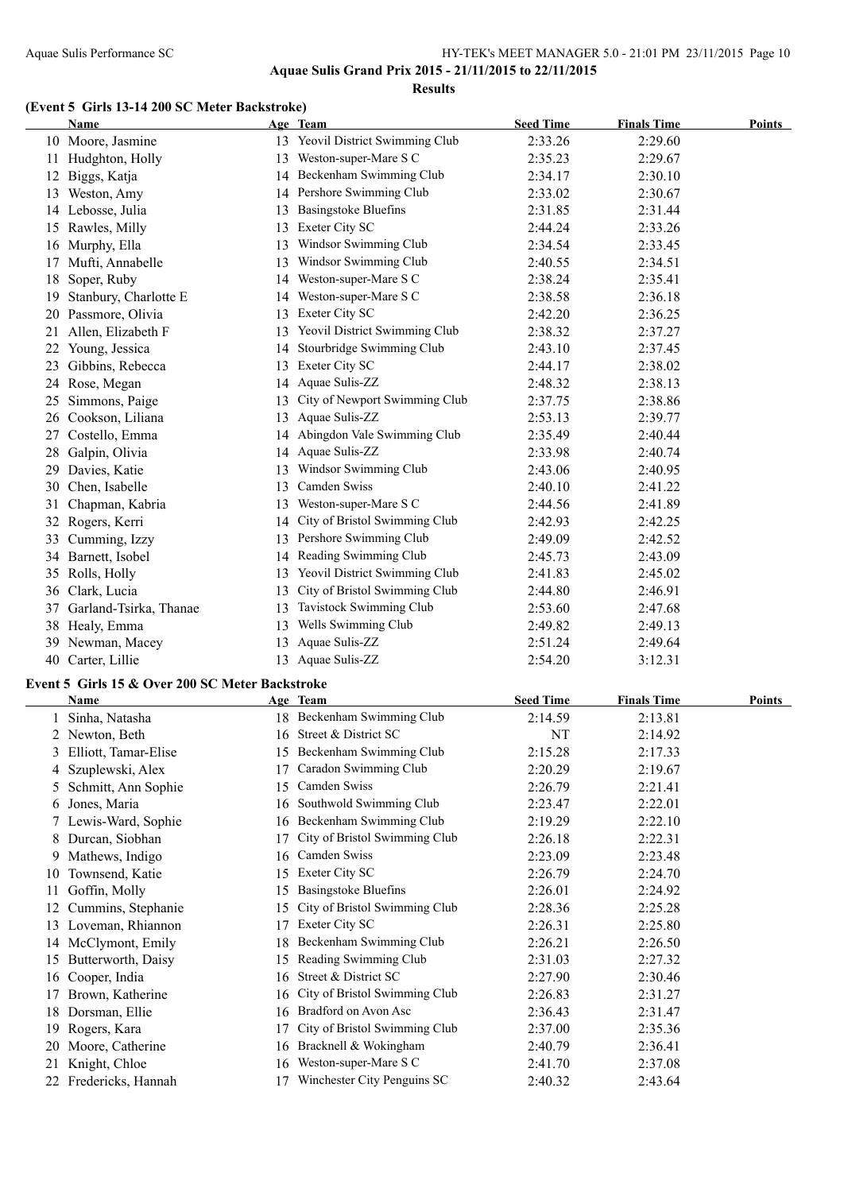## Aquae Sulis Grand Prix 2015 - 21/11/2015 to 22/11/2015

### Results

#### (Event 5 Girls 13-14 200 SC Meter Backstroke)

| | Name | Age | Team | Seed Time | Finals Time | Points |
|---|---|---|---|---|---|---|
| 10 | Moore, Jasmine | 13 | Yeovil District Swimming Club | 2:33.26 | 2:29.60 | |
| 11 | Hudghton, Holly | 13 | Weston-super-Mare S C | 2:35.23 | 2:29.67 | |
| 12 | Biggs, Katja | 14 | Beckenham Swimming Club | 2:34.17 | 2:30.10 | |
| 13 | Weston, Amy | 14 | Pershore Swimming Club | 2:33.02 | 2:30.67 | |
| 14 | Lebosse, Julia | 13 | Basingstoke Bluefins | 2:31.85 | 2:31.44 | |
| 15 | Rawles, Milly | 13 | Exeter City SC | 2:44.24 | 2:33.26 | |
| 16 | Murphy, Ella | 13 | Windsor Swimming Club | 2:34.54 | 2:33.45 | |
| 17 | Mufti, Annabelle | 13 | Windsor Swimming Club | 2:40.55 | 2:34.51 | |
| 18 | Soper, Ruby | 14 | Weston-super-Mare S C | 2:38.24 | 2:35.41 | |
| 19 | Stanbury, Charlotte E | 14 | Weston-super-Mare S C | 2:38.58 | 2:36.18 | |
| 20 | Passmore, Olivia | 13 | Exeter City SC | 2:42.20 | 2:36.25 | |
| 21 | Allen, Elizabeth F | 13 | Yeovil District Swimming Club | 2:38.32 | 2:37.27 | |
| 22 | Young, Jessica | 14 | Stourbridge Swimming Club | 2:43.10 | 2:37.45 | |
| 23 | Gibbins, Rebecca | 13 | Exeter City SC | 2:44.17 | 2:38.02 | |
| 24 | Rose, Megan | 14 | Aquae Sulis-ZZ | 2:48.32 | 2:38.13 | |
| 25 | Simmons, Paige | 13 | City of Newport Swimming Club | 2:37.75 | 2:38.86 | |
| 26 | Cookson, Liliana | 13 | Aquae Sulis-ZZ | 2:53.13 | 2:39.77 | |
| 27 | Costello, Emma | 14 | Abingdon Vale Swimming Club | 2:35.49 | 2:40.44 | |
| 28 | Galpin, Olivia | 14 | Aquae Sulis-ZZ | 2:33.98 | 2:40.74 | |
| 29 | Davies, Katie | 13 | Windsor Swimming Club | 2:43.06 | 2:40.95 | |
| 30 | Chen, Isabelle | 13 | Camden Swiss | 2:40.10 | 2:41.22 | |
| 31 | Chapman, Kabria | 13 | Weston-super-Mare S C | 2:44.56 | 2:41.89 | |
| 32 | Rogers, Kerri | 14 | City of Bristol Swimming Club | 2:42.93 | 2:42.25 | |
| 33 | Cumming, Izzy | 13 | Pershore Swimming Club | 2:49.09 | 2:42.52 | |
| 34 | Barnett, Isobel | 14 | Reading Swimming Club | 2:45.73 | 2:43.09 | |
| 35 | Rolls, Holly | 13 | Yeovil District Swimming Club | 2:41.83 | 2:45.02 | |
| 36 | Clark, Lucia | 13 | City of Bristol Swimming Club | 2:44.80 | 2:46.91 | |
| 37 | Garland-Tsirka, Thanae | 13 | Tavistock Swimming Club | 2:53.60 | 2:47.68 | |
| 38 | Healy, Emma | 13 | Wells Swimming Club | 2:49.82 | 2:49.13 | |
| 39 | Newman, Macey | 13 | Aquae Sulis-ZZ | 2:51.24 | 2:49.64 | |
| 40 | Carter, Lillie | 13 | Aquae Sulis-ZZ | 2:54.20 | 3:12.31 | |

#### Event 5 Girls 15 & Over 200 SC Meter Backstroke

| | Name | Age | Team | Seed Time | Finals Time | Points |
|---|---|---|---|---|---|---|
| 1 | Sinha, Natasha | 18 | Beckenham Swimming Club | 2:14.59 | 2:13.81 | |
| 2 | Newton, Beth | 16 | Street & District SC | NT | 2:14.92 | |
| 3 | Elliott, Tamar-Elise | 15 | Beckenham Swimming Club | 2:15.28 | 2:17.33 | |
| 4 | Szuplewski, Alex | 17 | Caradon Swimming Club | 2:20.29 | 2:19.67 | |
| 5 | Schmitt, Ann Sophie | 15 | Camden Swiss | 2:26.79 | 2:21.41 | |
| 6 | Jones, Maria | 16 | Southwold Swimming Club | 2:23.47 | 2:22.01 | |
| 7 | Lewis-Ward, Sophie | 16 | Beckenham Swimming Club | 2:19.29 | 2:22.10 | |
| 8 | Durcan, Siobhan | 17 | City of Bristol Swimming Club | 2:26.18 | 2:22.31 | |
| 9 | Mathews, Indigo | 16 | Camden Swiss | 2:23.09 | 2:23.48 | |
| 10 | Townsend, Katie | 15 | Exeter City SC | 2:26.79 | 2:24.70 | |
| 11 | Goffin, Molly | 15 | Basingstoke Bluefins | 2:26.01 | 2:24.92 | |
| 12 | Cummins, Stephanie | 15 | City of Bristol Swimming Club | 2:28.36 | 2:25.28 | |
| 13 | Loveman, Rhiannon | 17 | Exeter City SC | 2:26.31 | 2:25.80 | |
| 14 | McClymont, Emily | 18 | Beckenham Swimming Club | 2:26.21 | 2:26.50 | |
| 15 | Butterworth, Daisy | 15 | Reading Swimming Club | 2:31.03 | 2:27.32 | |
| 16 | Cooper, India | 16 | Street & District SC | 2:27.90 | 2:30.46 | |
| 17 | Brown, Katherine | 16 | City of Bristol Swimming Club | 2:26.83 | 2:31.27 | |
| 18 | Dorsman, Ellie | 16 | Bradford on Avon Asc | 2:36.43 | 2:31.47 | |
| 19 | Rogers, Kara | 17 | City of Bristol Swimming Club | 2:37.00 | 2:35.36 | |
| 20 | Moore, Catherine | 16 | Bracknell & Wokingham | 2:40.79 | 2:36.41 | |
| 21 | Knight, Chloe | 16 | Weston-super-Mare S C | 2:41.70 | 2:37.08 | |
| 22 | Fredericks, Hannah | 17 | Winchester City Penguins SC | 2:40.32 | 2:43.64 | |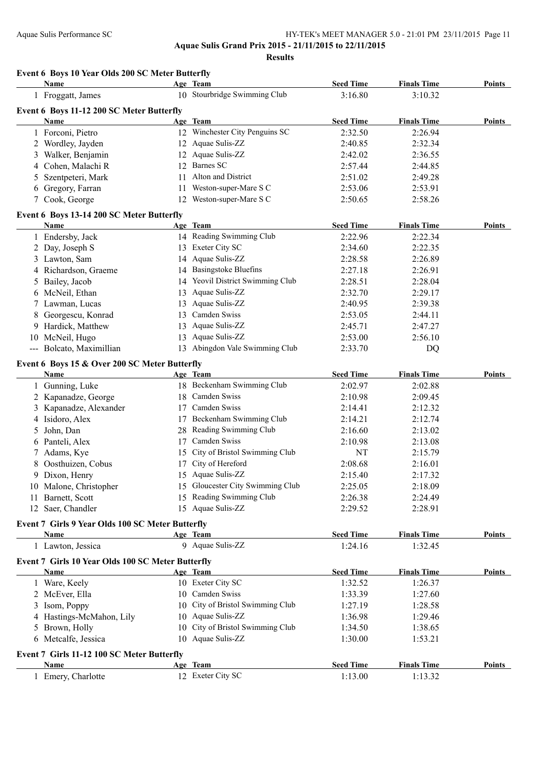Aquae Sulis Grand Prix 2015 - 21/11/2015 to 22/11/2015

**Results**

### Event 6 Boys 10 Year Olds 200 SC Meter Butterfly

| | Name | Age | Team | Seed Time | Finals Time | Points |
|---|---|---|---|---|---|---|
| 1 | Froggatt, James | 10 | Stourbridge Swimming Club | 3:16.80 | 3:10.32 | |

### Event 6 Boys 11-12 200 SC Meter Butterfly

| | Name | Age | Team | Seed Time | Finals Time | Points |
|---|---|---|---|---|---|---|
| 1 | Forconi, Pietro | 12 | Winchester City Penguins SC | 2:32.50 | 2:26.94 | |
| 2 | Wordley, Jayden | 12 | Aquae Sulis-ZZ | 2:40.85 | 2:32.34 | |
| 3 | Walker, Benjamin | 12 | Aquae Sulis-ZZ | 2:42.02 | 2:36.55 | |
| 4 | Cohen, Malachi R | 12 | Barnes SC | 2:57.44 | 2:44.85 | |
| 5 | Szentpeteri, Mark | 11 | Alton and District | 2:51.02 | 2:49.28 | |
| 6 | Gregory, Farran | 11 | Weston-super-Mare S C | 2:53.06 | 2:53.91 | |
| 7 | Cook, George | 12 | Weston-super-Mare S C | 2:50.65 | 2:58.26 | |

### Event 6 Boys 13-14 200 SC Meter Butterfly

| | Name | Age | Team | Seed Time | Finals Time | Points |
|---|---|---|---|---|---|---|
| 1 | Endersby, Jack | 14 | Reading Swimming Club | 2:22.96 | 2:22.34 | |
| 2 | Day, Joseph S | 13 | Exeter City SC | 2:34.60 | 2:22.35 | |
| 3 | Lawton, Sam | 14 | Aquae Sulis-ZZ | 2:28.58 | 2:26.89 | |
| 4 | Richardson, Graeme | 14 | Basingstoke Bluefins | 2:27.18 | 2:26.91 | |
| 5 | Bailey, Jacob | 14 | Yeovil District Swimming Club | 2:28.51 | 2:28.04 | |
| 6 | McNeil, Ethan | 13 | Aquae Sulis-ZZ | 2:32.70 | 2:29.17 | |
| 7 | Lawman, Lucas | 13 | Aquae Sulis-ZZ | 2:40.95 | 2:39.38 | |
| 8 | Georgescu, Konrad | 13 | Camden Swiss | 2:53.05 | 2:44.11 | |
| 9 | Hardick, Matthew | 13 | Aquae Sulis-ZZ | 2:45.71 | 2:47.27 | |
| 10 | McNeil, Hugo | 13 | Aquae Sulis-ZZ | 2:53.00 | 2:56.10 | |
| --- | Bolcato, Maximillian | 13 | Abingdon Vale Swimming Club | 2:33.70 | DQ | |

### Event 6 Boys 15 & Over 200 SC Meter Butterfly

| | Name | Age | Team | Seed Time | Finals Time | Points |
|---|---|---|---|---|---|---|
| 1 | Gunning, Luke | 18 | Beckenham Swimming Club | 2:02.97 | 2:02.88 | |
| 2 | Kapanadze, George | 18 | Camden Swiss | 2:10.98 | 2:09.45 | |
| 3 | Kapanadze, Alexander | 17 | Camden Swiss | 2:14.41 | 2:12.32 | |
| 4 | Isidoro, Alex | 17 | Beckenham Swimming Club | 2:14.21 | 2:12.74 | |
| 5 | John, Dan | 28 | Reading Swimming Club | 2:16.60 | 2:13.02 | |
| 6 | Panteli, Alex | 17 | Camden Swiss | 2:10.98 | 2:13.08 | |
| 7 | Adams, Kye | 15 | City of Bristol Swimming Club | NT | 2:15.79 | |
| 8 | Oosthuizen, Cobus | 17 | City of Hereford | 2:08.68 | 2:16.01 | |
| 9 | Dixon, Henry | 15 | Aquae Sulis-ZZ | 2:15.40 | 2:17.32 | |
| 10 | Malone, Christopher | 15 | Gloucester City Swimming Club | 2:25.05 | 2:18.09 | |
| 11 | Barnett, Scott | 15 | Reading Swimming Club | 2:26.38 | 2:24.49 | |
| 12 | Saer, Chandler | 15 | Aquae Sulis-ZZ | 2:29.52 | 2:28.91 | |

### Event 7 Girls 9 Year Olds 100 SC Meter Butterfly

| | Name | Age | Team | Seed Time | Finals Time | Points |
|---|---|---|---|---|---|---|
| 1 | Lawton, Jessica | 9 | Aquae Sulis-ZZ | 1:24.16 | 1:32.45 | |

### Event 7 Girls 10 Year Olds 100 SC Meter Butterfly

| | Name | Age | Team | Seed Time | Finals Time | Points |
|---|---|---|---|---|---|---|
| 1 | Ware, Keely | 10 | Exeter City SC | 1:32.52 | 1:26.37 | |
| 2 | McEver, Ella | 10 | Camden Swiss | 1:33.39 | 1:27.60 | |
| 3 | Isom, Poppy | 10 | City of Bristol Swimming Club | 1:27.19 | 1:28.58 | |
| 4 | Hastings-McMahon, Lily | 10 | Aquae Sulis-ZZ | 1:36.98 | 1:29.46 | |
| 5 | Brown, Holly | 10 | City of Bristol Swimming Club | 1:34.50 | 1:38.65 | |
| 6 | Metcalfe, Jessica | 10 | Aquae Sulis-ZZ | 1:30.00 | 1:53.21 | |

### Event 7 Girls 11-12 100 SC Meter Butterfly

| | Name | Age | Team | Seed Time | Finals Time | Points |
|---|---|---|---|---|---|---|
| 1 | Emery, Charlotte | 12 | Exeter City SC | 1:13.00 | 1:13.32 | |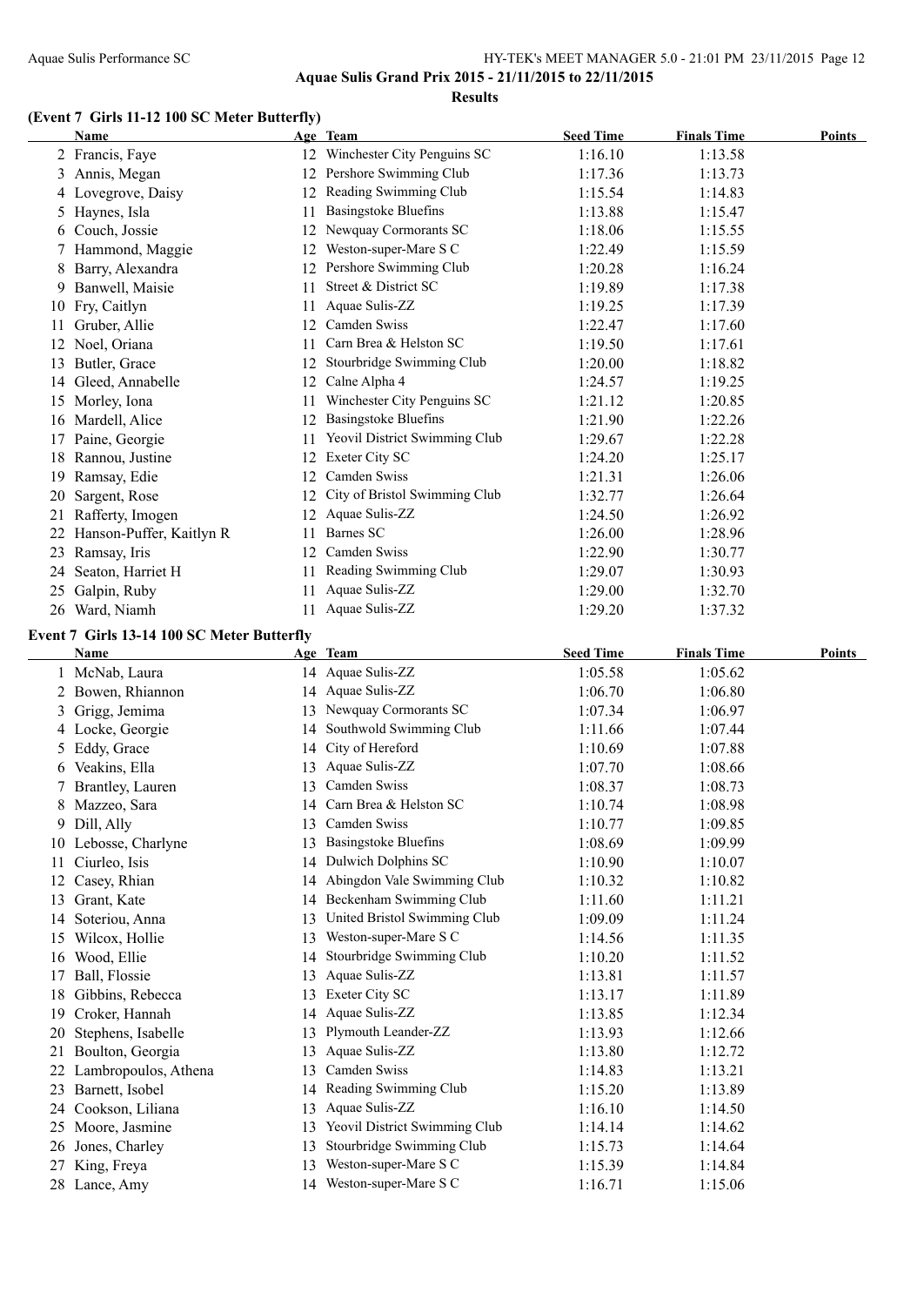**Aquae Sulis Grand Prix 2015 - 21/11/2015 to 22/11/2015**

**Results**

### (Event 7 Girls 11-12 100 SC Meter Butterfly)

| | Name | Age | Team | Seed Time | Finals Time | Points |
|---|---|---|---|---|---|---|
| 2 | Francis, Faye | 12 | Winchester City Penguins SC | 1:16.10 | 1:13.58 | |
| 3 | Annis, Megan | 12 | Pershore Swimming Club | 1:17.36 | 1:13.73 | |
| 4 | Lovegrove, Daisy | 12 | Reading Swimming Club | 1:15.54 | 1:14.83 | |
| 5 | Haynes, Isla | 11 | Basingstoke Bluefins | 1:13.88 | 1:15.47 | |
| 6 | Couch, Jossie | 12 | Newquay Cormorants SC | 1:18.06 | 1:15.55 | |
| 7 | Hammond, Maggie | 12 | Weston-super-Mare S C | 1:22.49 | 1:15.59 | |
| 8 | Barry, Alexandra | 12 | Pershore Swimming Club | 1:20.28 | 1:16.24 | |
| 9 | Banwell, Maisie | 11 | Street & District SC | 1:19.89 | 1:17.38 | |
| 10 | Fry, Caitlyn | 11 | Aquae Sulis-ZZ | 1:19.25 | 1:17.39 | |
| 11 | Gruber, Allie | 12 | Camden Swiss | 1:22.47 | 1:17.60 | |
| 12 | Noel, Oriana | 11 | Carn Brea & Helston SC | 1:19.50 | 1:17.61 | |
| 13 | Butler, Grace | 12 | Stourbridge Swimming Club | 1:20.00 | 1:18.82 | |
| 14 | Gleed, Annabelle | 12 | Calne Alpha 4 | 1:24.57 | 1:19.25 | |
| 15 | Morley, Iona | 11 | Winchester City Penguins SC | 1:21.12 | 1:20.85 | |
| 16 | Mardell, Alice | 12 | Basingstoke Bluefins | 1:21.90 | 1:22.26 | |
| 17 | Paine, Georgie | 11 | Yeovil District Swimming Club | 1:29.67 | 1:22.28 | |
| 18 | Rannou, Justine | 12 | Exeter City SC | 1:24.20 | 1:25.17 | |
| 19 | Ramsay, Edie | 12 | Camden Swiss | 1:21.31 | 1:26.06 | |
| 20 | Sargent, Rose | 12 | City of Bristol Swimming Club | 1:32.77 | 1:26.64 | |
| 21 | Rafferty, Imogen | 12 | Aquae Sulis-ZZ | 1:24.50 | 1:26.92 | |
| 22 | Hanson-Puffer, Kaitlyn R | 11 | Barnes SC | 1:26.00 | 1:28.96 | |
| 23 | Ramsay, Iris | 12 | Camden Swiss | 1:22.90 | 1:30.77 | |
| 24 | Seaton, Harriet H | 11 | Reading Swimming Club | 1:29.07 | 1:30.93 | |
| 25 | Galpin, Ruby | 11 | Aquae Sulis-ZZ | 1:29.00 | 1:32.70 | |
| 26 | Ward, Niamh | 11 | Aquae Sulis-ZZ | 1:29.20 | 1:37.32 | |

### Event 7 Girls 13-14 100 SC Meter Butterfly

| | Name | Age | Team | Seed Time | Finals Time | Points |
|---|---|---|---|---|---|---|
| 1 | McNab, Laura | 14 | Aquae Sulis-ZZ | 1:05.58 | 1:05.62 | |
| 2 | Bowen, Rhiannon | 14 | Aquae Sulis-ZZ | 1:06.70 | 1:06.80 | |
| 3 | Grigg, Jemima | 13 | Newquay Cormorants SC | 1:07.34 | 1:06.97 | |
| 4 | Locke, Georgie | 14 | Southwold Swimming Club | 1:11.66 | 1:07.44 | |
| 5 | Eddy, Grace | 14 | City of Hereford | 1:10.69 | 1:07.88 | |
| 6 | Veakins, Ella | 13 | Aquae Sulis-ZZ | 1:07.70 | 1:08.66 | |
| 7 | Brantley, Lauren | 13 | Camden Swiss | 1:08.37 | 1:08.73 | |
| 8 | Mazzeo, Sara | 14 | Carn Brea & Helston SC | 1:10.74 | 1:08.98 | |
| 9 | Dill, Ally | 13 | Camden Swiss | 1:10.77 | 1:09.85 | |
| 10 | Lebosse, Charlyne | 13 | Basingstoke Bluefins | 1:08.69 | 1:09.99 | |
| 11 | Ciurleo, Isis | 14 | Dulwich Dolphins SC | 1:10.90 | 1:10.07 | |
| 12 | Casey, Rhian | 14 | Abingdon Vale Swimming Club | 1:10.32 | 1:10.82 | |
| 13 | Grant, Kate | 14 | Beckenham Swimming Club | 1:11.60 | 1:11.21 | |
| 14 | Soteriou, Anna | 13 | United Bristol Swimming Club | 1:09.09 | 1:11.24 | |
| 15 | Wilcox, Hollie | 13 | Weston-super-Mare S C | 1:14.56 | 1:11.35 | |
| 16 | Wood, Ellie | 14 | Stourbridge Swimming Club | 1:10.20 | 1:11.52 | |
| 17 | Ball, Flossie | 13 | Aquae Sulis-ZZ | 1:13.81 | 1:11.57 | |
| 18 | Gibbins, Rebecca | 13 | Exeter City SC | 1:13.17 | 1:11.89 | |
| 19 | Croker, Hannah | 14 | Aquae Sulis-ZZ | 1:13.85 | 1:12.34 | |
| 20 | Stephens, Isabelle | 13 | Plymouth Leander-ZZ | 1:13.93 | 1:12.66 | |
| 21 | Boulton, Georgia | 13 | Aquae Sulis-ZZ | 1:13.80 | 1:12.72 | |
| 22 | Lambropoulos, Athena | 13 | Camden Swiss | 1:14.83 | 1:13.21 | |
| 23 | Barnett, Isobel | 14 | Reading Swimming Club | 1:15.20 | 1:13.89 | |
| 24 | Cookson, Liliana | 13 | Aquae Sulis-ZZ | 1:16.10 | 1:14.50 | |
| 25 | Moore, Jasmine | 13 | Yeovil District Swimming Club | 1:14.14 | 1:14.62 | |
| 26 | Jones, Charley | 13 | Stourbridge Swimming Club | 1:15.73 | 1:14.64 | |
| 27 | King, Freya | 13 | Weston-super-Mare S C | 1:15.39 | 1:14.84 | |
| 28 | Lance, Amy | 14 | Weston-super-Mare S C | 1:16.71 | 1:15.06 | |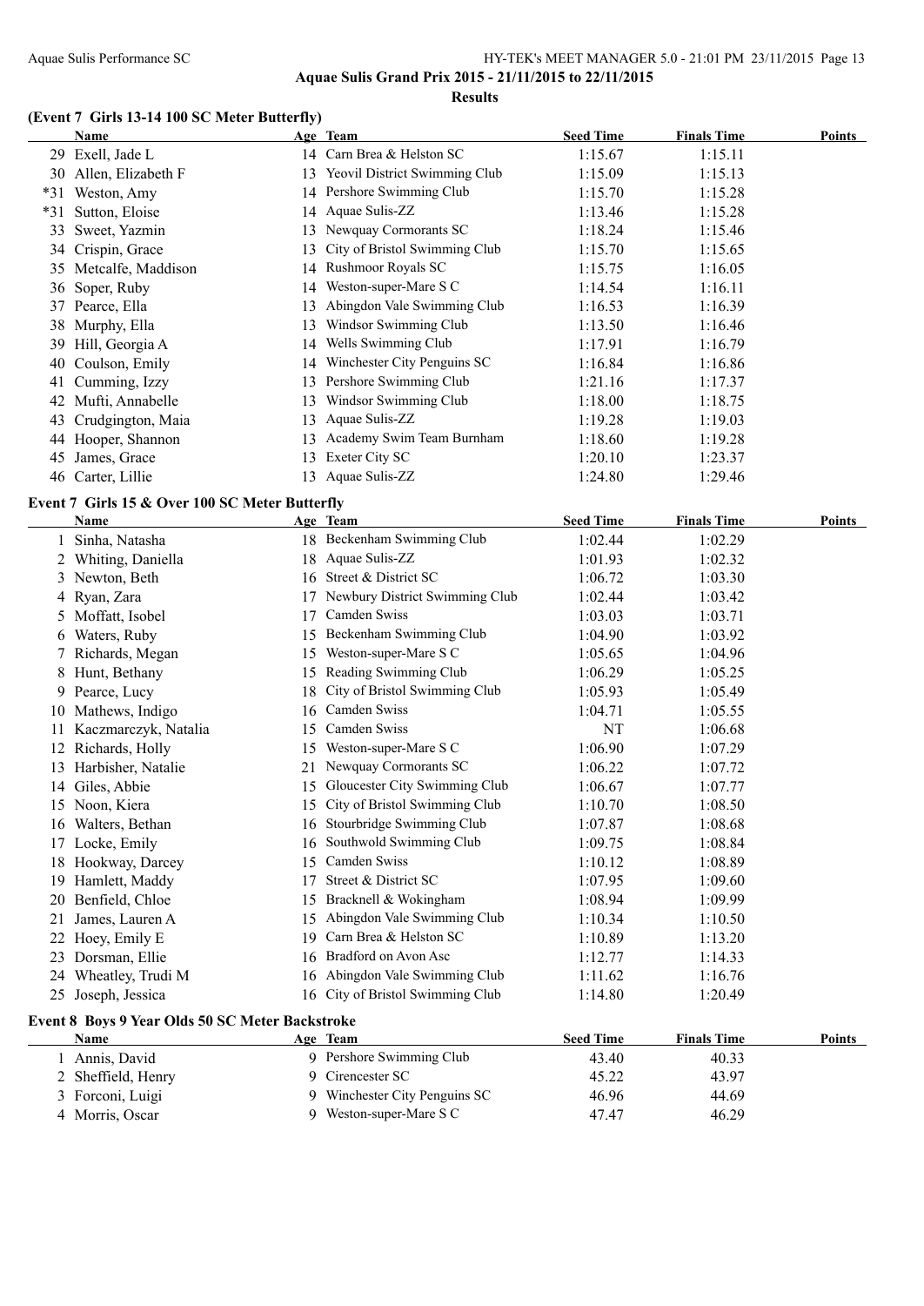**Aquae Sulis Grand Prix 2015 - 21/11/2015 to 22/11/2015**

**Results**

### (Event 7 Girls 13-14 100 SC Meter Butterfly)

| | Name | Age | Team | Seed Time | Finals Time | Points |
|---|---|---|---|---|---|---|
| 29 | Exell, Jade L | 14 | Carn Brea & Helston SC | 1:15.67 | 1:15.11 | |
| 30 | Allen, Elizabeth F | 13 | Yeovil District Swimming Club | 1:15.09 | 1:15.13 | |
| *31 | Weston, Amy | 14 | Pershore Swimming Club | 1:15.70 | 1:15.28 | |
| *31 | Sutton, Eloise | 14 | Aquae Sulis-ZZ | 1:13.46 | 1:15.28 | |
| 33 | Sweet, Yazmin | 13 | Newquay Cormorants SC | 1:18.24 | 1:15.46 | |
| 34 | Crispin, Grace | 13 | City of Bristol Swimming Club | 1:15.70 | 1:15.65 | |
| 35 | Metcalfe, Maddison | 14 | Rushmoor Royals SC | 1:15.75 | 1:16.05 | |
| 36 | Soper, Ruby | 14 | Weston-super-Mare S C | 1:14.54 | 1:16.11 | |
| 37 | Pearce, Ella | 13 | Abingdon Vale Swimming Club | 1:16.53 | 1:16.39 | |
| 38 | Murphy, Ella | 13 | Windsor Swimming Club | 1:13.50 | 1:16.46 | |
| 39 | Hill, Georgia A | 14 | Wells Swimming Club | 1:17.91 | 1:16.79 | |
| 40 | Coulson, Emily | 14 | Winchester City Penguins SC | 1:16.84 | 1:16.86 | |
| 41 | Cumming, Izzy | 13 | Pershore Swimming Club | 1:21.16 | 1:17.37 | |
| 42 | Mufti, Annabelle | 13 | Windsor Swimming Club | 1:18.00 | 1:18.75 | |
| 43 | Crudgington, Maia | 13 | Aquae Sulis-ZZ | 1:19.28 | 1:19.03 | |
| 44 | Hooper, Shannon | 13 | Academy Swim Team Burnham | 1:18.60 | 1:19.28 | |
| 45 | James, Grace | 13 | Exeter City SC | 1:20.10 | 1:23.37 | |
| 46 | Carter, Lillie | 13 | Aquae Sulis-ZZ | 1:24.80 | 1:29.46 | |

### Event 7 Girls 15 & Over 100 SC Meter Butterfly

| | Name | Age | Team | Seed Time | Finals Time | Points |
|---|---|---|---|---|---|---|
| 1 | Sinha, Natasha | 18 | Beckenham Swimming Club | 1:02.44 | 1:02.29 | |
| 2 | Whiting, Daniella | 18 | Aquae Sulis-ZZ | 1:01.93 | 1:02.32 | |
| 3 | Newton, Beth | 16 | Street & District SC | 1:06.72 | 1:03.30 | |
| 4 | Ryan, Zara | 17 | Newbury District Swimming Club | 1:02.44 | 1:03.42 | |
| 5 | Moffatt, Isobel | 17 | Camden Swiss | 1:03.03 | 1:03.71 | |
| 6 | Waters, Ruby | 15 | Beckenham Swimming Club | 1:04.90 | 1:03.92 | |
| 7 | Richards, Megan | 15 | Weston-super-Mare S C | 1:05.65 | 1:04.96 | |
| 8 | Hunt, Bethany | 15 | Reading Swimming Club | 1:06.29 | 1:05.25 | |
| 9 | Pearce, Lucy | 18 | City of Bristol Swimming Club | 1:05.93 | 1:05.49 | |
| 10 | Mathews, Indigo | 16 | Camden Swiss | 1:04.71 | 1:05.55 | |
| 11 | Kaczmarczyk, Natalia | 15 | Camden Swiss | NT | 1:06.68 | |
| 12 | Richards, Holly | 15 | Weston-super-Mare S C | 1:06.90 | 1:07.29 | |
| 13 | Harbisher, Natalie | 21 | Newquay Cormorants SC | 1:06.22 | 1:07.72 | |
| 14 | Giles, Abbie | 15 | Gloucester City Swimming Club | 1:06.67 | 1:07.77 | |
| 15 | Noon, Kiera | 15 | City of Bristol Swimming Club | 1:10.70 | 1:08.50 | |
| 16 | Walters, Bethan | 16 | Stourbridge Swimming Club | 1:07.87 | 1:08.68 | |
| 17 | Locke, Emily | 16 | Southwold Swimming Club | 1:09.75 | 1:08.84 | |
| 18 | Hookway, Darcey | 15 | Camden Swiss | 1:10.12 | 1:08.89 | |
| 19 | Hamlett, Maddy | 17 | Street & District SC | 1:07.95 | 1:09.60 | |
| 20 | Benfield, Chloe | 15 | Bracknell & Wokingham | 1:08.94 | 1:09.99 | |
| 21 | James, Lauren A | 15 | Abingdon Vale Swimming Club | 1:10.34 | 1:10.50 | |
| 22 | Hoey, Emily E | 19 | Carn Brea & Helston SC | 1:10.89 | 1:13.20 | |
| 23 | Dorsman, Ellie | 16 | Bradford on Avon Asc | 1:12.77 | 1:14.33 | |
| 24 | Wheatley, Trudi M | 16 | Abingdon Vale Swimming Club | 1:11.62 | 1:16.76 | |
| 25 | Joseph, Jessica | 16 | City of Bristol Swimming Club | 1:14.80 | 1:20.49 | |

### Event 8 Boys 9 Year Olds 50 SC Meter Backstroke

| | Name | Age | Team | Seed Time | Finals Time | Points |
|---|---|---|---|---|---|---|
| 1 | Annis, David | 9 | Pershore Swimming Club | 43.40 | 40.33 | |
| 2 | Sheffield, Henry | 9 | Cirencester SC | 45.22 | 43.97 | |
| 3 | Forconi, Luigi | 9 | Winchester City Penguins SC | 46.96 | 44.69 | |
| 4 | Morris, Oscar | 9 | Weston-super-Mare S C | 47.47 | 46.29 | |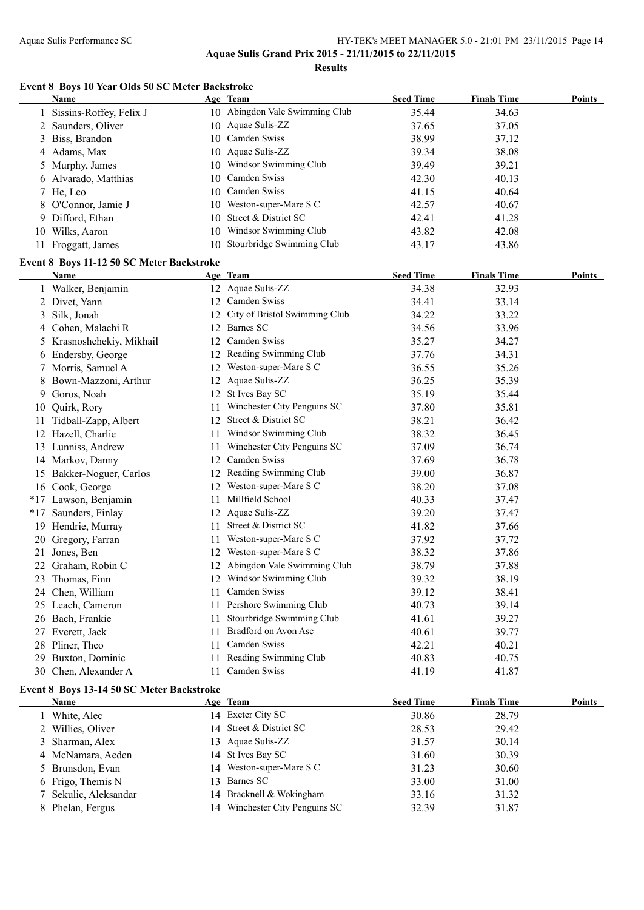Aquae Sulis Grand Prix 2015 - 21/11/2015 to 22/11/2015

**Results**

### Event 8 Boys 10 Year Olds 50 SC Meter Backstroke

| | Name | Age | Team | Seed Time | Finals Time | Points |
|---|---|---|---|---|---|---|
| 1 | Sissins-Roffey, Felix J | 10 | Abingdon Vale Swimming Club | 35.44 | 34.63 | |
| 2 | Saunders, Oliver | 10 | Aquae Sulis-ZZ | 37.65 | 37.05 | |
| 3 | Biss, Brandon | 10 | Camden Swiss | 38.99 | 37.12 | |
| 4 | Adams, Max | 10 | Aquae Sulis-ZZ | 39.34 | 38.08 | |
| 5 | Murphy, James | 10 | Windsor Swimming Club | 39.49 | 39.21 | |
| 6 | Alvarado, Matthias | 10 | Camden Swiss | 42.30 | 40.13 | |
| 7 | He, Leo | 10 | Camden Swiss | 41.15 | 40.64 | |
| 8 | O'Connor, Jamie J | 10 | Weston-super-Mare S C | 42.57 | 40.67 | |
| 9 | Difford, Ethan | 10 | Street & District SC | 42.41 | 41.28 | |
| 10 | Wilks, Aaron | 10 | Windsor Swimming Club | 43.82 | 42.08 | |
| 11 | Froggatt, James | 10 | Stourbridge Swimming Club | 43.17 | 43.86 | |

### Event 8 Boys 11-12 50 SC Meter Backstroke

| | Name | Age | Team | Seed Time | Finals Time | Points |
|---|---|---|---|---|---|---|
| 1 | Walker, Benjamin | 12 | Aquae Sulis-ZZ | 34.38 | 32.93 | |
| 2 | Divet, Yann | 12 | Camden Swiss | 34.41 | 33.14 | |
| 3 | Silk, Jonah | 12 | City of Bristol Swimming Club | 34.22 | 33.22 | |
| 4 | Cohen, Malachi R | 12 | Barnes SC | 34.56 | 33.96 | |
| 5 | Krasnoshchekiy, Mikhail | 12 | Camden Swiss | 35.27 | 34.27 | |
| 6 | Endersby, George | 12 | Reading Swimming Club | 37.76 | 34.31 | |
| 7 | Morris, Samuel A | 12 | Weston-super-Mare S C | 36.55 | 35.26 | |
| 8 | Bown-Mazzoni, Arthur | 12 | Aquae Sulis-ZZ | 36.25 | 35.39 | |
| 9 | Goros, Noah | 12 | St Ives Bay SC | 35.19 | 35.44 | |
| 10 | Quirk, Rory | 11 | Winchester City Penguins SC | 37.80 | 35.81 | |
| 11 | Tidball-Zapp, Albert | 12 | Street & District SC | 38.21 | 36.42 | |
| 12 | Hazell, Charlie | 11 | Windsor Swimming Club | 38.32 | 36.45 | |
| 13 | Lunniss, Andrew | 11 | Winchester City Penguins SC | 37.09 | 36.74 | |
| 14 | Markov, Danny | 12 | Camden Swiss | 37.69 | 36.78 | |
| 15 | Bakker-Noguer, Carlos | 12 | Reading Swimming Club | 39.00 | 36.87 | |
| 16 | Cook, George | 12 | Weston-super-Mare S C | 38.20 | 37.08 | |
| *17 | Lawson, Benjamin | 11 | Millfield School | 40.33 | 37.47 | |
| *17 | Saunders, Finlay | 12 | Aquae Sulis-ZZ | 39.20 | 37.47 | |
| 19 | Hendrie, Murray | 11 | Street & District SC | 41.82 | 37.66 | |
| 20 | Gregory, Farran | 11 | Weston-super-Mare S C | 37.92 | 37.72 | |
| 21 | Jones, Ben | 12 | Weston-super-Mare S C | 38.32 | 37.86 | |
| 22 | Graham, Robin C | 12 | Abingdon Vale Swimming Club | 38.79 | 37.88 | |
| 23 | Thomas, Finn | 12 | Windsor Swimming Club | 39.32 | 38.19 | |
| 24 | Chen, William | 11 | Camden Swiss | 39.12 | 38.41 | |
| 25 | Leach, Cameron | 11 | Pershore Swimming Club | 40.73 | 39.14 | |
| 26 | Bach, Frankie | 11 | Stourbridge Swimming Club | 41.61 | 39.27 | |
| 27 | Everett, Jack | 11 | Bradford on Avon Asc | 40.61 | 39.77 | |
| 28 | Pliner, Theo | 11 | Camden Swiss | 42.21 | 40.21 | |
| 29 | Buxton, Dominic | 11 | Reading Swimming Club | 40.83 | 40.75 | |
| 30 | Chen, Alexander A | 11 | Camden Swiss | 41.19 | 41.87 | |

### Event 8 Boys 13-14 50 SC Meter Backstroke

| | Name | Age | Team | Seed Time | Finals Time | Points |
|---|---|---|---|---|---|---|
| 1 | White, Alec | 14 | Exeter City SC | 30.86 | 28.79 | |
| 2 | Willies, Oliver | 14 | Street & District SC | 28.53 | 29.42 | |
| 3 | Sharman, Alex | 13 | Aquae Sulis-ZZ | 31.57 | 30.14 | |
| 4 | McNamara, Aeden | 14 | St Ives Bay SC | 31.60 | 30.39 | |
| 5 | Brunsdon, Evan | 14 | Weston-super-Mare S C | 31.23 | 30.60 | |
| 6 | Frigo, Themis N | 13 | Barnes SC | 33.00 | 31.00 | |
| 7 | Sekulic, Aleksandar | 14 | Bracknell & Wokingham | 33.16 | 31.32 | |
| 8 | Phelan, Fergus | 14 | Winchester City Penguins SC | 32.39 | 31.87 | |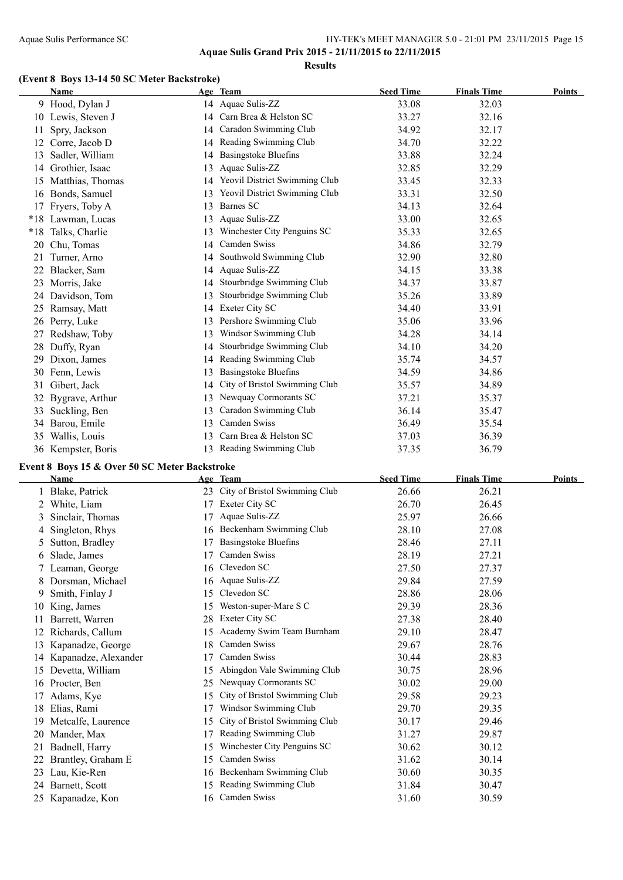## Aquae Sulis Grand Prix 2015 - 21/11/2015 to 22/11/2015

### Results

#### (Event 8 Boys 13-14 50 SC Meter Backstroke)

| | Name | Age | Team | Seed Time | Finals Time | Points |
|---|---|---|---|---|---|---|
| 9 | Hood, Dylan J | 14 | Aquae Sulis-ZZ | 33.08 | 32.03 | |
| 10 | Lewis, Steven J | 14 | Carn Brea & Helston SC | 33.27 | 32.16 | |
| 11 | Spry, Jackson | 14 | Caradon Swimming Club | 34.92 | 32.17 | |
| 12 | Corre, Jacob D | 14 | Reading Swimming Club | 34.70 | 32.22 | |
| 13 | Sadler, William | 14 | Basingstoke Bluefins | 33.88 | 32.24 | |
| 14 | Grothier, Isaac | 13 | Aquae Sulis-ZZ | 32.85 | 32.29 | |
| 15 | Matthias, Thomas | 14 | Yeovil District Swimming Club | 33.45 | 32.33 | |
| 16 | Bonds, Samuel | 13 | Yeovil District Swimming Club | 33.31 | 32.50 | |
| 17 | Fryers, Toby A | 13 | Barnes SC | 34.13 | 32.64 | |
| *18 | Lawman, Lucas | 13 | Aquae Sulis-ZZ | 33.00 | 32.65 | |
| *18 | Talks, Charlie | 13 | Winchester City Penguins SC | 35.33 | 32.65 | |
| 20 | Chu, Tomas | 14 | Camden Swiss | 34.86 | 32.79 | |
| 21 | Turner, Arno | 14 | Southwold Swimming Club | 32.90 | 32.80 | |
| 22 | Blacker, Sam | 14 | Aquae Sulis-ZZ | 34.15 | 33.38 | |
| 23 | Morris, Jake | 14 | Stourbridge Swimming Club | 34.37 | 33.87 | |
| 24 | Davidson, Tom | 13 | Stourbridge Swimming Club | 35.26 | 33.89 | |
| 25 | Ramsay, Matt | 14 | Exeter City SC | 34.40 | 33.91 | |
| 26 | Perry, Luke | 13 | Pershore Swimming Club | 35.06 | 33.96 | |
| 27 | Redshaw, Toby | 13 | Windsor Swimming Club | 34.28 | 34.14 | |
| 28 | Duffy, Ryan | 14 | Stourbridge Swimming Club | 34.10 | 34.20 | |
| 29 | Dixon, James | 14 | Reading Swimming Club | 35.74 | 34.57 | |
| 30 | Fenn, Lewis | 13 | Basingstoke Bluefins | 34.59 | 34.86 | |
| 31 | Gibert, Jack | 14 | City of Bristol Swimming Club | 35.57 | 34.89 | |
| 32 | Bygrave, Arthur | 13 | Newquay Cormorants SC | 37.21 | 35.37 | |
| 33 | Suckling, Ben | 13 | Caradon Swimming Club | 36.14 | 35.47 | |
| 34 | Barou, Emile | 13 | Camden Swiss | 36.49 | 35.54 | |
| 35 | Wallis, Louis | 13 | Carn Brea & Helston SC | 37.03 | 36.39 | |
| 36 | Kempster, Boris | 13 | Reading Swimming Club | 37.35 | 36.79 | |

#### Event 8 Boys 15 & Over 50 SC Meter Backstroke

| | Name | Age | Team | Seed Time | Finals Time | Points |
|---|---|---|---|---|---|---|
| 1 | Blake, Patrick | 23 | City of Bristol Swimming Club | 26.66 | 26.21 | |
| 2 | White, Liam | 17 | Exeter City SC | 26.70 | 26.45 | |
| 3 | Sinclair, Thomas | 17 | Aquae Sulis-ZZ | 25.97 | 26.66 | |
| 4 | Singleton, Rhys | 16 | Beckenham Swimming Club | 28.10 | 27.08 | |
| 5 | Sutton, Bradley | 17 | Basingstoke Bluefins | 28.46 | 27.11 | |
| 6 | Slade, James | 17 | Camden Swiss | 28.19 | 27.21 | |
| 7 | Leaman, George | 16 | Clevedon SC | 27.50 | 27.37 | |
| 8 | Dorsman, Michael | 16 | Aquae Sulis-ZZ | 29.84 | 27.59 | |
| 9 | Smith, Finlay J | 15 | Clevedon SC | 28.86 | 28.06 | |
| 10 | King, James | 15 | Weston-super-Mare S C | 29.39 | 28.36 | |
| 11 | Barrett, Warren | 28 | Exeter City SC | 27.38 | 28.40 | |
| 12 | Richards, Callum | 15 | Academy Swim Team Burnham | 29.10 | 28.47 | |
| 13 | Kapanadze, George | 18 | Camden Swiss | 29.67 | 28.76 | |
| 14 | Kapanadze, Alexander | 17 | Camden Swiss | 30.44 | 28.83 | |
| 15 | Devetta, William | 15 | Abingdon Vale Swimming Club | 30.75 | 28.96 | |
| 16 | Procter, Ben | 25 | Newquay Cormorants SC | 30.02 | 29.00 | |
| 17 | Adams, Kye | 15 | City of Bristol Swimming Club | 29.58 | 29.23 | |
| 18 | Elias, Rami | 17 | Windsor Swimming Club | 29.70 | 29.35 | |
| 19 | Metcalfe, Laurence | 15 | City of Bristol Swimming Club | 30.17 | 29.46 | |
| 20 | Mander, Max | 17 | Reading Swimming Club | 31.27 | 29.87 | |
| 21 | Badnell, Harry | 15 | Winchester City Penguins SC | 30.62 | 30.12 | |
| 22 | Brantley, Graham E | 15 | Camden Swiss | 31.62 | 30.14 | |
| 23 | Lau, Kie-Ren | 16 | Beckenham Swimming Club | 30.60 | 30.35 | |
| 24 | Barnett, Scott | 15 | Reading Swimming Club | 31.84 | 30.47 | |
| 25 | Kapanadze, Kon | 16 | Camden Swiss | 31.60 | 30.59 | |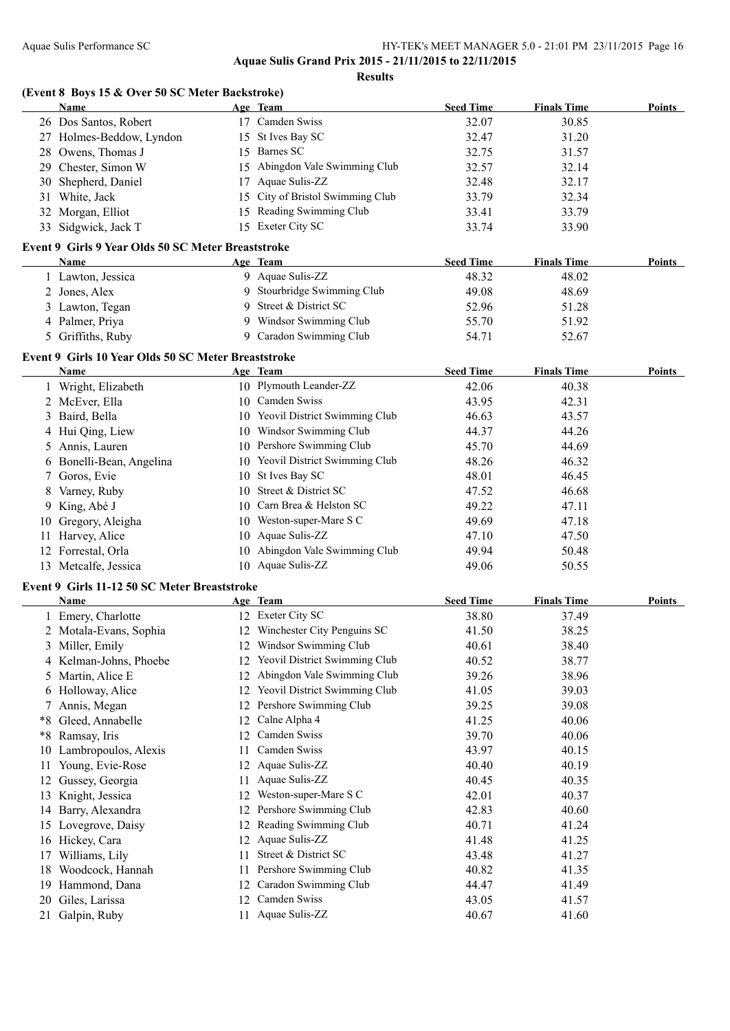**Aquae Sulis Grand Prix 2015 - 21/11/2015 to 22/11/2015**

**Results**

### (Event 8 Boys 15 & Over 50 SC Meter Backstroke)

| | Name | Age | Team | Seed Time | Finals Time | Points |
|---|---|---|---|---|---|---|
| 26 | Dos Santos, Robert | 17 | Camden Swiss | 32.07 | 30.85 | |
| 27 | Holmes-Beddow, Lyndon | 15 | St Ives Bay SC | 32.47 | 31.20 | |
| 28 | Owens, Thomas J | 15 | Barnes SC | 32.75 | 31.57 | |
| 29 | Chester, Simon W | 15 | Abingdon Vale Swimming Club | 32.57 | 32.14 | |
| 30 | Shepherd, Daniel | 17 | Aquae Sulis-ZZ | 32.48 | 32.17 | |
| 31 | White, Jack | 15 | City of Bristol Swimming Club | 33.79 | 32.34 | |
| 32 | Morgan, Elliot | 15 | Reading Swimming Club | 33.41 | 33.79 | |
| 33 | Sidgwick, Jack T | 15 | Exeter City SC | 33.74 | 33.90 | |

### Event 9 Girls 9 Year Olds 50 SC Meter Breaststroke

| | Name | Age | Team | Seed Time | Finals Time | Points |
|---|---|---|---|---|---|---|
| 1 | Lawton, Jessica | 9 | Aquae Sulis-ZZ | 48.32 | 48.02 | |
| 2 | Jones, Alex | 9 | Stourbridge Swimming Club | 49.08 | 48.69 | |
| 3 | Lawton, Tegan | 9 | Street & District SC | 52.96 | 51.28 | |
| 4 | Palmer, Priya | 9 | Windsor Swimming Club | 55.70 | 51.92 | |
| 5 | Griffiths, Ruby | 9 | Caradon Swimming Club | 54.71 | 52.67 | |

### Event 9 Girls 10 Year Olds 50 SC Meter Breaststroke

| | Name | Age | Team | Seed Time | Finals Time | Points |
|---|---|---|---|---|---|---|
| 1 | Wright, Elizabeth | 10 | Plymouth Leander-ZZ | 42.06 | 40.38 | |
| 2 | McEver, Ella | 10 | Camden Swiss | 43.95 | 42.31 | |
| 3 | Baird, Bella | 10 | Yeovil District Swimming Club | 46.63 | 43.57 | |
| 4 | Hui Qing, Liew | 10 | Windsor Swimming Club | 44.37 | 44.26 | |
| 5 | Annis, Lauren | 10 | Pershore Swimming Club | 45.70 | 44.69 | |
| 6 | Bonelli-Bean, Angelina | 10 | Yeovil District Swimming Club | 48.26 | 46.32 | |
| 7 | Goros, Evie | 10 | St Ives Bay SC | 48.01 | 46.45 | |
| 8 | Varney, Ruby | 10 | Street & District SC | 47.52 | 46.68 | |
| 9 | King, Abé J | 10 | Carn Brea & Helston SC | 49.22 | 47.11 | |
| 10 | Gregory, Aleigha | 10 | Weston-super-Mare S C | 49.69 | 47.18 | |
| 11 | Harvey, Alice | 10 | Aquae Sulis-ZZ | 47.10 | 47.50 | |
| 12 | Forrestal, Orla | 10 | Abingdon Vale Swimming Club | 49.94 | 50.48 | |
| 13 | Metcalfe, Jessica | 10 | Aquae Sulis-ZZ | 49.06 | 50.55 | |

### Event 9 Girls 11-12 50 SC Meter Breaststroke

| | Name | Age | Team | Seed Time | Finals Time | Points |
|---|---|---|---|---|---|---|
| 1 | Emery, Charlotte | 12 | Exeter City SC | 38.80 | 37.49 | |
| 2 | Motala-Evans, Sophia | 12 | Winchester City Penguins SC | 41.50 | 38.25 | |
| 3 | Miller, Emily | 12 | Windsor Swimming Club | 40.61 | 38.40 | |
| 4 | Kelman-Johns, Phoebe | 12 | Yeovil District Swimming Club | 40.52 | 38.77 | |
| 5 | Martin, Alice E | 12 | Abingdon Vale Swimming Club | 39.26 | 38.96 | |
| 6 | Holloway, Alice | 12 | Yeovil District Swimming Club | 41.05 | 39.03 | |
| 7 | Annis, Megan | 12 | Pershore Swimming Club | 39.25 | 39.08 | |
| *8 | Gleed, Annabelle | 12 | Calne Alpha 4 | 41.25 | 40.06 | |
| *8 | Ramsay, Iris | 12 | Camden Swiss | 39.70 | 40.06 | |
| 10 | Lambropoulos, Alexis | 11 | Camden Swiss | 43.97 | 40.15 | |
| 11 | Young, Evie-Rose | 12 | Aquae Sulis-ZZ | 40.40 | 40.19 | |
| 12 | Gussey, Georgia | 11 | Aquae Sulis-ZZ | 40.45 | 40.35 | |
| 13 | Knight, Jessica | 12 | Weston-super-Mare S C | 42.01 | 40.37 | |
| 14 | Barry, Alexandra | 12 | Pershore Swimming Club | 42.83 | 40.60 | |
| 15 | Lovegrove, Daisy | 12 | Reading Swimming Club | 40.71 | 41.24 | |
| 16 | Hickey, Cara | 12 | Aquae Sulis-ZZ | 41.48 | 41.25 | |
| 17 | Williams, Lily | 11 | Street & District SC | 43.48 | 41.27 | |
| 18 | Woodcock, Hannah | 11 | Pershore Swimming Club | 40.82 | 41.35 | |
| 19 | Hammond, Dana | 12 | Caradon Swimming Club | 44.47 | 41.49 | |
| 20 | Giles, Larissa | 12 | Camden Swiss | 43.05 | 41.57 | |
| 21 | Galpin, Ruby | 11 | Aquae Sulis-ZZ | 40.67 | 41.60 | |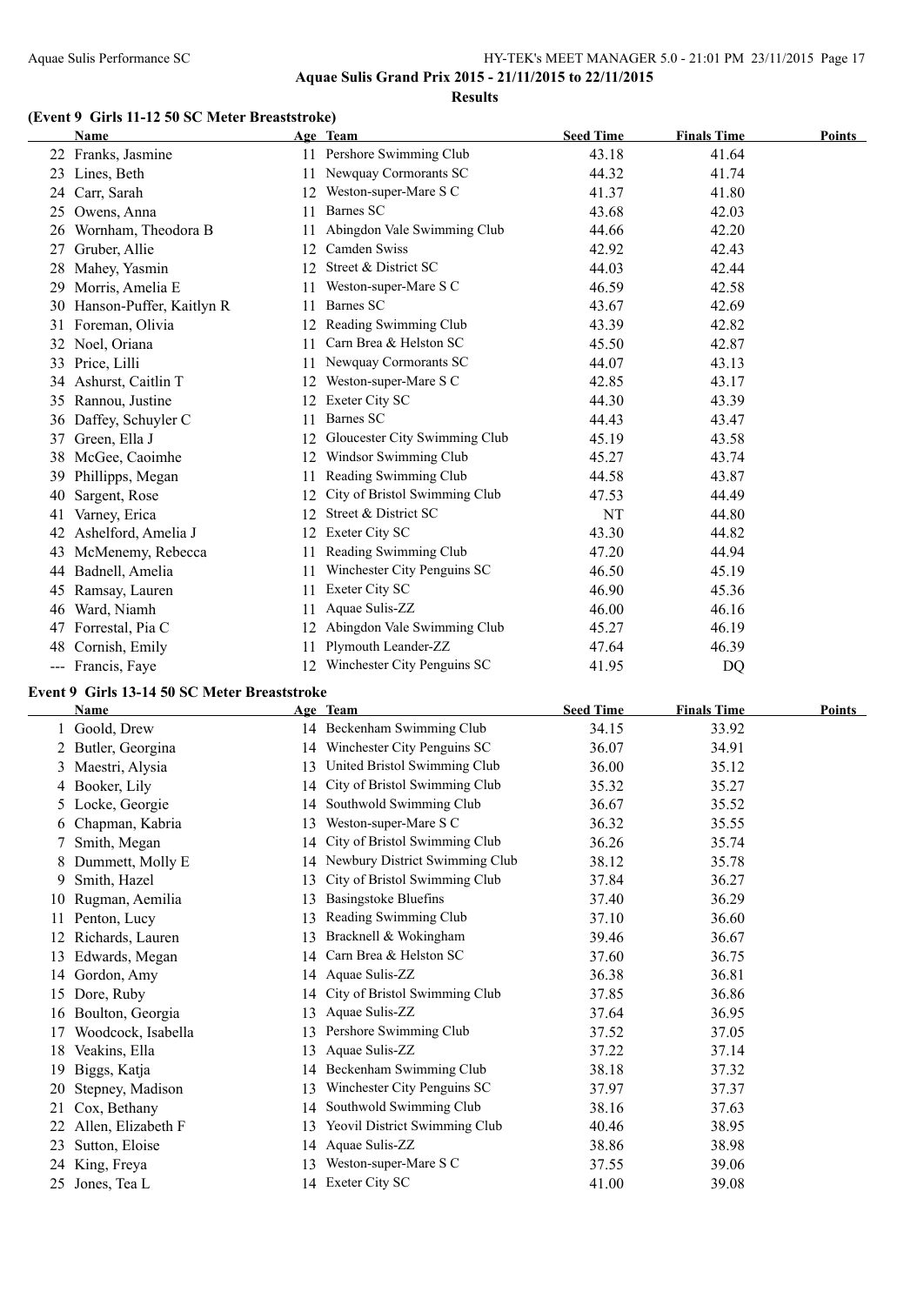## Aquae Sulis Grand Prix 2015 - 21/11/2015 to 22/11/2015

### Results

#### (Event 9 Girls 11-12 50 SC Meter Breaststroke)

| | Name | Age | Team | Seed Time | Finals Time | Points |
|---|---|---|---|---|---|---|
| 22 | Franks, Jasmine | 11 | Pershore Swimming Club | 43.18 | 41.64 | |
| 23 | Lines, Beth | 11 | Newquay Cormorants SC | 44.32 | 41.74 | |
| 24 | Carr, Sarah | 12 | Weston-super-Mare S C | 41.37 | 41.80 | |
| 25 | Owens, Anna | 11 | Barnes SC | 43.68 | 42.03 | |
| 26 | Wornham, Theodora B | 11 | Abingdon Vale Swimming Club | 44.66 | 42.20 | |
| 27 | Gruber, Allie | 12 | Camden Swiss | 42.92 | 42.43 | |
| 28 | Mahey, Yasmin | 12 | Street & District SC | 44.03 | 42.44 | |
| 29 | Morris, Amelia E | 11 | Weston-super-Mare S C | 46.59 | 42.58 | |
| 30 | Hanson-Puffer, Kaitlyn R | 11 | Barnes SC | 43.67 | 42.69 | |
| 31 | Foreman, Olivia | 12 | Reading Swimming Club | 43.39 | 42.82 | |
| 32 | Noel, Oriana | 11 | Carn Brea & Helston SC | 45.50 | 42.87 | |
| 33 | Price, Lilli | 11 | Newquay Cormorants SC | 44.07 | 43.13 | |
| 34 | Ashurst, Caitlin T | 12 | Weston-super-Mare S C | 42.85 | 43.17 | |
| 35 | Rannou, Justine | 12 | Exeter City SC | 44.30 | 43.39 | |
| 36 | Daffey, Schuyler C | 11 | Barnes SC | 44.43 | 43.47 | |
| 37 | Green, Ella J | 12 | Gloucester City Swimming Club | 45.19 | 43.58 | |
| 38 | McGee, Caoimhe | 12 | Windsor Swimming Club | 45.27 | 43.74 | |
| 39 | Phillipps, Megan | 11 | Reading Swimming Club | 44.58 | 43.87 | |
| 40 | Sargent, Rose | 12 | City of Bristol Swimming Club | 47.53 | 44.49 | |
| 41 | Varney, Erica | 12 | Street & District SC | NT | 44.80 | |
| 42 | Ashelford, Amelia J | 12 | Exeter City SC | 43.30 | 44.82 | |
| 43 | McMenemy, Rebecca | 11 | Reading Swimming Club | 47.20 | 44.94 | |
| 44 | Badnell, Amelia | 11 | Winchester City Penguins SC | 46.50 | 45.19 | |
| 45 | Ramsay, Lauren | 11 | Exeter City SC | 46.90 | 45.36 | |
| 46 | Ward, Niamh | 11 | Aquae Sulis-ZZ | 46.00 | 46.16 | |
| 47 | Forrestal, Pia C | 12 | Abingdon Vale Swimming Club | 45.27 | 46.19 | |
| 48 | Cornish, Emily | 11 | Plymouth Leander-ZZ | 47.64 | 46.39 | |
| --- | Francis, Faye | 12 | Winchester City Penguins SC | 41.95 | DQ | |

#### Event 9 Girls 13-14 50 SC Meter Breaststroke

| | Name | Age | Team | Seed Time | Finals Time | Points |
|---|---|---|---|---|---|---|
| 1 | Goold, Drew | 14 | Beckenham Swimming Club | 34.15 | 33.92 | |
| 2 | Butler, Georgina | 14 | Winchester City Penguins SC | 36.07 | 34.91 | |
| 3 | Maestri, Alysia | 13 | United Bristol Swimming Club | 36.00 | 35.12 | |
| 4 | Booker, Lily | 14 | City of Bristol Swimming Club | 35.32 | 35.27 | |
| 5 | Locke, Georgie | 14 | Southwold Swimming Club | 36.67 | 35.52 | |
| 6 | Chapman, Kabria | 13 | Weston-super-Mare S C | 36.32 | 35.55 | |
| 7 | Smith, Megan | 14 | City of Bristol Swimming Club | 36.26 | 35.74 | |
| 8 | Dummett, Molly E | 14 | Newbury District Swimming Club | 38.12 | 35.78 | |
| 9 | Smith, Hazel | 13 | City of Bristol Swimming Club | 37.84 | 36.27 | |
| 10 | Rugman, Aemilia | 13 | Basingstoke Bluefins | 37.40 | 36.29 | |
| 11 | Penton, Lucy | 13 | Reading Swimming Club | 37.10 | 36.60 | |
| 12 | Richards, Lauren | 13 | Bracknell & Wokingham | 39.46 | 36.67 | |
| 13 | Edwards, Megan | 14 | Carn Brea & Helston SC | 37.60 | 36.75 | |
| 14 | Gordon, Amy | 14 | Aquae Sulis-ZZ | 36.38 | 36.81 | |
| 15 | Dore, Ruby | 14 | City of Bristol Swimming Club | 37.85 | 36.86 | |
| 16 | Boulton, Georgia | 13 | Aquae Sulis-ZZ | 37.64 | 36.95 | |
| 17 | Woodcock, Isabella | 13 | Pershore Swimming Club | 37.52 | 37.05 | |
| 18 | Veakins, Ella | 13 | Aquae Sulis-ZZ | 37.22 | 37.14 | |
| 19 | Biggs, Katja | 14 | Beckenham Swimming Club | 38.18 | 37.32 | |
| 20 | Stepney, Madison | 13 | Winchester City Penguins SC | 37.97 | 37.37 | |
| 21 | Cox, Bethany | 14 | Southwold Swimming Club | 38.16 | 37.63 | |
| 22 | Allen, Elizabeth F | 13 | Yeovil District Swimming Club | 40.46 | 38.95 | |
| 23 | Sutton, Eloise | 14 | Aquae Sulis-ZZ | 38.86 | 38.98 | |
| 24 | King, Freya | 13 | Weston-super-Mare S C | 37.55 | 39.06 | |
| 25 | Jones, Tea L | 14 | Exeter City SC | 41.00 | 39.08 | |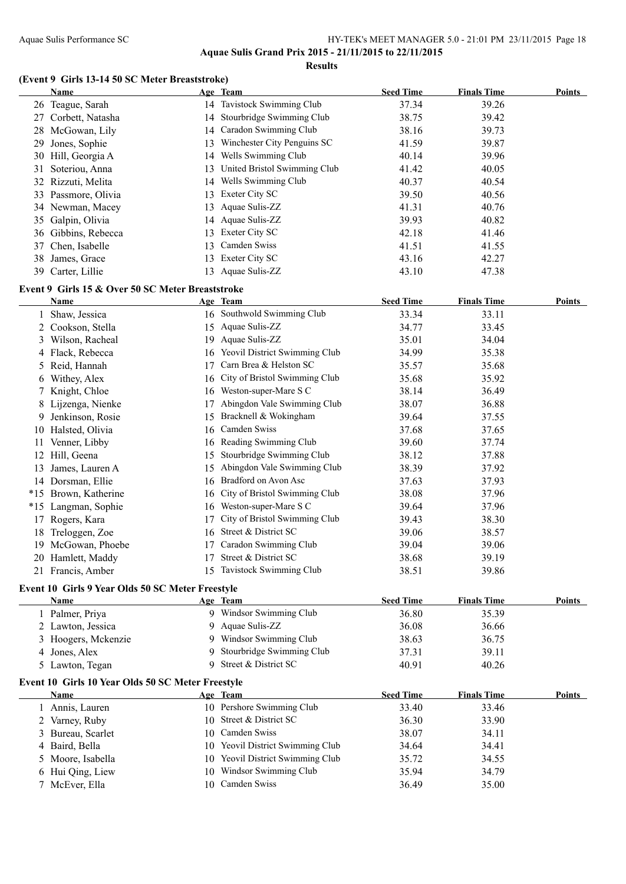**Aquae Sulis Grand Prix 2015 - 21/11/2015 to 22/11/2015**

**Results**

### (Event 9 Girls 13-14 50 SC Meter Breaststroke)

| | Name | Age | Team | Seed Time | Finals Time | Points |
|---|---|---|---|---|---|---|
| 26 | Teague, Sarah | 14 | Tavistock Swimming Club | 37.34 | 39.26 | |
| 27 | Corbett, Natasha | 14 | Stourbridge Swimming Club | 38.75 | 39.42 | |
| 28 | McGowan, Lily | 14 | Caradon Swimming Club | 38.16 | 39.73 | |
| 29 | Jones, Sophie | 13 | Winchester City Penguins SC | 41.59 | 39.87 | |
| 30 | Hill, Georgia A | 14 | Wells Swimming Club | 40.14 | 39.96 | |
| 31 | Soteriou, Anna | 13 | United Bristol Swimming Club | 41.42 | 40.05 | |
| 32 | Rizzuti, Melita | 14 | Wells Swimming Club | 40.37 | 40.54 | |
| 33 | Passmore, Olivia | 13 | Exeter City SC | 39.50 | 40.56 | |
| 34 | Newman, Macey | 13 | Aquae Sulis-ZZ | 41.31 | 40.76 | |
| 35 | Galpin, Olivia | 14 | Aquae Sulis-ZZ | 39.93 | 40.82 | |
| 36 | Gibbins, Rebecca | 13 | Exeter City SC | 42.18 | 41.46 | |
| 37 | Chen, Isabelle | 13 | Camden Swiss | 41.51 | 41.55 | |
| 38 | James, Grace | 13 | Exeter City SC | 43.16 | 42.27 | |
| 39 | Carter, Lillie | 13 | Aquae Sulis-ZZ | 43.10 | 47.38 | |

### Event 9 Girls 15 & Over 50 SC Meter Breaststroke

| | Name | Age | Team | Seed Time | Finals Time | Points |
|---|---|---|---|---|---|---|
| 1 | Shaw, Jessica | 16 | Southwold Swimming Club | 33.34 | 33.11 | |
| 2 | Cookson, Stella | 15 | Aquae Sulis-ZZ | 34.77 | 33.45 | |
| 3 | Wilson, Racheal | 19 | Aquae Sulis-ZZ | 35.01 | 34.04 | |
| 4 | Flack, Rebecca | 16 | Yeovil District Swimming Club | 34.99 | 35.38 | |
| 5 | Reid, Hannah | 17 | Carn Brea & Helston SC | 35.57 | 35.68 | |
| 6 | Withey, Alex | 16 | City of Bristol Swimming Club | 35.68 | 35.92 | |
| 7 | Knight, Chloe | 16 | Weston-super-Mare S C | 38.14 | 36.49 | |
| 8 | Lijzenga, Nienke | 17 | Abingdon Vale Swimming Club | 38.07 | 36.88 | |
| 9 | Jenkinson, Rosie | 15 | Bracknell & Wokingham | 39.64 | 37.55 | |
| 10 | Halsted, Olivia | 16 | Camden Swiss | 37.68 | 37.65 | |
| 11 | Venner, Libby | 16 | Reading Swimming Club | 39.60 | 37.74 | |
| 12 | Hill, Geena | 15 | Stourbridge Swimming Club | 38.12 | 37.88 | |
| 13 | James, Lauren A | 15 | Abingdon Vale Swimming Club | 38.39 | 37.92 | |
| 14 | Dorsman, Ellie | 16 | Bradford on Avon Asc | 37.63 | 37.93 | |
| *15 | Brown, Katherine | 16 | City of Bristol Swimming Club | 38.08 | 37.96 | |
| *15 | Langman, Sophie | 16 | Weston-super-Mare S C | 39.64 | 37.96 | |
| 17 | Rogers, Kara | 17 | City of Bristol Swimming Club | 39.43 | 38.30 | |
| 18 | Treloggen, Zoe | 16 | Street & District SC | 39.06 | 38.57 | |
| 19 | McGowan, Phoebe | 17 | Caradon Swimming Club | 39.04 | 39.06 | |
| 20 | Hamlett, Maddy | 17 | Street & District SC | 38.68 | 39.19 | |
| 21 | Francis, Amber | 15 | Tavistock Swimming Club | 38.51 | 39.86 | |

### Event 10 Girls 9 Year Olds 50 SC Meter Freestyle

| | Name | Age | Team | Seed Time | Finals Time | Points |
|---|---|---|---|---|---|---|
| 1 | Palmer, Priya | 9 | Windsor Swimming Club | 36.80 | 35.39 | |
| 2 | Lawton, Jessica | 9 | Aquae Sulis-ZZ | 36.08 | 36.66 | |
| 3 | Hoogers, Mckenzie | 9 | Windsor Swimming Club | 38.63 | 36.75 | |
| 4 | Jones, Alex | 9 | Stourbridge Swimming Club | 37.31 | 39.11 | |
| 5 | Lawton, Tegan | 9 | Street & District SC | 40.91 | 40.26 | |

### Event 10 Girls 10 Year Olds 50 SC Meter Freestyle

| | Name | Age | Team | Seed Time | Finals Time | Points |
|---|---|---|---|---|---|---|
| 1 | Annis, Lauren | 10 | Pershore Swimming Club | 33.40 | 33.46 | |
| 2 | Varney, Ruby | 10 | Street & District SC | 36.30 | 33.90 | |
| 3 | Bureau, Scarlet | 10 | Camden Swiss | 38.07 | 34.11 | |
| 4 | Baird, Bella | 10 | Yeovil District Swimming Club | 34.64 | 34.41 | |
| 5 | Moore, Isabella | 10 | Yeovil District Swimming Club | 35.72 | 34.55 | |
| 6 | Hui Qing, Liew | 10 | Windsor Swimming Club | 35.94 | 34.79 | |
| 7 | McEver, Ella | 10 | Camden Swiss | 36.49 | 35.00 | |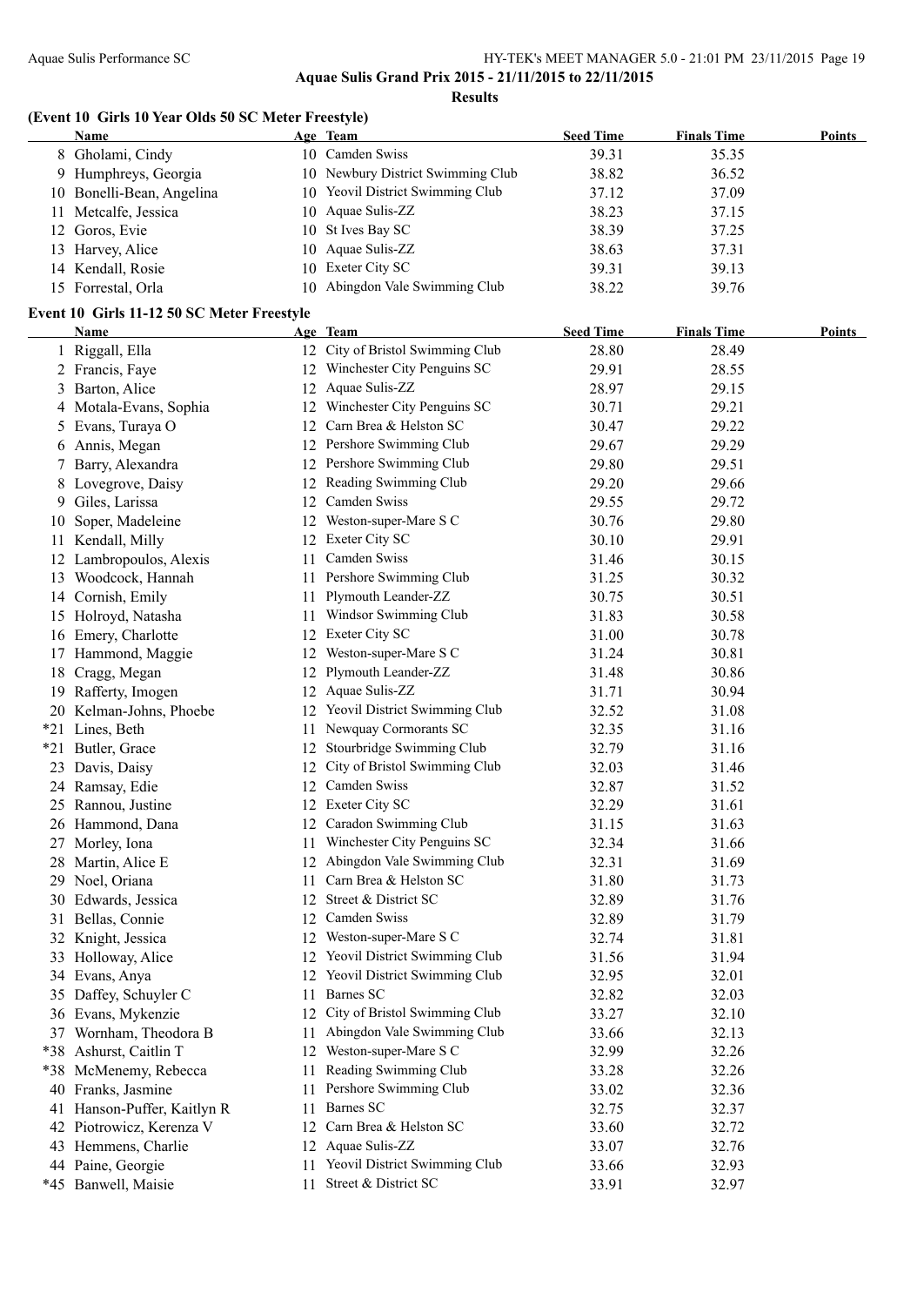**Aquae Sulis Grand Prix 2015 - 21/11/2015 to 22/11/2015**

**Results**

### (Event 10 Girls 10 Year Olds 50 SC Meter Freestyle)

| | Name | Age | Team | Seed Time | Finals Time | Points |
|---|---|---|---|---|---|---|
| 8 | Gholami, Cindy | 10 | Camden Swiss | 39.31 | 35.35 | |
| 9 | Humphreys, Georgia | 10 | Newbury District Swimming Club | 38.82 | 36.52 | |
| 10 | Bonelli-Bean, Angelina | 10 | Yeovil District Swimming Club | 37.12 | 37.09 | |
| 11 | Metcalfe, Jessica | 10 | Aquae Sulis-ZZ | 38.23 | 37.15 | |
| 12 | Goros, Evie | 10 | St Ives Bay SC | 38.39 | 37.25 | |
| 13 | Harvey, Alice | 10 | Aquae Sulis-ZZ | 38.63 | 37.31 | |
| 14 | Kendall, Rosie | 10 | Exeter City SC | 39.31 | 39.13 | |
| 15 | Forrestal, Orla | 10 | Abingdon Vale Swimming Club | 38.22 | 39.76 | |

### Event 10 Girls 11-12 50 SC Meter Freestyle

| | Name | Age | Team | Seed Time | Finals Time | Points |
|---|---|---|---|---|---|---|
| 1 | Riggall, Ella | 12 | City of Bristol Swimming Club | 28.80 | 28.49 | |
| 2 | Francis, Faye | 12 | Winchester City Penguins SC | 29.91 | 28.55 | |
| 3 | Barton, Alice | 12 | Aquae Sulis-ZZ | 28.97 | 29.15 | |
| 4 | Motala-Evans, Sophia | 12 | Winchester City Penguins SC | 30.71 | 29.21 | |
| 5 | Evans, Turaya O | 12 | Carn Brea & Helston SC | 30.47 | 29.22 | |
| 6 | Annis, Megan | 12 | Pershore Swimming Club | 29.67 | 29.29 | |
| 7 | Barry, Alexandra | 12 | Pershore Swimming Club | 29.80 | 29.51 | |
| 8 | Lovegrove, Daisy | 12 | Reading Swimming Club | 29.20 | 29.66 | |
| 9 | Giles, Larissa | 12 | Camden Swiss | 29.55 | 29.72 | |
| 10 | Soper, Madeleine | 12 | Weston-super-Mare S C | 30.76 | 29.80 | |
| 11 | Kendall, Milly | 12 | Exeter City SC | 30.10 | 29.91 | |
| 12 | Lambropoulos, Alexis | 11 | Camden Swiss | 31.46 | 30.15 | |
| 13 | Woodcock, Hannah | 11 | Pershore Swimming Club | 31.25 | 30.32 | |
| 14 | Cornish, Emily | 11 | Plymouth Leander-ZZ | 30.75 | 30.51 | |
| 15 | Holroyd, Natasha | 11 | Windsor Swimming Club | 31.83 | 30.58 | |
| 16 | Emery, Charlotte | 12 | Exeter City SC | 31.00 | 30.78 | |
| 17 | Hammond, Maggie | 12 | Weston-super-Mare S C | 31.24 | 30.81 | |
| 18 | Cragg, Megan | 12 | Plymouth Leander-ZZ | 31.48 | 30.86 | |
| 19 | Rafferty, Imogen | 12 | Aquae Sulis-ZZ | 31.71 | 30.94 | |
| 20 | Kelman-Johns, Phoebe | 12 | Yeovil District Swimming Club | 32.52 | 31.08 | |
| *21 | Lines, Beth | 11 | Newquay Cormorants SC | 32.35 | 31.16 | |
| *21 | Butler, Grace | 12 | Stourbridge Swimming Club | 32.79 | 31.16 | |
| 23 | Davis, Daisy | 12 | City of Bristol Swimming Club | 32.03 | 31.46 | |
| 24 | Ramsay, Edie | 12 | Camden Swiss | 32.87 | 31.52 | |
| 25 | Rannou, Justine | 12 | Exeter City SC | 32.29 | 31.61 | |
| 26 | Hammond, Dana | 12 | Caradon Swimming Club | 31.15 | 31.63 | |
| 27 | Morley, Iona | 11 | Winchester City Penguins SC | 32.34 | 31.66 | |
| 28 | Martin, Alice E | 12 | Abingdon Vale Swimming Club | 32.31 | 31.69 | |
| 29 | Noel, Oriana | 11 | Carn Brea & Helston SC | 31.80 | 31.73 | |
| 30 | Edwards, Jessica | 12 | Street & District SC | 32.89 | 31.76 | |
| 31 | Bellas, Connie | 12 | Camden Swiss | 32.89 | 31.79 | |
| 32 | Knight, Jessica | 12 | Weston-super-Mare S C | 32.74 | 31.81 | |
| 33 | Holloway, Alice | 12 | Yeovil District Swimming Club | 31.56 | 31.94 | |
| 34 | Evans, Anya | 12 | Yeovil District Swimming Club | 32.95 | 32.01 | |
| 35 | Daffey, Schuyler C | 11 | Barnes SC | 32.82 | 32.03 | |
| 36 | Evans, Mykenzie | 12 | City of Bristol Swimming Club | 33.27 | 32.10 | |
| 37 | Wornham, Theodora B | 11 | Abingdon Vale Swimming Club | 33.66 | 32.13 | |
| *38 | Ashurst, Caitlin T | 12 | Weston-super-Mare S C | 32.99 | 32.26 | |
| *38 | McMenemy, Rebecca | 11 | Reading Swimming Club | 33.28 | 32.26 | |
| 40 | Franks, Jasmine | 11 | Pershore Swimming Club | 33.02 | 32.36 | |
| 41 | Hanson-Puffer, Kaitlyn R | 11 | Barnes SC | 32.75 | 32.37 | |
| 42 | Piotrowicz, Kerenza V | 12 | Carn Brea & Helston SC | 33.60 | 32.72 | |
| 43 | Hemmens, Charlie | 12 | Aquae Sulis-ZZ | 33.07 | 32.76 | |
| 44 | Paine, Georgie | 11 | Yeovil District Swimming Club | 33.66 | 32.93 | |
| *45 | Banwell, Maisie | 11 | Street & District SC | 33.91 | 32.97 | |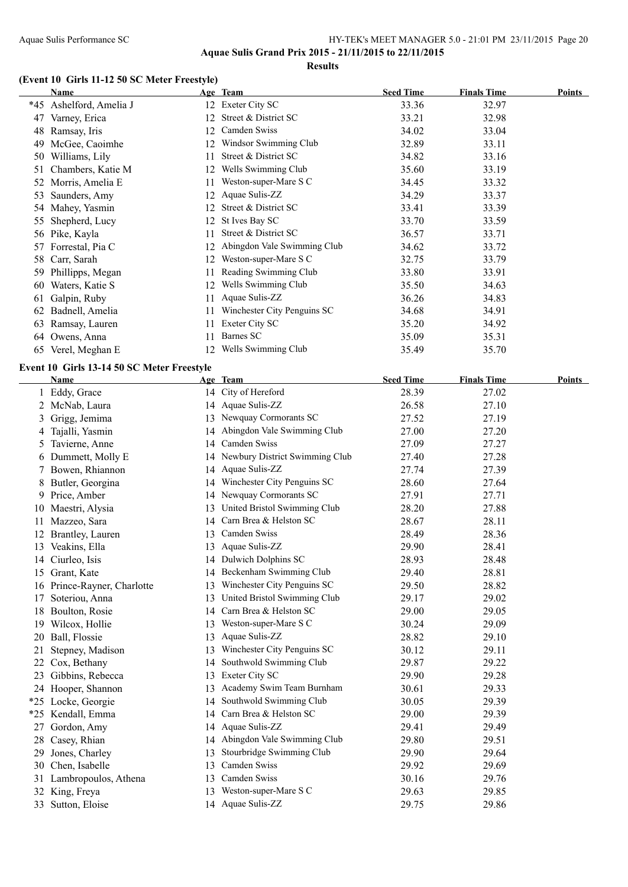**Aquae Sulis Grand Prix 2015 - 21/11/2015 to 22/11/2015**

**Results**

### (Event 10 Girls 11-12 50 SC Meter Freestyle)

| | Name | Age | Team | Seed Time | Finals Time | Points |
|---|---|---|---|---|---|---|
| *45 | Ashelford, Amelia J | 12 | Exeter City SC | 33.36 | 32.97 | |
| 47 | Varney, Erica | 12 | Street & District SC | 33.21 | 32.98 | |
| 48 | Ramsay, Iris | 12 | Camden Swiss | 34.02 | 33.04 | |
| 49 | McGee, Caoimhe | 12 | Windsor Swimming Club | 32.89 | 33.11 | |
| 50 | Williams, Lily | 11 | Street & District SC | 34.82 | 33.16 | |
| 51 | Chambers, Katie M | 12 | Wells Swimming Club | 35.60 | 33.19 | |
| 52 | Morris, Amelia E | 11 | Weston-super-Mare S C | 34.45 | 33.32 | |
| 53 | Saunders, Amy | 12 | Aquae Sulis-ZZ | 34.29 | 33.37 | |
| 54 | Mahey, Yasmin | 12 | Street & District SC | 33.41 | 33.39 | |
| 55 | Shepherd, Lucy | 12 | St Ives Bay SC | 33.70 | 33.59 | |
| 56 | Pike, Kayla | 11 | Street & District SC | 36.57 | 33.71 | |
| 57 | Forrestal, Pia C | 12 | Abingdon Vale Swimming Club | 34.62 | 33.72 | |
| 58 | Carr, Sarah | 12 | Weston-super-Mare S C | 32.75 | 33.79 | |
| 59 | Phillipps, Megan | 11 | Reading Swimming Club | 33.80 | 33.91 | |
| 60 | Waters, Katie S | 12 | Wells Swimming Club | 35.50 | 34.63 | |
| 61 | Galpin, Ruby | 11 | Aquae Sulis-ZZ | 36.26 | 34.83 | |
| 62 | Badnell, Amelia | 11 | Winchester City Penguins SC | 34.68 | 34.91 | |
| 63 | Ramsay, Lauren | 11 | Exeter City SC | 35.20 | 34.92 | |
| 64 | Owens, Anna | 11 | Barnes SC | 35.09 | 35.31 | |
| 65 | Verel, Meghan E | 12 | Wells Swimming Club | 35.49 | 35.70 | |

### Event 10 Girls 13-14 50 SC Meter Freestyle

| | Name | Age | Team | Seed Time | Finals Time | Points |
|---|---|---|---|---|---|---|
| 1 | Eddy, Grace | 14 | City of Hereford | 28.39 | 27.02 | |
| 2 | McNab, Laura | 14 | Aquae Sulis-ZZ | 26.58 | 27.10 | |
| 3 | Grigg, Jemima | 13 | Newquay Cormorants SC | 27.52 | 27.19 | |
| 4 | Tajalli, Yasmin | 14 | Abingdon Vale Swimming Club | 27.00 | 27.20 | |
| 5 | Tavierne, Anne | 14 | Camden Swiss | 27.09 | 27.27 | |
| 6 | Dummett, Molly E | 14 | Newbury District Swimming Club | 27.40 | 27.28 | |
| 7 | Bowen, Rhiannon | 14 | Aquae Sulis-ZZ | 27.74 | 27.39 | |
| 8 | Butler, Georgina | 14 | Winchester City Penguins SC | 28.60 | 27.64 | |
| 9 | Price, Amber | 14 | Newquay Cormorants SC | 27.91 | 27.71 | |
| 10 | Maestri, Alysia | 13 | United Bristol Swimming Club | 28.20 | 27.88 | |
| 11 | Mazzeo, Sara | 14 | Carn Brea & Helston SC | 28.67 | 28.11 | |
| 12 | Brantley, Lauren | 13 | Camden Swiss | 28.49 | 28.36 | |
| 13 | Veakins, Ella | 13 | Aquae Sulis-ZZ | 29.90 | 28.41 | |
| 14 | Ciurleo, Isis | 14 | Dulwich Dolphins SC | 28.93 | 28.48 | |
| 15 | Grant, Kate | 14 | Beckenham Swimming Club | 29.40 | 28.81 | |
| 16 | Prince-Rayner, Charlotte | 13 | Winchester City Penguins SC | 29.50 | 28.82 | |
| 17 | Soteriou, Anna | 13 | United Bristol Swimming Club | 29.17 | 29.02 | |
| 18 | Boulton, Rosie | 14 | Carn Brea & Helston SC | 29.00 | 29.05 | |
| 19 | Wilcox, Hollie | 13 | Weston-super-Mare S C | 30.24 | 29.09 | |
| 20 | Ball, Flossie | 13 | Aquae Sulis-ZZ | 28.82 | 29.10 | |
| 21 | Stepney, Madison | 13 | Winchester City Penguins SC | 30.12 | 29.11 | |
| 22 | Cox, Bethany | 14 | Southwold Swimming Club | 29.87 | 29.22 | |
| 23 | Gibbins, Rebecca | 13 | Exeter City SC | 29.90 | 29.28 | |
| 24 | Hooper, Shannon | 13 | Academy Swim Team Burnham | 30.61 | 29.33 | |
| *25 | Locke, Georgie | 14 | Southwold Swimming Club | 30.05 | 29.39 | |
| *25 | Kendall, Emma | 14 | Carn Brea & Helston SC | 29.00 | 29.39 | |
| 27 | Gordon, Amy | 14 | Aquae Sulis-ZZ | 29.41 | 29.49 | |
| 28 | Casey, Rhian | 14 | Abingdon Vale Swimming Club | 29.80 | 29.51 | |
| 29 | Jones, Charley | 13 | Stourbridge Swimming Club | 29.90 | 29.64 | |
| 30 | Chen, Isabelle | 13 | Camden Swiss | 29.92 | 29.69 | |
| 31 | Lambropoulos, Athena | 13 | Camden Swiss | 30.16 | 29.76 | |
| 32 | King, Freya | 13 | Weston-super-Mare S C | 29.63 | 29.85 | |
| 33 | Sutton, Eloise | 14 | Aquae Sulis-ZZ | 29.75 | 29.86 | |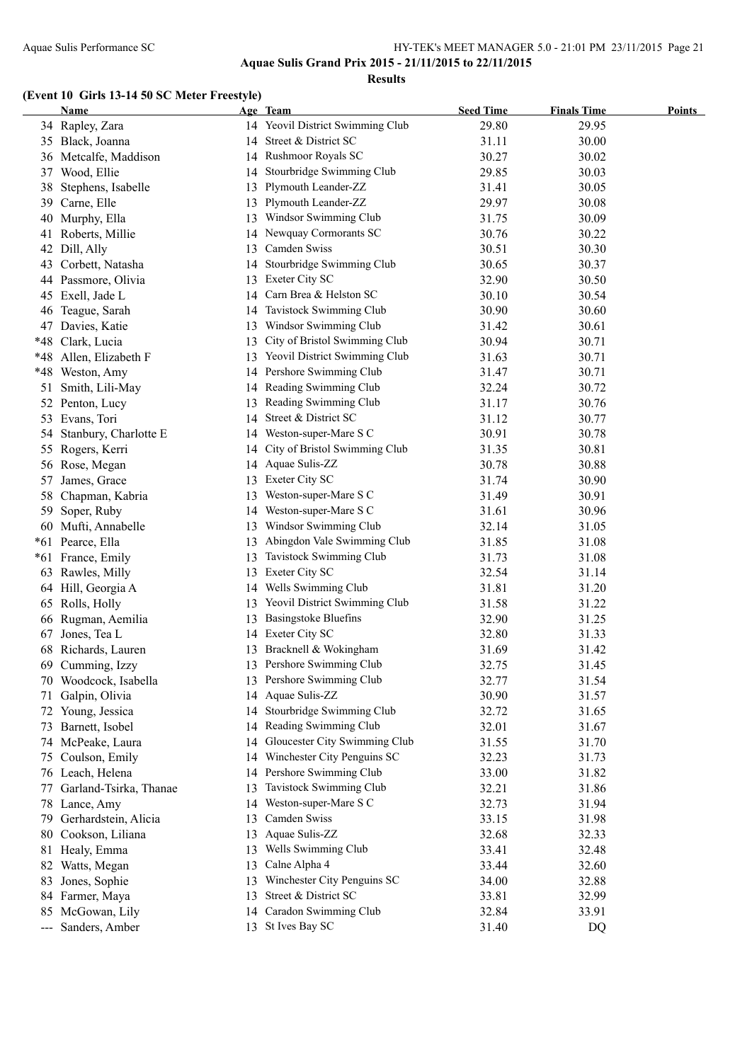## Aquae Sulis Grand Prix 2015 - 21/11/2015 to 22/11/2015

### Results

### (Event 10 Girls 13-14 50 SC Meter Freestyle)

| | Name | Age | Team | Seed Time | Finals Time | Points |
|---|---|---|---|---|---|---|
| 34 | Rapley, Zara | 14 | Yeovil District Swimming Club | 29.80 | 29.95 | |
| 35 | Black, Joanna | 14 | Street & District SC | 31.11 | 30.00 | |
| 36 | Metcalfe, Maddison | 14 | Rushmoor Royals SC | 30.27 | 30.02 | |
| 37 | Wood, Ellie | 14 | Stourbridge Swimming Club | 29.85 | 30.03 | |
| 38 | Stephens, Isabelle | 13 | Plymouth Leander-ZZ | 31.41 | 30.05 | |
| 39 | Carne, Elle | 13 | Plymouth Leander-ZZ | 29.97 | 30.08 | |
| 40 | Murphy, Ella | 13 | Windsor Swimming Club | 31.75 | 30.09 | |
| 41 | Roberts, Millie | 14 | Newquay Cormorants SC | 30.76 | 30.22 | |
| 42 | Dill, Ally | 13 | Camden Swiss | 30.51 | 30.30 | |
| 43 | Corbett, Natasha | 14 | Stourbridge Swimming Club | 30.65 | 30.37 | |
| 44 | Passmore, Olivia | 13 | Exeter City SC | 32.90 | 30.50 | |
| 45 | Exell, Jade L | 14 | Carn Brea & Helston SC | 30.10 | 30.54 | |
| 46 | Teague, Sarah | 14 | Tavistock Swimming Club | 30.90 | 30.60 | |
| 47 | Davies, Katie | 13 | Windsor Swimming Club | 31.42 | 30.61 | |
| *48 | Clark, Lucia | 13 | City of Bristol Swimming Club | 30.94 | 30.71 | |
| *48 | Allen, Elizabeth F | 13 | Yeovil District Swimming Club | 31.63 | 30.71 | |
| *48 | Weston, Amy | 14 | Pershore Swimming Club | 31.47 | 30.71 | |
| 51 | Smith, Lili-May | 14 | Reading Swimming Club | 32.24 | 30.72 | |
| 52 | Penton, Lucy | 13 | Reading Swimming Club | 31.17 | 30.76 | |
| 53 | Evans, Tori | 14 | Street & District SC | 31.12 | 30.77 | |
| 54 | Stanbury, Charlotte E | 14 | Weston-super-Mare S C | 30.91 | 30.78 | |
| 55 | Rogers, Kerri | 14 | City of Bristol Swimming Club | 31.35 | 30.81 | |
| 56 | Rose, Megan | 14 | Aquae Sulis-ZZ | 30.78 | 30.88 | |
| 57 | James, Grace | 13 | Exeter City SC | 31.74 | 30.90 | |
| 58 | Chapman, Kabria | 13 | Weston-super-Mare S C | 31.49 | 30.91 | |
| 59 | Soper, Ruby | 14 | Weston-super-Mare S C | 31.61 | 30.96 | |
| 60 | Mufti, Annabelle | 13 | Windsor Swimming Club | 32.14 | 31.05 | |
| *61 | Pearce, Ella | 13 | Abingdon Vale Swimming Club | 31.85 | 31.08 | |
| *61 | France, Emily | 13 | Tavistock Swimming Club | 31.73 | 31.08 | |
| 63 | Rawles, Milly | 13 | Exeter City SC | 32.54 | 31.14 | |
| 64 | Hill, Georgia A | 14 | Wells Swimming Club | 31.81 | 31.20 | |
| 65 | Rolls, Holly | 13 | Yeovil District Swimming Club | 31.58 | 31.22 | |
| 66 | Rugman, Aemilia | 13 | Basingstoke Bluefins | 32.90 | 31.25 | |
| 67 | Jones, Tea L | 14 | Exeter City SC | 32.80 | 31.33 | |
| 68 | Richards, Lauren | 13 | Bracknell & Wokingham | 31.69 | 31.42 | |
| 69 | Cumming, Izzy | 13 | Pershore Swimming Club | 32.75 | 31.45 | |
| 70 | Woodcock, Isabella | 13 | Pershore Swimming Club | 32.77 | 31.54 | |
| 71 | Galpin, Olivia | 14 | Aquae Sulis-ZZ | 30.90 | 31.57 | |
| 72 | Young, Jessica | 14 | Stourbridge Swimming Club | 32.72 | 31.65 | |
| 73 | Barnett, Isobel | 14 | Reading Swimming Club | 32.01 | 31.67 | |
| 74 | McPeake, Laura | 14 | Gloucester City Swimming Club | 31.55 | 31.70 | |
| 75 | Coulson, Emily | 14 | Winchester City Penguins SC | 32.23 | 31.73 | |
| 76 | Leach, Helena | 14 | Pershore Swimming Club | 33.00 | 31.82 | |
| 77 | Garland-Tsirka, Thanae | 13 | Tavistock Swimming Club | 32.21 | 31.86 | |
| 78 | Lance, Amy | 14 | Weston-super-Mare S C | 32.73 | 31.94 | |
| 79 | Gerhardstein, Alicia | 13 | Camden Swiss | 33.15 | 31.98 | |
| 80 | Cookson, Liliana | 13 | Aquae Sulis-ZZ | 32.68 | 32.33 | |
| 81 | Healy, Emma | 13 | Wells Swimming Club | 33.41 | 32.48 | |
| 82 | Watts, Megan | 13 | Calne Alpha 4 | 33.44 | 32.60 | |
| 83 | Jones, Sophie | 13 | Winchester City Penguins SC | 34.00 | 32.88 | |
| 84 | Farmer, Maya | 13 | Street & District SC | 33.81 | 32.99 | |
| 85 | McGowan, Lily | 14 | Caradon Swimming Club | 32.84 | 33.91 | |
| --- | Sanders, Amber | 13 | St Ives Bay SC | 31.40 | DQ | |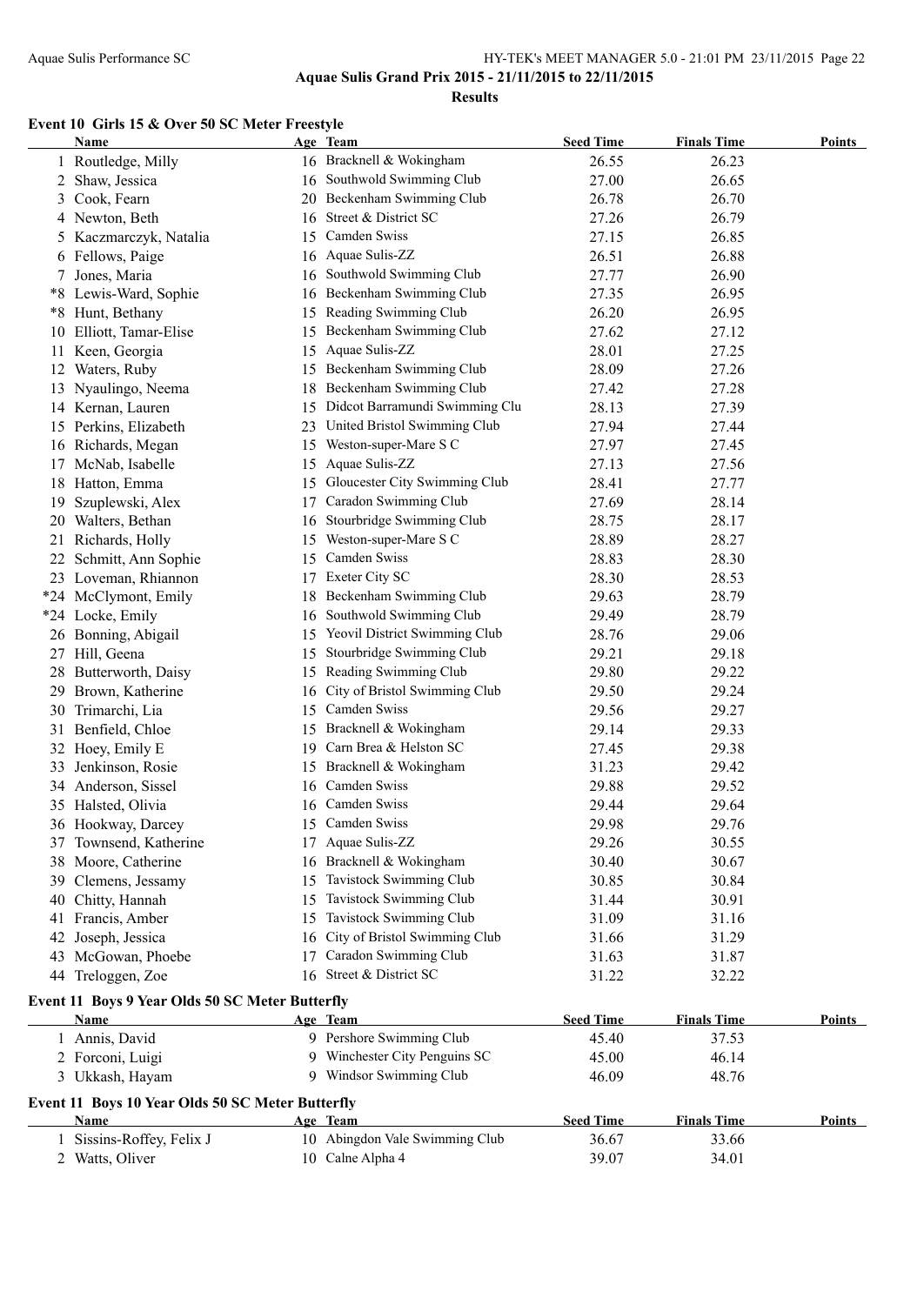Aquae Sulis Grand Prix 2015 - 21/11/2015 to 22/11/2015

**Results**

### Event 10 Girls 15 & Over 50 SC Meter Freestyle

| | Name | Age | Team | Seed Time | Finals Time | Points |
|---|---|---|---|---|---|---|
| 1 | Routledge, Milly | 16 | Bracknell & Wokingham | 26.55 | 26.23 | |
| 2 | Shaw, Jessica | 16 | Southwold Swimming Club | 27.00 | 26.65 | |
| 3 | Cook, Fearn | 20 | Beckenham Swimming Club | 26.78 | 26.70 | |
| 4 | Newton, Beth | 16 | Street & District SC | 27.26 | 26.79 | |
| 5 | Kaczmarczyk, Natalia | 15 | Camden Swiss | 27.15 | 26.85 | |
| 6 | Fellows, Paige | 16 | Aquae Sulis-ZZ | 26.51 | 26.88 | |
| 7 | Jones, Maria | 16 | Southwold Swimming Club | 27.77 | 26.90 | |
| *8 | Lewis-Ward, Sophie | 16 | Beckenham Swimming Club | 27.35 | 26.95 | |
| *8 | Hunt, Bethany | 15 | Reading Swimming Club | 26.20 | 26.95 | |
| 10 | Elliott, Tamar-Elise | 15 | Beckenham Swimming Club | 27.62 | 27.12 | |
| 11 | Keen, Georgia | 15 | Aquae Sulis-ZZ | 28.01 | 27.25 | |
| 12 | Waters, Ruby | 15 | Beckenham Swimming Club | 28.09 | 27.26 | |
| 13 | Nyaulingo, Neema | 18 | Beckenham Swimming Club | 27.42 | 27.28 | |
| 14 | Kernan, Lauren | 15 | Didcot Barramundi Swimming Clu | 28.13 | 27.39 | |
| 15 | Perkins, Elizabeth | 23 | United Bristol Swimming Club | 27.94 | 27.44 | |
| 16 | Richards, Megan | 15 | Weston-super-Mare S C | 27.97 | 27.45 | |
| 17 | McNab, Isabelle | 15 | Aquae Sulis-ZZ | 27.13 | 27.56 | |
| 18 | Hatton, Emma | 15 | Gloucester City Swimming Club | 28.41 | 27.77 | |
| 19 | Szuplewski, Alex | 17 | Caradon Swimming Club | 27.69 | 28.14 | |
| 20 | Walters, Bethan | 16 | Stourbridge Swimming Club | 28.75 | 28.17 | |
| 21 | Richards, Holly | 15 | Weston-super-Mare S C | 28.89 | 28.27 | |
| 22 | Schmitt, Ann Sophie | 15 | Camden Swiss | 28.83 | 28.30 | |
| 23 | Loveman, Rhiannon | 17 | Exeter City SC | 28.30 | 28.53 | |
| *24 | McClymont, Emily | 18 | Beckenham Swimming Club | 29.63 | 28.79 | |
| *24 | Locke, Emily | 16 | Southwold Swimming Club | 29.49 | 28.79 | |
| 26 | Bonning, Abigail | 15 | Yeovil District Swimming Club | 28.76 | 29.06 | |
| 27 | Hill, Geena | 15 | Stourbridge Swimming Club | 29.21 | 29.18 | |
| 28 | Butterworth, Daisy | 15 | Reading Swimming Club | 29.80 | 29.22 | |
| 29 | Brown, Katherine | 16 | City of Bristol Swimming Club | 29.50 | 29.24 | |
| 30 | Trimarchi, Lia | 15 | Camden Swiss | 29.56 | 29.27 | |
| 31 | Benfield, Chloe | 15 | Bracknell & Wokingham | 29.14 | 29.33 | |
| 32 | Hoey, Emily E | 19 | Carn Brea & Helston SC | 27.45 | 29.38 | |
| 33 | Jenkinson, Rosie | 15 | Bracknell & Wokingham | 31.23 | 29.42 | |
| 34 | Anderson, Sissel | 16 | Camden Swiss | 29.88 | 29.52 | |
| 35 | Halsted, Olivia | 16 | Camden Swiss | 29.44 | 29.64 | |
| 36 | Hookway, Darcey | 15 | Camden Swiss | 29.98 | 29.76 | |
| 37 | Townsend, Katherine | 17 | Aquae Sulis-ZZ | 29.26 | 30.55 | |
| 38 | Moore, Catherine | 16 | Bracknell & Wokingham | 30.40 | 30.67 | |
| 39 | Clemens, Jessamy | 15 | Tavistock Swimming Club | 30.85 | 30.84 | |
| 40 | Chitty, Hannah | 15 | Tavistock Swimming Club | 31.44 | 30.91 | |
| 41 | Francis, Amber | 15 | Tavistock Swimming Club | 31.09 | 31.16 | |
| 42 | Joseph, Jessica | 16 | City of Bristol Swimming Club | 31.66 | 31.29 | |
| 43 | McGowan, Phoebe | 17 | Caradon Swimming Club | 31.63 | 31.87 | |
| 44 | Treloggen, Zoe | 16 | Street & District SC | 31.22 | 32.22 | |

### Event 11 Boys 9 Year Olds 50 SC Meter Butterfly

| | Name | Age | Team | Seed Time | Finals Time | Points |
|---|---|---|---|---|---|---|
| 1 | Annis, David | 9 | Pershore Swimming Club | 45.40 | 37.53 | |
| 2 | Forconi, Luigi | 9 | Winchester City Penguins SC | 45.00 | 46.14 | |
| 3 | Ukkash, Hayam | 9 | Windsor Swimming Club | 46.09 | 48.76 | |

### Event 11 Boys 10 Year Olds 50 SC Meter Butterfly

| | Name | Age | Team | Seed Time | Finals Time | Points |
|---|---|---|---|---|---|---|
| 1 | Sissins-Roffey, Felix J | 10 | Abingdon Vale Swimming Club | 36.67 | 33.66 | |
| 2 | Watts, Oliver | 10 | Calne Alpha 4 | 39.07 | 34.01 | |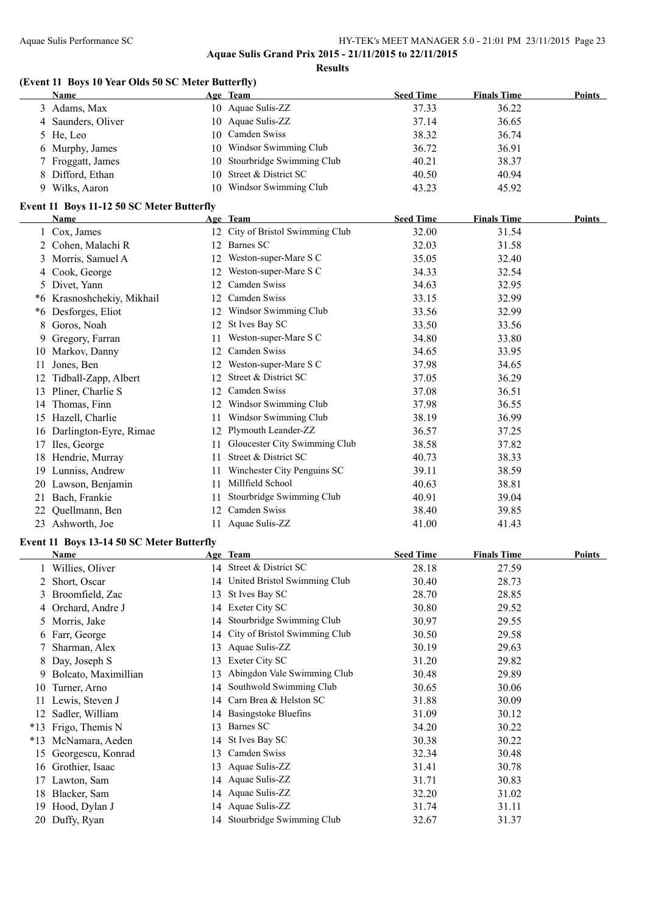**Aquae Sulis Grand Prix 2015 - 21/11/2015 to 22/11/2015**

**Results**

### (Event 11 Boys 10 Year Olds 50 SC Meter Butterfly)

| | Name | Age | Team | Seed Time | Finals Time | Points |
|---|---|---|---|---|---|---|
| 3 | Adams, Max | 10 | Aquae Sulis-ZZ | 37.33 | 36.22 | |
| 4 | Saunders, Oliver | 10 | Aquae Sulis-ZZ | 37.14 | 36.65 | |
| 5 | He, Leo | 10 | Camden Swiss | 38.32 | 36.74 | |
| 6 | Murphy, James | 10 | Windsor Swimming Club | 36.72 | 36.91 | |
| 7 | Froggatt, James | 10 | Stourbridge Swimming Club | 40.21 | 38.37 | |
| 8 | Difford, Ethan | 10 | Street & District SC | 40.50 | 40.94 | |
| 9 | Wilks, Aaron | 10 | Windsor Swimming Club | 43.23 | 45.92 | |

### Event 11 Boys 11-12 50 SC Meter Butterfly

| | Name | Age | Team | Seed Time | Finals Time | Points |
|---|---|---|---|---|---|---|
| 1 | Cox, James | 12 | City of Bristol Swimming Club | 32.00 | 31.54 | |
| 2 | Cohen, Malachi R | 12 | Barnes SC | 32.03 | 31.58 | |
| 3 | Morris, Samuel A | 12 | Weston-super-Mare S C | 35.05 | 32.40 | |
| 4 | Cook, George | 12 | Weston-super-Mare S C | 34.33 | 32.54 | |
| 5 | Divet, Yann | 12 | Camden Swiss | 34.63 | 32.95 | |
| *6 | Krasnoshchekiy, Mikhail | 12 | Camden Swiss | 33.15 | 32.99 | |
| *6 | Desforges, Eliot | 12 | Windsor Swimming Club | 33.56 | 32.99 | |
| 8 | Goros, Noah | 12 | St Ives Bay SC | 33.50 | 33.56 | |
| 9 | Gregory, Farran | 11 | Weston-super-Mare S C | 34.80 | 33.80 | |
| 10 | Markov, Danny | 12 | Camden Swiss | 34.65 | 33.95 | |
| 11 | Jones, Ben | 12 | Weston-super-Mare S C | 37.98 | 34.65 | |
| 12 | Tidball-Zapp, Albert | 12 | Street & District SC | 37.05 | 36.29 | |
| 13 | Pliner, Charlie S | 12 | Camden Swiss | 37.08 | 36.51 | |
| 14 | Thomas, Finn | 12 | Windsor Swimming Club | 37.98 | 36.55 | |
| 15 | Hazell, Charlie | 11 | Windsor Swimming Club | 38.19 | 36.99 | |
| 16 | Darlington-Eyre, Rimae | 12 | Plymouth Leander-ZZ | 36.57 | 37.25 | |
| 17 | Iles, George | 11 | Gloucester City Swimming Club | 38.58 | 37.82 | |
| 18 | Hendrie, Murray | 11 | Street & District SC | 40.73 | 38.33 | |
| 19 | Lunniss, Andrew | 11 | Winchester City Penguins SC | 39.11 | 38.59 | |
| 20 | Lawson, Benjamin | 11 | Millfield School | 40.63 | 38.81 | |
| 21 | Bach, Frankie | 11 | Stourbridge Swimming Club | 40.91 | 39.04 | |
| 22 | Quellmann, Ben | 12 | Camden Swiss | 38.40 | 39.85 | |
| 23 | Ashworth, Joe | 11 | Aquae Sulis-ZZ | 41.00 | 41.43 | |

### Event 11 Boys 13-14 50 SC Meter Butterfly

| | Name | Age | Team | Seed Time | Finals Time | Points |
|---|---|---|---|---|---|---|
| 1 | Willies, Oliver | 14 | Street & District SC | 28.18 | 27.59 | |
| 2 | Short, Oscar | 14 | United Bristol Swimming Club | 30.40 | 28.73 | |
| 3 | Broomfield, Zac | 13 | St Ives Bay SC | 28.70 | 28.85 | |
| 4 | Orchard, Andre J | 14 | Exeter City SC | 30.80 | 29.52 | |
| 5 | Morris, Jake | 14 | Stourbridge Swimming Club | 30.97 | 29.55 | |
| 6 | Farr, George | 14 | City of Bristol Swimming Club | 30.50 | 29.58 | |
| 7 | Sharman, Alex | 13 | Aquae Sulis-ZZ | 30.19 | 29.63 | |
| 8 | Day, Joseph S | 13 | Exeter City SC | 31.20 | 29.82 | |
| 9 | Bolcato, Maximillian | 13 | Abingdon Vale Swimming Club | 30.48 | 29.89 | |
| 10 | Turner, Arno | 14 | Southwold Swimming Club | 30.65 | 30.06 | |
| 11 | Lewis, Steven J | 14 | Carn Brea & Helston SC | 31.88 | 30.09 | |
| 12 | Sadler, William | 14 | Basingstoke Bluefins | 31.09 | 30.12 | |
| *13 | Frigo, Themis N | 13 | Barnes SC | 34.20 | 30.22 | |
| *13 | McNamara, Aeden | 14 | St Ives Bay SC | 30.38 | 30.22 | |
| 15 | Georgescu, Konrad | 13 | Camden Swiss | 32.34 | 30.48 | |
| 16 | Grothier, Isaac | 13 | Aquae Sulis-ZZ | 31.41 | 30.78 | |
| 17 | Lawton, Sam | 14 | Aquae Sulis-ZZ | 31.71 | 30.83 | |
| 18 | Blacker, Sam | 14 | Aquae Sulis-ZZ | 32.20 | 31.02 | |
| 19 | Hood, Dylan J | 14 | Aquae Sulis-ZZ | 31.74 | 31.11 | |
| 20 | Duffy, Ryan | 14 | Stourbridge Swimming Club | 32.67 | 31.37 | |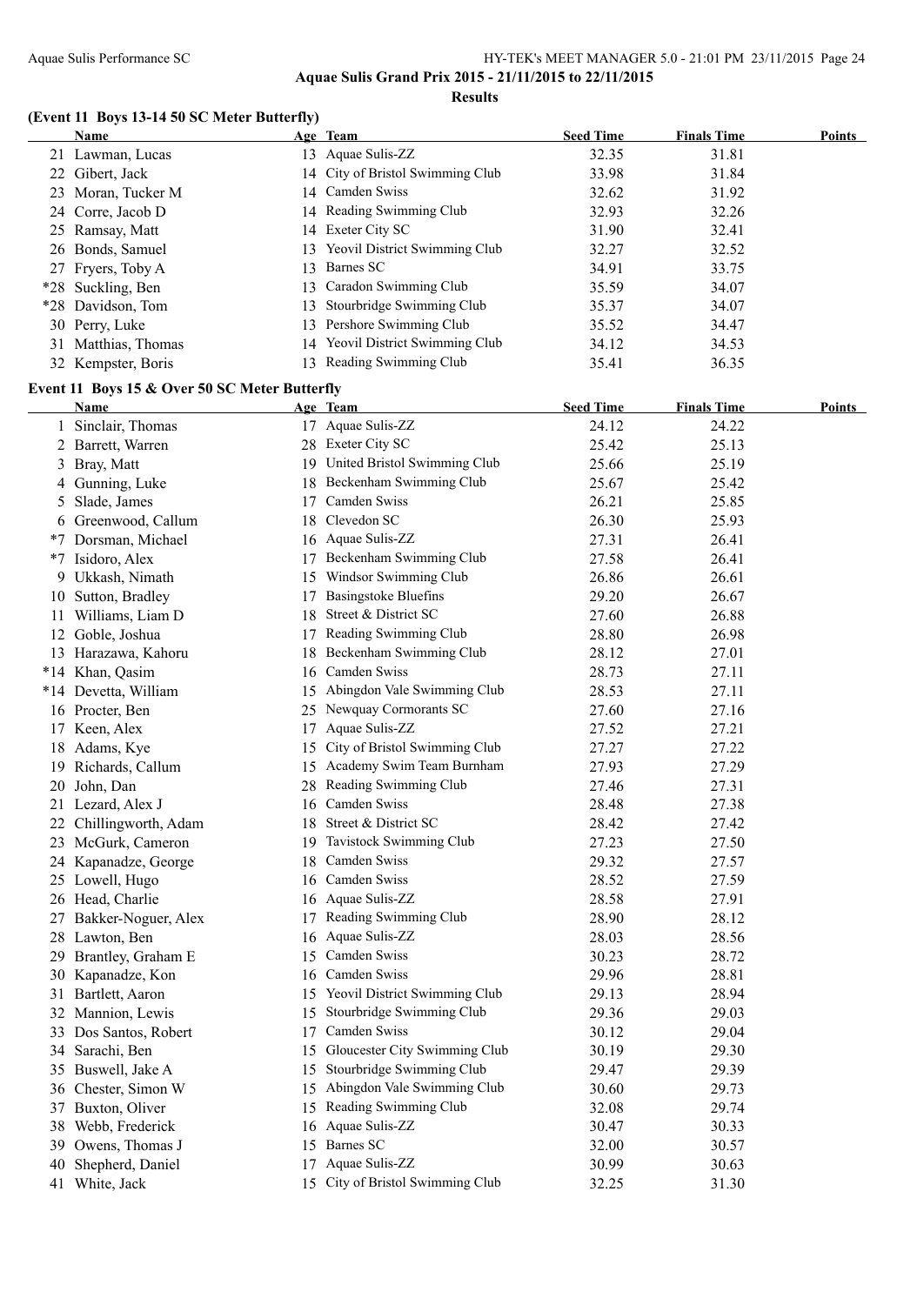## Aquae Sulis Grand Prix 2015 - 21/11/2015 to 22/11/2015

### Results

### (Event 11 Boys 13-14 50 SC Meter Butterfly)

| | Name | Age | Team | Seed Time | Finals Time | Points |
|---|---|---|---|---|---|---|
| 21 | Lawman, Lucas | 13 | Aquae Sulis-ZZ | 32.35 | 31.81 | |
| 22 | Gibert, Jack | 14 | City of Bristol Swimming Club | 33.98 | 31.84 | |
| 23 | Moran, Tucker M | 14 | Camden Swiss | 32.62 | 31.92 | |
| 24 | Corre, Jacob D | 14 | Reading Swimming Club | 32.93 | 32.26 | |
| 25 | Ramsay, Matt | 14 | Exeter City SC | 31.90 | 32.41 | |
| 26 | Bonds, Samuel | 13 | Yeovil District Swimming Club | 32.27 | 32.52 | |
| 27 | Fryers, Toby A | 13 | Barnes SC | 34.91 | 33.75 | |
| *28 | Suckling, Ben | 13 | Caradon Swimming Club | 35.59 | 34.07 | |
| *28 | Davidson, Tom | 13 | Stourbridge Swimming Club | 35.37 | 34.07 | |
| 30 | Perry, Luke | 13 | Pershore Swimming Club | 35.52 | 34.47 | |
| 31 | Matthias, Thomas | 14 | Yeovil District Swimming Club | 34.12 | 34.53 | |
| 32 | Kempster, Boris | 13 | Reading Swimming Club | 35.41 | 36.35 | |

### Event 11 Boys 15 & Over 50 SC Meter Butterfly

| | Name | Age | Team | Seed Time | Finals Time | Points |
|---|---|---|---|---|---|---|
| 1 | Sinclair, Thomas | 17 | Aquae Sulis-ZZ | 24.12 | 24.22 | |
| 2 | Barrett, Warren | 28 | Exeter City SC | 25.42 | 25.13 | |
| 3 | Bray, Matt | 19 | United Bristol Swimming Club | 25.66 | 25.19 | |
| 4 | Gunning, Luke | 18 | Beckenham Swimming Club | 25.67 | 25.42 | |
| 5 | Slade, James | 17 | Camden Swiss | 26.21 | 25.85 | |
| 6 | Greenwood, Callum | 18 | Clevedon SC | 26.30 | 25.93 | |
| *7 | Dorsman, Michael | 16 | Aquae Sulis-ZZ | 27.31 | 26.41 | |
| *7 | Isidoro, Alex | 17 | Beckenham Swimming Club | 27.58 | 26.41 | |
| 9 | Ukkash, Nimath | 15 | Windsor Swimming Club | 26.86 | 26.61 | |
| 10 | Sutton, Bradley | 17 | Basingstoke Bluefins | 29.20 | 26.67 | |
| 11 | Williams, Liam D | 18 | Street & District SC | 27.60 | 26.88 | |
| 12 | Goble, Joshua | 17 | Reading Swimming Club | 28.80 | 26.98 | |
| 13 | Harazawa, Kahoru | 18 | Beckenham Swimming Club | 28.12 | 27.01 | |
| *14 | Khan, Qasim | 16 | Camden Swiss | 28.73 | 27.11 | |
| *14 | Devetta, William | 15 | Abingdon Vale Swimming Club | 28.53 | 27.11 | |
| 16 | Procter, Ben | 25 | Newquay Cormorants SC | 27.60 | 27.16 | |
| 17 | Keen, Alex | 17 | Aquae Sulis-ZZ | 27.52 | 27.21 | |
| 18 | Adams, Kye | 15 | City of Bristol Swimming Club | 27.27 | 27.22 | |
| 19 | Richards, Callum | 15 | Academy Swim Team Burnham | 27.93 | 27.29 | |
| 20 | John, Dan | 28 | Reading Swimming Club | 27.46 | 27.31 | |
| 21 | Lezard, Alex J | 16 | Camden Swiss | 28.48 | 27.38 | |
| 22 | Chillingworth, Adam | 18 | Street & District SC | 28.42 | 27.42 | |
| 23 | McGurk, Cameron | 19 | Tavistock Swimming Club | 27.23 | 27.50 | |
| 24 | Kapanadze, George | 18 | Camden Swiss | 29.32 | 27.57 | |
| 25 | Lowell, Hugo | 16 | Camden Swiss | 28.52 | 27.59 | |
| 26 | Head, Charlie | 16 | Aquae Sulis-ZZ | 28.58 | 27.91 | |
| 27 | Bakker-Noguer, Alex | 17 | Reading Swimming Club | 28.90 | 28.12 | |
| 28 | Lawton, Ben | 16 | Aquae Sulis-ZZ | 28.03 | 28.56 | |
| 29 | Brantley, Graham E | 15 | Camden Swiss | 30.23 | 28.72 | |
| 30 | Kapanadze, Kon | 16 | Camden Swiss | 29.96 | 28.81 | |
| 31 | Bartlett, Aaron | 15 | Yeovil District Swimming Club | 29.13 | 28.94 | |
| 32 | Mannion, Lewis | 15 | Stourbridge Swimming Club | 29.36 | 29.03 | |
| 33 | Dos Santos, Robert | 17 | Camden Swiss | 30.12 | 29.04 | |
| 34 | Sarachi, Ben | 15 | Gloucester City Swimming Club | 30.19 | 29.30 | |
| 35 | Buswell, Jake A | 15 | Stourbridge Swimming Club | 29.47 | 29.39 | |
| 36 | Chester, Simon W | 15 | Abingdon Vale Swimming Club | 30.60 | 29.73 | |
| 37 | Buxton, Oliver | 15 | Reading Swimming Club | 32.08 | 29.74 | |
| 38 | Webb, Frederick | 16 | Aquae Sulis-ZZ | 30.47 | 30.33 | |
| 39 | Owens, Thomas J | 15 | Barnes SC | 32.00 | 30.57 | |
| 40 | Shepherd, Daniel | 17 | Aquae Sulis-ZZ | 30.99 | 30.63 | |
| 41 | White, Jack | 15 | City of Bristol Swimming Club | 32.25 | 31.30 | |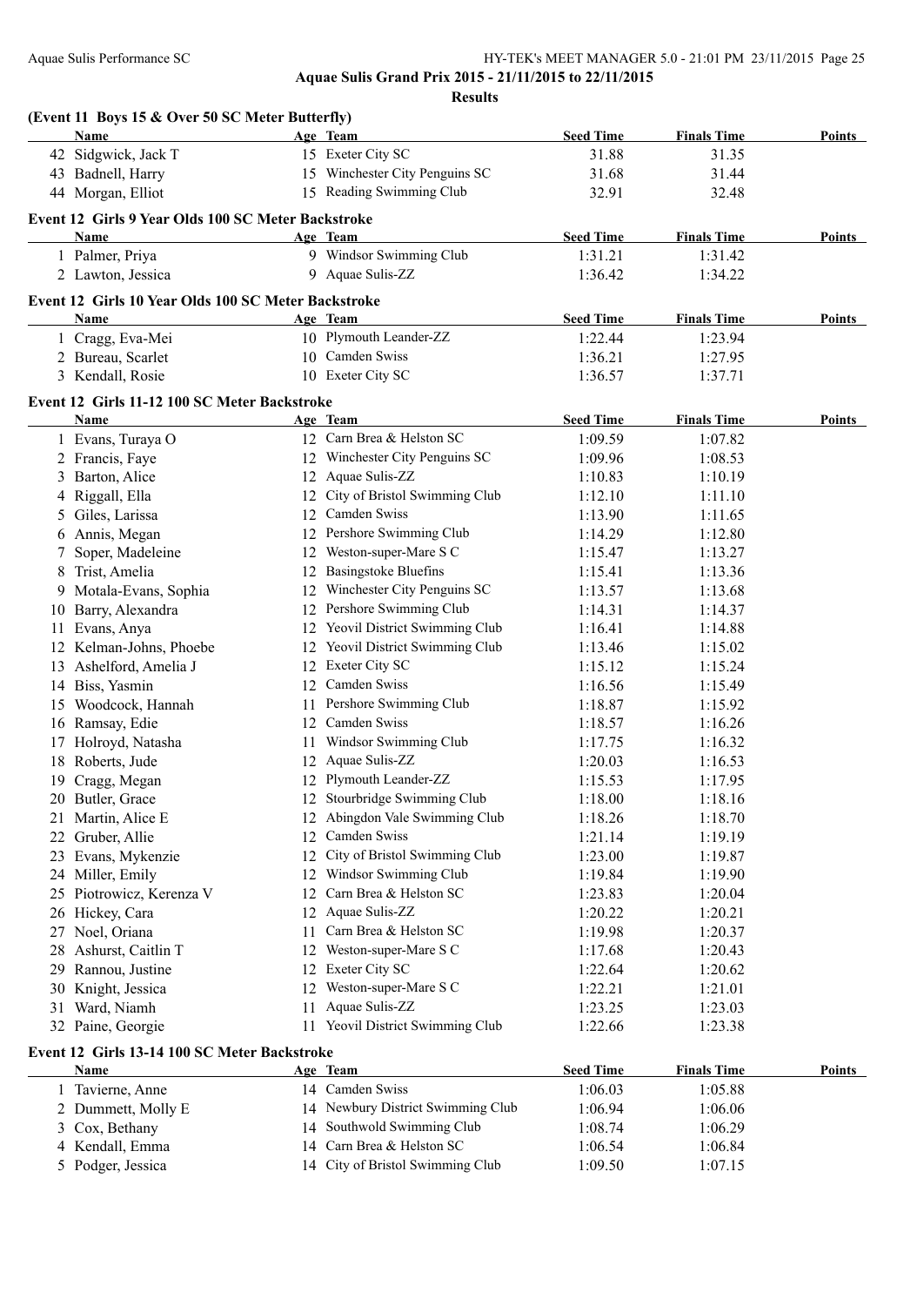Aquae Sulis Grand Prix 2015 - 21/11/2015 to 22/11/2015

**Results**

### (Event 11 Boys 15 & Over 50 SC Meter Butterfly)

| | Name | Age | Team | Seed Time | Finals Time | Points |
|---|---|---|---|---|---|---|
| 42 | Sidgwick, Jack T | 15 | Exeter City SC | 31.88 | 31.35 | |
| 43 | Badnell, Harry | 15 | Winchester City Penguins SC | 31.68 | 31.44 | |
| 44 | Morgan, Elliot | 15 | Reading Swimming Club | 32.91 | 32.48 | |

### Event 12 Girls 9 Year Olds 100 SC Meter Backstroke

| | Name | Age | Team | Seed Time | Finals Time | Points |
|---|---|---|---|---|---|---|
| 1 | Palmer, Priya | 9 | Windsor Swimming Club | 1:31.21 | 1:31.42 | |
| 2 | Lawton, Jessica | 9 | Aquae Sulis-ZZ | 1:36.42 | 1:34.22 | |

### Event 12 Girls 10 Year Olds 100 SC Meter Backstroke

| | Name | Age | Team | Seed Time | Finals Time | Points |
|---|---|---|---|---|---|---|
| 1 | Cragg, Eva-Mei | 10 | Plymouth Leander-ZZ | 1:22.44 | 1:23.94 | |
| 2 | Bureau, Scarlet | 10 | Camden Swiss | 1:36.21 | 1:27.95 | |
| 3 | Kendall, Rosie | 10 | Exeter City SC | 1:36.57 | 1:37.71 | |

### Event 12 Girls 11-12 100 SC Meter Backstroke

| | Name | Age | Team | Seed Time | Finals Time | Points |
|---|---|---|---|---|---|---|
| 1 | Evans, Turaya O | 12 | Carn Brea & Helston SC | 1:09.59 | 1:07.82 | |
| 2 | Francis, Faye | 12 | Winchester City Penguins SC | 1:09.96 | 1:08.53 | |
| 3 | Barton, Alice | 12 | Aquae Sulis-ZZ | 1:10.83 | 1:10.19 | |
| 4 | Riggall, Ella | 12 | City of Bristol Swimming Club | 1:12.10 | 1:11.10 | |
| 5 | Giles, Larissa | 12 | Camden Swiss | 1:13.90 | 1:11.65 | |
| 6 | Annis, Megan | 12 | Pershore Swimming Club | 1:14.29 | 1:12.80 | |
| 7 | Soper, Madeleine | 12 | Weston-super-Mare S C | 1:15.47 | 1:13.27 | |
| 8 | Trist, Amelia | 12 | Basingstoke Bluefins | 1:15.41 | 1:13.36 | |
| 9 | Motala-Evans, Sophia | 12 | Winchester City Penguins SC | 1:13.57 | 1:13.68 | |
| 10 | Barry, Alexandra | 12 | Pershore Swimming Club | 1:14.31 | 1:14.37 | |
| 11 | Evans, Anya | 12 | Yeovil District Swimming Club | 1:16.41 | 1:14.88 | |
| 12 | Kelman-Johns, Phoebe | 12 | Yeovil District Swimming Club | 1:13.46 | 1:15.02 | |
| 13 | Ashelford, Amelia J | 12 | Exeter City SC | 1:15.12 | 1:15.24 | |
| 14 | Biss, Yasmin | 12 | Camden Swiss | 1:16.56 | 1:15.49 | |
| 15 | Woodcock, Hannah | 11 | Pershore Swimming Club | 1:18.87 | 1:15.92 | |
| 16 | Ramsay, Edie | 12 | Camden Swiss | 1:18.57 | 1:16.26 | |
| 17 | Holroyd, Natasha | 11 | Windsor Swimming Club | 1:17.75 | 1:16.32 | |
| 18 | Roberts, Jude | 12 | Aquae Sulis-ZZ | 1:20.03 | 1:16.53 | |
| 19 | Cragg, Megan | 12 | Plymouth Leander-ZZ | 1:15.53 | 1:17.95 | |
| 20 | Butler, Grace | 12 | Stourbridge Swimming Club | 1:18.00 | 1:18.16 | |
| 21 | Martin, Alice E | 12 | Abingdon Vale Swimming Club | 1:18.26 | 1:18.70 | |
| 22 | Gruber, Allie | 12 | Camden Swiss | 1:21.14 | 1:19.19 | |
| 23 | Evans, Mykenzie | 12 | City of Bristol Swimming Club | 1:23.00 | 1:19.87 | |
| 24 | Miller, Emily | 12 | Windsor Swimming Club | 1:19.84 | 1:19.90 | |
| 25 | Piotrowicz, Kerenza V | 12 | Carn Brea & Helston SC | 1:23.83 | 1:20.04 | |
| 26 | Hickey, Cara | 12 | Aquae Sulis-ZZ | 1:20.22 | 1:20.21 | |
| 27 | Noel, Oriana | 11 | Carn Brea & Helston SC | 1:19.98 | 1:20.37 | |
| 28 | Ashurst, Caitlin T | 12 | Weston-super-Mare S C | 1:17.68 | 1:20.43 | |
| 29 | Rannou, Justine | 12 | Exeter City SC | 1:22.64 | 1:20.62 | |
| 30 | Knight, Jessica | 12 | Weston-super-Mare S C | 1:22.21 | 1:21.01 | |
| 31 | Ward, Niamh | 11 | Aquae Sulis-ZZ | 1:23.25 | 1:23.03 | |
| 32 | Paine, Georgie | 11 | Yeovil District Swimming Club | 1:22.66 | 1:23.38 | |

### Event 12 Girls 13-14 100 SC Meter Backstroke

| | Name | Age | Team | Seed Time | Finals Time | Points |
|---|---|---|---|---|---|---|
| 1 | Tavierne, Anne | 14 | Camden Swiss | 1:06.03 | 1:05.88 | |
| 2 | Dummett, Molly E | 14 | Newbury District Swimming Club | 1:06.94 | 1:06.06 | |
| 3 | Cox, Bethany | 14 | Southwold Swimming Club | 1:08.74 | 1:06.29 | |
| 4 | Kendall, Emma | 14 | Carn Brea & Helston SC | 1:06.54 | 1:06.84 | |
| 5 | Podger, Jessica | 14 | City of Bristol Swimming Club | 1:09.50 | 1:07.15 | |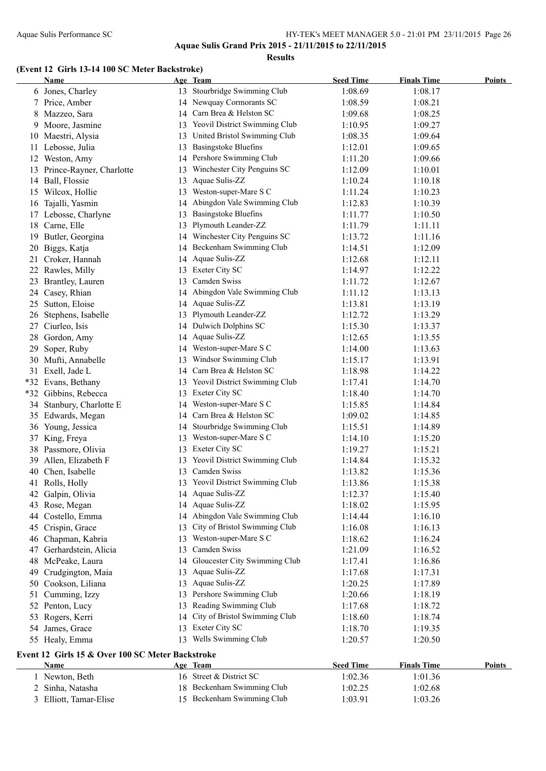**Aquae Sulis Grand Prix 2015 - 21/11/2015 to 22/11/2015**

**Results**

### (Event 12 Girls 13-14 100 SC Meter Backstroke)

| | Name | Age | Team | Seed Time | Finals Time | Points |
|---|---|---|---|---|---|---|
| 6 | Jones, Charley | 13 | Stourbridge Swimming Club | 1:08.69 | 1:08.17 | |
| 7 | Price, Amber | 14 | Newquay Cormorants SC | 1:08.59 | 1:08.21 | |
| 8 | Mazzeo, Sara | 14 | Carn Brea & Helston SC | 1:09.68 | 1:08.25 | |
| 9 | Moore, Jasmine | 13 | Yeovil District Swimming Club | 1:10.95 | 1:09.27 | |
| 10 | Maestri, Alysia | 13 | United Bristol Swimming Club | 1:08.35 | 1:09.64 | |
| 11 | Lebosse, Julia | 13 | Basingstoke Bluefins | 1:12.01 | 1:09.65 | |
| 12 | Weston, Amy | 14 | Pershore Swimming Club | 1:11.20 | 1:09.66 | |
| 13 | Prince-Rayner, Charlotte | 13 | Winchester City Penguins SC | 1:12.09 | 1:10.01 | |
| 14 | Ball, Flossie | 13 | Aquae Sulis-ZZ | 1:10.24 | 1:10.18 | |
| 15 | Wilcox, Hollie | 13 | Weston-super-Mare S C | 1:11.24 | 1:10.23 | |
| 16 | Tajalli, Yasmin | 14 | Abingdon Vale Swimming Club | 1:12.83 | 1:10.39 | |
| 17 | Lebosse, Charlyne | 13 | Basingstoke Bluefins | 1:11.77 | 1:10.50 | |
| 18 | Carne, Elle | 13 | Plymouth Leander-ZZ | 1:11.79 | 1:11.11 | |
| 19 | Butler, Georgina | 14 | Winchester City Penguins SC | 1:13.72 | 1:11.16 | |
| 20 | Biggs, Katja | 14 | Beckenham Swimming Club | 1:14.51 | 1:12.09 | |
| 21 | Croker, Hannah | 14 | Aquae Sulis-ZZ | 1:12.68 | 1:12.11 | |
| 22 | Rawles, Milly | 13 | Exeter City SC | 1:14.97 | 1:12.22 | |
| 23 | Brantley, Lauren | 13 | Camden Swiss | 1:11.72 | 1:12.67 | |
| 24 | Casey, Rhian | 14 | Abingdon Vale Swimming Club | 1:11.12 | 1:13.13 | |
| 25 | Sutton, Eloise | 14 | Aquae Sulis-ZZ | 1:13.81 | 1:13.19 | |
| 26 | Stephens, Isabelle | 13 | Plymouth Leander-ZZ | 1:12.72 | 1:13.29 | |
| 27 | Ciurleo, Isis | 14 | Dulwich Dolphins SC | 1:15.30 | 1:13.37 | |
| 28 | Gordon, Amy | 14 | Aquae Sulis-ZZ | 1:12.65 | 1:13.55 | |
| 29 | Soper, Ruby | 14 | Weston-super-Mare S C | 1:14.00 | 1:13.63 | |
| 30 | Mufti, Annabelle | 13 | Windsor Swimming Club | 1:15.17 | 1:13.91 | |
| 31 | Exell, Jade L | 14 | Carn Brea & Helston SC | 1:18.98 | 1:14.22 | |
| *32 | Evans, Bethany | 13 | Yeovil District Swimming Club | 1:17.41 | 1:14.70 | |
| *32 | Gibbins, Rebecca | 13 | Exeter City SC | 1:18.40 | 1:14.70 | |
| 34 | Stanbury, Charlotte E | 14 | Weston-super-Mare S C | 1:15.85 | 1:14.84 | |
| 35 | Edwards, Megan | 14 | Carn Brea & Helston SC | 1:09.02 | 1:14.85 | |
| 36 | Young, Jessica | 14 | Stourbridge Swimming Club | 1:15.51 | 1:14.89 | |
| 37 | King, Freya | 13 | Weston-super-Mare S C | 1:14.10 | 1:15.20 | |
| 38 | Passmore, Olivia | 13 | Exeter City SC | 1:19.27 | 1:15.21 | |
| 39 | Allen, Elizabeth F | 13 | Yeovil District Swimming Club | 1:14.84 | 1:15.32 | |
| 40 | Chen, Isabelle | 13 | Camden Swiss | 1:13.82 | 1:15.36 | |
| 41 | Rolls, Holly | 13 | Yeovil District Swimming Club | 1:13.86 | 1:15.38 | |
| 42 | Galpin, Olivia | 14 | Aquae Sulis-ZZ | 1:12.37 | 1:15.40 | |
| 43 | Rose, Megan | 14 | Aquae Sulis-ZZ | 1:18.02 | 1:15.95 | |
| 44 | Costello, Emma | 14 | Abingdon Vale Swimming Club | 1:14.44 | 1:16.10 | |
| 45 | Crispin, Grace | 13 | City of Bristol Swimming Club | 1:16.08 | 1:16.13 | |
| 46 | Chapman, Kabria | 13 | Weston-super-Mare S C | 1:18.62 | 1:16.24 | |
| 47 | Gerhardstein, Alicia | 13 | Camden Swiss | 1:21.09 | 1:16.52 | |
| 48 | McPeake, Laura | 14 | Gloucester City Swimming Club | 1:17.41 | 1:16.86 | |
| 49 | Crudgington, Maia | 13 | Aquae Sulis-ZZ | 1:17.68 | 1:17.31 | |
| 50 | Cookson, Liliana | 13 | Aquae Sulis-ZZ | 1:20.25 | 1:17.89 | |
| 51 | Cumming, Izzy | 13 | Pershore Swimming Club | 1:20.66 | 1:18.19 | |
| 52 | Penton, Lucy | 13 | Reading Swimming Club | 1:17.68 | 1:18.72 | |
| 53 | Rogers, Kerri | 14 | City of Bristol Swimming Club | 1:18.60 | 1:18.74 | |
| 54 | James, Grace | 13 | Exeter City SC | 1:18.70 | 1:19.35 | |
| 55 | Healy, Emma | 13 | Wells Swimming Club | 1:20.57 | 1:20.50 | |

### Event 12 Girls 15 & Over 100 SC Meter Backstroke

| | Name | Age | Team | Seed Time | Finals Time | Points |
|---|---|---|---|---|---|---|
| 1 | Newton, Beth | 16 | Street & District SC | 1:02.36 | 1:01.36 | |
| 2 | Sinha, Natasha | 18 | Beckenham Swimming Club | 1:02.25 | 1:02.68 | |
| 3 | Elliott, Tamar-Elise | 15 | Beckenham Swimming Club | 1:03.91 | 1:03.26 | |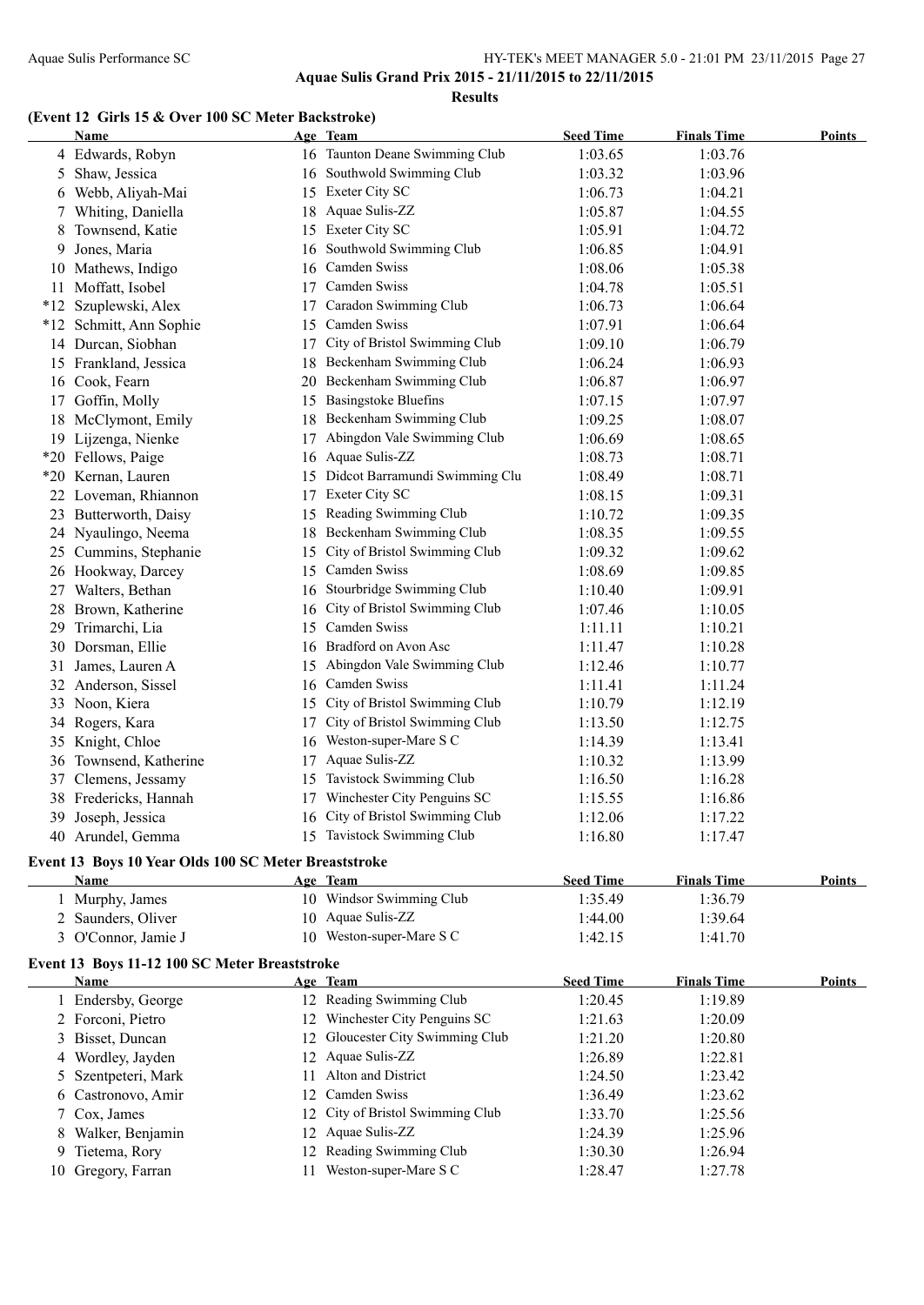**Aquae Sulis Grand Prix 2015 - 21/11/2015 to 22/11/2015**

**Results**

## (Event 12 Girls 15 & Over 100 SC Meter Backstroke)

| | Name | Age | Team | Seed Time | Finals Time | Points |
|---|---|---|---|---|---|---|
| 4 | Edwards, Robyn | 16 | Taunton Deane Swimming Club | 1:03.65 | 1:03.76 | |
| 5 | Shaw, Jessica | 16 | Southwold Swimming Club | 1:03.32 | 1:03.96 | |
| 6 | Webb, Aliyah-Mai | 15 | Exeter City SC | 1:06.73 | 1:04.21 | |
| 7 | Whiting, Daniella | 18 | Aquae Sulis-ZZ | 1:05.87 | 1:04.55 | |
| 8 | Townsend, Katie | 15 | Exeter City SC | 1:05.91 | 1:04.72 | |
| 9 | Jones, Maria | 16 | Southwold Swimming Club | 1:06.85 | 1:04.91 | |
| 10 | Mathews, Indigo | 16 | Camden Swiss | 1:08.06 | 1:05.38 | |
| 11 | Moffatt, Isobel | 17 | Camden Swiss | 1:04.78 | 1:05.51 | |
| *12 | Szuplewski, Alex | 17 | Caradon Swimming Club | 1:06.73 | 1:06.64 | |
| *12 | Schmitt, Ann Sophie | 15 | Camden Swiss | 1:07.91 | 1:06.64 | |
| 14 | Durcan, Siobhan | 17 | City of Bristol Swimming Club | 1:09.10 | 1:06.79 | |
| 15 | Frankland, Jessica | 18 | Beckenham Swimming Club | 1:06.24 | 1:06.93 | |
| 16 | Cook, Fearn | 20 | Beckenham Swimming Club | 1:06.87 | 1:06.97 | |
| 17 | Goffin, Molly | 15 | Basingstoke Bluefins | 1:07.15 | 1:07.97 | |
| 18 | McClymont, Emily | 18 | Beckenham Swimming Club | 1:09.25 | 1:08.07 | |
| 19 | Lijzenga, Nienke | 17 | Abingdon Vale Swimming Club | 1:06.69 | 1:08.65 | |
| *20 | Fellows, Paige | 16 | Aquae Sulis-ZZ | 1:08.73 | 1:08.71 | |
| *20 | Kernan, Lauren | 15 | Didcot Barramundi Swimming Clu | 1:08.49 | 1:08.71 | |
| 22 | Loveman, Rhiannon | 17 | Exeter City SC | 1:08.15 | 1:09.31 | |
| 23 | Butterworth, Daisy | 15 | Reading Swimming Club | 1:10.72 | 1:09.35 | |
| 24 | Nyaulingo, Neema | 18 | Beckenham Swimming Club | 1:08.35 | 1:09.55 | |
| 25 | Cummins, Stephanie | 15 | City of Bristol Swimming Club | 1:09.32 | 1:09.62 | |
| 26 | Hookway, Darcey | 15 | Camden Swiss | 1:08.69 | 1:09.85 | |
| 27 | Walters, Bethan | 16 | Stourbridge Swimming Club | 1:10.40 | 1:09.91 | |
| 28 | Brown, Katherine | 16 | City of Bristol Swimming Club | 1:07.46 | 1:10.05 | |
| 29 | Trimarchi, Lia | 15 | Camden Swiss | 1:11.11 | 1:10.21 | |
| 30 | Dorsman, Ellie | 16 | Bradford on Avon Asc | 1:11.47 | 1:10.28 | |
| 31 | James, Lauren A | 15 | Abingdon Vale Swimming Club | 1:12.46 | 1:10.77 | |
| 32 | Anderson, Sissel | 16 | Camden Swiss | 1:11.41 | 1:11.24 | |
| 33 | Noon, Kiera | 15 | City of Bristol Swimming Club | 1:10.79 | 1:12.19 | |
| 34 | Rogers, Kara | 17 | City of Bristol Swimming Club | 1:13.50 | 1:12.75 | |
| 35 | Knight, Chloe | 16 | Weston-super-Mare S C | 1:14.39 | 1:13.41 | |
| 36 | Townsend, Katherine | 17 | Aquae Sulis-ZZ | 1:10.32 | 1:13.99 | |
| 37 | Clemens, Jessamy | 15 | Tavistock Swimming Club | 1:16.50 | 1:16.28 | |
| 38 | Fredericks, Hannah | 17 | Winchester City Penguins SC | 1:15.55 | 1:16.86 | |
| 39 | Joseph, Jessica | 16 | City of Bristol Swimming Club | 1:12.06 | 1:17.22 | |
| 40 | Arundel, Gemma | 15 | Tavistock Swimming Club | 1:16.80 | 1:17.47 | |

## Event 13 Boys 10 Year Olds 100 SC Meter Breaststroke

| | Name | Age | Team | Seed Time | Finals Time | Points |
|---|---|---|---|---|---|---|
| 1 | Murphy, James | 10 | Windsor Swimming Club | 1:35.49 | 1:36.79 | |
| 2 | Saunders, Oliver | 10 | Aquae Sulis-ZZ | 1:44.00 | 1:39.64 | |
| 3 | O'Connor, Jamie J | 10 | Weston-super-Mare S C | 1:42.15 | 1:41.70 | |

## Event 13 Boys 11-12 100 SC Meter Breaststroke

| | Name | Age | Team | Seed Time | Finals Time | Points |
|---|---|---|---|---|---|---|
| 1 | Endersby, George | 12 | Reading Swimming Club | 1:20.45 | 1:19.89 | |
| 2 | Forconi, Pietro | 12 | Winchester City Penguins SC | 1:21.63 | 1:20.09 | |
| 3 | Bisset, Duncan | 12 | Gloucester City Swimming Club | 1:21.20 | 1:20.80 | |
| 4 | Wordley, Jayden | 12 | Aquae Sulis-ZZ | 1:26.89 | 1:22.81 | |
| 5 | Szentpeteri, Mark | 11 | Alton and District | 1:24.50 | 1:23.42 | |
| 6 | Castronovo, Amir | 12 | Camden Swiss | 1:36.49 | 1:23.62 | |
| 7 | Cox, James | 12 | City of Bristol Swimming Club | 1:33.70 | 1:25.56 | |
| 8 | Walker, Benjamin | 12 | Aquae Sulis-ZZ | 1:24.39 | 1:25.96 | |
| 9 | Tietema, Rory | 12 | Reading Swimming Club | 1:30.30 | 1:26.94 | |
| 10 | Gregory, Farran | 11 | Weston-super-Mare S C | 1:28.47 | 1:27.78 | |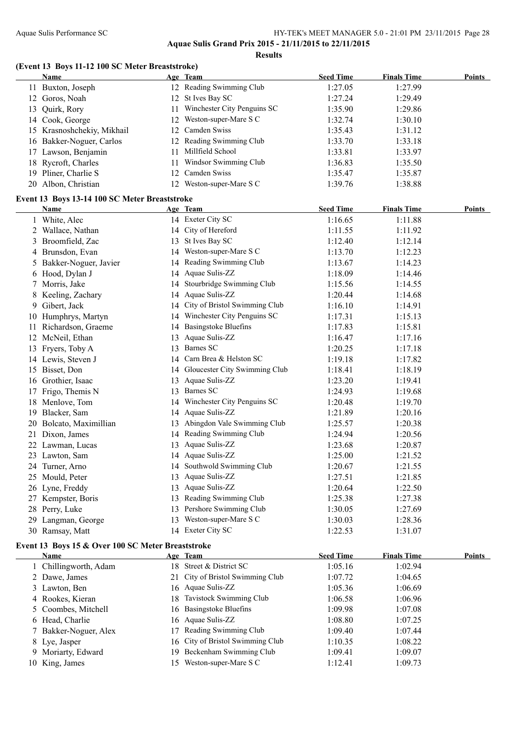**Aquae Sulis Grand Prix 2015 - 21/11/2015 to 22/11/2015**

**Results**

### (Event 13 Boys 11-12 100 SC Meter Breaststroke)

| | Name | Age | Team | Seed Time | Finals Time | Points |
|---|---|---|---|---|---|---|
| 11 | Buxton, Joseph | 12 | Reading Swimming Club | 1:27.05 | 1:27.99 | |
| 12 | Goros, Noah | 12 | St Ives Bay SC | 1:27.24 | 1:29.49 | |
| 13 | Quirk, Rory | 11 | Winchester City Penguins SC | 1:35.90 | 1:29.86 | |
| 14 | Cook, George | 12 | Weston-super-Mare S C | 1:32.74 | 1:30.10 | |
| 15 | Krasnoshchekiy, Mikhail | 12 | Camden Swiss | 1:35.43 | 1:31.12 | |
| 16 | Bakker-Noguer, Carlos | 12 | Reading Swimming Club | 1:33.70 | 1:33.18 | |
| 17 | Lawson, Benjamin | 11 | Millfield School | 1:33.81 | 1:33.97 | |
| 18 | Rycroft, Charles | 11 | Windsor Swimming Club | 1:36.83 | 1:35.50 | |
| 19 | Pliner, Charlie S | 12 | Camden Swiss | 1:35.47 | 1:35.87 | |
| 20 | Albon, Christian | 12 | Weston-super-Mare S C | 1:39.76 | 1:38.88 | |

### Event 13 Boys 13-14 100 SC Meter Breaststroke

| | Name | Age | Team | Seed Time | Finals Time | Points |
|---|---|---|---|---|---|---|
| 1 | White, Alec | 14 | Exeter City SC | 1:16.65 | 1:11.88 | |
| 2 | Wallace, Nathan | 14 | City of Hereford | 1:11.55 | 1:11.92 | |
| 3 | Broomfield, Zac | 13 | St Ives Bay SC | 1:12.40 | 1:12.14 | |
| 4 | Brunsdon, Evan | 14 | Weston-super-Mare S C | 1:13.70 | 1:12.23 | |
| 5 | Bakker-Noguer, Javier | 14 | Reading Swimming Club | 1:13.67 | 1:14.23 | |
| 6 | Hood, Dylan J | 14 | Aquae Sulis-ZZ | 1:18.09 | 1:14.46 | |
| 7 | Morris, Jake | 14 | Stourbridge Swimming Club | 1:15.56 | 1:14.55 | |
| 8 | Keeling, Zachary | 14 | Aquae Sulis-ZZ | 1:20.44 | 1:14.68 | |
| 9 | Gibert, Jack | 14 | City of Bristol Swimming Club | 1:16.10 | 1:14.91 | |
| 10 | Humphrys, Martyn | 14 | Winchester City Penguins SC | 1:17.31 | 1:15.13 | |
| 11 | Richardson, Graeme | 14 | Basingstoke Bluefins | 1:17.83 | 1:15.81 | |
| 12 | McNeil, Ethan | 13 | Aquae Sulis-ZZ | 1:16.47 | 1:17.16 | |
| 13 | Fryers, Toby A | 13 | Barnes SC | 1:20.25 | 1:17.18 | |
| 14 | Lewis, Steven J | 14 | Carn Brea & Helston SC | 1:19.18 | 1:17.82 | |
| 15 | Bisset, Don | 14 | Gloucester City Swimming Club | 1:18.41 | 1:18.19 | |
| 16 | Grothier, Isaac | 13 | Aquae Sulis-ZZ | 1:23.20 | 1:19.41 | |
| 17 | Frigo, Themis N | 13 | Barnes SC | 1:24.93 | 1:19.68 | |
| 18 | Menlove, Tom | 14 | Winchester City Penguins SC | 1:20.48 | 1:19.70 | |
| 19 | Blacker, Sam | 14 | Aquae Sulis-ZZ | 1:21.89 | 1:20.16 | |
| 20 | Bolcato, Maximillian | 13 | Abingdon Vale Swimming Club | 1:25.57 | 1:20.38 | |
| 21 | Dixon, James | 14 | Reading Swimming Club | 1:24.94 | 1:20.56 | |
| 22 | Lawman, Lucas | 13 | Aquae Sulis-ZZ | 1:23.68 | 1:20.87 | |
| 23 | Lawton, Sam | 14 | Aquae Sulis-ZZ | 1:25.00 | 1:21.52 | |
| 24 | Turner, Arno | 14 | Southwold Swimming Club | 1:20.67 | 1:21.55 | |
| 25 | Mould, Peter | 13 | Aquae Sulis-ZZ | 1:27.51 | 1:21.85 | |
| 26 | Lyne, Freddy | 13 | Aquae Sulis-ZZ | 1:20.64 | 1:22.50 | |
| 27 | Kempster, Boris | 13 | Reading Swimming Club | 1:25.38 | 1:27.38 | |
| 28 | Perry, Luke | 13 | Pershore Swimming Club | 1:30.05 | 1:27.69 | |
| 29 | Langman, George | 13 | Weston-super-Mare S C | 1:30.03 | 1:28.36 | |
| 30 | Ramsay, Matt | 14 | Exeter City SC | 1:22.53 | 1:31.07 | |

### Event 13 Boys 15 & Over 100 SC Meter Breaststroke

| | Name | Age | Team | Seed Time | Finals Time | Points |
|---|---|---|---|---|---|---|
| 1 | Chillingworth, Adam | 18 | Street & District SC | 1:05.16 | 1:02.94 | |
| 2 | Dawe, James | 21 | City of Bristol Swimming Club | 1:07.72 | 1:04.65 | |
| 3 | Lawton, Ben | 16 | Aquae Sulis-ZZ | 1:05.36 | 1:06.69 | |
| 4 | Rookes, Kieran | 18 | Tavistock Swimming Club | 1:06.58 | 1:06.96 | |
| 5 | Coombes, Mitchell | 16 | Basingstoke Bluefins | 1:09.98 | 1:07.08 | |
| 6 | Head, Charlie | 16 | Aquae Sulis-ZZ | 1:08.80 | 1:07.25 | |
| 7 | Bakker-Noguer, Alex | 17 | Reading Swimming Club | 1:09.40 | 1:07.44 | |
| 8 | Lye, Jasper | 16 | City of Bristol Swimming Club | 1:10.35 | 1:08.22 | |
| 9 | Moriarty, Edward | 19 | Beckenham Swimming Club | 1:09.41 | 1:09.07 | |
| 10 | King, James | 15 | Weston-super-Mare S C | 1:12.41 | 1:09.73 | |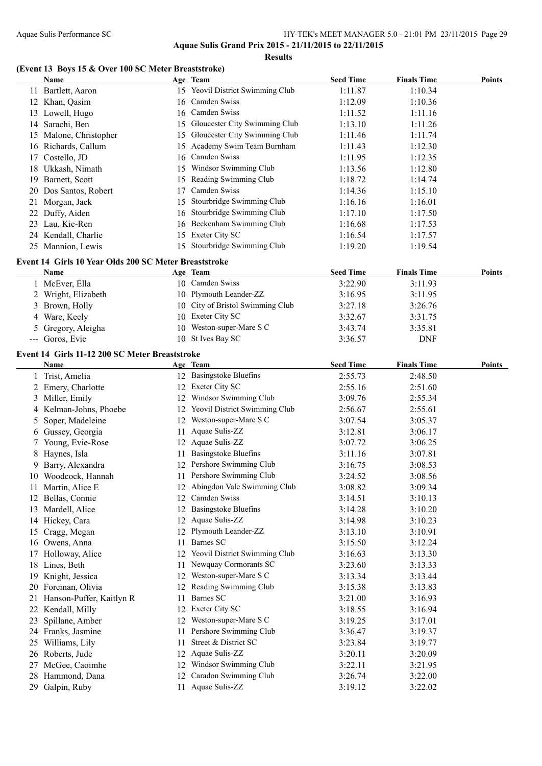## Aquae Sulis Grand Prix 2015 - 21/11/2015 to 22/11/2015

### Results

#### (Event 13 Boys 15 & Over 100 SC Meter Breaststroke)

| | Name | Age | Team | Seed Time | Finals Time | Points |
|---|---|---|---|---|---|---|
| 11 | Bartlett, Aaron | 15 | Yeovil District Swimming Club | 1:11.87 | 1:10.34 | |
| 12 | Khan, Qasim | 16 | Camden Swiss | 1:12.09 | 1:10.36 | |
| 13 | Lowell, Hugo | 16 | Camden Swiss | 1:11.52 | 1:11.16 | |
| 14 | Sarachi, Ben | 15 | Gloucester City Swimming Club | 1:13.10 | 1:11.26 | |
| 15 | Malone, Christopher | 15 | Gloucester City Swimming Club | 1:11.46 | 1:11.74 | |
| 16 | Richards, Callum | 15 | Academy Swim Team Burnham | 1:11.43 | 1:12.30 | |
| 17 | Costello, JD | 16 | Camden Swiss | 1:11.95 | 1:12.35 | |
| 18 | Ukkash, Nimath | 15 | Windsor Swimming Club | 1:13.56 | 1:12.80 | |
| 19 | Barnett, Scott | 15 | Reading Swimming Club | 1:18.72 | 1:14.74 | |
| 20 | Dos Santos, Robert | 17 | Camden Swiss | 1:14.36 | 1:15.10 | |
| 21 | Morgan, Jack | 15 | Stourbridge Swimming Club | 1:16.16 | 1:16.01 | |
| 22 | Duffy, Aiden | 16 | Stourbridge Swimming Club | 1:17.10 | 1:17.50 | |
| 23 | Lau, Kie-Ren | 16 | Beckenham Swimming Club | 1:16.68 | 1:17.53 | |
| 24 | Kendall, Charlie | 15 | Exeter City SC | 1:16.54 | 1:17.57 | |
| 25 | Mannion, Lewis | 15 | Stourbridge Swimming Club | 1:19.20 | 1:19.54 | |

#### Event 14 Girls 10 Year Olds 200 SC Meter Breaststroke

| | Name | Age | Team | Seed Time | Finals Time | Points |
|---|---|---|---|---|---|---|
| 1 | McEver, Ella | 10 | Camden Swiss | 3:22.90 | 3:11.93 | |
| 2 | Wright, Elizabeth | 10 | Plymouth Leander-ZZ | 3:16.95 | 3:11.95 | |
| 3 | Brown, Holly | 10 | City of Bristol Swimming Club | 3:27.18 | 3:26.76 | |
| 4 | Ware, Keely | 10 | Exeter City SC | 3:32.67 | 3:31.75 | |
| 5 | Gregory, Aleigha | 10 | Weston-super-Mare S C | 3:43.74 | 3:35.81 | |
| --- | Goros, Evie | 10 | St Ives Bay SC | 3:36.57 | DNF | |

#### Event 14 Girls 11-12 200 SC Meter Breaststroke

| | Name | Age | Team | Seed Time | Finals Time | Points |
|---|---|---|---|---|---|---|
| 1 | Trist, Amelia | 12 | Basingstoke Bluefins | 2:55.73 | 2:48.50 | |
| 2 | Emery, Charlotte | 12 | Exeter City SC | 2:55.16 | 2:51.60 | |
| 3 | Miller, Emily | 12 | Windsor Swimming Club | 3:09.76 | 2:55.34 | |
| 4 | Kelman-Johns, Phoebe | 12 | Yeovil District Swimming Club | 2:56.67 | 2:55.61 | |
| 5 | Soper, Madeleine | 12 | Weston-super-Mare S C | 3:07.54 | 3:05.37 | |
| 6 | Gussey, Georgia | 11 | Aquae Sulis-ZZ | 3:12.81 | 3:06.17 | |
| 7 | Young, Evie-Rose | 12 | Aquae Sulis-ZZ | 3:07.72 | 3:06.25 | |
| 8 | Haynes, Isla | 11 | Basingstoke Bluefins | 3:11.16 | 3:07.81 | |
| 9 | Barry, Alexandra | 12 | Pershore Swimming Club | 3:16.75 | 3:08.53 | |
| 10 | Woodcock, Hannah | 11 | Pershore Swimming Club | 3:24.52 | 3:08.56 | |
| 11 | Martin, Alice E | 12 | Abingdon Vale Swimming Club | 3:08.82 | 3:09.34 | |
| 12 | Bellas, Connie | 12 | Camden Swiss | 3:14.51 | 3:10.13 | |
| 13 | Mardell, Alice | 12 | Basingstoke Bluefins | 3:14.28 | 3:10.20 | |
| 14 | Hickey, Cara | 12 | Aquae Sulis-ZZ | 3:14.98 | 3:10.23 | |
| 15 | Cragg, Megan | 12 | Plymouth Leander-ZZ | 3:13.10 | 3:10.91 | |
| 16 | Owens, Anna | 11 | Barnes SC | 3:15.50 | 3:12.24 | |
| 17 | Holloway, Alice | 12 | Yeovil District Swimming Club | 3:16.63 | 3:13.30 | |
| 18 | Lines, Beth | 11 | Newquay Cormorants SC | 3:23.60 | 3:13.33 | |
| 19 | Knight, Jessica | 12 | Weston-super-Mare S C | 3:13.34 | 3:13.44 | |
| 20 | Foreman, Olivia | 12 | Reading Swimming Club | 3:15.38 | 3:13.83 | |
| 21 | Hanson-Puffer, Kaitlyn R | 11 | Barnes SC | 3:21.00 | 3:16.93 | |
| 22 | Kendall, Milly | 12 | Exeter City SC | 3:18.55 | 3:16.94 | |
| 23 | Spillane, Amber | 12 | Weston-super-Mare S C | 3:19.25 | 3:17.01 | |
| 24 | Franks, Jasmine | 11 | Pershore Swimming Club | 3:36.47 | 3:19.37 | |
| 25 | Williams, Lily | 11 | Street & District SC | 3:23.84 | 3:19.77 | |
| 26 | Roberts, Jude | 12 | Aquae Sulis-ZZ | 3:20.11 | 3:20.09 | |
| 27 | McGee, Caoimhe | 12 | Windsor Swimming Club | 3:22.11 | 3:21.95 | |
| 28 | Hammond, Dana | 12 | Caradon Swimming Club | 3:26.74 | 3:22.00 | |
| 29 | Galpin, Ruby | 11 | Aquae Sulis-ZZ | 3:19.12 | 3:22.02 | |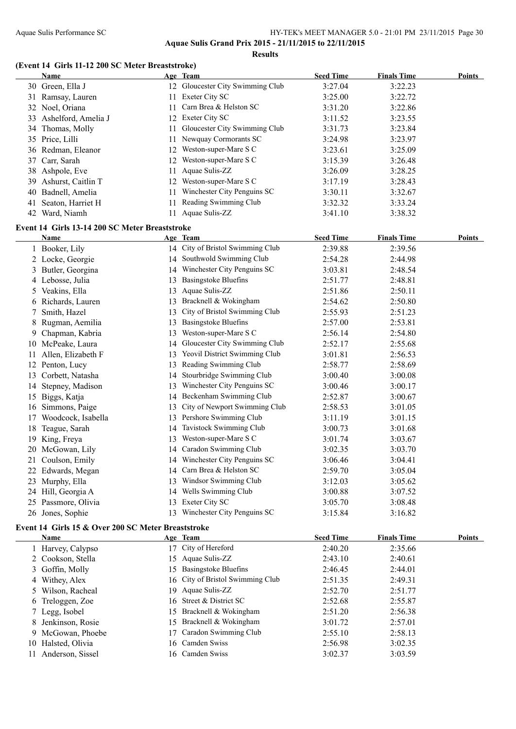**Aquae Sulis Grand Prix 2015 - 21/11/2015 to 22/11/2015**

**Results**

### (Event 14 Girls 11-12 200 SC Meter Breaststroke)

| | Name | Age | Team | Seed Time | Finals Time | Points |
|---|---|---|---|---|---|---|
| 30 | Green, Ella J | 12 | Gloucester City Swimming Club | 3:27.04 | 3:22.23 | |
| 31 | Ramsay, Lauren | 11 | Exeter City SC | 3:25.00 | 3:22.72 | |
| 32 | Noel, Oriana | 11 | Carn Brea & Helston SC | 3:31.20 | 3:22.86 | |
| 33 | Ashelford, Amelia J | 12 | Exeter City SC | 3:11.52 | 3:23.55 | |
| 34 | Thomas, Molly | 11 | Gloucester City Swimming Club | 3:31.73 | 3:23.84 | |
| 35 | Price, Lilli | 11 | Newquay Cormorants SC | 3:24.98 | 3:23.97 | |
| 36 | Redman, Eleanor | 12 | Weston-super-Mare S C | 3:23.61 | 3:25.09 | |
| 37 | Carr, Sarah | 12 | Weston-super-Mare S C | 3:15.39 | 3:26.48 | |
| 38 | Ashpole, Eve | 11 | Aquae Sulis-ZZ | 3:26.09 | 3:28.25 | |
| 39 | Ashurst, Caitlin T | 12 | Weston-super-Mare S C | 3:17.19 | 3:28.43 | |
| 40 | Badnell, Amelia | 11 | Winchester City Penguins SC | 3:30.11 | 3:32.67 | |
| 41 | Seaton, Harriet H | 11 | Reading Swimming Club | 3:32.32 | 3:33.24 | |
| 42 | Ward, Niamh | 11 | Aquae Sulis-ZZ | 3:41.10 | 3:38.32 | |

### Event 14 Girls 13-14 200 SC Meter Breaststroke

| | Name | Age | Team | Seed Time | Finals Time | Points |
|---|---|---|---|---|---|---|
| 1 | Booker, Lily | 14 | City of Bristol Swimming Club | 2:39.88 | 2:39.56 | |
| 2 | Locke, Georgie | 14 | Southwold Swimming Club | 2:54.28 | 2:44.98 | |
| 3 | Butler, Georgina | 14 | Winchester City Penguins SC | 3:03.81 | 2:48.54 | |
| 4 | Lebosse, Julia | 13 | Basingstoke Bluefins | 2:51.77 | 2:48.81 | |
| 5 | Veakins, Ella | 13 | Aquae Sulis-ZZ | 2:51.86 | 2:50.11 | |
| 6 | Richards, Lauren | 13 | Bracknell & Wokingham | 2:54.62 | 2:50.80 | |
| 7 | Smith, Hazel | 13 | City of Bristol Swimming Club | 2:55.93 | 2:51.23 | |
| 8 | Rugman, Aemilia | 13 | Basingstoke Bluefins | 2:57.00 | 2:53.81 | |
| 9 | Chapman, Kabria | 13 | Weston-super-Mare S C | 2:56.14 | 2:54.80 | |
| 10 | McPeake, Laura | 14 | Gloucester City Swimming Club | 2:52.17 | 2:55.68 | |
| 11 | Allen, Elizabeth F | 13 | Yeovil District Swimming Club | 3:01.81 | 2:56.53 | |
| 12 | Penton, Lucy | 13 | Reading Swimming Club | 2:58.77 | 2:58.69 | |
| 13 | Corbett, Natasha | 14 | Stourbridge Swimming Club | 3:00.40 | 3:00.08 | |
| 14 | Stepney, Madison | 13 | Winchester City Penguins SC | 3:00.46 | 3:00.17 | |
| 15 | Biggs, Katja | 14 | Beckenham Swimming Club | 2:52.87 | 3:00.67 | |
| 16 | Simmons, Paige | 13 | City of Newport Swimming Club | 2:58.53 | 3:01.05 | |
| 17 | Woodcock, Isabella | 13 | Pershore Swimming Club | 3:11.19 | 3:01.15 | |
| 18 | Teague, Sarah | 14 | Tavistock Swimming Club | 3:00.73 | 3:01.68 | |
| 19 | King, Freya | 13 | Weston-super-Mare S C | 3:01.74 | 3:03.67 | |
| 20 | McGowan, Lily | 14 | Caradon Swimming Club | 3:02.35 | 3:03.70 | |
| 21 | Coulson, Emily | 14 | Winchester City Penguins SC | 3:06.46 | 3:04.41 | |
| 22 | Edwards, Megan | 14 | Carn Brea & Helston SC | 2:59.70 | 3:05.04 | |
| 23 | Murphy, Ella | 13 | Windsor Swimming Club | 3:12.03 | 3:05.62 | |
| 24 | Hill, Georgia A | 14 | Wells Swimming Club | 3:00.88 | 3:07.52 | |
| 25 | Passmore, Olivia | 13 | Exeter City SC | 3:05.70 | 3:08.48 | |
| 26 | Jones, Sophie | 13 | Winchester City Penguins SC | 3:15.84 | 3:16.82 | |

### Event 14 Girls 15 & Over 200 SC Meter Breaststroke

| | Name | Age | Team | Seed Time | Finals Time | Points |
|---|---|---|---|---|---|---|
| 1 | Harvey, Calypso | 17 | City of Hereford | 2:40.20 | 2:35.66 | |
| 2 | Cookson, Stella | 15 | Aquae Sulis-ZZ | 2:43.10 | 2:40.61 | |
| 3 | Goffin, Molly | 15 | Basingstoke Bluefins | 2:46.45 | 2:44.01 | |
| 4 | Withey, Alex | 16 | City of Bristol Swimming Club | 2:51.35 | 2:49.31 | |
| 5 | Wilson, Racheal | 19 | Aquae Sulis-ZZ | 2:52.70 | 2:51.77 | |
| 6 | Treloggen, Zoe | 16 | Street & District SC | 2:52.68 | 2:55.87 | |
| 7 | Legg, Isobel | 15 | Bracknell & Wokingham | 2:51.20 | 2:56.38 | |
| 8 | Jenkinson, Rosie | 15 | Bracknell & Wokingham | 3:01.72 | 2:57.01 | |
| 9 | McGowan, Phoebe | 17 | Caradon Swimming Club | 2:55.10 | 2:58.13 | |
| 10 | Halsted, Olivia | 16 | Camden Swiss | 2:56.98 | 3:02.35 | |
| 11 | Anderson, Sissel | 16 | Camden Swiss | 3:02.37 | 3:03.59 | |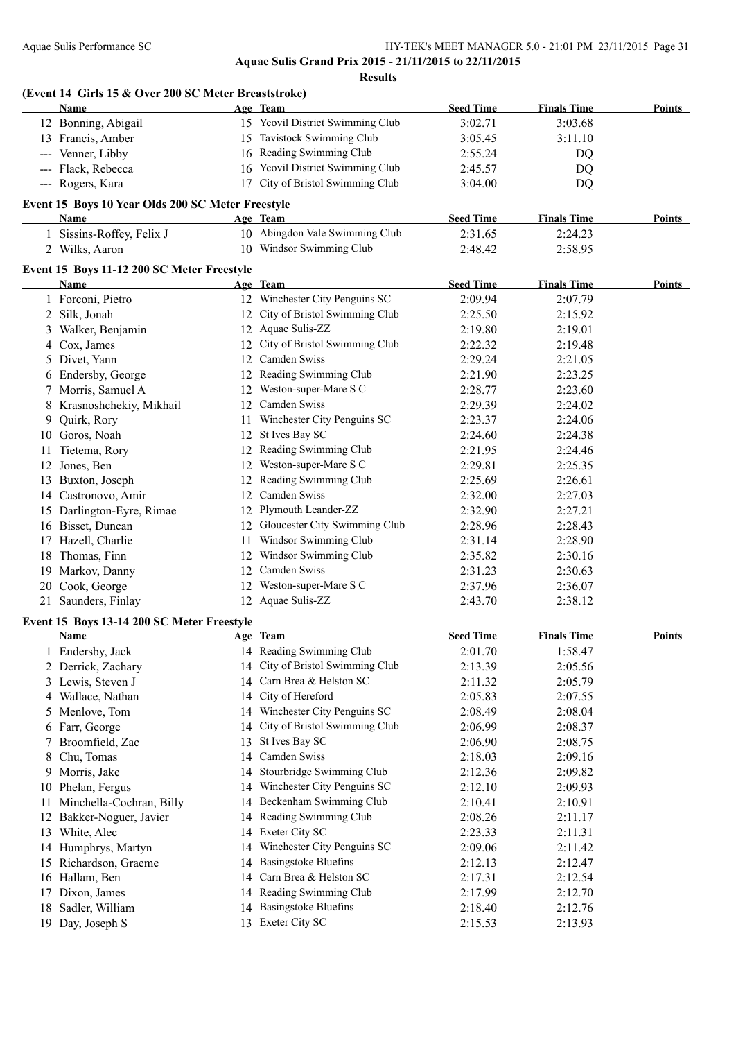**Aquae Sulis Grand Prix 2015 - 21/11/2015 to 22/11/2015**

**Results**

### (Event 14 Girls 15 & Over 200 SC Meter Breaststroke)

| | Name | Age | Team | Seed Time | Finals Time | Points |
|---|---|---|---|---|---|---|
| 12 | Bonning, Abigail | 15 | Yeovil District Swimming Club | 3:02.71 | 3:03.68 | |
| 13 | Francis, Amber | 15 | Tavistock Swimming Club | 3:05.45 | 3:11.10 | |
| --- | Venner, Libby | 16 | Reading Swimming Club | 2:55.24 | DQ | |
| --- | Flack, Rebecca | 16 | Yeovil District Swimming Club | 2:45.57 | DQ | |
| --- | Rogers, Kara | 17 | City of Bristol Swimming Club | 3:04.00 | DQ | |

### Event 15 Boys 10 Year Olds 200 SC Meter Freestyle

| | Name | Age | Team | Seed Time | Finals Time | Points |
|---|---|---|---|---|---|---|
| 1 | Sissins-Roffey, Felix J | 10 | Abingdon Vale Swimming Club | 2:31.65 | 2:24.23 | |
| 2 | Wilks, Aaron | 10 | Windsor Swimming Club | 2:48.42 | 2:58.95 | |

### Event 15 Boys 11-12 200 SC Meter Freestyle

| | Name | Age | Team | Seed Time | Finals Time | Points |
|---|---|---|---|---|---|---|
| 1 | Forconi, Pietro | 12 | Winchester City Penguins SC | 2:09.94 | 2:07.79 | |
| 2 | Silk, Jonah | 12 | City of Bristol Swimming Club | 2:25.50 | 2:15.92 | |
| 3 | Walker, Benjamin | 12 | Aquae Sulis-ZZ | 2:19.80 | 2:19.01 | |
| 4 | Cox, James | 12 | City of Bristol Swimming Club | 2:22.32 | 2:19.48 | |
| 5 | Divet, Yann | 12 | Camden Swiss | 2:29.24 | 2:21.05 | |
| 6 | Endersby, George | 12 | Reading Swimming Club | 2:21.90 | 2:23.25 | |
| 7 | Morris, Samuel A | 12 | Weston-super-Mare S C | 2:28.77 | 2:23.60 | |
| 8 | Krasnoshchekiy, Mikhail | 12 | Camden Swiss | 2:29.39 | 2:24.02 | |
| 9 | Quirk, Rory | 11 | Winchester City Penguins SC | 2:23.37 | 2:24.06 | |
| 10 | Goros, Noah | 12 | St Ives Bay SC | 2:24.60 | 2:24.38 | |
| 11 | Tietema, Rory | 12 | Reading Swimming Club | 2:21.95 | 2:24.46 | |
| 12 | Jones, Ben | 12 | Weston-super-Mare S C | 2:29.81 | 2:25.35 | |
| 13 | Buxton, Joseph | 12 | Reading Swimming Club | 2:25.69 | 2:26.61 | |
| 14 | Castronovo, Amir | 12 | Camden Swiss | 2:32.00 | 2:27.03 | |
| 15 | Darlington-Eyre, Rimae | 12 | Plymouth Leander-ZZ | 2:32.90 | 2:27.21 | |
| 16 | Bisset, Duncan | 12 | Gloucester City Swimming Club | 2:28.96 | 2:28.43 | |
| 17 | Hazell, Charlie | 11 | Windsor Swimming Club | 2:31.14 | 2:28.90 | |
| 18 | Thomas, Finn | 12 | Windsor Swimming Club | 2:35.82 | 2:30.16 | |
| 19 | Markov, Danny | 12 | Camden Swiss | 2:31.23 | 2:30.63 | |
| 20 | Cook, George | 12 | Weston-super-Mare S C | 2:37.96 | 2:36.07 | |
| 21 | Saunders, Finlay | 12 | Aquae Sulis-ZZ | 2:43.70 | 2:38.12 | |

### Event 15 Boys 13-14 200 SC Meter Freestyle

| | Name | Age | Team | Seed Time | Finals Time | Points |
|---|---|---|---|---|---|---|
| 1 | Endersby, Jack | 14 | Reading Swimming Club | 2:01.70 | 1:58.47 | |
| 2 | Derrick, Zachary | 14 | City of Bristol Swimming Club | 2:13.39 | 2:05.56 | |
| 3 | Lewis, Steven J | 14 | Carn Brea & Helston SC | 2:11.32 | 2:05.79 | |
| 4 | Wallace, Nathan | 14 | City of Hereford | 2:05.83 | 2:07.55 | |
| 5 | Menlove, Tom | 14 | Winchester City Penguins SC | 2:08.49 | 2:08.04 | |
| 6 | Farr, George | 14 | City of Bristol Swimming Club | 2:06.99 | 2:08.37 | |
| 7 | Broomfield, Zac | 13 | St Ives Bay SC | 2:06.90 | 2:08.75 | |
| 8 | Chu, Tomas | 14 | Camden Swiss | 2:18.03 | 2:09.16 | |
| 9 | Morris, Jake | 14 | Stourbridge Swimming Club | 2:12.36 | 2:09.82 | |
| 10 | Phelan, Fergus | 14 | Winchester City Penguins SC | 2:12.10 | 2:09.93 | |
| 11 | Minchella-Cochran, Billy | 14 | Beckenham Swimming Club | 2:10.41 | 2:10.91 | |
| 12 | Bakker-Noguer, Javier | 14 | Reading Swimming Club | 2:08.26 | 2:11.17 | |
| 13 | White, Alec | 14 | Exeter City SC | 2:23.33 | 2:11.31 | |
| 14 | Humphrys, Martyn | 14 | Winchester City Penguins SC | 2:09.06 | 2:11.42 | |
| 15 | Richardson, Graeme | 14 | Basingstoke Bluefins | 2:12.13 | 2:12.47 | |
| 16 | Hallam, Ben | 14 | Carn Brea & Helston SC | 2:17.31 | 2:12.54 | |
| 17 | Dixon, James | 14 | Reading Swimming Club | 2:17.99 | 2:12.70 | |
| 18 | Sadler, William | 14 | Basingstoke Bluefins | 2:18.40 | 2:12.76 | |
| 19 | Day, Joseph S | 13 | Exeter City SC | 2:15.53 | 2:13.93 | |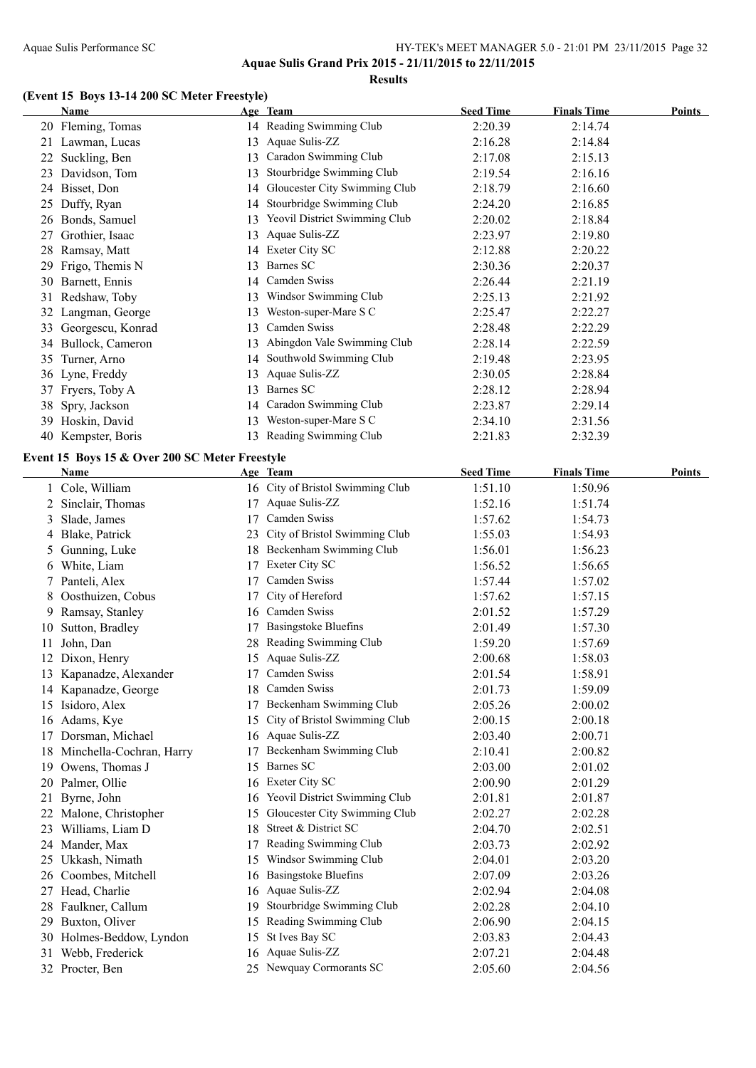**Aquae Sulis Grand Prix 2015 - 21/11/2015 to 22/11/2015**

**Results**

### (Event 15 Boys 13-14 200 SC Meter Freestyle)

| | Name | Age | Team | Seed Time | Finals Time | Points |
|---|---|---|---|---|---|---|
| 20 | Fleming, Tomas | 14 | Reading Swimming Club | 2:20.39 | 2:14.74 | |
| 21 | Lawman, Lucas | 13 | Aquae Sulis-ZZ | 2:16.28 | 2:14.84 | |
| 22 | Suckling, Ben | 13 | Caradon Swimming Club | 2:17.08 | 2:15.13 | |
| 23 | Davidson, Tom | 13 | Stourbridge Swimming Club | 2:19.54 | 2:16.16 | |
| 24 | Bisset, Don | 14 | Gloucester City Swimming Club | 2:18.79 | 2:16.60 | |
| 25 | Duffy, Ryan | 14 | Stourbridge Swimming Club | 2:24.20 | 2:16.85 | |
| 26 | Bonds, Samuel | 13 | Yeovil District Swimming Club | 2:20.02 | 2:18.84 | |
| 27 | Grothier, Isaac | 13 | Aquae Sulis-ZZ | 2:23.97 | 2:19.80 | |
| 28 | Ramsay, Matt | 14 | Exeter City SC | 2:12.88 | 2:20.22 | |
| 29 | Frigo, Themis N | 13 | Barnes SC | 2:30.36 | 2:20.37 | |
| 30 | Barnett, Ennis | 14 | Camden Swiss | 2:26.44 | 2:21.19 | |
| 31 | Redshaw, Toby | 13 | Windsor Swimming Club | 2:25.13 | 2:21.92 | |
| 32 | Langman, George | 13 | Weston-super-Mare S C | 2:25.47 | 2:22.27 | |
| 33 | Georgescu, Konrad | 13 | Camden Swiss | 2:28.48 | 2:22.29 | |
| 34 | Bullock, Cameron | 13 | Abingdon Vale Swimming Club | 2:28.14 | 2:22.59 | |
| 35 | Turner, Arno | 14 | Southwold Swimming Club | 2:19.48 | 2:23.95 | |
| 36 | Lyne, Freddy | 13 | Aquae Sulis-ZZ | 2:30.05 | 2:28.84 | |
| 37 | Fryers, Toby A | 13 | Barnes SC | 2:28.12 | 2:28.94 | |
| 38 | Spry, Jackson | 14 | Caradon Swimming Club | 2:23.87 | 2:29.14 | |
| 39 | Hoskin, David | 13 | Weston-super-Mare S C | 2:34.10 | 2:31.56 | |
| 40 | Kempster, Boris | 13 | Reading Swimming Club | 2:21.83 | 2:32.39 | |

### Event 15 Boys 15 & Over 200 SC Meter Freestyle

| | Name | Age | Team | Seed Time | Finals Time | Points |
|---|---|---|---|---|---|---|
| 1 | Cole, William | 16 | City of Bristol Swimming Club | 1:51.10 | 1:50.96 | |
| 2 | Sinclair, Thomas | 17 | Aquae Sulis-ZZ | 1:52.16 | 1:51.74 | |
| 3 | Slade, James | 17 | Camden Swiss | 1:57.62 | 1:54.73 | |
| 4 | Blake, Patrick | 23 | City of Bristol Swimming Club | 1:55.03 | 1:54.93 | |
| 5 | Gunning, Luke | 18 | Beckenham Swimming Club | 1:56.01 | 1:56.23 | |
| 6 | White, Liam | 17 | Exeter City SC | 1:56.52 | 1:56.65 | |
| 7 | Panteli, Alex | 17 | Camden Swiss | 1:57.44 | 1:57.02 | |
| 8 | Oosthuizen, Cobus | 17 | City of Hereford | 1:57.62 | 1:57.15 | |
| 9 | Ramsay, Stanley | 16 | Camden Swiss | 2:01.52 | 1:57.29 | |
| 10 | Sutton, Bradley | 17 | Basingstoke Bluefins | 2:01.49 | 1:57.30 | |
| 11 | John, Dan | 28 | Reading Swimming Club | 1:59.20 | 1:57.69 | |
| 12 | Dixon, Henry | 15 | Aquae Sulis-ZZ | 2:00.68 | 1:58.03 | |
| 13 | Kapanadze, Alexander | 17 | Camden Swiss | 2:01.54 | 1:58.91 | |
| 14 | Kapanadze, George | 18 | Camden Swiss | 2:01.73 | 1:59.09 | |
| 15 | Isidoro, Alex | 17 | Beckenham Swimming Club | 2:05.26 | 2:00.02 | |
| 16 | Adams, Kye | 15 | City of Bristol Swimming Club | 2:00.15 | 2:00.18 | |
| 17 | Dorsman, Michael | 16 | Aquae Sulis-ZZ | 2:03.40 | 2:00.71 | |
| 18 | Minchella-Cochran, Harry | 17 | Beckenham Swimming Club | 2:10.41 | 2:00.82 | |
| 19 | Owens, Thomas J | 15 | Barnes SC | 2:03.00 | 2:01.02 | |
| 20 | Palmer, Ollie | 16 | Exeter City SC | 2:00.90 | 2:01.29 | |
| 21 | Byrne, John | 16 | Yeovil District Swimming Club | 2:01.81 | 2:01.87 | |
| 22 | Malone, Christopher | 15 | Gloucester City Swimming Club | 2:02.27 | 2:02.28 | |
| 23 | Williams, Liam D | 18 | Street & District SC | 2:04.70 | 2:02.51 | |
| 24 | Mander, Max | 17 | Reading Swimming Club | 2:03.73 | 2:02.92 | |
| 25 | Ukkash, Nimath | 15 | Windsor Swimming Club | 2:04.01 | 2:03.20 | |
| 26 | Coombes, Mitchell | 16 | Basingstoke Bluefins | 2:07.09 | 2:03.26 | |
| 27 | Head, Charlie | 16 | Aquae Sulis-ZZ | 2:02.94 | 2:04.08 | |
| 28 | Faulkner, Callum | 19 | Stourbridge Swimming Club | 2:02.28 | 2:04.10 | |
| 29 | Buxton, Oliver | 15 | Reading Swimming Club | 2:06.90 | 2:04.15 | |
| 30 | Holmes-Beddow, Lyndon | 15 | St Ives Bay SC | 2:03.83 | 2:04.43 | |
| 31 | Webb, Frederick | 16 | Aquae Sulis-ZZ | 2:07.21 | 2:04.48 | |
| 32 | Procter, Ben | 25 | Newquay Cormorants SC | 2:05.60 | 2:04.56 | |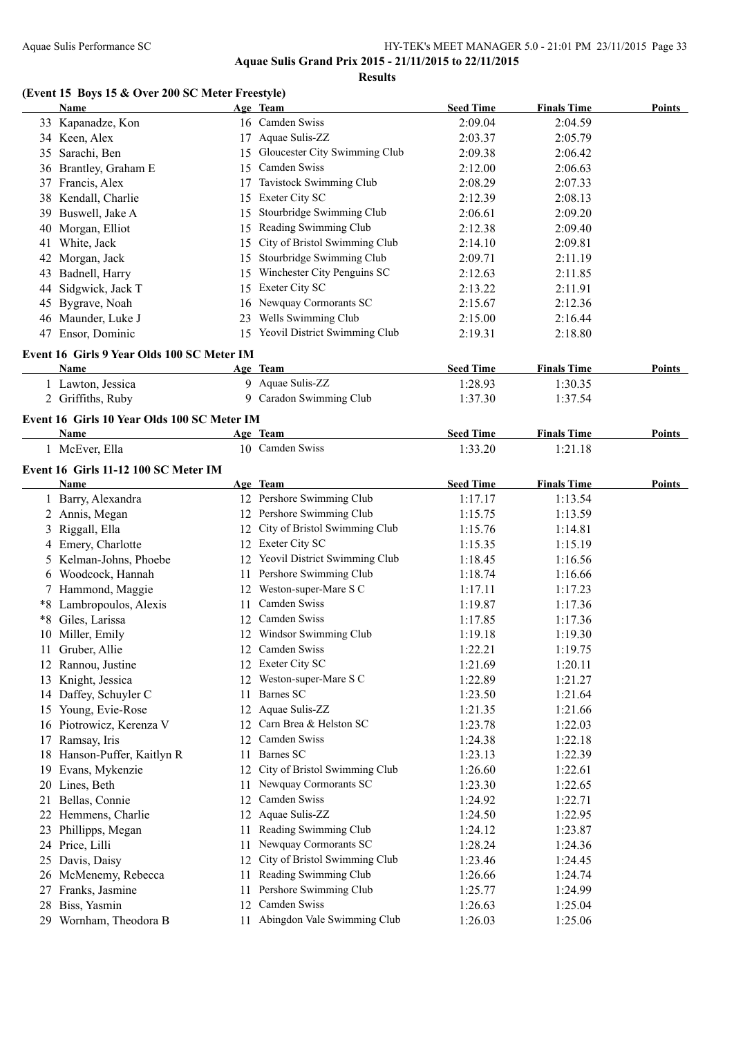## Aquae Sulis Grand Prix 2015 - 21/11/2015 to 22/11/2015

### Results

### (Event 15 Boys 15 & Over 200 SC Meter Freestyle)

| | Name | Age | Team | Seed Time | Finals Time | Points |
|---|---|---|---|---|---|---|
| 33 | Kapanadze, Kon | 16 | Camden Swiss | 2:09.04 | 2:04.59 | |
| 34 | Keen, Alex | 17 | Aquae Sulis-ZZ | 2:03.37 | 2:05.79 | |
| 35 | Sarachi, Ben | 15 | Gloucester City Swimming Club | 2:09.38 | 2:06.42 | |
| 36 | Brantley, Graham E | 15 | Camden Swiss | 2:12.00 | 2:06.63 | |
| 37 | Francis, Alex | 17 | Tavistock Swimming Club | 2:08.29 | 2:07.33 | |
| 38 | Kendall, Charlie | 15 | Exeter City SC | 2:12.39 | 2:08.13 | |
| 39 | Buswell, Jake A | 15 | Stourbridge Swimming Club | 2:06.61 | 2:09.20 | |
| 40 | Morgan, Elliot | 15 | Reading Swimming Club | 2:12.38 | 2:09.40 | |
| 41 | White, Jack | 15 | City of Bristol Swimming Club | 2:14.10 | 2:09.81 | |
| 42 | Morgan, Jack | 15 | Stourbridge Swimming Club | 2:09.71 | 2:11.19 | |
| 43 | Badnell, Harry | 15 | Winchester City Penguins SC | 2:12.63 | 2:11.85 | |
| 44 | Sidgwick, Jack T | 15 | Exeter City SC | 2:13.22 | 2:11.91 | |
| 45 | Bygrave, Noah | 16 | Newquay Cormorants SC | 2:15.67 | 2:12.36 | |
| 46 | Maunder, Luke J | 23 | Wells Swimming Club | 2:15.00 | 2:16.44 | |
| 47 | Ensor, Dominic | 15 | Yeovil District Swimming Club | 2:19.31 | 2:18.80 | |

### Event 16 Girls 9 Year Olds 100 SC Meter IM

| | Name | Age | Team | Seed Time | Finals Time | Points |
|---|---|---|---|---|---|---|
| 1 | Lawton, Jessica | 9 | Aquae Sulis-ZZ | 1:28.93 | 1:30.35 | |
| 2 | Griffiths, Ruby | 9 | Caradon Swimming Club | 1:37.30 | 1:37.54 | |

### Event 16 Girls 10 Year Olds 100 SC Meter IM

| | Name | Age | Team | Seed Time | Finals Time | Points |
|---|---|---|---|---|---|---|
| 1 | McEver, Ella | 10 | Camden Swiss | 1:33.20 | 1:21.18 | |

### Event 16 Girls 11-12 100 SC Meter IM

| | Name | Age | Team | Seed Time | Finals Time | Points |
|---|---|---|---|---|---|---|
| 1 | Barry, Alexandra | 12 | Pershore Swimming Club | 1:17.17 | 1:13.54 | |
| 2 | Annis, Megan | 12 | Pershore Swimming Club | 1:15.75 | 1:13.59 | |
| 3 | Riggall, Ella | 12 | City of Bristol Swimming Club | 1:15.76 | 1:14.81 | |
| 4 | Emery, Charlotte | 12 | Exeter City SC | 1:15.35 | 1:15.19 | |
| 5 | Kelman-Johns, Phoebe | 12 | Yeovil District Swimming Club | 1:18.45 | 1:16.56 | |
| 6 | Woodcock, Hannah | 11 | Pershore Swimming Club | 1:18.74 | 1:16.66 | |
| 7 | Hammond, Maggie | 12 | Weston-super-Mare S C | 1:17.11 | 1:17.23 | |
| *8 | Lambropoulos, Alexis | 11 | Camden Swiss | 1:19.87 | 1:17.36 | |
| *8 | Giles, Larissa | 12 | Camden Swiss | 1:17.85 | 1:17.36 | |
| 10 | Miller, Emily | 12 | Windsor Swimming Club | 1:19.18 | 1:19.30 | |
| 11 | Gruber, Allie | 12 | Camden Swiss | 1:22.21 | 1:19.75 | |
| 12 | Rannou, Justine | 12 | Exeter City SC | 1:21.69 | 1:20.11 | |
| 13 | Knight, Jessica | 12 | Weston-super-Mare S C | 1:22.89 | 1:21.27 | |
| 14 | Daffey, Schuyler C | 11 | Barnes SC | 1:23.50 | 1:21.64 | |
| 15 | Young, Evie-Rose | 12 | Aquae Sulis-ZZ | 1:21.35 | 1:21.66 | |
| 16 | Piotrowicz, Kerenza V | 12 | Carn Brea & Helston SC | 1:23.78 | 1:22.03 | |
| 17 | Ramsay, Iris | 12 | Camden Swiss | 1:24.38 | 1:22.18 | |
| 18 | Hanson-Puffer, Kaitlyn R | 11 | Barnes SC | 1:23.13 | 1:22.39 | |
| 19 | Evans, Mykenzie | 12 | City of Bristol Swimming Club | 1:26.60 | 1:22.61 | |
| 20 | Lines, Beth | 11 | Newquay Cormorants SC | 1:23.30 | 1:22.65 | |
| 21 | Bellas, Connie | 12 | Camden Swiss | 1:24.92 | 1:22.71 | |
| 22 | Hemmens, Charlie | 12 | Aquae Sulis-ZZ | 1:24.50 | 1:22.95 | |
| 23 | Phillipps, Megan | 11 | Reading Swimming Club | 1:24.12 | 1:23.87 | |
| 24 | Price, Lilli | 11 | Newquay Cormorants SC | 1:28.24 | 1:24.36 | |
| 25 | Davis, Daisy | 12 | City of Bristol Swimming Club | 1:23.46 | 1:24.45 | |
| 26 | McMenemy, Rebecca | 11 | Reading Swimming Club | 1:26.66 | 1:24.74 | |
| 27 | Franks, Jasmine | 11 | Pershore Swimming Club | 1:25.77 | 1:24.99 | |
| 28 | Biss, Yasmin | 12 | Camden Swiss | 1:26.63 | 1:25.04 | |
| 29 | Wornham, Theodora B | 11 | Abingdon Vale Swimming Club | 1:26.03 | 1:25.06 | |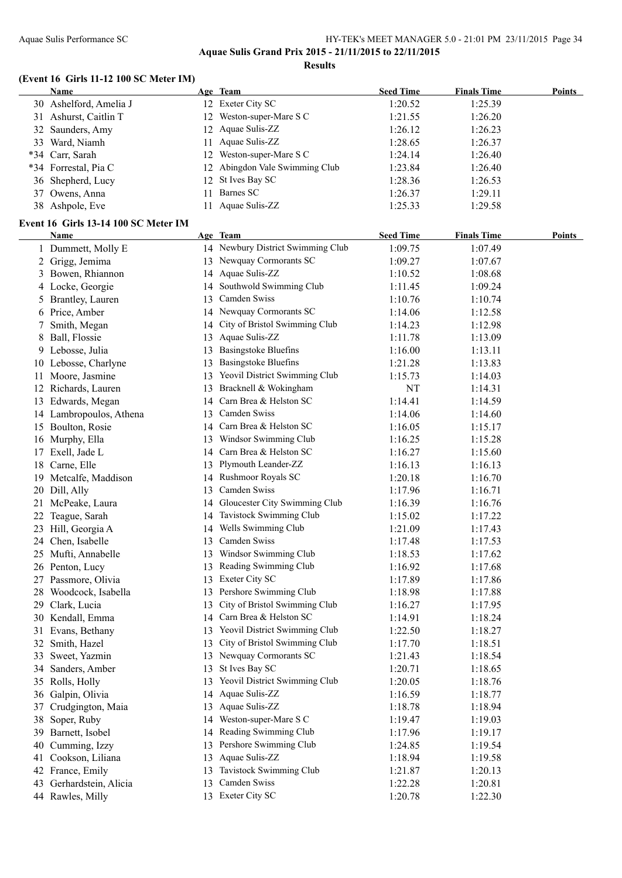## Aquae Sulis Grand Prix 2015 - 21/11/2015 to 22/11/2015

### Results

### (Event 16 Girls 11-12 100 SC Meter IM)

| | Name | Age | Team | Seed Time | Finals Time | Points |
|---|---|---|---|---|---|---|
| 30 | Ashelford, Amelia J | 12 | Exeter City SC | 1:20.52 | 1:25.39 | |
| 31 | Ashurst, Caitlin T | 12 | Weston-super-Mare S C | 1:21.55 | 1:26.20 | |
| 32 | Saunders, Amy | 12 | Aquae Sulis-ZZ | 1:26.12 | 1:26.23 | |
| 33 | Ward, Niamh | 11 | Aquae Sulis-ZZ | 1:28.65 | 1:26.37 | |
| *34 | Carr, Sarah | 12 | Weston-super-Mare S C | 1:24.14 | 1:26.40 | |
| *34 | Forrestal, Pia C | 12 | Abingdon Vale Swimming Club | 1:23.84 | 1:26.40 | |
| 36 | Shepherd, Lucy | 12 | St Ives Bay SC | 1:28.36 | 1:26.53 | |
| 37 | Owens, Anna | 11 | Barnes SC | 1:26.37 | 1:29.11 | |
| 38 | Ashpole, Eve | 11 | Aquae Sulis-ZZ | 1:25.33 | 1:29.58 | |

### Event 16 Girls 13-14 100 SC Meter IM

| | Name | Age | Team | Seed Time | Finals Time | Points |
|---|---|---|---|---|---|---|
| 1 | Dummett, Molly E | 14 | Newbury District Swimming Club | 1:09.75 | 1:07.49 | |
| 2 | Grigg, Jemima | 13 | Newquay Cormorants SC | 1:09.27 | 1:07.67 | |
| 3 | Bowen, Rhiannon | 14 | Aquae Sulis-ZZ | 1:10.52 | 1:08.68 | |
| 4 | Locke, Georgie | 14 | Southwold Swimming Club | 1:11.45 | 1:09.24 | |
| 5 | Brantley, Lauren | 13 | Camden Swiss | 1:10.76 | 1:10.74 | |
| 6 | Price, Amber | 14 | Newquay Cormorants SC | 1:14.06 | 1:12.58 | |
| 7 | Smith, Megan | 14 | City of Bristol Swimming Club | 1:14.23 | 1:12.98 | |
| 8 | Ball, Flossie | 13 | Aquae Sulis-ZZ | 1:11.78 | 1:13.09 | |
| 9 | Lebosse, Julia | 13 | Basingstoke Bluefins | 1:16.00 | 1:13.11 | |
| 10 | Lebosse, Charlyne | 13 | Basingstoke Bluefins | 1:21.28 | 1:13.83 | |
| 11 | Moore, Jasmine | 13 | Yeovil District Swimming Club | 1:15.73 | 1:14.03 | |
| 12 | Richards, Lauren | 13 | Bracknell & Wokingham | NT | 1:14.31 | |
| 13 | Edwards, Megan | 14 | Carn Brea & Helston SC | 1:14.41 | 1:14.59 | |
| 14 | Lambropoulos, Athena | 13 | Camden Swiss | 1:14.06 | 1:14.60 | |
| 15 | Boulton, Rosie | 14 | Carn Brea & Helston SC | 1:16.05 | 1:15.17 | |
| 16 | Murphy, Ella | 13 | Windsor Swimming Club | 1:16.25 | 1:15.28 | |
| 17 | Exell, Jade L | 14 | Carn Brea & Helston SC | 1:16.27 | 1:15.60 | |
| 18 | Carne, Elle | 13 | Plymouth Leander-ZZ | 1:16.13 | 1:16.13 | |
| 19 | Metcalfe, Maddison | 14 | Rushmoor Royals SC | 1:20.18 | 1:16.70 | |
| 20 | Dill, Ally | 13 | Camden Swiss | 1:17.96 | 1:16.71 | |
| 21 | McPeake, Laura | 14 | Gloucester City Swimming Club | 1:16.39 | 1:16.76 | |
| 22 | Teague, Sarah | 14 | Tavistock Swimming Club | 1:15.02 | 1:17.22 | |
| 23 | Hill, Georgia A | 14 | Wells Swimming Club | 1:21.09 | 1:17.43 | |
| 24 | Chen, Isabelle | 13 | Camden Swiss | 1:17.48 | 1:17.53 | |
| 25 | Mufti, Annabelle | 13 | Windsor Swimming Club | 1:18.53 | 1:17.62 | |
| 26 | Penton, Lucy | 13 | Reading Swimming Club | 1:16.92 | 1:17.68 | |
| 27 | Passmore, Olivia | 13 | Exeter City SC | 1:17.89 | 1:17.86 | |
| 28 | Woodcock, Isabella | 13 | Pershore Swimming Club | 1:18.98 | 1:17.88 | |
| 29 | Clark, Lucia | 13 | City of Bristol Swimming Club | 1:16.27 | 1:17.95 | |
| 30 | Kendall, Emma | 14 | Carn Brea & Helston SC | 1:14.91 | 1:18.24 | |
| 31 | Evans, Bethany | 13 | Yeovil District Swimming Club | 1:22.50 | 1:18.27 | |
| 32 | Smith, Hazel | 13 | City of Bristol Swimming Club | 1:17.70 | 1:18.51 | |
| 33 | Sweet, Yazmin | 13 | Newquay Cormorants SC | 1:21.43 | 1:18.54 | |
| 34 | Sanders, Amber | 13 | St Ives Bay SC | 1:20.71 | 1:18.65 | |
| 35 | Rolls, Holly | 13 | Yeovil District Swimming Club | 1:20.05 | 1:18.76 | |
| 36 | Galpin, Olivia | 14 | Aquae Sulis-ZZ | 1:16.59 | 1:18.77 | |
| 37 | Crudgington, Maia | 13 | Aquae Sulis-ZZ | 1:18.78 | 1:18.94 | |
| 38 | Soper, Ruby | 14 | Weston-super-Mare S C | 1:19.47 | 1:19.03 | |
| 39 | Barnett, Isobel | 14 | Reading Swimming Club | 1:17.96 | 1:19.17 | |
| 40 | Cumming, Izzy | 13 | Pershore Swimming Club | 1:24.85 | 1:19.54 | |
| 41 | Cookson, Liliana | 13 | Aquae Sulis-ZZ | 1:18.94 | 1:19.58 | |
| 42 | France, Emily | 13 | Tavistock Swimming Club | 1:21.87 | 1:20.13 | |
| 43 | Gerhardstein, Alicia | 13 | Camden Swiss | 1:22.28 | 1:20.81 | |
| 44 | Rawles, Milly | 13 | Exeter City SC | 1:20.78 | 1:22.30 | |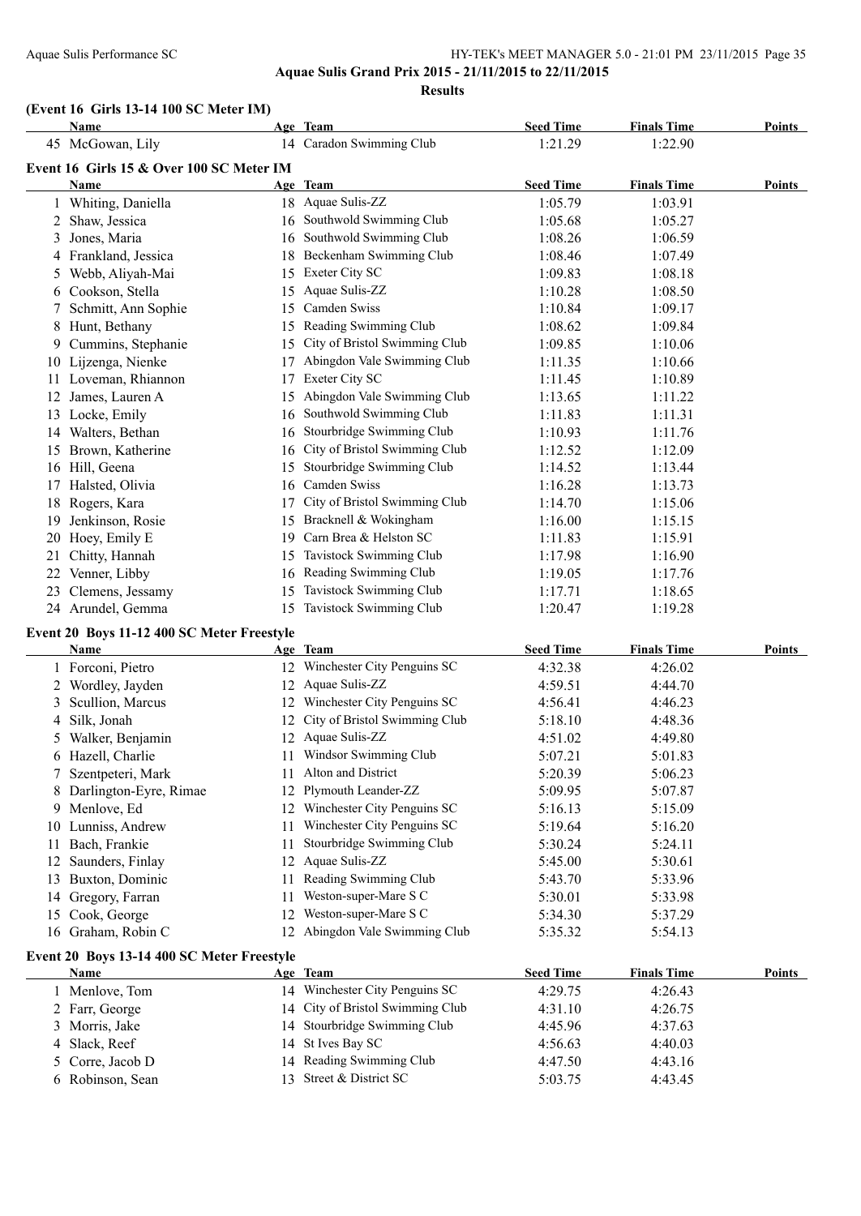**Aquae Sulis Grand Prix 2015 - 21/11/2015 to 22/11/2015**

**Results**

### (Event 16 Girls 13-14 100 SC Meter IM)

| | Name | Age | Team | Seed Time | Finals Time | Points |
|---|---|---|---|---|---|---|
| 45 | McGowan, Lily | 14 | Caradon Swimming Club | 1:21.29 | 1:22.90 | |

### Event 16 Girls 15 & Over 100 SC Meter IM

| | Name | Age | Team | Seed Time | Finals Time | Points |
|---|---|---|---|---|---|---|
| 1 | Whiting, Daniella | 18 | Aquae Sulis-ZZ | 1:05.79 | 1:03.91 | |
| 2 | Shaw, Jessica | 16 | Southwold Swimming Club | 1:05.68 | 1:05.27 | |
| 3 | Jones, Maria | 16 | Southwold Swimming Club | 1:08.26 | 1:06.59 | |
| 4 | Frankland, Jessica | 18 | Beckenham Swimming Club | 1:08.46 | 1:07.49 | |
| 5 | Webb, Aliyah-Mai | 15 | Exeter City SC | 1:09.83 | 1:08.18 | |
| 6 | Cookson, Stella | 15 | Aquae Sulis-ZZ | 1:10.28 | 1:08.50 | |
| 7 | Schmitt, Ann Sophie | 15 | Camden Swiss | 1:10.84 | 1:09.17 | |
| 8 | Hunt, Bethany | 15 | Reading Swimming Club | 1:08.62 | 1:09.84 | |
| 9 | Cummins, Stephanie | 15 | City of Bristol Swimming Club | 1:09.85 | 1:10.06 | |
| 10 | Lijzenga, Nienke | 17 | Abingdon Vale Swimming Club | 1:11.35 | 1:10.66 | |
| 11 | Loveman, Rhiannon | 17 | Exeter City SC | 1:11.45 | 1:10.89 | |
| 12 | James, Lauren A | 15 | Abingdon Vale Swimming Club | 1:13.65 | 1:11.22 | |
| 13 | Locke, Emily | 16 | Southwold Swimming Club | 1:11.83 | 1:11.31 | |
| 14 | Walters, Bethan | 16 | Stourbridge Swimming Club | 1:10.93 | 1:11.76 | |
| 15 | Brown, Katherine | 16 | City of Bristol Swimming Club | 1:12.52 | 1:12.09 | |
| 16 | Hill, Geena | 15 | Stourbridge Swimming Club | 1:14.52 | 1:13.44 | |
| 17 | Halsted, Olivia | 16 | Camden Swiss | 1:16.28 | 1:13.73 | |
| 18 | Rogers, Kara | 17 | City of Bristol Swimming Club | 1:14.70 | 1:15.06 | |
| 19 | Jenkinson, Rosie | 15 | Bracknell & Wokingham | 1:16.00 | 1:15.15 | |
| 20 | Hoey, Emily E | 19 | Carn Brea & Helston SC | 1:11.83 | 1:15.91 | |
| 21 | Chitty, Hannah | 15 | Tavistock Swimming Club | 1:17.98 | 1:16.90 | |
| 22 | Venner, Libby | 16 | Reading Swimming Club | 1:19.05 | 1:17.76 | |
| 23 | Clemens, Jessamy | 15 | Tavistock Swimming Club | 1:17.71 | 1:18.65 | |
| 24 | Arundel, Gemma | 15 | Tavistock Swimming Club | 1:20.47 | 1:19.28 | |

### Event 20 Boys 11-12 400 SC Meter Freestyle

| | Name | Age | Team | Seed Time | Finals Time | Points |
|---|---|---|---|---|---|---|
| 1 | Forconi, Pietro | 12 | Winchester City Penguins SC | 4:32.38 | 4:26.02 | |
| 2 | Wordley, Jayden | 12 | Aquae Sulis-ZZ | 4:59.51 | 4:44.70 | |
| 3 | Scullion, Marcus | 12 | Winchester City Penguins SC | 4:56.41 | 4:46.23 | |
| 4 | Silk, Jonah | 12 | City of Bristol Swimming Club | 5:18.10 | 4:48.36 | |
| 5 | Walker, Benjamin | 12 | Aquae Sulis-ZZ | 4:51.02 | 4:49.80 | |
| 6 | Hazell, Charlie | 11 | Windsor Swimming Club | 5:07.21 | 5:01.83 | |
| 7 | Szentpeteri, Mark | 11 | Alton and District | 5:20.39 | 5:06.23 | |
| 8 | Darlington-Eyre, Rimae | 12 | Plymouth Leander-ZZ | 5:09.95 | 5:07.87 | |
| 9 | Menlove, Ed | 12 | Winchester City Penguins SC | 5:16.13 | 5:15.09 | |
| 10 | Lunniss, Andrew | 11 | Winchester City Penguins SC | 5:19.64 | 5:16.20 | |
| 11 | Bach, Frankie | 11 | Stourbridge Swimming Club | 5:30.24 | 5:24.11 | |
| 12 | Saunders, Finlay | 12 | Aquae Sulis-ZZ | 5:45.00 | 5:30.61 | |
| 13 | Buxton, Dominic | 11 | Reading Swimming Club | 5:43.70 | 5:33.96 | |
| 14 | Gregory, Farran | 11 | Weston-super-Mare S C | 5:30.01 | 5:33.98 | |
| 15 | Cook, George | 12 | Weston-super-Mare S C | 5:34.30 | 5:37.29 | |
| 16 | Graham, Robin C | 12 | Abingdon Vale Swimming Club | 5:35.32 | 5:54.13 | |

### Event 20 Boys 13-14 400 SC Meter Freestyle

| | Name | Age | Team | Seed Time | Finals Time | Points |
|---|---|---|---|---|---|---|
| 1 | Menlove, Tom | 14 | Winchester City Penguins SC | 4:29.75 | 4:26.43 | |
| 2 | Farr, George | 14 | City of Bristol Swimming Club | 4:31.10 | 4:26.75 | |
| 3 | Morris, Jake | 14 | Stourbridge Swimming Club | 4:45.96 | 4:37.63 | |
| 4 | Slack, Reef | 14 | St Ives Bay SC | 4:56.63 | 4:40.03 | |
| 5 | Corre, Jacob D | 14 | Reading Swimming Club | 4:47.50 | 4:43.16 | |
| 6 | Robinson, Sean | 13 | Street & District SC | 5:03.75 | 4:43.45 | |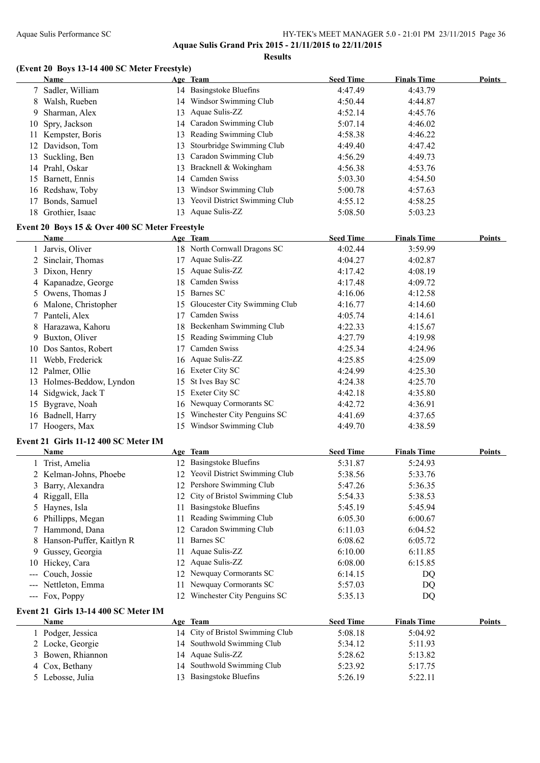Aquae Sulis Grand Prix 2015 - 21/11/2015 to 22/11/2015

**Results**

### (Event 20 Boys 13-14 400 SC Meter Freestyle)

| | Name | Age | Team | Seed Time | Finals Time | Points |
|---|---|---|---|---|---|---|
| 7 | Sadler, William | 14 | Basingstoke Bluefins | 4:47.49 | 4:43.79 | |
| 8 | Walsh, Rueben | 14 | Windsor Swimming Club | 4:50.44 | 4:44.87 | |
| 9 | Sharman, Alex | 13 | Aquae Sulis-ZZ | 4:52.14 | 4:45.76 | |
| 10 | Spry, Jackson | 14 | Caradon Swimming Club | 5:07.14 | 4:46.02 | |
| 11 | Kempster, Boris | 13 | Reading Swimming Club | 4:58.38 | 4:46.22 | |
| 12 | Davidson, Tom | 13 | Stourbridge Swimming Club | 4:49.40 | 4:47.42 | |
| 13 | Suckling, Ben | 13 | Caradon Swimming Club | 4:56.29 | 4:49.73 | |
| 14 | Prahl, Oskar | 13 | Bracknell & Wokingham | 4:56.38 | 4:53.76 | |
| 15 | Barnett, Ennis | 14 | Camden Swiss | 5:03.30 | 4:54.50 | |
| 16 | Redshaw, Toby | 13 | Windsor Swimming Club | 5:00.78 | 4:57.63 | |
| 17 | Bonds, Samuel | 13 | Yeovil District Swimming Club | 4:55.12 | 4:58.25 | |
| 18 | Grothier, Isaac | 13 | Aquae Sulis-ZZ | 5:08.50 | 5:03.23 | |

### Event 20 Boys 15 & Over 400 SC Meter Freestyle

| | Name | Age | Team | Seed Time | Finals Time | Points |
|---|---|---|---|---|---|---|
| 1 | Jarvis, Oliver | 18 | North Cornwall Dragons SC | 4:02.44 | 3:59.99 | |
| 2 | Sinclair, Thomas | 17 | Aquae Sulis-ZZ | 4:04.27 | 4:02.87 | |
| 3 | Dixon, Henry | 15 | Aquae Sulis-ZZ | 4:17.42 | 4:08.19 | |
| 4 | Kapanadze, George | 18 | Camden Swiss | 4:17.48 | 4:09.72 | |
| 5 | Owens, Thomas J | 15 | Barnes SC | 4:16.06 | 4:12.58 | |
| 6 | Malone, Christopher | 15 | Gloucester City Swimming Club | 4:16.77 | 4:14.60 | |
| 7 | Panteli, Alex | 17 | Camden Swiss | 4:05.74 | 4:14.61 | |
| 8 | Harazawa, Kahoru | 18 | Beckenham Swimming Club | 4:22.33 | 4:15.67 | |
| 9 | Buxton, Oliver | 15 | Reading Swimming Club | 4:27.79 | 4:19.98 | |
| 10 | Dos Santos, Robert | 17 | Camden Swiss | 4:25.34 | 4:24.96 | |
| 11 | Webb, Frederick | 16 | Aquae Sulis-ZZ | 4:25.85 | 4:25.09 | |
| 12 | Palmer, Ollie | 16 | Exeter City SC | 4:24.99 | 4:25.30 | |
| 13 | Holmes-Beddow, Lyndon | 15 | St Ives Bay SC | 4:24.38 | 4:25.70 | |
| 14 | Sidgwick, Jack T | 15 | Exeter City SC | 4:42.18 | 4:35.80 | |
| 15 | Bygrave, Noah | 16 | Newquay Cormorants SC | 4:42.72 | 4:36.91 | |
| 16 | Badnell, Harry | 15 | Winchester City Penguins SC | 4:41.69 | 4:37.65 | |
| 17 | Hoogers, Max | 15 | Windsor Swimming Club | 4:49.70 | 4:38.59 | |

### Event 21 Girls 11-12 400 SC Meter IM

| | Name | Age | Team | Seed Time | Finals Time | Points |
|---|---|---|---|---|---|---|
| 1 | Trist, Amelia | 12 | Basingstoke Bluefins | 5:31.87 | 5:24.93 | |
| 2 | Kelman-Johns, Phoebe | 12 | Yeovil District Swimming Club | 5:38.56 | 5:33.76 | |
| 3 | Barry, Alexandra | 12 | Pershore Swimming Club | 5:47.26 | 5:36.35 | |
| 4 | Riggall, Ella | 12 | City of Bristol Swimming Club | 5:54.33 | 5:38.53 | |
| 5 | Haynes, Isla | 11 | Basingstoke Bluefins | 5:45.19 | 5:45.94 | |
| 6 | Phillipps, Megan | 11 | Reading Swimming Club | 6:05.30 | 6:00.67 | |
| 7 | Hammond, Dana | 12 | Caradon Swimming Club | 6:11.03 | 6:04.52 | |
| 8 | Hanson-Puffer, Kaitlyn R | 11 | Barnes SC | 6:08.62 | 6:05.72 | |
| 9 | Gussey, Georgia | 11 | Aquae Sulis-ZZ | 6:10.00 | 6:11.85 | |
| 10 | Hickey, Cara | 12 | Aquae Sulis-ZZ | 6:08.00 | 6:15.85 | |
| --- | Couch, Jossie | 12 | Newquay Cormorants SC | 6:14.15 | DQ | |
| --- | Nettleton, Emma | 11 | Newquay Cormorants SC | 5:57.03 | DQ | |
| --- | Fox, Poppy | 12 | Winchester City Penguins SC | 5:35.13 | DQ | |

### Event 21 Girls 13-14 400 SC Meter IM

| | Name | Age | Team | Seed Time | Finals Time | Points |
|---|---|---|---|---|---|---|
| 1 | Podger, Jessica | 14 | City of Bristol Swimming Club | 5:08.18 | 5:04.92 | |
| 2 | Locke, Georgie | 14 | Southwold Swimming Club | 5:34.12 | 5:11.93 | |
| 3 | Bowen, Rhiannon | 14 | Aquae Sulis-ZZ | 5:28.62 | 5:13.82 | |
| 4 | Cox, Bethany | 14 | Southwold Swimming Club | 5:23.92 | 5:17.75 | |
| 5 | Lebosse, Julia | 13 | Basingstoke Bluefins | 5:26.19 | 5:22.11 | |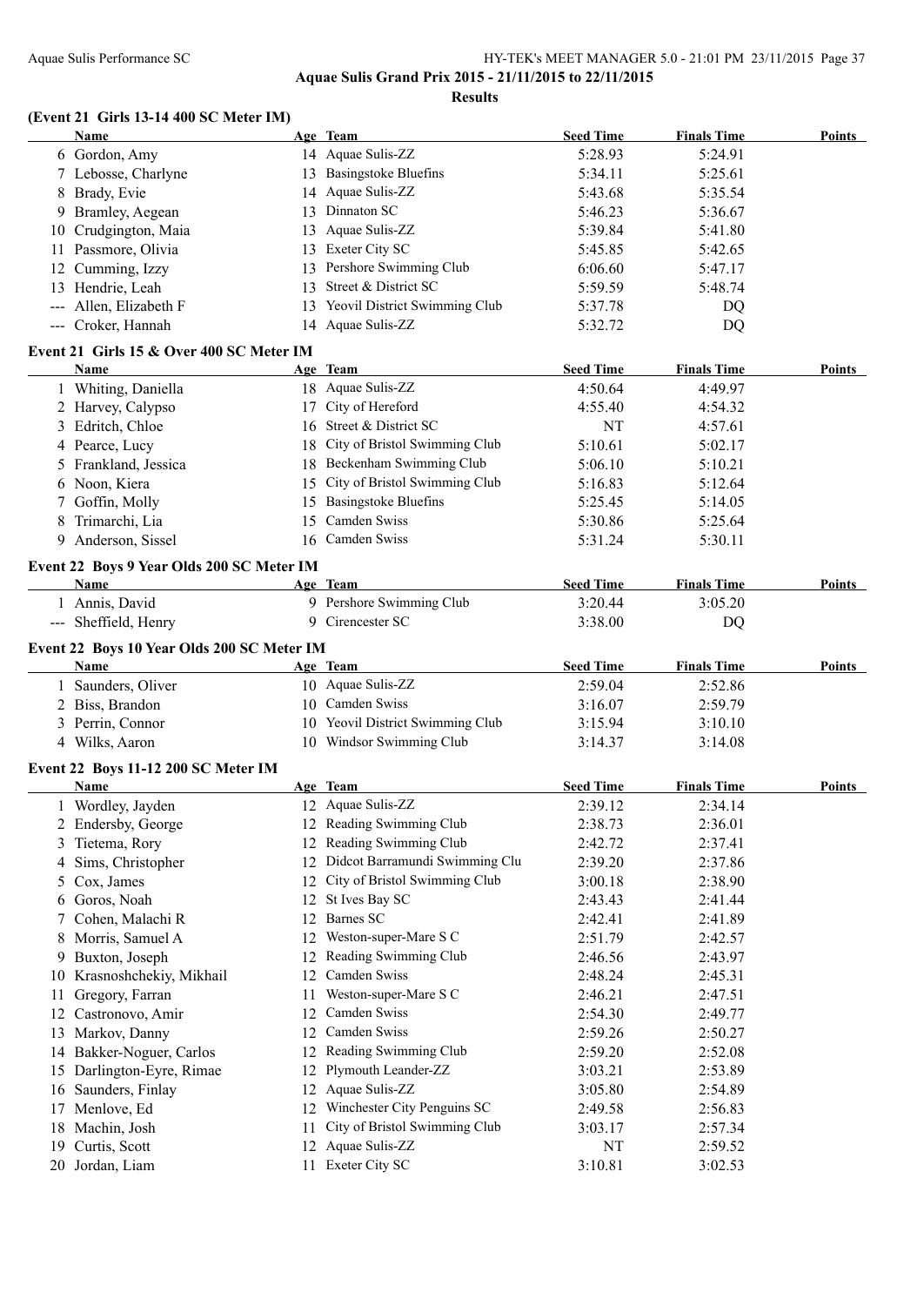**Aquae Sulis Grand Prix 2015 - 21/11/2015 to 22/11/2015**

**Results**

## (Event 21 Girls 13-14 400 SC Meter IM)

| | Name | Age | Team | Seed Time | Finals Time | Points |
|---|---|---|---|---|---|---|
| 6 | Gordon, Amy | 14 | Aquae Sulis-ZZ | 5:28.93 | 5:24.91 | |
| 7 | Lebosse, Charlyne | 13 | Basingstoke Bluefins | 5:34.11 | 5:25.61 | |
| 8 | Brady, Evie | 14 | Aquae Sulis-ZZ | 5:43.68 | 5:35.54 | |
| 9 | Bramley, Aegean | 13 | Dinnaton SC | 5:46.23 | 5:36.67 | |
| 10 | Crudgington, Maia | 13 | Aquae Sulis-ZZ | 5:39.84 | 5:41.80 | |
| 11 | Passmore, Olivia | 13 | Exeter City SC | 5:45.85 | 5:42.65 | |
| 12 | Cumming, Izzy | 13 | Pershore Swimming Club | 6:06.60 | 5:47.17 | |
| 13 | Hendrie, Leah | 13 | Street & District SC | 5:59.59 | 5:48.74 | |
| --- | Allen, Elizabeth F | 13 | Yeovil District Swimming Club | 5:37.78 | DQ | |
| --- | Croker, Hannah | 14 | Aquae Sulis-ZZ | 5:32.72 | DQ | |

## Event 21 Girls 15 & Over 400 SC Meter IM

| | Name | Age | Team | Seed Time | Finals Time | Points |
|---|---|---|---|---|---|---|
| 1 | Whiting, Daniella | 18 | Aquae Sulis-ZZ | 4:50.64 | 4:49.97 | |
| 2 | Harvey, Calypso | 17 | City of Hereford | 4:55.40 | 4:54.32 | |
| 3 | Edritch, Chloe | 16 | Street & District SC | NT | 4:57.61 | |
| 4 | Pearce, Lucy | 18 | City of Bristol Swimming Club | 5:10.61 | 5:02.17 | |
| 5 | Frankland, Jessica | 18 | Beckenham Swimming Club | 5:06.10 | 5:10.21 | |
| 6 | Noon, Kiera | 15 | City of Bristol Swimming Club | 5:16.83 | 5:12.64 | |
| 7 | Goffin, Molly | 15 | Basingstoke Bluefins | 5:25.45 | 5:14.05 | |
| 8 | Trimarchi, Lia | 15 | Camden Swiss | 5:30.86 | 5:25.64 | |
| 9 | Anderson, Sissel | 16 | Camden Swiss | 5:31.24 | 5:30.11 | |

## Event 22 Boys 9 Year Olds 200 SC Meter IM

| | Name | Age | Team | Seed Time | Finals Time | Points |
|---|---|---|---|---|---|---|
| 1 | Annis, David | 9 | Pershore Swimming Club | 3:20.44 | 3:05.20 | |
| --- | Sheffield, Henry | 9 | Cirencester SC | 3:38.00 | DQ | |

## Event 22 Boys 10 Year Olds 200 SC Meter IM

| | Name | Age | Team | Seed Time | Finals Time | Points |
|---|---|---|---|---|---|---|
| 1 | Saunders, Oliver | 10 | Aquae Sulis-ZZ | 2:59.04 | 2:52.86 | |
| 2 | Biss, Brandon | 10 | Camden Swiss | 3:16.07 | 2:59.79 | |
| 3 | Perrin, Connor | 10 | Yeovil District Swimming Club | 3:15.94 | 3:10.10 | |
| 4 | Wilks, Aaron | 10 | Windsor Swimming Club | 3:14.37 | 3:14.08 | |

## Event 22 Boys 11-12 200 SC Meter IM

| | Name | Age | Team | Seed Time | Finals Time | Points |
|---|---|---|---|---|---|---|
| 1 | Wordley, Jayden | 12 | Aquae Sulis-ZZ | 2:39.12 | 2:34.14 | |
| 2 | Endersby, George | 12 | Reading Swimming Club | 2:38.73 | 2:36.01 | |
| 3 | Tietema, Rory | 12 | Reading Swimming Club | 2:42.72 | 2:37.41 | |
| 4 | Sims, Christopher | 12 | Didcot Barramundi Swimming Clu | 2:39.20 | 2:37.86 | |
| 5 | Cox, James | 12 | City of Bristol Swimming Club | 3:00.18 | 2:38.90 | |
| 6 | Goros, Noah | 12 | St Ives Bay SC | 2:43.43 | 2:41.44 | |
| 7 | Cohen, Malachi R | 12 | Barnes SC | 2:42.41 | 2:41.89 | |
| 8 | Morris, Samuel A | 12 | Weston-super-Mare S C | 2:51.79 | 2:42.57 | |
| 9 | Buxton, Joseph | 12 | Reading Swimming Club | 2:46.56 | 2:43.97 | |
| 10 | Krasnoshchekiy, Mikhail | 12 | Camden Swiss | 2:48.24 | 2:45.31 | |
| 11 | Gregory, Farran | 11 | Weston-super-Mare S C | 2:46.21 | 2:47.51 | |
| 12 | Castronovo, Amir | 12 | Camden Swiss | 2:54.30 | 2:49.77 | |
| 13 | Markov, Danny | 12 | Camden Swiss | 2:59.26 | 2:50.27 | |
| 14 | Bakker-Noguer, Carlos | 12 | Reading Swimming Club | 2:59.20 | 2:52.08 | |
| 15 | Darlington-Eyre, Rimae | 12 | Plymouth Leander-ZZ | 3:03.21 | 2:53.89 | |
| 16 | Saunders, Finlay | 12 | Aquae Sulis-ZZ | 3:05.80 | 2:54.89 | |
| 17 | Menlove, Ed | 12 | Winchester City Penguins SC | 2:49.58 | 2:56.83 | |
| 18 | Machin, Josh | 11 | City of Bristol Swimming Club | 3:03.17 | 2:57.34 | |
| 19 | Curtis, Scott | 12 | Aquae Sulis-ZZ | NT | 2:59.52 | |
| 20 | Jordan, Liam | 11 | Exeter City SC | 3:10.81 | 3:02.53 | |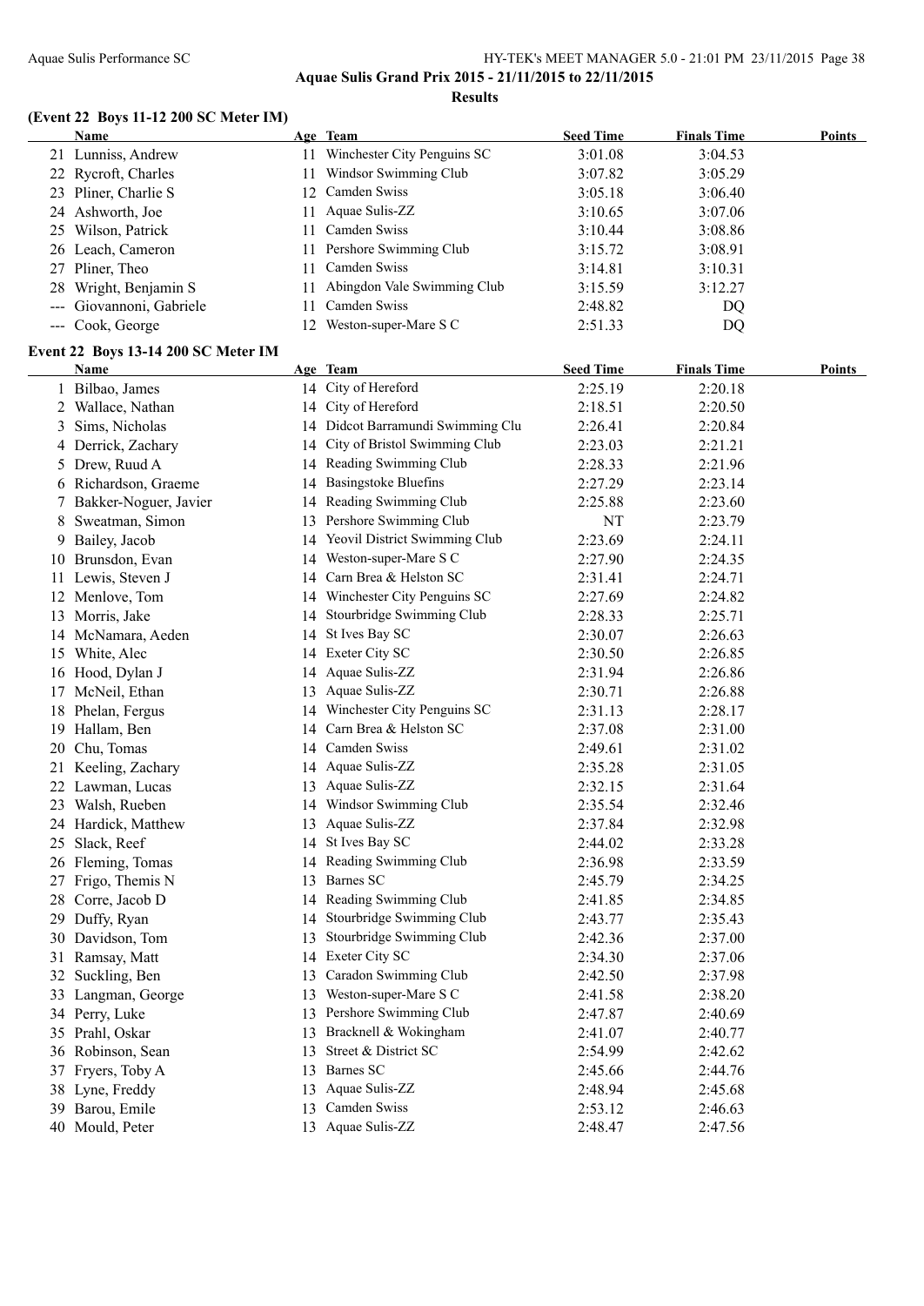## (Event 22 Boys 11-12 200 SC Meter IM)

| | Name | Age | Team | Seed Time | Finals Time | Points |
|---|---|---|---|---|---|---|
| 21 | Lunniss, Andrew | 11 | Winchester City Penguins SC | 3:01.08 | 3:04.53 | |
| 22 | Rycroft, Charles | 11 | Windsor Swimming Club | 3:07.82 | 3:05.29 | |
| 23 | Pliner, Charlie S | 12 | Camden Swiss | 3:05.18 | 3:06.40 | |
| 24 | Ashworth, Joe | 11 | Aquae Sulis-ZZ | 3:10.65 | 3:07.06 | |
| 25 | Wilson, Patrick | 11 | Camden Swiss | 3:10.44 | 3:08.86 | |
| 26 | Leach, Cameron | 11 | Pershore Swimming Club | 3:15.72 | 3:08.91 | |
| 27 | Pliner, Theo | 11 | Camden Swiss | 3:14.81 | 3:10.31 | |
| 28 | Wright, Benjamin S | 11 | Abingdon Vale Swimming Club | 3:15.59 | 3:12.27 | |
| --- | Giovannoni, Gabriele | 11 | Camden Swiss | 2:48.82 | DQ | |
| --- | Cook, George | 12 | Weston-super-Mare S C | 2:51.33 | DQ | |

## Event 22 Boys 13-14 200 SC Meter IM

| | Name | Age | Team | Seed Time | Finals Time | Points |
|---|---|---|---|---|---|---|
| 1 | Bilbao, James | 14 | City of Hereford | 2:25.19 | 2:20.18 | |
| 2 | Wallace, Nathan | 14 | City of Hereford | 2:18.51 | 2:20.50 | |
| 3 | Sims, Nicholas | 14 | Didcot Barramundi Swimming Clu | 2:26.41 | 2:20.84 | |
| 4 | Derrick, Zachary | 14 | City of Bristol Swimming Club | 2:23.03 | 2:21.21 | |
| 5 | Drew, Ruud A | 14 | Reading Swimming Club | 2:28.33 | 2:21.96 | |
| 6 | Richardson, Graeme | 14 | Basingstoke Bluefins | 2:27.29 | 2:23.14 | |
| 7 | Bakker-Noguer, Javier | 14 | Reading Swimming Club | 2:25.88 | 2:23.60 | |
| 8 | Sweatman, Simon | 13 | Pershore Swimming Club | NT | 2:23.79 | |
| 9 | Bailey, Jacob | 14 | Yeovil District Swimming Club | 2:23.69 | 2:24.11 | |
| 10 | Brunsdon, Evan | 14 | Weston-super-Mare S C | 2:27.90 | 2:24.35 | |
| 11 | Lewis, Steven J | 14 | Carn Brea & Helston SC | 2:31.41 | 2:24.71 | |
| 12 | Menlove, Tom | 14 | Winchester City Penguins SC | 2:27.69 | 2:24.82 | |
| 13 | Morris, Jake | 14 | Stourbridge Swimming Club | 2:28.33 | 2:25.71 | |
| 14 | McNamara, Aeden | 14 | St Ives Bay SC | 2:30.07 | 2:26.63 | |
| 15 | White, Alec | 14 | Exeter City SC | 2:30.50 | 2:26.85 | |
| 16 | Hood, Dylan J | 14 | Aquae Sulis-ZZ | 2:31.94 | 2:26.86 | |
| 17 | McNeil, Ethan | 13 | Aquae Sulis-ZZ | 2:30.71 | 2:26.88 | |
| 18 | Phelan, Fergus | 14 | Winchester City Penguins SC | 2:31.13 | 2:28.17 | |
| 19 | Hallam, Ben | 14 | Carn Brea & Helston SC | 2:37.08 | 2:31.00 | |
| 20 | Chu, Tomas | 14 | Camden Swiss | 2:49.61 | 2:31.02 | |
| 21 | Keeling, Zachary | 14 | Aquae Sulis-ZZ | 2:35.28 | 2:31.05 | |
| 22 | Lawman, Lucas | 13 | Aquae Sulis-ZZ | 2:32.15 | 2:31.64 | |
| 23 | Walsh, Rueben | 14 | Windsor Swimming Club | 2:35.54 | 2:32.46 | |
| 24 | Hardick, Matthew | 13 | Aquae Sulis-ZZ | 2:37.84 | 2:32.98 | |
| 25 | Slack, Reef | 14 | St Ives Bay SC | 2:44.02 | 2:33.28 | |
| 26 | Fleming, Tomas | 14 | Reading Swimming Club | 2:36.98 | 2:33.59 | |
| 27 | Frigo, Themis N | 13 | Barnes SC | 2:45.79 | 2:34.25 | |
| 28 | Corre, Jacob D | 14 | Reading Swimming Club | 2:41.85 | 2:34.85 | |
| 29 | Duffy, Ryan | 14 | Stourbridge Swimming Club | 2:43.77 | 2:35.43 | |
| 30 | Davidson, Tom | 13 | Stourbridge Swimming Club | 2:42.36 | 2:37.00 | |
| 31 | Ramsay, Matt | 14 | Exeter City SC | 2:34.30 | 2:37.06 | |
| 32 | Suckling, Ben | 13 | Caradon Swimming Club | 2:42.50 | 2:37.98 | |
| 33 | Langman, George | 13 | Weston-super-Mare S C | 2:41.58 | 2:38.20 | |
| 34 | Perry, Luke | 13 | Pershore Swimming Club | 2:47.87 | 2:40.69 | |
| 35 | Prahl, Oskar | 13 | Bracknell & Wokingham | 2:41.07 | 2:40.77 | |
| 36 | Robinson, Sean | 13 | Street & District SC | 2:54.99 | 2:42.62 | |
| 37 | Fryers, Toby A | 13 | Barnes SC | 2:45.66 | 2:44.76 | |
| 38 | Lyne, Freddy | 13 | Aquae Sulis-ZZ | 2:48.94 | 2:45.68 | |
| 39 | Barou, Emile | 13 | Camden Swiss | 2:53.12 | 2:46.63 | |
| 40 | Mould, Peter | 13 | Aquae Sulis-ZZ | 2:48.47 | 2:47.56 | |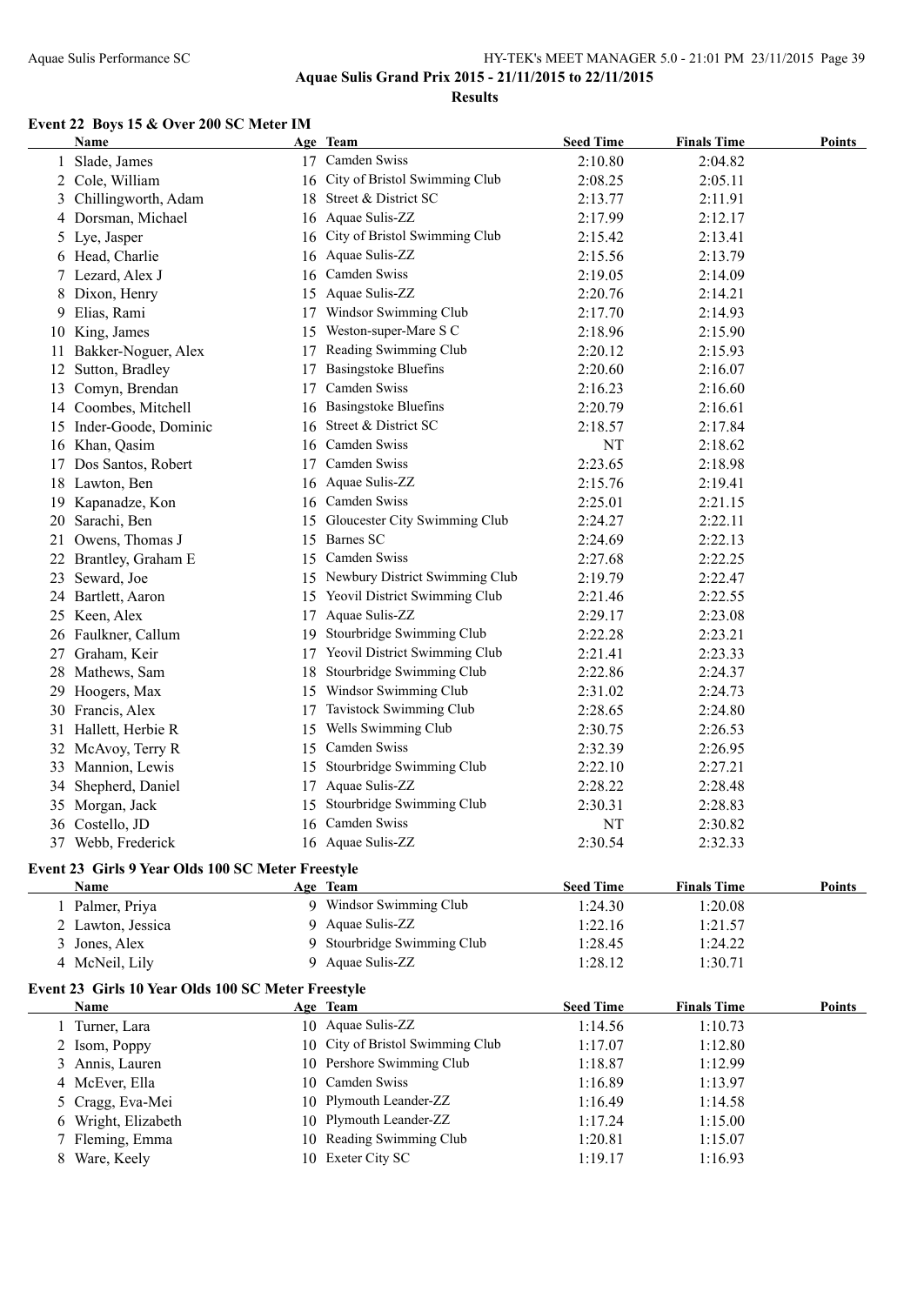Aquae Sulis Performance SC HY-TEK's MEET MANAGER 5.0 - 21:01 PM 23/11/2015

## Aquae Sulis Grand Prix 2015 - 21/11/2015 to 22/11/2015

### Results

#### Event 22 Boys 15 & Over 200 SC Meter IM

| | Name | Age | Team | Seed Time | Finals Time | Points |
|---|---|---|---|---|---|---|
| 1 | Slade, James | 17 | Camden Swiss | 2:10.80 | 2:04.82 | |
| 2 | Cole, William | 16 | City of Bristol Swimming Club | 2:08.25 | 2:05.11 | |
| 3 | Chillingworth, Adam | 18 | Street & District SC | 2:13.77 | 2:11.91 | |
| 4 | Dorsman, Michael | 16 | Aquae Sulis-ZZ | 2:17.99 | 2:12.17 | |
| 5 | Lye, Jasper | 16 | City of Bristol Swimming Club | 2:15.42 | 2:13.41 | |
| 6 | Head, Charlie | 16 | Aquae Sulis-ZZ | 2:15.56 | 2:13.79 | |
| 7 | Lezard, Alex J | 16 | Camden Swiss | 2:19.05 | 2:14.09 | |
| 8 | Dixon, Henry | 15 | Aquae Sulis-ZZ | 2:20.76 | 2:14.21 | |
| 9 | Elias, Rami | 17 | Windsor Swimming Club | 2:17.70 | 2:14.93 | |
| 10 | King, James | 15 | Weston-super-Mare S C | 2:18.96 | 2:15.90 | |
| 11 | Bakker-Noguer, Alex | 17 | Reading Swimming Club | 2:20.12 | 2:15.93 | |
| 12 | Sutton, Bradley | 17 | Basingstoke Bluefins | 2:20.60 | 2:16.07 | |
| 13 | Comyn, Brendan | 17 | Camden Swiss | 2:16.23 | 2:16.60 | |
| 14 | Coombes, Mitchell | 16 | Basingstoke Bluefins | 2:20.79 | 2:16.61 | |
| 15 | Inder-Goode, Dominic | 16 | Street & District SC | 2:18.57 | 2:17.84 | |
| 16 | Khan, Qasim | 16 | Camden Swiss | NT | 2:18.62 | |
| 17 | Dos Santos, Robert | 17 | Camden Swiss | 2:23.65 | 2:18.98 | |
| 18 | Lawton, Ben | 16 | Aquae Sulis-ZZ | 2:15.76 | 2:19.41 | |
| 19 | Kapanadze, Kon | 16 | Camden Swiss | 2:25.01 | 2:21.15 | |
| 20 | Sarachi, Ben | 15 | Gloucester City Swimming Club | 2:24.27 | 2:22.11 | |
| 21 | Owens, Thomas J | 15 | Barnes SC | 2:24.69 | 2:22.13 | |
| 22 | Brantley, Graham E | 15 | Camden Swiss | 2:27.68 | 2:22.25 | |
| 23 | Seward, Joe | 15 | Newbury District Swimming Club | 2:19.79 | 2:22.47 | |
| 24 | Bartlett, Aaron | 15 | Yeovil District Swimming Club | 2:21.46 | 2:22.55 | |
| 25 | Keen, Alex | 17 | Aquae Sulis-ZZ | 2:29.17 | 2:23.08 | |
| 26 | Faulkner, Callum | 19 | Stourbridge Swimming Club | 2:22.28 | 2:23.21 | |
| 27 | Graham, Keir | 17 | Yeovil District Swimming Club | 2:21.41 | 2:23.33 | |
| 28 | Mathews, Sam | 18 | Stourbridge Swimming Club | 2:22.86 | 2:24.37 | |
| 29 | Hoogers, Max | 15 | Windsor Swimming Club | 2:31.02 | 2:24.73 | |
| 30 | Francis, Alex | 17 | Tavistock Swimming Club | 2:28.65 | 2:24.80 | |
| 31 | Hallett, Herbie R | 15 | Wells Swimming Club | 2:30.75 | 2:26.53 | |
| 32 | McAvoy, Terry R | 15 | Camden Swiss | 2:32.39 | 2:26.95 | |
| 33 | Mannion, Lewis | 15 | Stourbridge Swimming Club | 2:22.10 | 2:27.21 | |
| 34 | Shepherd, Daniel | 17 | Aquae Sulis-ZZ | 2:28.22 | 2:28.48 | |
| 35 | Morgan, Jack | 15 | Stourbridge Swimming Club | 2:30.31 | 2:28.83 | |
| 36 | Costello, JD | 16 | Camden Swiss | NT | 2:30.82 | |
| 37 | Webb, Frederick | 16 | Aquae Sulis-ZZ | 2:30.54 | 2:32.33 | |

#### Event 23 Girls 9 Year Olds 100 SC Meter Freestyle

| | Name | Age | Team | Seed Time | Finals Time | Points |
|---|---|---|---|---|---|---|
| 1 | Palmer, Priya | 9 | Windsor Swimming Club | 1:24.30 | 1:20.08 | |
| 2 | Lawton, Jessica | 9 | Aquae Sulis-ZZ | 1:22.16 | 1:21.57 | |
| 3 | Jones, Alex | 9 | Stourbridge Swimming Club | 1:28.45 | 1:24.22 | |
| 4 | McNeil, Lily | 9 | Aquae Sulis-ZZ | 1:28.12 | 1:30.71 | |

#### Event 23 Girls 10 Year Olds 100 SC Meter Freestyle

| | Name | Age | Team | Seed Time | Finals Time | Points |
|---|---|---|---|---|---|---|
| 1 | Turner, Lara | 10 | Aquae Sulis-ZZ | 1:14.56 | 1:10.73 | |
| 2 | Isom, Poppy | 10 | City of Bristol Swimming Club | 1:17.07 | 1:12.80 | |
| 3 | Annis, Lauren | 10 | Pershore Swimming Club | 1:18.87 | 1:12.99 | |
| 4 | McEver, Ella | 10 | Camden Swiss | 1:16.89 | 1:13.97 | |
| 5 | Cragg, Eva-Mei | 10 | Plymouth Leander-ZZ | 1:16.49 | 1:14.58 | |
| 6 | Wright, Elizabeth | 10 | Plymouth Leander-ZZ | 1:17.24 | 1:15.00 | |
| 7 | Fleming, Emma | 10 | Reading Swimming Club | 1:20.81 | 1:15.07 | |
| 8 | Ware, Keely | 10 | Exeter City SC | 1:19.17 | 1:16.93 | |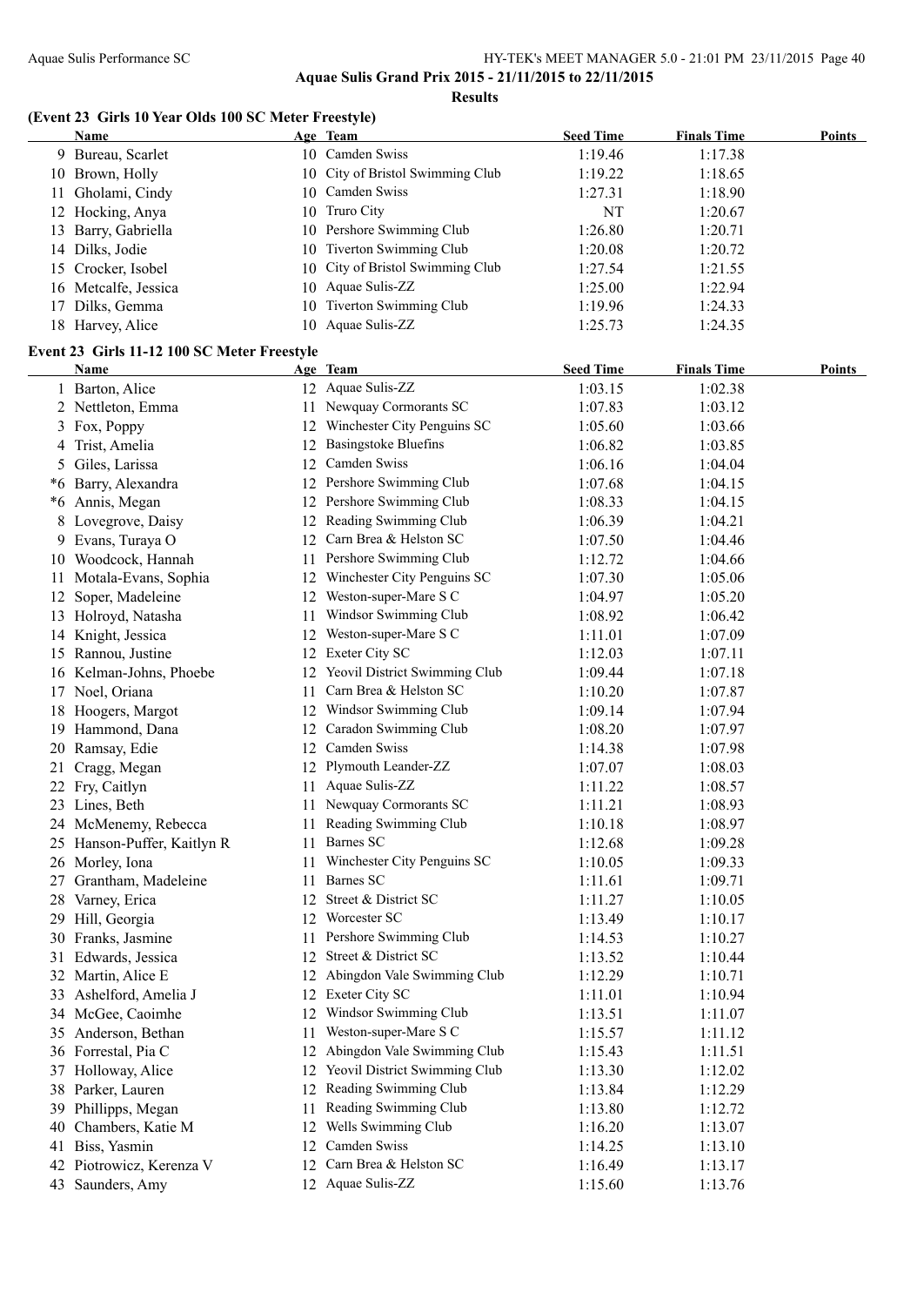**Aquae Sulis Grand Prix 2015 - 21/11/2015 to 22/11/2015**

**Results**

### (Event 23 Girls 10 Year Olds 100 SC Meter Freestyle)

| | Name | Age | Team | Seed Time | Finals Time | Points |
|---|---|---|---|---|---|---|
| 9 | Bureau, Scarlet | 10 | Camden Swiss | 1:19.46 | 1:17.38 | |
| 10 | Brown, Holly | 10 | City of Bristol Swimming Club | 1:19.22 | 1:18.65 | |
| 11 | Gholami, Cindy | 10 | Camden Swiss | 1:27.31 | 1:18.90 | |
| 12 | Hocking, Anya | 10 | Truro City | NT | 1:20.67 | |
| 13 | Barry, Gabriella | 10 | Pershore Swimming Club | 1:26.80 | 1:20.71 | |
| 14 | Dilks, Jodie | 10 | Tiverton Swimming Club | 1:20.08 | 1:20.72 | |
| 15 | Crocker, Isobel | 10 | City of Bristol Swimming Club | 1:27.54 | 1:21.55 | |
| 16 | Metcalfe, Jessica | 10 | Aquae Sulis-ZZ | 1:25.00 | 1:22.94 | |
| 17 | Dilks, Gemma | 10 | Tiverton Swimming Club | 1:19.96 | 1:24.33 | |
| 18 | Harvey, Alice | 10 | Aquae Sulis-ZZ | 1:25.73 | 1:24.35 | |

### Event 23 Girls 11-12 100 SC Meter Freestyle

| | Name | Age | Team | Seed Time | Finals Time | Points |
|---|---|---|---|---|---|---|
| 1 | Barton, Alice | 12 | Aquae Sulis-ZZ | 1:03.15 | 1:02.38 | |
| 2 | Nettleton, Emma | 11 | Newquay Cormorants SC | 1:07.83 | 1:03.12 | |
| 3 | Fox, Poppy | 12 | Winchester City Penguins SC | 1:05.60 | 1:03.66 | |
| 4 | Trist, Amelia | 12 | Basingstoke Bluefins | 1:06.82 | 1:03.85 | |
| 5 | Giles, Larissa | 12 | Camden Swiss | 1:06.16 | 1:04.04 | |
| *6 | Barry, Alexandra | 12 | Pershore Swimming Club | 1:07.68 | 1:04.15 | |
| *6 | Annis, Megan | 12 | Pershore Swimming Club | 1:08.33 | 1:04.15 | |
| 8 | Lovegrove, Daisy | 12 | Reading Swimming Club | 1:06.39 | 1:04.21 | |
| 9 | Evans, Turaya O | 12 | Carn Brea & Helston SC | 1:07.50 | 1:04.46 | |
| 10 | Woodcock, Hannah | 11 | Pershore Swimming Club | 1:12.72 | 1:04.66 | |
| 11 | Motala-Evans, Sophia | 12 | Winchester City Penguins SC | 1:07.30 | 1:05.06 | |
| 12 | Soper, Madeleine | 12 | Weston-super-Mare S C | 1:04.97 | 1:05.20 | |
| 13 | Holroyd, Natasha | 11 | Windsor Swimming Club | 1:08.92 | 1:06.42 | |
| 14 | Knight, Jessica | 12 | Weston-super-Mare S C | 1:11.01 | 1:07.09 | |
| 15 | Rannou, Justine | 12 | Exeter City SC | 1:12.03 | 1:07.11 | |
| 16 | Kelman-Johns, Phoebe | 12 | Yeovil District Swimming Club | 1:09.44 | 1:07.18 | |
| 17 | Noel, Oriana | 11 | Carn Brea & Helston SC | 1:10.20 | 1:07.87 | |
| 18 | Hoogers, Margot | 12 | Windsor Swimming Club | 1:09.14 | 1:07.94 | |
| 19 | Hammond, Dana | 12 | Caradon Swimming Club | 1:08.20 | 1:07.97 | |
| 20 | Ramsay, Edie | 12 | Camden Swiss | 1:14.38 | 1:07.98 | |
| 21 | Cragg, Megan | 12 | Plymouth Leander-ZZ | 1:07.07 | 1:08.03 | |
| 22 | Fry, Caitlyn | 11 | Aquae Sulis-ZZ | 1:11.22 | 1:08.57 | |
| 23 | Lines, Beth | 11 | Newquay Cormorants SC | 1:11.21 | 1:08.93 | |
| 24 | McMenemy, Rebecca | 11 | Reading Swimming Club | 1:10.18 | 1:08.97 | |
| 25 | Hanson-Puffer, Kaitlyn R | 11 | Barnes SC | 1:12.68 | 1:09.28 | |
| 26 | Morley, Iona | 11 | Winchester City Penguins SC | 1:10.05 | 1:09.33 | |
| 27 | Grantham, Madeleine | 11 | Barnes SC | 1:11.61 | 1:09.71 | |
| 28 | Varney, Erica | 12 | Street & District SC | 1:11.27 | 1:10.05 | |
| 29 | Hill, Georgia | 12 | Worcester SC | 1:13.49 | 1:10.17 | |
| 30 | Franks, Jasmine | 11 | Pershore Swimming Club | 1:14.53 | 1:10.27 | |
| 31 | Edwards, Jessica | 12 | Street & District SC | 1:13.52 | 1:10.44 | |
| 32 | Martin, Alice E | 12 | Abingdon Vale Swimming Club | 1:12.29 | 1:10.71 | |
| 33 | Ashelford, Amelia J | 12 | Exeter City SC | 1:11.01 | 1:10.94 | |
| 34 | McGee, Caoimhe | 12 | Windsor Swimming Club | 1:13.51 | 1:11.07 | |
| 35 | Anderson, Bethan | 11 | Weston-super-Mare S C | 1:15.57 | 1:11.12 | |
| 36 | Forrestal, Pia C | 12 | Abingdon Vale Swimming Club | 1:15.43 | 1:11.51 | |
| 37 | Holloway, Alice | 12 | Yeovil District Swimming Club | 1:13.30 | 1:12.02 | |
| 38 | Parker, Lauren | 12 | Reading Swimming Club | 1:13.84 | 1:12.29 | |
| 39 | Phillipps, Megan | 11 | Reading Swimming Club | 1:13.80 | 1:12.72 | |
| 40 | Chambers, Katie M | 12 | Wells Swimming Club | 1:16.20 | 1:13.07 | |
| 41 | Biss, Yasmin | 12 | Camden Swiss | 1:14.25 | 1:13.10 | |
| 42 | Piotrowicz, Kerenza V | 12 | Carn Brea & Helston SC | 1:16.49 | 1:13.17 | |
| 43 | Saunders, Amy | 12 | Aquae Sulis-ZZ | 1:15.60 | 1:13.76 | |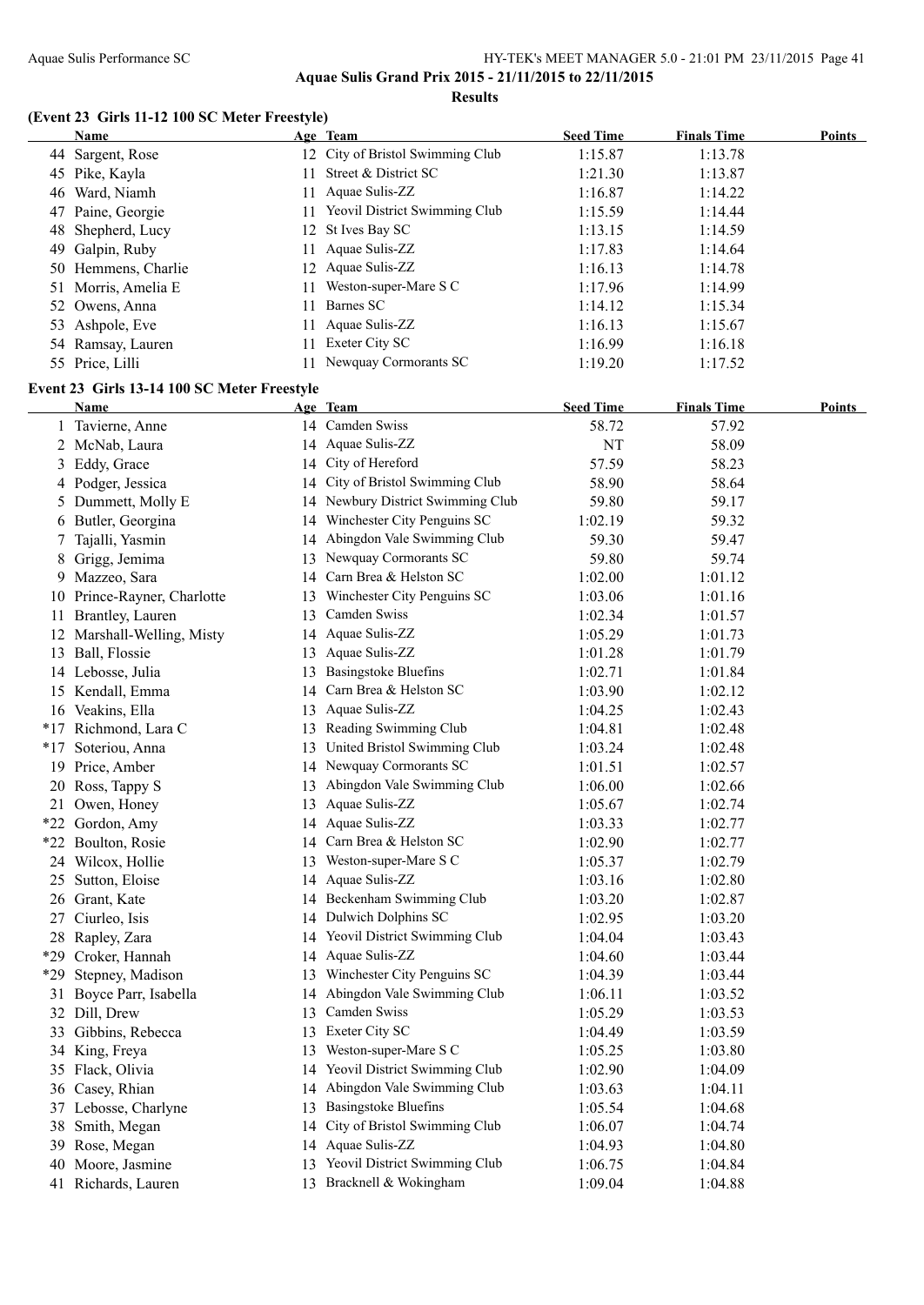## Aquae Sulis Grand Prix 2015 - 21/11/2015 to 22/11/2015

### Results

#### (Event 23 Girls 11-12 100 SC Meter Freestyle)

| | Name | Age | Team | Seed Time | Finals Time | Points |
|---|---|---|---|---|---|---|
| 44 | Sargent, Rose | 12 | City of Bristol Swimming Club | 1:15.87 | 1:13.78 | |
| 45 | Pike, Kayla | 11 | Street & District SC | 1:21.30 | 1:13.87 | |
| 46 | Ward, Niamh | 11 | Aquae Sulis-ZZ | 1:16.87 | 1:14.22 | |
| 47 | Paine, Georgie | 11 | Yeovil District Swimming Club | 1:15.59 | 1:14.44 | |
| 48 | Shepherd, Lucy | 12 | St Ives Bay SC | 1:13.15 | 1:14.59 | |
| 49 | Galpin, Ruby | 11 | Aquae Sulis-ZZ | 1:17.83 | 1:14.64 | |
| 50 | Hemmens, Charlie | 12 | Aquae Sulis-ZZ | 1:16.13 | 1:14.78 | |
| 51 | Morris, Amelia E | 11 | Weston-super-Mare S C | 1:17.96 | 1:14.99 | |
| 52 | Owens, Anna | 11 | Barnes SC | 1:14.12 | 1:15.34 | |
| 53 | Ashpole, Eve | 11 | Aquae Sulis-ZZ | 1:16.13 | 1:15.67 | |
| 54 | Ramsay, Lauren | 11 | Exeter City SC | 1:16.99 | 1:16.18 | |
| 55 | Price, Lilli | 11 | Newquay Cormorants SC | 1:19.20 | 1:17.52 | |

#### Event 23 Girls 13-14 100 SC Meter Freestyle

| | Name | Age | Team | Seed Time | Finals Time | Points |
|---|---|---|---|---|---|---|
| 1 | Tavierne, Anne | 14 | Camden Swiss | 58.72 | 57.92 | |
| 2 | McNab, Laura | 14 | Aquae Sulis-ZZ | NT | 58.09 | |
| 3 | Eddy, Grace | 14 | City of Hereford | 57.59 | 58.23 | |
| 4 | Podger, Jessica | 14 | City of Bristol Swimming Club | 58.90 | 58.64 | |
| 5 | Dummett, Molly E | 14 | Newbury District Swimming Club | 59.80 | 59.17 | |
| 6 | Butler, Georgina | 14 | Winchester City Penguins SC | 1:02.19 | 59.32 | |
| 7 | Tajalli, Yasmin | 14 | Abingdon Vale Swimming Club | 59.30 | 59.47 | |
| 8 | Grigg, Jemima | 13 | Newquay Cormorants SC | 59.80 | 59.74 | |
| 9 | Mazzeo, Sara | 14 | Carn Brea & Helston SC | 1:02.00 | 1:01.12 | |
| 10 | Prince-Rayner, Charlotte | 13 | Winchester City Penguins SC | 1:03.06 | 1:01.16 | |
| 11 | Brantley, Lauren | 13 | Camden Swiss | 1:02.34 | 1:01.57 | |
| 12 | Marshall-Welling, Misty | 14 | Aquae Sulis-ZZ | 1:05.29 | 1:01.73 | |
| 13 | Ball, Flossie | 13 | Aquae Sulis-ZZ | 1:01.28 | 1:01.79 | |
| 14 | Lebosse, Julia | 13 | Basingstoke Bluefins | 1:02.71 | 1:01.84 | |
| 15 | Kendall, Emma | 14 | Carn Brea & Helston SC | 1:03.90 | 1:02.12 | |
| 16 | Veakins, Ella | 13 | Aquae Sulis-ZZ | 1:04.25 | 1:02.43 | |
| *17 | Richmond, Lara C | 13 | Reading Swimming Club | 1:04.81 | 1:02.48 | |
| *17 | Soteriou, Anna | 13 | United Bristol Swimming Club | 1:03.24 | 1:02.48 | |
| 19 | Price, Amber | 14 | Newquay Cormorants SC | 1:01.51 | 1:02.57 | |
| 20 | Ross, Tappy S | 13 | Abingdon Vale Swimming Club | 1:06.00 | 1:02.66 | |
| 21 | Owen, Honey | 13 | Aquae Sulis-ZZ | 1:05.67 | 1:02.74 | |
| *22 | Gordon, Amy | 14 | Aquae Sulis-ZZ | 1:03.33 | 1:02.77 | |
| *22 | Boulton, Rosie | 14 | Carn Brea & Helston SC | 1:02.90 | 1:02.77 | |
| 24 | Wilcox, Hollie | 13 | Weston-super-Mare S C | 1:05.37 | 1:02.79 | |
| 25 | Sutton, Eloise | 14 | Aquae Sulis-ZZ | 1:03.16 | 1:02.80 | |
| 26 | Grant, Kate | 14 | Beckenham Swimming Club | 1:03.20 | 1:02.87 | |
| 27 | Ciurleo, Isis | 14 | Dulwich Dolphins SC | 1:02.95 | 1:03.20 | |
| 28 | Rapley, Zara | 14 | Yeovil District Swimming Club | 1:04.04 | 1:03.43 | |
| *29 | Croker, Hannah | 14 | Aquae Sulis-ZZ | 1:04.60 | 1:03.44 | |
| *29 | Stepney, Madison | 13 | Winchester City Penguins SC | 1:04.39 | 1:03.44 | |
| 31 | Boyce Parr, Isabella | 14 | Abingdon Vale Swimming Club | 1:06.11 | 1:03.52 | |
| 32 | Dill, Drew | 13 | Camden Swiss | 1:05.29 | 1:03.53 | |
| 33 | Gibbins, Rebecca | 13 | Exeter City SC | 1:04.49 | 1:03.59 | |
| 34 | King, Freya | 13 | Weston-super-Mare S C | 1:05.25 | 1:03.80 | |
| 35 | Flack, Olivia | 14 | Yeovil District Swimming Club | 1:02.90 | 1:04.09 | |
| 36 | Casey, Rhian | 14 | Abingdon Vale Swimming Club | 1:03.63 | 1:04.11 | |
| 37 | Lebosse, Charlyne | 13 | Basingstoke Bluefins | 1:05.54 | 1:04.68 | |
| 38 | Smith, Megan | 14 | City of Bristol Swimming Club | 1:06.07 | 1:04.74 | |
| 39 | Rose, Megan | 14 | Aquae Sulis-ZZ | 1:04.93 | 1:04.80 | |
| 40 | Moore, Jasmine | 13 | Yeovil District Swimming Club | 1:06.75 | 1:04.84 | |
| 41 | Richards, Lauren | 13 | Bracknell & Wokingham | 1:09.04 | 1:04.88 | |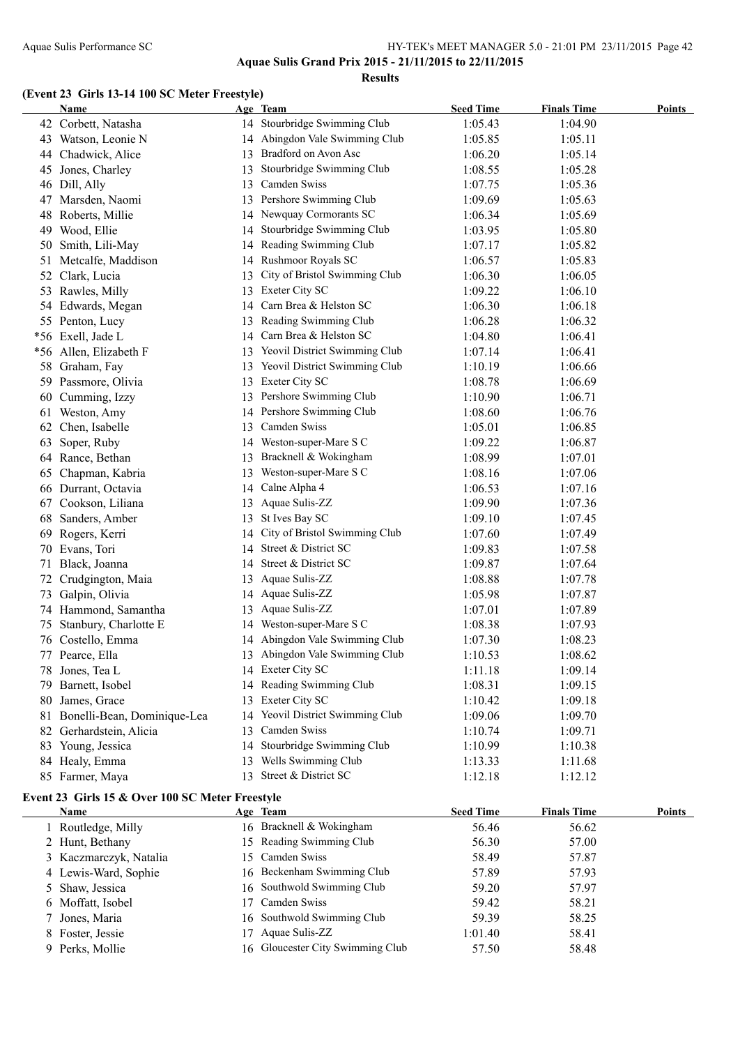Aquae Sulis Grand Prix 2015 - 21/11/2015 to 22/11/2015

**Results**

### (Event 23 Girls 13-14 100 SC Meter Freestyle)

| | Name | Age | Team | Seed Time | Finals Time | Points |
|---|---|---|---|---|---|---|
| 42 | Corbett, Natasha | 14 | Stourbridge Swimming Club | 1:05.43 | 1:04.90 | |
| 43 | Watson, Leonie N | 14 | Abingdon Vale Swimming Club | 1:05.85 | 1:05.11 | |
| 44 | Chadwick, Alice | 13 | Bradford on Avon Asc | 1:06.20 | 1:05.14 | |
| 45 | Jones, Charley | 13 | Stourbridge Swimming Club | 1:08.55 | 1:05.28 | |
| 46 | Dill, Ally | 13 | Camden Swiss | 1:07.75 | 1:05.36 | |
| 47 | Marsden, Naomi | 13 | Pershore Swimming Club | 1:09.69 | 1:05.63 | |
| 48 | Roberts, Millie | 14 | Newquay Cormorants SC | 1:06.34 | 1:05.69 | |
| 49 | Wood, Ellie | 14 | Stourbridge Swimming Club | 1:03.95 | 1:05.80 | |
| 50 | Smith, Lili-May | 14 | Reading Swimming Club | 1:07.17 | 1:05.82 | |
| 51 | Metcalfe, Maddison | 14 | Rushmoor Royals SC | 1:06.57 | 1:05.83 | |
| 52 | Clark, Lucia | 13 | City of Bristol Swimming Club | 1:06.30 | 1:06.05 | |
| 53 | Rawles, Milly | 13 | Exeter City SC | 1:09.22 | 1:06.10 | |
| 54 | Edwards, Megan | 14 | Carn Brea & Helston SC | 1:06.30 | 1:06.18 | |
| 55 | Penton, Lucy | 13 | Reading Swimming Club | 1:06.28 | 1:06.32 | |
| *56 | Exell, Jade L | 14 | Carn Brea & Helston SC | 1:04.80 | 1:06.41 | |
| *56 | Allen, Elizabeth F | 13 | Yeovil District Swimming Club | 1:07.14 | 1:06.41 | |
| 58 | Graham, Fay | 13 | Yeovil District Swimming Club | 1:10.19 | 1:06.66 | |
| 59 | Passmore, Olivia | 13 | Exeter City SC | 1:08.78 | 1:06.69 | |
| 60 | Cumming, Izzy | 13 | Pershore Swimming Club | 1:10.90 | 1:06.71 | |
| 61 | Weston, Amy | 14 | Pershore Swimming Club | 1:08.60 | 1:06.76 | |
| 62 | Chen, Isabelle | 13 | Camden Swiss | 1:05.01 | 1:06.85 | |
| 63 | Soper, Ruby | 14 | Weston-super-Mare S C | 1:09.22 | 1:06.87 | |
| 64 | Rance, Bethan | 13 | Bracknell & Wokingham | 1:08.99 | 1:07.01 | |
| 65 | Chapman, Kabria | 13 | Weston-super-Mare S C | 1:08.16 | 1:07.06 | |
| 66 | Durrant, Octavia | 14 | Calne Alpha 4 | 1:06.53 | 1:07.16 | |
| 67 | Cookson, Liliana | 13 | Aquae Sulis-ZZ | 1:09.90 | 1:07.36 | |
| 68 | Sanders, Amber | 13 | St Ives Bay SC | 1:09.10 | 1:07.45 | |
| 69 | Rogers, Kerri | 14 | City of Bristol Swimming Club | 1:07.60 | 1:07.49 | |
| 70 | Evans, Tori | 14 | Street & District SC | 1:09.83 | 1:07.58 | |
| 71 | Black, Joanna | 14 | Street & District SC | 1:09.87 | 1:07.64 | |
| 72 | Crudgington, Maia | 13 | Aquae Sulis-ZZ | 1:08.88 | 1:07.78 | |
| 73 | Galpin, Olivia | 14 | Aquae Sulis-ZZ | 1:05.98 | 1:07.87 | |
| 74 | Hammond, Samantha | 13 | Aquae Sulis-ZZ | 1:07.01 | 1:07.89 | |
| 75 | Stanbury, Charlotte E | 14 | Weston-super-Mare S C | 1:08.38 | 1:07.93 | |
| 76 | Costello, Emma | 14 | Abingdon Vale Swimming Club | 1:07.30 | 1:08.23 | |
| 77 | Pearce, Ella | 13 | Abingdon Vale Swimming Club | 1:10.53 | 1:08.62 | |
| 78 | Jones, Tea L | 14 | Exeter City SC | 1:11.18 | 1:09.14 | |
| 79 | Barnett, Isobel | 14 | Reading Swimming Club | 1:08.31 | 1:09.15 | |
| 80 | James, Grace | 13 | Exeter City SC | 1:10.42 | 1:09.18 | |
| 81 | Bonelli-Bean, Dominique-Lea | 14 | Yeovil District Swimming Club | 1:09.06 | 1:09.70 | |
| 82 | Gerhardstein, Alicia | 13 | Camden Swiss | 1:10.74 | 1:09.71 | |
| 83 | Young, Jessica | 14 | Stourbridge Swimming Club | 1:10.99 | 1:10.38 | |
| 84 | Healy, Emma | 13 | Wells Swimming Club | 1:13.33 | 1:11.68 | |
| 85 | Farmer, Maya | 13 | Street & District SC | 1:12.18 | 1:12.12 | |

### Event 23 Girls 15 & Over 100 SC Meter Freestyle

| | Name | Age | Team | Seed Time | Finals Time | Points |
|---|---|---|---|---|---|---|
| 1 | Routledge, Milly | 16 | Bracknell & Wokingham | 56.46 | 56.62 | |
| 2 | Hunt, Bethany | 15 | Reading Swimming Club | 56.30 | 57.00 | |
| 3 | Kaczmarczyk, Natalia | 15 | Camden Swiss | 58.49 | 57.87 | |
| 4 | Lewis-Ward, Sophie | 16 | Beckenham Swimming Club | 57.89 | 57.93 | |
| 5 | Shaw, Jessica | 16 | Southwold Swimming Club | 59.20 | 57.97 | |
| 6 | Moffatt, Isobel | 17 | Camden Swiss | 59.42 | 58.21 | |
| 7 | Jones, Maria | 16 | Southwold Swimming Club | 59.39 | 58.25 | |
| 8 | Foster, Jessie | 17 | Aquae Sulis-ZZ | 1:01.40 | 58.41 | |
| 9 | Perks, Mollie | 16 | Gloucester City Swimming Club | 57.50 | 58.48 | |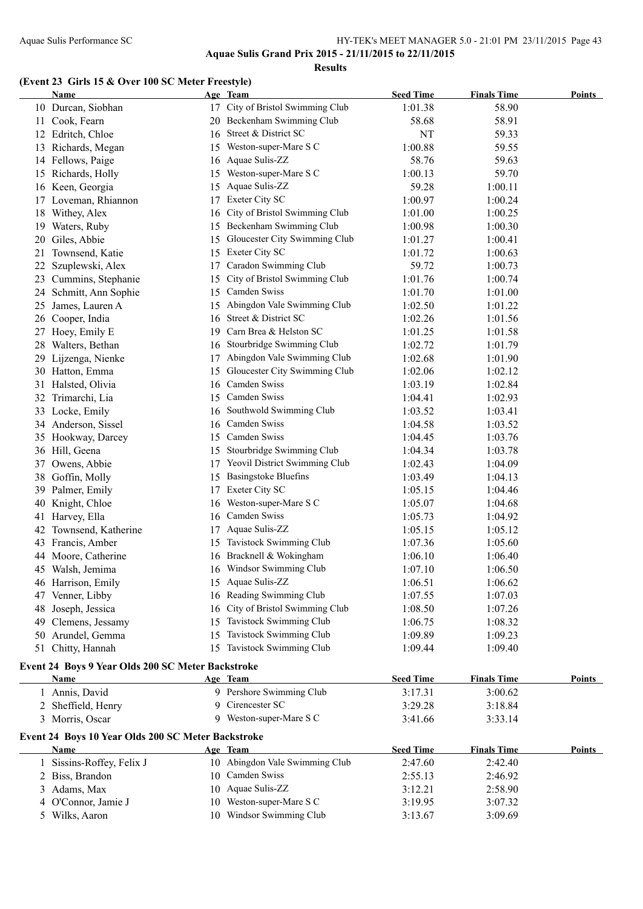**Aquae Sulis Grand Prix 2015 - 21/11/2015 to 22/11/2015**

**Results**

### (Event 23 Girls 15 & Over 100 SC Meter Freestyle)

| | Name | Age | Team | Seed Time | Finals Time | Points |
|---|---|---|---|---|---|---|
| 10 | Durcan, Siobhan | 17 | City of Bristol Swimming Club | 1:01.38 | 58.90 | |
| 11 | Cook, Fearn | 20 | Beckenham Swimming Club | 58.68 | 58.91 | |
| 12 | Edritch, Chloe | 16 | Street & District SC | NT | 59.33 | |
| 13 | Richards, Megan | 15 | Weston-super-Mare S C | 1:00.88 | 59.55 | |
| 14 | Fellows, Paige | 16 | Aquae Sulis-ZZ | 58.76 | 59.63 | |
| 15 | Richards, Holly | 15 | Weston-super-Mare S C | 1:00.13 | 59.70 | |
| 16 | Keen, Georgia | 15 | Aquae Sulis-ZZ | 59.28 | 1:00.11 | |
| 17 | Loveman, Rhiannon | 17 | Exeter City SC | 1:00.97 | 1:00.24 | |
| 18 | Withey, Alex | 16 | City of Bristol Swimming Club | 1:01.00 | 1:00.25 | |
| 19 | Waters, Ruby | 15 | Beckenham Swimming Club | 1:00.98 | 1:00.30 | |
| 20 | Giles, Abbie | 15 | Gloucester City Swimming Club | 1:01.27 | 1:00.41 | |
| 21 | Townsend, Katie | 15 | Exeter City SC | 1:01.72 | 1:00.63 | |
| 22 | Szuplewski, Alex | 17 | Caradon Swimming Club | 59.72 | 1:00.73 | |
| 23 | Cummins, Stephanie | 15 | City of Bristol Swimming Club | 1:01.76 | 1:00.74 | |
| 24 | Schmitt, Ann Sophie | 15 | Camden Swiss | 1:01.70 | 1:01.00 | |
| 25 | James, Lauren A | 15 | Abingdon Vale Swimming Club | 1:02.50 | 1:01.22 | |
| 26 | Cooper, India | 16 | Street & District SC | 1:02.26 | 1:01.56 | |
| 27 | Hoey, Emily E | 19 | Carn Brea & Helston SC | 1:01.25 | 1:01.58 | |
| 28 | Walters, Bethan | 16 | Stourbridge Swimming Club | 1:02.72 | 1:01.79 | |
| 29 | Lijzenga, Nienke | 17 | Abingdon Vale Swimming Club | 1:02.68 | 1:01.90 | |
| 30 | Hatton, Emma | 15 | Gloucester City Swimming Club | 1:02.06 | 1:02.12 | |
| 31 | Halsted, Olivia | 16 | Camden Swiss | 1:03.19 | 1:02.84 | |
| 32 | Trimarchi, Lia | 15 | Camden Swiss | 1:04.41 | 1:02.93 | |
| 33 | Locke, Emily | 16 | Southwold Swimming Club | 1:03.52 | 1:03.41 | |
| 34 | Anderson, Sissel | 16 | Camden Swiss | 1:04.58 | 1:03.52 | |
| 35 | Hookway, Darcey | 15 | Camden Swiss | 1:04.45 | 1:03.76 | |
| 36 | Hill, Geena | 15 | Stourbridge Swimming Club | 1:04.34 | 1:03.78 | |
| 37 | Owens, Abbie | 17 | Yeovil District Swimming Club | 1:02.43 | 1:04.09 | |
| 38 | Goffin, Molly | 15 | Basingstoke Bluefins | 1:03.49 | 1:04.13 | |
| 39 | Palmer, Emily | 17 | Exeter City SC | 1:05.15 | 1:04.46 | |
| 40 | Knight, Chloe | 16 | Weston-super-Mare S C | 1:05.07 | 1:04.68 | |
| 41 | Harvey, Ella | 16 | Camden Swiss | 1:05.73 | 1:04.92 | |
| 42 | Townsend, Katherine | 17 | Aquae Sulis-ZZ | 1:05.15 | 1:05.12 | |
| 43 | Francis, Amber | 15 | Tavistock Swimming Club | 1:07.36 | 1:05.60 | |
| 44 | Moore, Catherine | 16 | Bracknell & Wokingham | 1:06.10 | 1:06.40 | |
| 45 | Walsh, Jemima | 16 | Windsor Swimming Club | 1:07.10 | 1:06.50 | |
| 46 | Harrison, Emily | 15 | Aquae Sulis-ZZ | 1:06.51 | 1:06.62 | |
| 47 | Venner, Libby | 16 | Reading Swimming Club | 1:07.55 | 1:07.03 | |
| 48 | Joseph, Jessica | 16 | City of Bristol Swimming Club | 1:08.50 | 1:07.26 | |
| 49 | Clemens, Jessamy | 15 | Tavistock Swimming Club | 1:06.75 | 1:08.32 | |
| 50 | Arundel, Gemma | 15 | Tavistock Swimming Club | 1:09.89 | 1:09.23 | |
| 51 | Chitty, Hannah | 15 | Tavistock Swimming Club | 1:09.44 | 1:09.40 | |

### Event 24 Boys 9 Year Olds 200 SC Meter Backstroke

| | Name | Age | Team | Seed Time | Finals Time | Points |
|---|---|---|---|---|---|---|
| 1 | Annis, David | 9 | Pershore Swimming Club | 3:17.31 | 3:00.62 | |
| 2 | Sheffield, Henry | 9 | Cirencester SC | 3:29.28 | 3:18.84 | |
| 3 | Morris, Oscar | 9 | Weston-super-Mare S C | 3:41.66 | 3:33.14 | |

### Event 24 Boys 10 Year Olds 200 SC Meter Backstroke

| | Name | Age | Team | Seed Time | Finals Time | Points |
|---|---|---|---|---|---|---|
| 1 | Sissins-Roffey, Felix J | 10 | Abingdon Vale Swimming Club | 2:47.60 | 2:42.40 | |
| 2 | Biss, Brandon | 10 | Camden Swiss | 2:55.13 | 2:46.92 | |
| 3 | Adams, Max | 10 | Aquae Sulis-ZZ | 3:12.21 | 2:58.90 | |
| 4 | O'Connor, Jamie J | 10 | Weston-super-Mare S C | 3:19.95 | 3:07.32 | |
| 5 | Wilks, Aaron | 10 | Windsor Swimming Club | 3:13.67 | 3:09.69 | |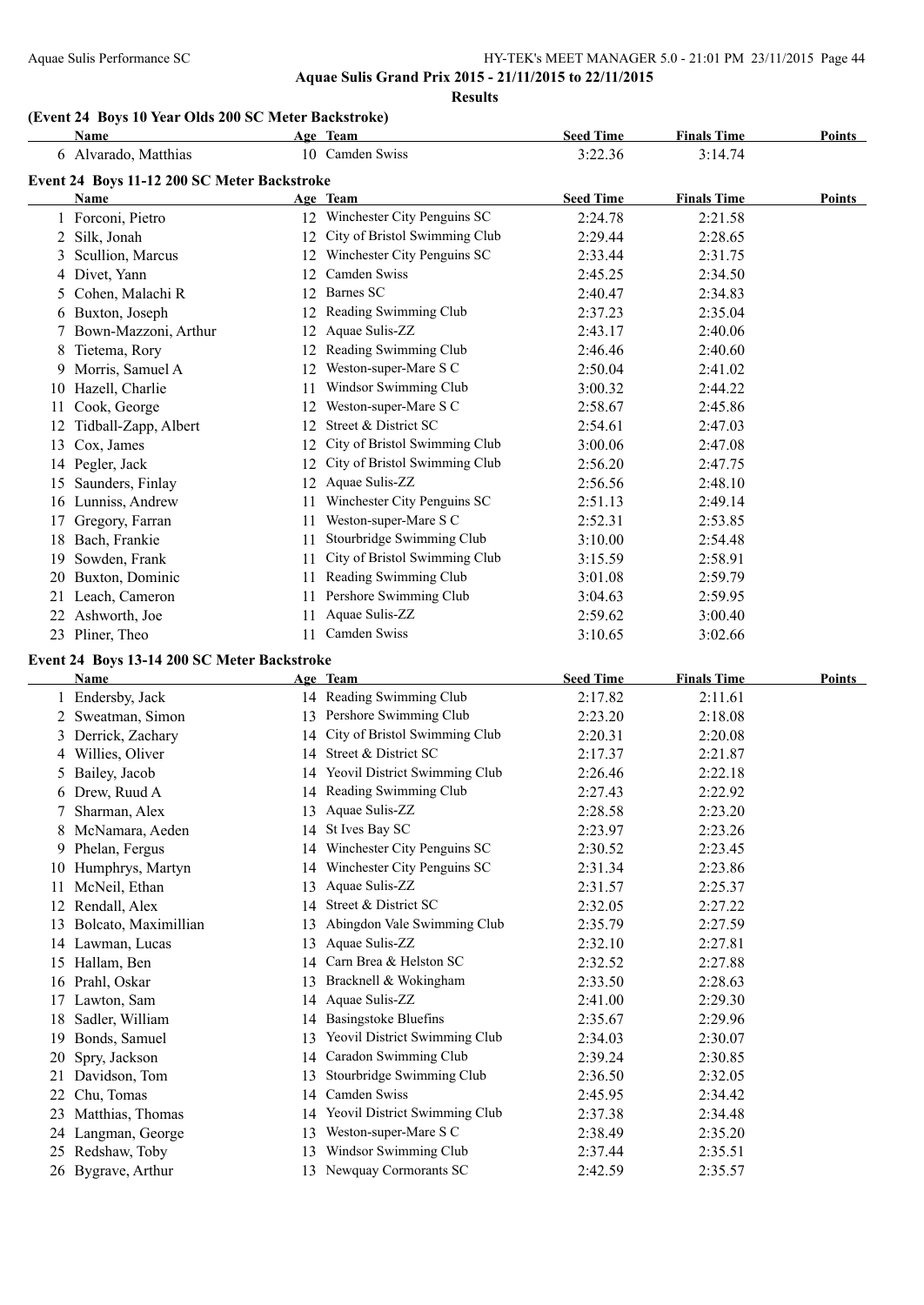**Aquae Sulis Grand Prix 2015 - 21/11/2015 to 22/11/2015**

**Results**

### (Event 24 Boys 10 Year Olds 200 SC Meter Backstroke)

| | Name | Age | Team | Seed Time | Finals Time | Points |
|---|---|---|---|---|---|---|
| 6 | Alvarado, Matthias | 10 | Camden Swiss | 3:22.36 | 3:14.74 | |

### Event 24 Boys 11-12 200 SC Meter Backstroke

| | Name | Age | Team | Seed Time | Finals Time | Points |
|---|---|---|---|---|---|---|
| 1 | Forconi, Pietro | 12 | Winchester City Penguins SC | 2:24.78 | 2:21.58 | |
| 2 | Silk, Jonah | 12 | City of Bristol Swimming Club | 2:29.44 | 2:28.65 | |
| 3 | Scullion, Marcus | 12 | Winchester City Penguins SC | 2:33.44 | 2:31.75 | |
| 4 | Divet, Yann | 12 | Camden Swiss | 2:45.25 | 2:34.50 | |
| 5 | Cohen, Malachi R | 12 | Barnes SC | 2:40.47 | 2:34.83 | |
| 6 | Buxton, Joseph | 12 | Reading Swimming Club | 2:37.23 | 2:35.04 | |
| 7 | Bown-Mazzoni, Arthur | 12 | Aquae Sulis-ZZ | 2:43.17 | 2:40.06 | |
| 8 | Tietema, Rory | 12 | Reading Swimming Club | 2:46.46 | 2:40.60 | |
| 9 | Morris, Samuel A | 12 | Weston-super-Mare S C | 2:50.04 | 2:41.02 | |
| 10 | Hazell, Charlie | 11 | Windsor Swimming Club | 3:00.32 | 2:44.22 | |
| 11 | Cook, George | 12 | Weston-super-Mare S C | 2:58.67 | 2:45.86 | |
| 12 | Tidball-Zapp, Albert | 12 | Street & District SC | 2:54.61 | 2:47.03 | |
| 13 | Cox, James | 12 | City of Bristol Swimming Club | 3:00.06 | 2:47.08 | |
| 14 | Pegler, Jack | 12 | City of Bristol Swimming Club | 2:56.20 | 2:47.75 | |
| 15 | Saunders, Finlay | 12 | Aquae Sulis-ZZ | 2:56.56 | 2:48.10 | |
| 16 | Lunniss, Andrew | 11 | Winchester City Penguins SC | 2:51.13 | 2:49.14 | |
| 17 | Gregory, Farran | 11 | Weston-super-Mare S C | 2:52.31 | 2:53.85 | |
| 18 | Bach, Frankie | 11 | Stourbridge Swimming Club | 3:10.00 | 2:54.48 | |
| 19 | Sowden, Frank | 11 | City of Bristol Swimming Club | 3:15.59 | 2:58.91 | |
| 20 | Buxton, Dominic | 11 | Reading Swimming Club | 3:01.08 | 2:59.79 | |
| 21 | Leach, Cameron | 11 | Pershore Swimming Club | 3:04.63 | 2:59.95 | |
| 22 | Ashworth, Joe | 11 | Aquae Sulis-ZZ | 2:59.62 | 3:00.40 | |
| 23 | Pliner, Theo | 11 | Camden Swiss | 3:10.65 | 3:02.66 | |

### Event 24 Boys 13-14 200 SC Meter Backstroke

| | Name | Age | Team | Seed Time | Finals Time | Points |
|---|---|---|---|---|---|---|
| 1 | Endersby, Jack | 14 | Reading Swimming Club | 2:17.82 | 2:11.61 | |
| 2 | Sweatman, Simon | 13 | Pershore Swimming Club | 2:23.20 | 2:18.08 | |
| 3 | Derrick, Zachary | 14 | City of Bristol Swimming Club | 2:20.31 | 2:20.08 | |
| 4 | Willies, Oliver | 14 | Street & District SC | 2:17.37 | 2:21.87 | |
| 5 | Bailey, Jacob | 14 | Yeovil District Swimming Club | 2:26.46 | 2:22.18 | |
| 6 | Drew, Ruud A | 14 | Reading Swimming Club | 2:27.43 | 2:22.92 | |
| 7 | Sharman, Alex | 13 | Aquae Sulis-ZZ | 2:28.58 | 2:23.20 | |
| 8 | McNamara, Aeden | 14 | St Ives Bay SC | 2:23.97 | 2:23.26 | |
| 9 | Phelan, Fergus | 14 | Winchester City Penguins SC | 2:30.52 | 2:23.45 | |
| 10 | Humphrys, Martyn | 14 | Winchester City Penguins SC | 2:31.34 | 2:23.86 | |
| 11 | McNeil, Ethan | 13 | Aquae Sulis-ZZ | 2:31.57 | 2:25.37 | |
| 12 | Rendall, Alex | 14 | Street & District SC | 2:32.05 | 2:27.22 | |
| 13 | Bolcato, Maximillian | 13 | Abingdon Vale Swimming Club | 2:35.79 | 2:27.59 | |
| 14 | Lawman, Lucas | 13 | Aquae Sulis-ZZ | 2:32.10 | 2:27.81 | |
| 15 | Hallam, Ben | 14 | Carn Brea & Helston SC | 2:32.52 | 2:27.88 | |
| 16 | Prahl, Oskar | 13 | Bracknell & Wokingham | 2:33.50 | 2:28.63 | |
| 17 | Lawton, Sam | 14 | Aquae Sulis-ZZ | 2:41.00 | 2:29.30 | |
| 18 | Sadler, William | 14 | Basingstoke Bluefins | 2:35.67 | 2:29.96 | |
| 19 | Bonds, Samuel | 13 | Yeovil District Swimming Club | 2:34.03 | 2:30.07 | |
| 20 | Spry, Jackson | 14 | Caradon Swimming Club | 2:39.24 | 2:30.85 | |
| 21 | Davidson, Tom | 13 | Stourbridge Swimming Club | 2:36.50 | 2:32.05 | |
| 22 | Chu, Tomas | 14 | Camden Swiss | 2:45.95 | 2:34.42 | |
| 23 | Matthias, Thomas | 14 | Yeovil District Swimming Club | 2:37.38 | 2:34.48 | |
| 24 | Langman, George | 13 | Weston-super-Mare S C | 2:38.49 | 2:35.20 | |
| 25 | Redshaw, Toby | 13 | Windsor Swimming Club | 2:37.44 | 2:35.51 | |
| 26 | Bygrave, Arthur | 13 | Newquay Cormorants SC | 2:42.59 | 2:35.57 | |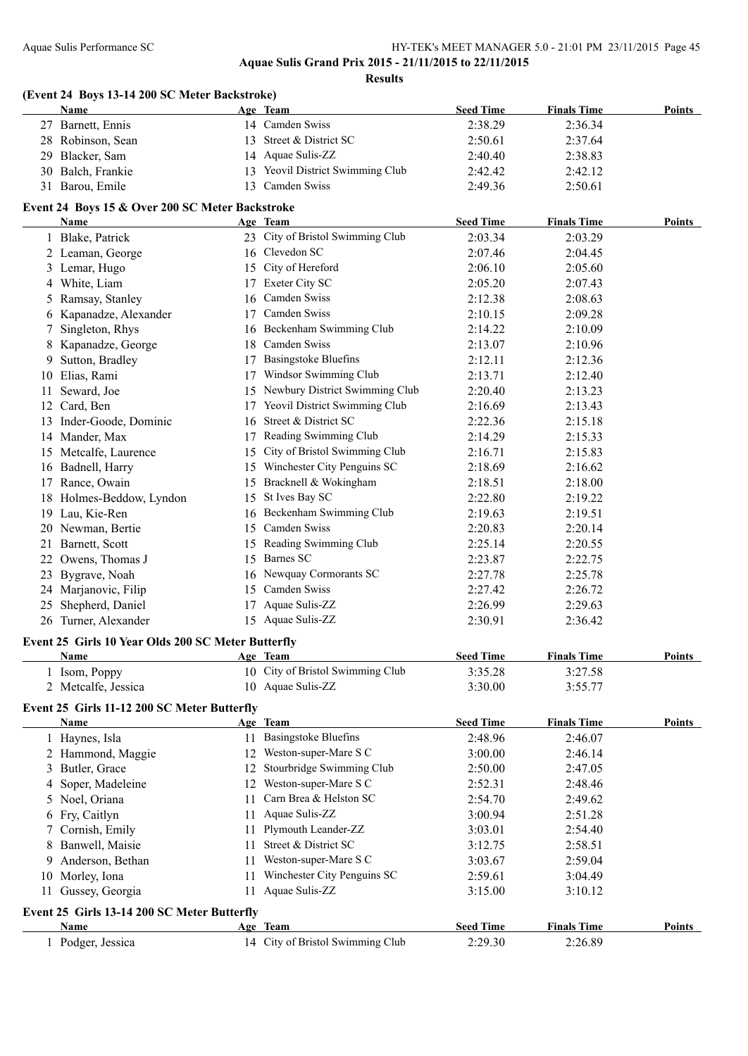**Aquae Sulis Grand Prix 2015 - 21/11/2015 to 22/11/2015**

**Results**

### (Event 24 Boys 13-14 200 SC Meter Backstroke)

| | Name | Age | Team | Seed Time | Finals Time | Points |
|---|---|---|---|---|---|---|
| 27 | Barnett, Ennis | 14 | Camden Swiss | 2:38.29 | 2:36.34 | |
| 28 | Robinson, Sean | 13 | Street & District SC | 2:50.61 | 2:37.64 | |
| 29 | Blacker, Sam | 14 | Aquae Sulis-ZZ | 2:40.40 | 2:38.83 | |
| 30 | Balch, Frankie | 13 | Yeovil District Swimming Club | 2:42.42 | 2:42.12 | |
| 31 | Barou, Emile | 13 | Camden Swiss | 2:49.36 | 2:50.61 | |

### Event 24 Boys 15 & Over 200 SC Meter Backstroke

| | Name | Age | Team | Seed Time | Finals Time | Points |
|---|---|---|---|---|---|---|
| 1 | Blake, Patrick | 23 | City of Bristol Swimming Club | 2:03.34 | 2:03.29 | |
| 2 | Leaman, George | 16 | Clevedon SC | 2:07.46 | 2:04.45 | |
| 3 | Lemar, Hugo | 15 | City of Hereford | 2:06.10 | 2:05.60 | |
| 4 | White, Liam | 17 | Exeter City SC | 2:05.20 | 2:07.43 | |
| 5 | Ramsay, Stanley | 16 | Camden Swiss | 2:12.38 | 2:08.63 | |
| 6 | Kapanadze, Alexander | 17 | Camden Swiss | 2:10.15 | 2:09.28 | |
| 7 | Singleton, Rhys | 16 | Beckenham Swimming Club | 2:14.22 | 2:10.09 | |
| 8 | Kapanadze, George | 18 | Camden Swiss | 2:13.07 | 2:10.96 | |
| 9 | Sutton, Bradley | 17 | Basingstoke Bluefins | 2:12.11 | 2:12.36 | |
| 10 | Elias, Rami | 17 | Windsor Swimming Club | 2:13.71 | 2:12.40 | |
| 11 | Seward, Joe | 15 | Newbury District Swimming Club | 2:20.40 | 2:13.23 | |
| 12 | Card, Ben | 17 | Yeovil District Swimming Club | 2:16.69 | 2:13.43 | |
| 13 | Inder-Goode, Dominic | 16 | Street & District SC | 2:22.36 | 2:15.18 | |
| 14 | Mander, Max | 17 | Reading Swimming Club | 2:14.29 | 2:15.33 | |
| 15 | Metcalfe, Laurence | 15 | City of Bristol Swimming Club | 2:16.71 | 2:15.83 | |
| 16 | Badnell, Harry | 15 | Winchester City Penguins SC | 2:18.69 | 2:16.62 | |
| 17 | Rance, Owain | 15 | Bracknell & Wokingham | 2:18.51 | 2:18.00 | |
| 18 | Holmes-Beddow, Lyndon | 15 | St Ives Bay SC | 2:22.80 | 2:19.22 | |
| 19 | Lau, Kie-Ren | 16 | Beckenham Swimming Club | 2:19.63 | 2:19.51 | |
| 20 | Newman, Bertie | 15 | Camden Swiss | 2:20.83 | 2:20.14 | |
| 21 | Barnett, Scott | 15 | Reading Swimming Club | 2:25.14 | 2:20.55 | |
| 22 | Owens, Thomas J | 15 | Barnes SC | 2:23.87 | 2:22.75 | |
| 23 | Bygrave, Noah | 16 | Newquay Cormorants SC | 2:27.78 | 2:25.78 | |
| 24 | Marjanovic, Filip | 15 | Camden Swiss | 2:27.42 | 2:26.72 | |
| 25 | Shepherd, Daniel | 17 | Aquae Sulis-ZZ | 2:26.99 | 2:29.63 | |
| 26 | Turner, Alexander | 15 | Aquae Sulis-ZZ | 2:30.91 | 2:36.42 | |

### Event 25 Girls 10 Year Olds 200 SC Meter Butterfly

| | Name | Age | Team | Seed Time | Finals Time | Points |
|---|---|---|---|---|---|---|
| 1 | Isom, Poppy | 10 | City of Bristol Swimming Club | 3:35.28 | 3:27.58 | |
| 2 | Metcalfe, Jessica | 10 | Aquae Sulis-ZZ | 3:30.00 | 3:55.77 | |

### Event 25 Girls 11-12 200 SC Meter Butterfly

| | Name | Age | Team | Seed Time | Finals Time | Points |
|---|---|---|---|---|---|---|
| 1 | Haynes, Isla | 11 | Basingstoke Bluefins | 2:48.96 | 2:46.07 | |
| 2 | Hammond, Maggie | 12 | Weston-super-Mare S C | 3:00.00 | 2:46.14 | |
| 3 | Butler, Grace | 12 | Stourbridge Swimming Club | 2:50.00 | 2:47.05 | |
| 4 | Soper, Madeleine | 12 | Weston-super-Mare S C | 2:52.31 | 2:48.46 | |
| 5 | Noel, Oriana | 11 | Carn Brea & Helston SC | 2:54.70 | 2:49.62 | |
| 6 | Fry, Caitlyn | 11 | Aquae Sulis-ZZ | 3:00.94 | 2:51.28 | |
| 7 | Cornish, Emily | 11 | Plymouth Leander-ZZ | 3:03.01 | 2:54.40 | |
| 8 | Banwell, Maisie | 11 | Street & District SC | 3:12.75 | 2:58.51 | |
| 9 | Anderson, Bethan | 11 | Weston-super-Mare S C | 3:03.67 | 2:59.04 | |
| 10 | Morley, Iona | 11 | Winchester City Penguins SC | 2:59.61 | 3:04.49 | |
| 11 | Gussey, Georgia | 11 | Aquae Sulis-ZZ | 3:15.00 | 3:10.12 | |

### Event 25 Girls 13-14 200 SC Meter Butterfly

| | Name | Age | Team | Seed Time | Finals Time | Points |
|---|---|---|---|---|---|---|
| 1 | Podger, Jessica | 14 | City of Bristol Swimming Club | 2:29.30 | 2:26.89 | |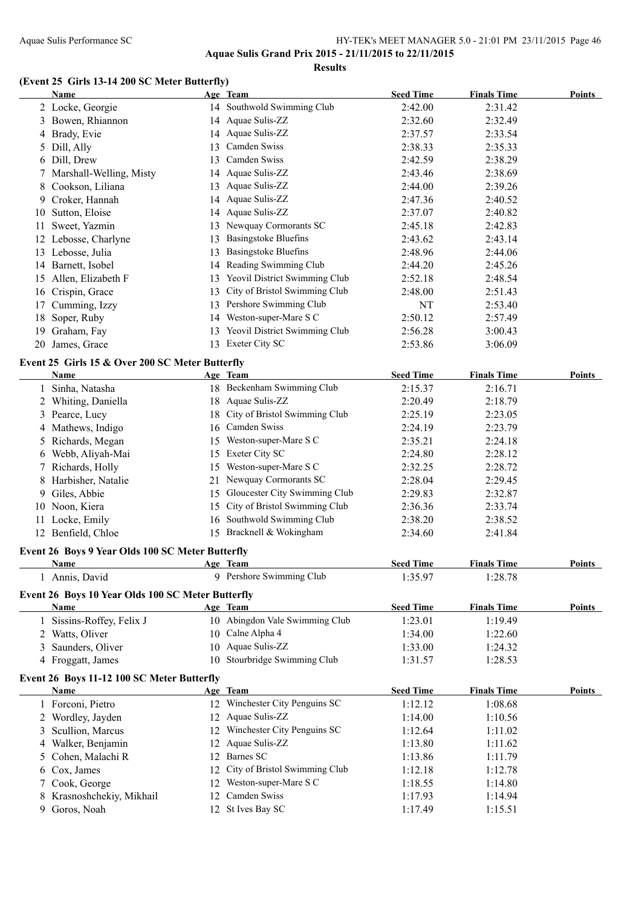Aquae Sulis Grand Prix 2015 - 21/11/2015 to 22/11/2015

**Results**

### (Event 25 Girls 13-14 200 SC Meter Butterfly)

| | Name | Age | Team | Seed Time | Finals Time | Points |
|---|---|---|---|---|---|---|
| 2 | Locke, Georgie | 14 | Southwold Swimming Club | 2:42.00 | 2:31.42 | |
| 3 | Bowen, Rhiannon | 14 | Aquae Sulis-ZZ | 2:32.60 | 2:32.49 | |
| 4 | Brady, Evie | 14 | Aquae Sulis-ZZ | 2:37.57 | 2:33.54 | |
| 5 | Dill, Ally | 13 | Camden Swiss | 2:38.33 | 2:35.33 | |
| 6 | Dill, Drew | 13 | Camden Swiss | 2:42.59 | 2:38.29 | |
| 7 | Marshall-Welling, Misty | 14 | Aquae Sulis-ZZ | 2:43.46 | 2:38.69 | |
| 8 | Cookson, Liliana | 13 | Aquae Sulis-ZZ | 2:44.00 | 2:39.26 | |
| 9 | Croker, Hannah | 14 | Aquae Sulis-ZZ | 2:47.36 | 2:40.52 | |
| 10 | Sutton, Eloise | 14 | Aquae Sulis-ZZ | 2:37.07 | 2:40.82 | |
| 11 | Sweet, Yazmin | 13 | Newquay Cormorants SC | 2:45.18 | 2:42.83 | |
| 12 | Lebosse, Charlyne | 13 | Basingstoke Bluefins | 2:43.62 | 2:43.14 | |
| 13 | Lebosse, Julia | 13 | Basingstoke Bluefins | 2:48.96 | 2:44.06 | |
| 14 | Barnett, Isobel | 14 | Reading Swimming Club | 2:44.20 | 2:45.26 | |
| 15 | Allen, Elizabeth F | 13 | Yeovil District Swimming Club | 2:52.18 | 2:48.54 | |
| 16 | Crispin, Grace | 13 | City of Bristol Swimming Club | 2:48.00 | 2:51.43 | |
| 17 | Cumming, Izzy | 13 | Pershore Swimming Club | NT | 2:53.40 | |
| 18 | Soper, Ruby | 14 | Weston-super-Mare S C | 2:50.12 | 2:57.49 | |
| 19 | Graham, Fay | 13 | Yeovil District Swimming Club | 2:56.28 | 3:00.43 | |
| 20 | James, Grace | 13 | Exeter City SC | 2:53.86 | 3:06.09 | |

### Event 25 Girls 15 & Over 200 SC Meter Butterfly

| | Name | Age | Team | Seed Time | Finals Time | Points |
|---|---|---|---|---|---|---|
| 1 | Sinha, Natasha | 18 | Beckenham Swimming Club | 2:15.37 | 2:16.71 | |
| 2 | Whiting, Daniella | 18 | Aquae Sulis-ZZ | 2:20.49 | 2:18.79 | |
| 3 | Pearce, Lucy | 18 | City of Bristol Swimming Club | 2:25.19 | 2:23.05 | |
| 4 | Mathews, Indigo | 16 | Camden Swiss | 2:24.19 | 2:23.79 | |
| 5 | Richards, Megan | 15 | Weston-super-Mare S C | 2:35.21 | 2:24.18 | |
| 6 | Webb, Aliyah-Mai | 15 | Exeter City SC | 2:24.80 | 2:28.12 | |
| 7 | Richards, Holly | 15 | Weston-super-Mare S C | 2:32.25 | 2:28.72 | |
| 8 | Harbisher, Natalie | 21 | Newquay Cormorants SC | 2:28.04 | 2:29.45 | |
| 9 | Giles, Abbie | 15 | Gloucester City Swimming Club | 2:29.83 | 2:32.87 | |
| 10 | Noon, Kiera | 15 | City of Bristol Swimming Club | 2:36.36 | 2:33.74 | |
| 11 | Locke, Emily | 16 | Southwold Swimming Club | 2:38.20 | 2:38.52 | |
| 12 | Benfield, Chloe | 15 | Bracknell & Wokingham | 2:34.60 | 2:41.84 | |

### Event 26 Boys 9 Year Olds 100 SC Meter Butterfly

| | Name | Age | Team | Seed Time | Finals Time | Points |
|---|---|---|---|---|---|---|
| 1 | Annis, David | 9 | Pershore Swimming Club | 1:35.97 | 1:28.78 | |

### Event 26 Boys 10 Year Olds 100 SC Meter Butterfly

| | Name | Age | Team | Seed Time | Finals Time | Points |
|---|---|---|---|---|---|---|
| 1 | Sissins-Roffey, Felix J | 10 | Abingdon Vale Swimming Club | 1:23.01 | 1:19.49 | |
| 2 | Watts, Oliver | 10 | Calne Alpha 4 | 1:34.00 | 1:22.60 | |
| 3 | Saunders, Oliver | 10 | Aquae Sulis-ZZ | 1:33.00 | 1:24.32 | |
| 4 | Froggatt, James | 10 | Stourbridge Swimming Club | 1:31.57 | 1:28.53 | |

### Event 26 Boys 11-12 100 SC Meter Butterfly

| | Name | Age | Team | Seed Time | Finals Time | Points |
|---|---|---|---|---|---|---|
| 1 | Forconi, Pietro | 12 | Winchester City Penguins SC | 1:12.12 | 1:08.68 | |
| 2 | Wordley, Jayden | 12 | Aquae Sulis-ZZ | 1:14.00 | 1:10.56 | |
| 3 | Scullion, Marcus | 12 | Winchester City Penguins SC | 1:12.64 | 1:11.02 | |
| 4 | Walker, Benjamin | 12 | Aquae Sulis-ZZ | 1:13.80 | 1:11.62 | |
| 5 | Cohen, Malachi R | 12 | Barnes SC | 1:13.86 | 1:11.79 | |
| 6 | Cox, James | 12 | City of Bristol Swimming Club | 1:12.18 | 1:12.78 | |
| 7 | Cook, George | 12 | Weston-super-Mare S C | 1:18.55 | 1:14.80 | |
| 8 | Krasnoshchekiy, Mikhail | 12 | Camden Swiss | 1:17.93 | 1:14.94 | |
| 9 | Goros, Noah | 12 | St Ives Bay SC | 1:17.49 | 1:15.51 | |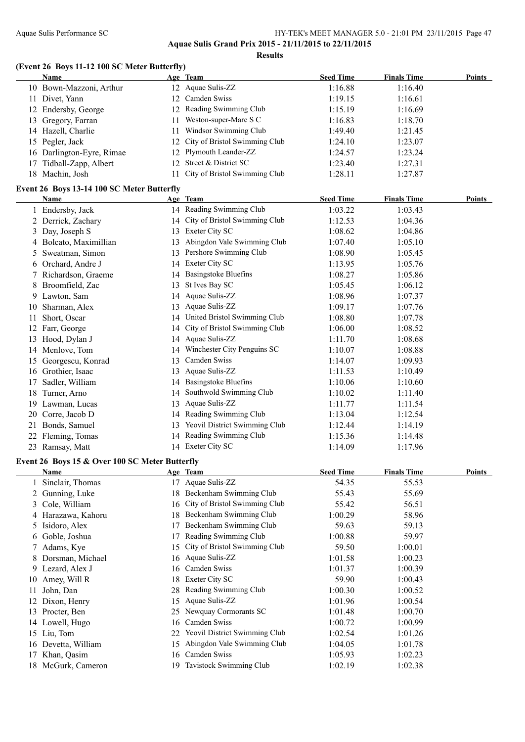Aquae Sulis Grand Prix 2015 - 21/11/2015 to 22/11/2015

**Results**

### (Event 26 Boys 11-12 100 SC Meter Butterfly)

| | Name | Age | Team | Seed Time | Finals Time | Points |
|---|---|---|---|---|---|---|
| 10 | Bown-Mazzoni, Arthur | 12 | Aquae Sulis-ZZ | 1:16.88 | 1:16.40 | |
| 11 | Divet, Yann | 12 | Camden Swiss | 1:19.15 | 1:16.61 | |
| 12 | Endersby, George | 12 | Reading Swimming Club | 1:15.19 | 1:16.69 | |
| 13 | Gregory, Farran | 11 | Weston-super-Mare S C | 1:16.83 | 1:18.70 | |
| 14 | Hazell, Charlie | 11 | Windsor Swimming Club | 1:49.40 | 1:21.45 | |
| 15 | Pegler, Jack | 12 | City of Bristol Swimming Club | 1:24.10 | 1:23.07 | |
| 16 | Darlington-Eyre, Rimae | 12 | Plymouth Leander-ZZ | 1:24.57 | 1:23.24 | |
| 17 | Tidball-Zapp, Albert | 12 | Street & District SC | 1:23.40 | 1:27.31 | |
| 18 | Machin, Josh | 11 | City of Bristol Swimming Club | 1:28.11 | 1:27.87 | |

### Event 26 Boys 13-14 100 SC Meter Butterfly

| | Name | Age | Team | Seed Time | Finals Time | Points |
|---|---|---|---|---|---|---|
| 1 | Endersby, Jack | 14 | Reading Swimming Club | 1:03.22 | 1:03.43 | |
| 2 | Derrick, Zachary | 14 | City of Bristol Swimming Club | 1:12.53 | 1:04.36 | |
| 3 | Day, Joseph S | 13 | Exeter City SC | 1:08.62 | 1:04.86 | |
| 4 | Bolcato, Maximillian | 13 | Abingdon Vale Swimming Club | 1:07.40 | 1:05.10 | |
| 5 | Sweatman, Simon | 13 | Pershore Swimming Club | 1:08.90 | 1:05.45 | |
| 6 | Orchard, Andre J | 14 | Exeter City SC | 1:13.95 | 1:05.76 | |
| 7 | Richardson, Graeme | 14 | Basingstoke Bluefins | 1:08.27 | 1:05.86 | |
| 8 | Broomfield, Zac | 13 | St Ives Bay SC | 1:05.45 | 1:06.12 | |
| 9 | Lawton, Sam | 14 | Aquae Sulis-ZZ | 1:08.96 | 1:07.37 | |
| 10 | Sharman, Alex | 13 | Aquae Sulis-ZZ | 1:09.17 | 1:07.76 | |
| 11 | Short, Oscar | 14 | United Bristol Swimming Club | 1:08.80 | 1:07.78 | |
| 12 | Farr, George | 14 | City of Bristol Swimming Club | 1:06.00 | 1:08.52 | |
| 13 | Hood, Dylan J | 14 | Aquae Sulis-ZZ | 1:11.70 | 1:08.68 | |
| 14 | Menlove, Tom | 14 | Winchester City Penguins SC | 1:10.07 | 1:08.88 | |
| 15 | Georgescu, Konrad | 13 | Camden Swiss | 1:14.07 | 1:09.93 | |
| 16 | Grothier, Isaac | 13 | Aquae Sulis-ZZ | 1:11.53 | 1:10.49 | |
| 17 | Sadler, William | 14 | Basingstoke Bluefins | 1:10.06 | 1:10.60 | |
| 18 | Turner, Arno | 14 | Southwold Swimming Club | 1:10.02 | 1:11.40 | |
| 19 | Lawman, Lucas | 13 | Aquae Sulis-ZZ | 1:11.77 | 1:11.54 | |
| 20 | Corre, Jacob D | 14 | Reading Swimming Club | 1:13.04 | 1:12.54 | |
| 21 | Bonds, Samuel | 13 | Yeovil District Swimming Club | 1:12.44 | 1:14.19 | |
| 22 | Fleming, Tomas | 14 | Reading Swimming Club | 1:15.36 | 1:14.48 | |
| 23 | Ramsay, Matt | 14 | Exeter City SC | 1:14.09 | 1:17.96 | |

### Event 26 Boys 15 & Over 100 SC Meter Butterfly

| | Name | Age | Team | Seed Time | Finals Time | Points |
|---|---|---|---|---|---|---|
| 1 | Sinclair, Thomas | 17 | Aquae Sulis-ZZ | 54.35 | 55.53 | |
| 2 | Gunning, Luke | 18 | Beckenham Swimming Club | 55.43 | 55.69 | |
| 3 | Cole, William | 16 | City of Bristol Swimming Club | 55.42 | 56.51 | |
| 4 | Harazawa, Kahoru | 18 | Beckenham Swimming Club | 1:00.29 | 58.96 | |
| 5 | Isidoro, Alex | 17 | Beckenham Swimming Club | 59.63 | 59.13 | |
| 6 | Goble, Joshua | 17 | Reading Swimming Club | 1:00.88 | 59.97 | |
| 7 | Adams, Kye | 15 | City of Bristol Swimming Club | 59.50 | 1:00.01 | |
| 8 | Dorsman, Michael | 16 | Aquae Sulis-ZZ | 1:01.58 | 1:00.23 | |
| 9 | Lezard, Alex J | 16 | Camden Swiss | 1:01.37 | 1:00.39 | |
| 10 | Amey, Will R | 18 | Exeter City SC | 59.90 | 1:00.43 | |
| 11 | John, Dan | 28 | Reading Swimming Club | 1:00.30 | 1:00.52 | |
| 12 | Dixon, Henry | 15 | Aquae Sulis-ZZ | 1:01.96 | 1:00.54 | |
| 13 | Procter, Ben | 25 | Newquay Cormorants SC | 1:01.48 | 1:00.70 | |
| 14 | Lowell, Hugo | 16 | Camden Swiss | 1:00.72 | 1:00.99 | |
| 15 | Liu, Tom | 22 | Yeovil District Swimming Club | 1:02.54 | 1:01.26 | |
| 16 | Devetta, William | 15 | Abingdon Vale Swimming Club | 1:04.05 | 1:01.78 | |
| 17 | Khan, Qasim | 16 | Camden Swiss | 1:05.93 | 1:02.23 | |
| 18 | McGurk, Cameron | 19 | Tavistock Swimming Club | 1:02.19 | 1:02.38 | |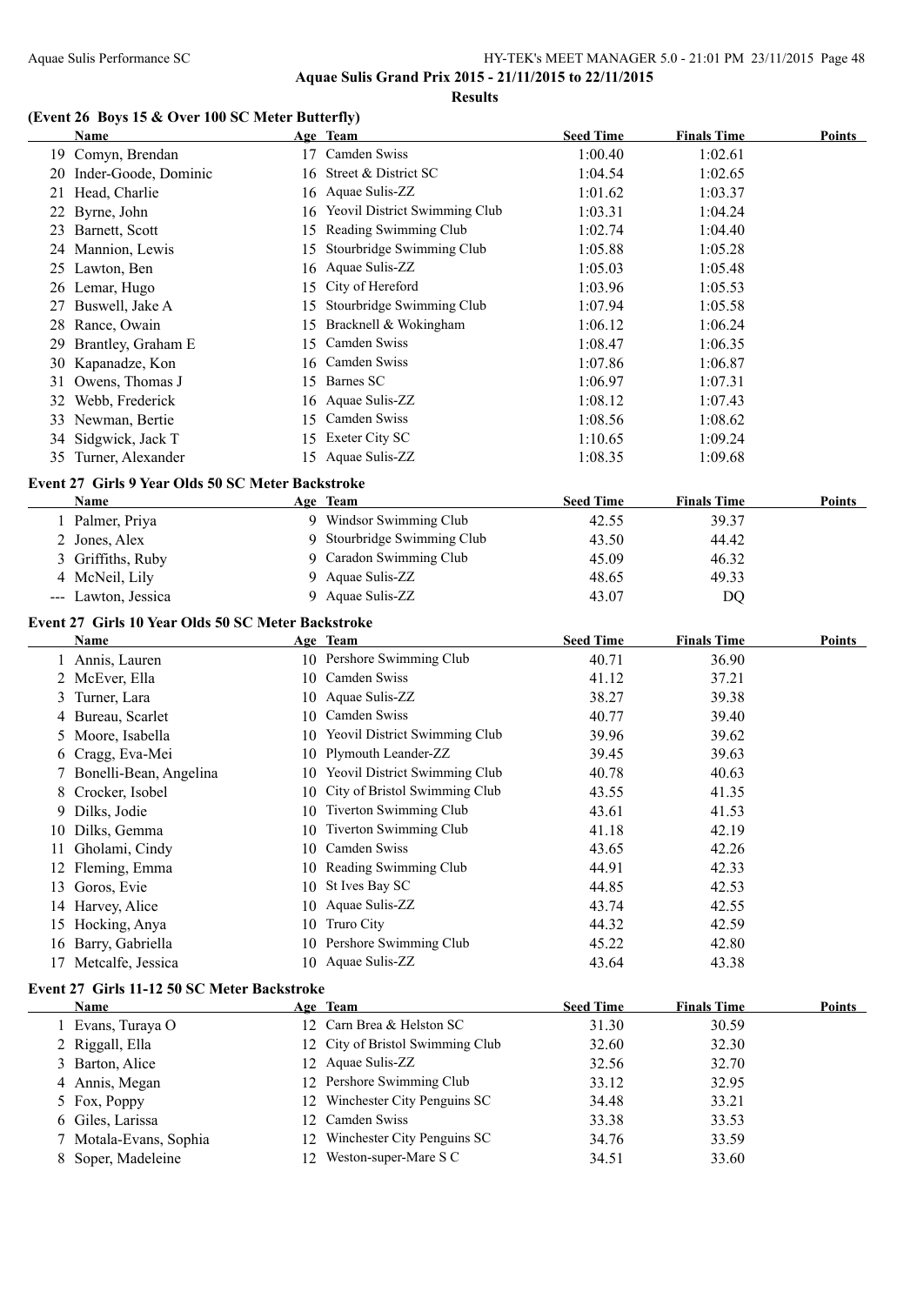**Aquae Sulis Grand Prix 2015 - 21/11/2015 to 22/11/2015**

**Results**

### (Event 26 Boys 15 & Over 100 SC Meter Butterfly)

| | Name | Age | Team | Seed Time | Finals Time | Points |
|---|---|---|---|---|---|---|
| 19 | Comyn, Brendan | 17 | Camden Swiss | 1:00.40 | 1:02.61 | |
| 20 | Inder-Goode, Dominic | 16 | Street & District SC | 1:04.54 | 1:02.65 | |
| 21 | Head, Charlie | 16 | Aquae Sulis-ZZ | 1:01.62 | 1:03.37 | |
| 22 | Byrne, John | 16 | Yeovil District Swimming Club | 1:03.31 | 1:04.24 | |
| 23 | Barnett, Scott | 15 | Reading Swimming Club | 1:02.74 | 1:04.40 | |
| 24 | Mannion, Lewis | 15 | Stourbridge Swimming Club | 1:05.88 | 1:05.28 | |
| 25 | Lawton, Ben | 16 | Aquae Sulis-ZZ | 1:05.03 | 1:05.48 | |
| 26 | Lemar, Hugo | 15 | City of Hereford | 1:03.96 | 1:05.53 | |
| 27 | Buswell, Jake A | 15 | Stourbridge Swimming Club | 1:07.94 | 1:05.58 | |
| 28 | Rance, Owain | 15 | Bracknell & Wokingham | 1:06.12 | 1:06.24 | |
| 29 | Brantley, Graham E | 15 | Camden Swiss | 1:08.47 | 1:06.35 | |
| 30 | Kapanadze, Kon | 16 | Camden Swiss | 1:07.86 | 1:06.87 | |
| 31 | Owens, Thomas J | 15 | Barnes SC | 1:06.97 | 1:07.31 | |
| 32 | Webb, Frederick | 16 | Aquae Sulis-ZZ | 1:08.12 | 1:07.43 | |
| 33 | Newman, Bertie | 15 | Camden Swiss | 1:08.56 | 1:08.62 | |
| 34 | Sidgwick, Jack T | 15 | Exeter City SC | 1:10.65 | 1:09.24 | |
| 35 | Turner, Alexander | 15 | Aquae Sulis-ZZ | 1:08.35 | 1:09.68 | |

### Event 27 Girls 9 Year Olds 50 SC Meter Backstroke

| | Name | Age | Team | Seed Time | Finals Time | Points |
|---|---|---|---|---|---|---|
| 1 | Palmer, Priya | 9 | Windsor Swimming Club | 42.55 | 39.37 | |
| 2 | Jones, Alex | 9 | Stourbridge Swimming Club | 43.50 | 44.42 | |
| 3 | Griffiths, Ruby | 9 | Caradon Swimming Club | 45.09 | 46.32 | |
| 4 | McNeil, Lily | 9 | Aquae Sulis-ZZ | 48.65 | 49.33 | |
| --- | Lawton, Jessica | 9 | Aquae Sulis-ZZ | 43.07 | DQ | |

### Event 27 Girls 10 Year Olds 50 SC Meter Backstroke

| | Name | Age | Team | Seed Time | Finals Time | Points |
|---|---|---|---|---|---|---|
| 1 | Annis, Lauren | 10 | Pershore Swimming Club | 40.71 | 36.90 | |
| 2 | McEver, Ella | 10 | Camden Swiss | 41.12 | 37.21 | |
| 3 | Turner, Lara | 10 | Aquae Sulis-ZZ | 38.27 | 39.38 | |
| 4 | Bureau, Scarlet | 10 | Camden Swiss | 40.77 | 39.40 | |
| 5 | Moore, Isabella | 10 | Yeovil District Swimming Club | 39.96 | 39.62 | |
| 6 | Cragg, Eva-Mei | 10 | Plymouth Leander-ZZ | 39.45 | 39.63 | |
| 7 | Bonelli-Bean, Angelina | 10 | Yeovil District Swimming Club | 40.78 | 40.63 | |
| 8 | Crocker, Isobel | 10 | City of Bristol Swimming Club | 43.55 | 41.35 | |
| 9 | Dilks, Jodie | 10 | Tiverton Swimming Club | 43.61 | 41.53 | |
| 10 | Dilks, Gemma | 10 | Tiverton Swimming Club | 41.18 | 42.19 | |
| 11 | Gholami, Cindy | 10 | Camden Swiss | 43.65 | 42.26 | |
| 12 | Fleming, Emma | 10 | Reading Swimming Club | 44.91 | 42.33 | |
| 13 | Goros, Evie | 10 | St Ives Bay SC | 44.85 | 42.53 | |
| 14 | Harvey, Alice | 10 | Aquae Sulis-ZZ | 43.74 | 42.55 | |
| 15 | Hocking, Anya | 10 | Truro City | 44.32 | 42.59 | |
| 16 | Barry, Gabriella | 10 | Pershore Swimming Club | 45.22 | 42.80 | |
| 17 | Metcalfe, Jessica | 10 | Aquae Sulis-ZZ | 43.64 | 43.38 | |

### Event 27 Girls 11-12 50 SC Meter Backstroke

| | Name | Age | Team | Seed Time | Finals Time | Points |
|---|---|---|---|---|---|---|
| 1 | Evans, Turaya O | 12 | Carn Brea & Helston SC | 31.30 | 30.59 | |
| 2 | Riggall, Ella | 12 | City of Bristol Swimming Club | 32.60 | 32.30 | |
| 3 | Barton, Alice | 12 | Aquae Sulis-ZZ | 32.56 | 32.70 | |
| 4 | Annis, Megan | 12 | Pershore Swimming Club | 33.12 | 32.95 | |
| 5 | Fox, Poppy | 12 | Winchester City Penguins SC | 34.48 | 33.21 | |
| 6 | Giles, Larissa | 12 | Camden Swiss | 33.38 | 33.53 | |
| 7 | Motala-Evans, Sophia | 12 | Winchester City Penguins SC | 34.76 | 33.59 | |
| 8 | Soper, Madeleine | 12 | Weston-super-Mare S C | 34.51 | 33.60 | |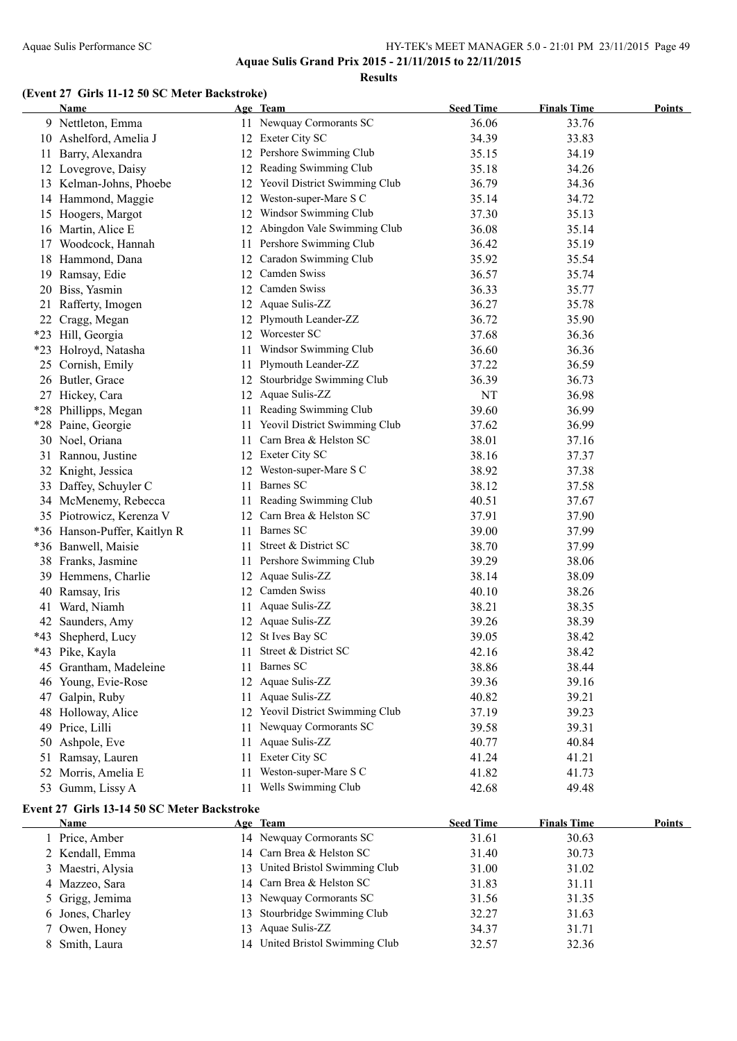**Aquae Sulis Grand Prix 2015 - 21/11/2015 to 22/11/2015**

**Results**

### (Event 27 Girls 11-12 50 SC Meter Backstroke)

| | Name | Age | Team | Seed Time | Finals Time | Points |
|---|---|---|---|---|---|---|
| 9 | Nettleton, Emma | 11 | Newquay Cormorants SC | 36.06 | 33.76 | |
| 10 | Ashelford, Amelia J | 12 | Exeter City SC | 34.39 | 33.83 | |
| 11 | Barry, Alexandra | 12 | Pershore Swimming Club | 35.15 | 34.19 | |
| 12 | Lovegrove, Daisy | 12 | Reading Swimming Club | 35.18 | 34.26 | |
| 13 | Kelman-Johns, Phoebe | 12 | Yeovil District Swimming Club | 36.79 | 34.36 | |
| 14 | Hammond, Maggie | 12 | Weston-super-Mare S C | 35.14 | 34.72 | |
| 15 | Hoogers, Margot | 12 | Windsor Swimming Club | 37.30 | 35.13 | |
| 16 | Martin, Alice E | 12 | Abingdon Vale Swimming Club | 36.08 | 35.14 | |
| 17 | Woodcock, Hannah | 11 | Pershore Swimming Club | 36.42 | 35.19 | |
| 18 | Hammond, Dana | 12 | Caradon Swimming Club | 35.92 | 35.54 | |
| 19 | Ramsay, Edie | 12 | Camden Swiss | 36.57 | 35.74 | |
| 20 | Biss, Yasmin | 12 | Camden Swiss | 36.33 | 35.77 | |
| 21 | Rafferty, Imogen | 12 | Aquae Sulis-ZZ | 36.27 | 35.78 | |
| 22 | Cragg, Megan | 12 | Plymouth Leander-ZZ | 36.72 | 35.90 | |
| *23 | Hill, Georgia | 12 | Worcester SC | 37.68 | 36.36 | |
| *23 | Holroyd, Natasha | 11 | Windsor Swimming Club | 36.60 | 36.36 | |
| 25 | Cornish, Emily | 11 | Plymouth Leander-ZZ | 37.22 | 36.59 | |
| 26 | Butler, Grace | 12 | Stourbridge Swimming Club | 36.39 | 36.73 | |
| 27 | Hickey, Cara | 12 | Aquae Sulis-ZZ | NT | 36.98 | |
| *28 | Phillipps, Megan | 11 | Reading Swimming Club | 39.60 | 36.99 | |
| *28 | Paine, Georgie | 11 | Yeovil District Swimming Club | 37.62 | 36.99 | |
| 30 | Noel, Oriana | 11 | Carn Brea & Helston SC | 38.01 | 37.16 | |
| 31 | Rannou, Justine | 12 | Exeter City SC | 38.16 | 37.37 | |
| 32 | Knight, Jessica | 12 | Weston-super-Mare S C | 38.92 | 37.38 | |
| 33 | Daffey, Schuyler C | 11 | Barnes SC | 38.12 | 37.58 | |
| 34 | McMenemy, Rebecca | 11 | Reading Swimming Club | 40.51 | 37.67 | |
| 35 | Piotrowicz, Kerenza V | 12 | Carn Brea & Helston SC | 37.91 | 37.90 | |
| *36 | Hanson-Puffer, Kaitlyn R | 11 | Barnes SC | 39.00 | 37.99 | |
| *36 | Banwell, Maisie | 11 | Street & District SC | 38.70 | 37.99 | |
| 38 | Franks, Jasmine | 11 | Pershore Swimming Club | 39.29 | 38.06 | |
| 39 | Hemmens, Charlie | 12 | Aquae Sulis-ZZ | 38.14 | 38.09 | |
| 40 | Ramsay, Iris | 12 | Camden Swiss | 40.10 | 38.26 | |
| 41 | Ward, Niamh | 11 | Aquae Sulis-ZZ | 38.21 | 38.35 | |
| 42 | Saunders, Amy | 12 | Aquae Sulis-ZZ | 39.26 | 38.39 | |
| *43 | Shepherd, Lucy | 12 | St Ives Bay SC | 39.05 | 38.42 | |
| *43 | Pike, Kayla | 11 | Street & District SC | 42.16 | 38.42 | |
| 45 | Grantham, Madeleine | 11 | Barnes SC | 38.86 | 38.44 | |
| 46 | Young, Evie-Rose | 12 | Aquae Sulis-ZZ | 39.36 | 39.16 | |
| 47 | Galpin, Ruby | 11 | Aquae Sulis-ZZ | 40.82 | 39.21 | |
| 48 | Holloway, Alice | 12 | Yeovil District Swimming Club | 37.19 | 39.23 | |
| 49 | Price, Lilli | 11 | Newquay Cormorants SC | 39.58 | 39.31 | |
| 50 | Ashpole, Eve | 11 | Aquae Sulis-ZZ | 40.77 | 40.84 | |
| 51 | Ramsay, Lauren | 11 | Exeter City SC | 41.24 | 41.21 | |
| 52 | Morris, Amelia E | 11 | Weston-super-Mare S C | 41.82 | 41.73 | |
| 53 | Gumm, Lissy A | 11 | Wells Swimming Club | 42.68 | 49.48 | |

### Event 27 Girls 13-14 50 SC Meter Backstroke

| | Name | Age | Team | Seed Time | Finals Time | Points |
|---|---|---|---|---|---|---|
| 1 | Price, Amber | 14 | Newquay Cormorants SC | 31.61 | 30.63 | |
| 2 | Kendall, Emma | 14 | Carn Brea & Helston SC | 31.40 | 30.73 | |
| 3 | Maestri, Alysia | 13 | United Bristol Swimming Club | 31.00 | 31.02 | |
| 4 | Mazzeo, Sara | 14 | Carn Brea & Helston SC | 31.83 | 31.11 | |
| 5 | Grigg, Jemima | 13 | Newquay Cormorants SC | 31.56 | 31.35 | |
| 6 | Jones, Charley | 13 | Stourbridge Swimming Club | 32.27 | 31.63 | |
| 7 | Owen, Honey | 13 | Aquae Sulis-ZZ | 34.37 | 31.71 | |
| 8 | Smith, Laura | 14 | United Bristol Swimming Club | 32.57 | 32.36 | |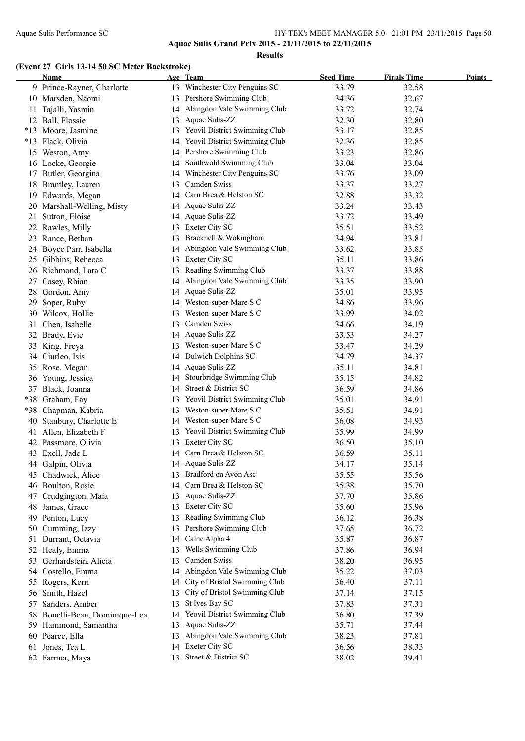## Aquae Sulis Grand Prix 2015 - 21/11/2015 to 22/11/2015

### Results

#### (Event 27 Girls 13-14 50 SC Meter Backstroke)

| | Name | Age | Team | Seed Time | Finals Time | Points |
|---|---|---|---|---|---|---|
| 9 | Prince-Rayner, Charlotte | 13 | Winchester City Penguins SC | 33.79 | 32.58 | |
| 10 | Marsden, Naomi | 13 | Pershore Swimming Club | 34.36 | 32.67 | |
| 11 | Tajalli, Yasmin | 14 | Abingdon Vale Swimming Club | 33.72 | 32.74 | |
| 12 | Ball, Flossie | 13 | Aquae Sulis-ZZ | 32.30 | 32.80 | |
| *13 | Moore, Jasmine | 13 | Yeovil District Swimming Club | 33.17 | 32.85 | |
| *13 | Flack, Olivia | 14 | Yeovil District Swimming Club | 32.36 | 32.85 | |
| 15 | Weston, Amy | 14 | Pershore Swimming Club | 33.23 | 32.86 | |
| 16 | Locke, Georgie | 14 | Southwold Swimming Club | 33.04 | 33.04 | |
| 17 | Butler, Georgina | 14 | Winchester City Penguins SC | 33.76 | 33.09 | |
| 18 | Brantley, Lauren | 13 | Camden Swiss | 33.37 | 33.27 | |
| 19 | Edwards, Megan | 14 | Carn Brea & Helston SC | 32.88 | 33.32 | |
| 20 | Marshall-Welling, Misty | 14 | Aquae Sulis-ZZ | 33.24 | 33.43 | |
| 21 | Sutton, Eloise | 14 | Aquae Sulis-ZZ | 33.72 | 33.49 | |
| 22 | Rawles, Milly | 13 | Exeter City SC | 35.51 | 33.52 | |
| 23 | Rance, Bethan | 13 | Bracknell & Wokingham | 34.94 | 33.81 | |
| 24 | Boyce Parr, Isabella | 14 | Abingdon Vale Swimming Club | 33.62 | 33.85 | |
| 25 | Gibbins, Rebecca | 13 | Exeter City SC | 35.11 | 33.86 | |
| 26 | Richmond, Lara C | 13 | Reading Swimming Club | 33.37 | 33.88 | |
| 27 | Casey, Rhian | 14 | Abingdon Vale Swimming Club | 33.35 | 33.90 | |
| 28 | Gordon, Amy | 14 | Aquae Sulis-ZZ | 35.01 | 33.95 | |
| 29 | Soper, Ruby | 14 | Weston-super-Mare S C | 34.86 | 33.96 | |
| 30 | Wilcox, Hollie | 13 | Weston-super-Mare S C | 33.99 | 34.02 | |
| 31 | Chen, Isabelle | 13 | Camden Swiss | 34.66 | 34.19 | |
| 32 | Brady, Evie | 14 | Aquae Sulis-ZZ | 33.53 | 34.27 | |
| 33 | King, Freya | 13 | Weston-super-Mare S C | 33.47 | 34.29 | |
| 34 | Ciurleo, Isis | 14 | Dulwich Dolphins SC | 34.79 | 34.37 | |
| 35 | Rose, Megan | 14 | Aquae Sulis-ZZ | 35.11 | 34.81 | |
| 36 | Young, Jessica | 14 | Stourbridge Swimming Club | 35.15 | 34.82 | |
| 37 | Black, Joanna | 14 | Street & District SC | 36.59 | 34.86 | |
| *38 | Graham, Fay | 13 | Yeovil District Swimming Club | 35.01 | 34.91 | |
| *38 | Chapman, Kabria | 13 | Weston-super-Mare S C | 35.51 | 34.91 | |
| 40 | Stanbury, Charlotte E | 14 | Weston-super-Mare S C | 36.08 | 34.93 | |
| 41 | Allen, Elizabeth F | 13 | Yeovil District Swimming Club | 35.99 | 34.99 | |
| 42 | Passmore, Olivia | 13 | Exeter City SC | 36.50 | 35.10 | |
| 43 | Exell, Jade L | 14 | Carn Brea & Helston SC | 36.59 | 35.11 | |
| 44 | Galpin, Olivia | 14 | Aquae Sulis-ZZ | 34.17 | 35.14 | |
| 45 | Chadwick, Alice | 13 | Bradford on Avon Asc | 35.55 | 35.56 | |
| 46 | Boulton, Rosie | 14 | Carn Brea & Helston SC | 35.38 | 35.70 | |
| 47 | Crudgington, Maia | 13 | Aquae Sulis-ZZ | 37.70 | 35.86 | |
| 48 | James, Grace | 13 | Exeter City SC | 35.60 | 35.96 | |
| 49 | Penton, Lucy | 13 | Reading Swimming Club | 36.12 | 36.38 | |
| 50 | Cumming, Izzy | 13 | Pershore Swimming Club | 37.65 | 36.72 | |
| 51 | Durrant, Octavia | 14 | Calne Alpha 4 | 35.87 | 36.87 | |
| 52 | Healy, Emma | 13 | Wells Swimming Club | 37.86 | 36.94 | |
| 53 | Gerhardstein, Alicia | 13 | Camden Swiss | 38.20 | 36.95 | |
| 54 | Costello, Emma | 14 | Abingdon Vale Swimming Club | 35.22 | 37.03 | |
| 55 | Rogers, Kerri | 14 | City of Bristol Swimming Club | 36.40 | 37.11 | |
| 56 | Smith, Hazel | 13 | City of Bristol Swimming Club | 37.14 | 37.15 | |
| 57 | Sanders, Amber | 13 | St Ives Bay SC | 37.83 | 37.31 | |
| 58 | Bonelli-Bean, Dominique-Lea | 14 | Yeovil District Swimming Club | 36.80 | 37.39 | |
| 59 | Hammond, Samantha | 13 | Aquae Sulis-ZZ | 35.71 | 37.44 | |
| 60 | Pearce, Ella | 13 | Abingdon Vale Swimming Club | 38.23 | 37.81 | |
| 61 | Jones, Tea L | 14 | Exeter City SC | 36.56 | 38.33 | |
| 62 | Farmer, Maya | 13 | Street & District SC | 38.02 | 39.41 | |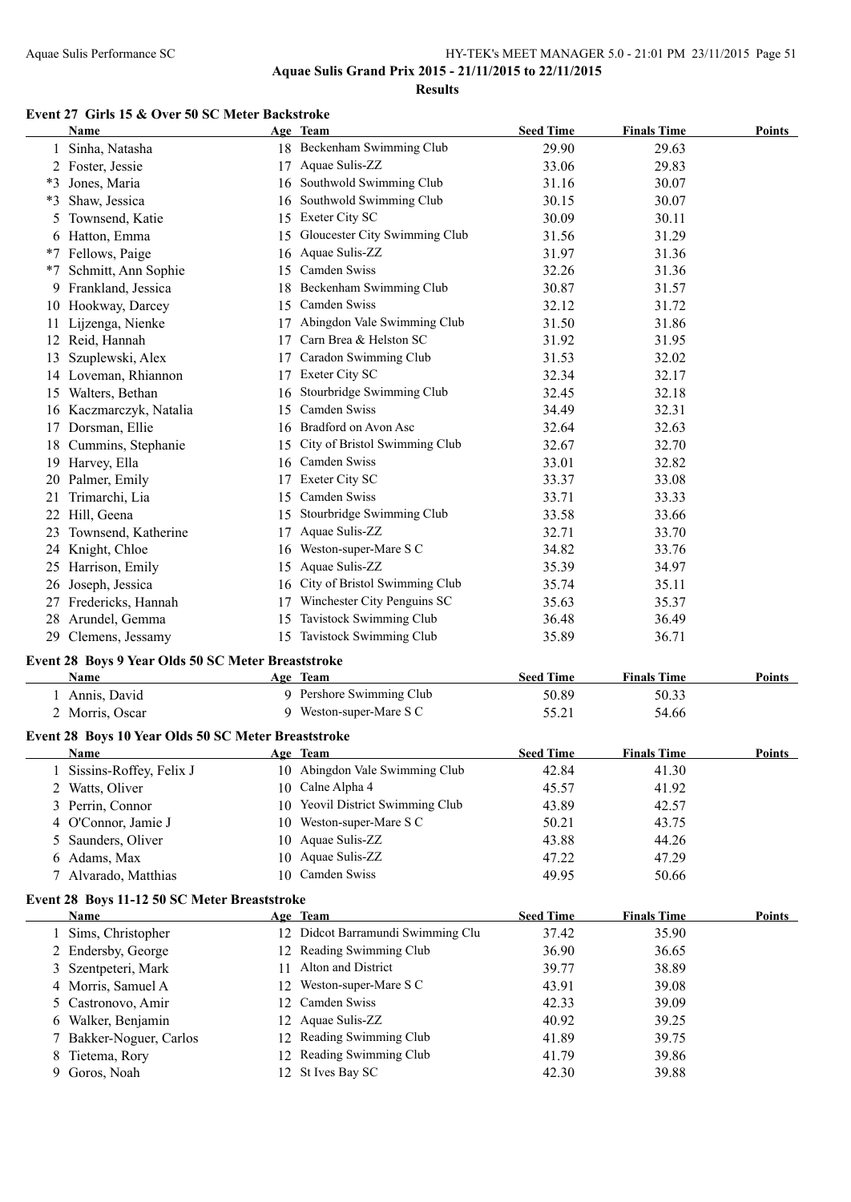**Aquae Sulis Grand Prix 2015 - 21/11/2015 to 22/11/2015**

**Results**

### Event 27 Girls 15 & Over 50 SC Meter Backstroke

| | Name | Age | Team | Seed Time | Finals Time | Points |
|---|---|---|---|---|---|---|
| 1 | Sinha, Natasha | 18 | Beckenham Swimming Club | 29.90 | 29.63 | |
| 2 | Foster, Jessie | 17 | Aquae Sulis-ZZ | 33.06 | 29.83 | |
| *3 | Jones, Maria | 16 | Southwold Swimming Club | 31.16 | 30.07 | |
| *3 | Shaw, Jessica | 16 | Southwold Swimming Club | 30.15 | 30.07 | |
| 5 | Townsend, Katie | 15 | Exeter City SC | 30.09 | 30.11 | |
| 6 | Hatton, Emma | 15 | Gloucester City Swimming Club | 31.56 | 31.29 | |
| *7 | Fellows, Paige | 16 | Aquae Sulis-ZZ | 31.97 | 31.36 | |
| *7 | Schmitt, Ann Sophie | 15 | Camden Swiss | 32.26 | 31.36 | |
| 9 | Frankland, Jessica | 18 | Beckenham Swimming Club | 30.87 | 31.57 | |
| 10 | Hookway, Darcey | 15 | Camden Swiss | 32.12 | 31.72 | |
| 11 | Lijzenga, Nienke | 17 | Abingdon Vale Swimming Club | 31.50 | 31.86 | |
| 12 | Reid, Hannah | 17 | Carn Brea & Helston SC | 31.92 | 31.95 | |
| 13 | Szuplewski, Alex | 17 | Caradon Swimming Club | 31.53 | 32.02 | |
| 14 | Loveman, Rhiannon | 17 | Exeter City SC | 32.34 | 32.17 | |
| 15 | Walters, Bethan | 16 | Stourbridge Swimming Club | 32.45 | 32.18 | |
| 16 | Kaczmarczyk, Natalia | 15 | Camden Swiss | 34.49 | 32.31 | |
| 17 | Dorsman, Ellie | 16 | Bradford on Avon Asc | 32.64 | 32.63 | |
| 18 | Cummins, Stephanie | 15 | City of Bristol Swimming Club | 32.67 | 32.70 | |
| 19 | Harvey, Ella | 16 | Camden Swiss | 33.01 | 32.82 | |
| 20 | Palmer, Emily | 17 | Exeter City SC | 33.37 | 33.08 | |
| 21 | Trimarchi, Lia | 15 | Camden Swiss | 33.71 | 33.33 | |
| 22 | Hill, Geena | 15 | Stourbridge Swimming Club | 33.58 | 33.66 | |
| 23 | Townsend, Katherine | 17 | Aquae Sulis-ZZ | 32.71 | 33.70 | |
| 24 | Knight, Chloe | 16 | Weston-super-Mare S C | 34.82 | 33.76 | |
| 25 | Harrison, Emily | 15 | Aquae Sulis-ZZ | 35.39 | 34.97 | |
| 26 | Joseph, Jessica | 16 | City of Bristol Swimming Club | 35.74 | 35.11 | |
| 27 | Fredericks, Hannah | 17 | Winchester City Penguins SC | 35.63 | 35.37 | |
| 28 | Arundel, Gemma | 15 | Tavistock Swimming Club | 36.48 | 36.49 | |
| 29 | Clemens, Jessamy | 15 | Tavistock Swimming Club | 35.89 | 36.71 | |

### Event 28 Boys 9 Year Olds 50 SC Meter Breaststroke

| | Name | Age | Team | Seed Time | Finals Time | Points |
|---|---|---|---|---|---|---|
| 1 | Annis, David | 9 | Pershore Swimming Club | 50.89 | 50.33 | |
| 2 | Morris, Oscar | 9 | Weston-super-Mare S C | 55.21 | 54.66 | |

### Event 28 Boys 10 Year Olds 50 SC Meter Breaststroke

| | Name | Age | Team | Seed Time | Finals Time | Points |
|---|---|---|---|---|---|---|
| 1 | Sissins-Roffey, Felix J | 10 | Abingdon Vale Swimming Club | 42.84 | 41.30 | |
| 2 | Watts, Oliver | 10 | Calne Alpha 4 | 45.57 | 41.92 | |
| 3 | Perrin, Connor | 10 | Yeovil District Swimming Club | 43.89 | 42.57 | |
| 4 | O'Connor, Jamie J | 10 | Weston-super-Mare S C | 50.21 | 43.75 | |
| 5 | Saunders, Oliver | 10 | Aquae Sulis-ZZ | 43.88 | 44.26 | |
| 6 | Adams, Max | 10 | Aquae Sulis-ZZ | 47.22 | 47.29 | |
| 7 | Alvarado, Matthias | 10 | Camden Swiss | 49.95 | 50.66 | |

### Event 28 Boys 11-12 50 SC Meter Breaststroke

| | Name | Age | Team | Seed Time | Finals Time | Points |
|---|---|---|---|---|---|---|
| 1 | Sims, Christopher | 12 | Didcot Barramundi Swimming Clu | 37.42 | 35.90 | |
| 2 | Endersby, George | 12 | Reading Swimming Club | 36.90 | 36.65 | |
| 3 | Szentpeteri, Mark | 11 | Alton and District | 39.77 | 38.89 | |
| 4 | Morris, Samuel A | 12 | Weston-super-Mare S C | 43.91 | 39.08 | |
| 5 | Castronovo, Amir | 12 | Camden Swiss | 42.33 | 39.09 | |
| 6 | Walker, Benjamin | 12 | Aquae Sulis-ZZ | 40.92 | 39.25 | |
| 7 | Bakker-Noguer, Carlos | 12 | Reading Swimming Club | 41.89 | 39.75 | |
| 8 | Tietema, Rory | 12 | Reading Swimming Club | 41.79 | 39.86 | |
| 9 | Goros, Noah | 12 | St Ives Bay SC | 42.30 | 39.88 | |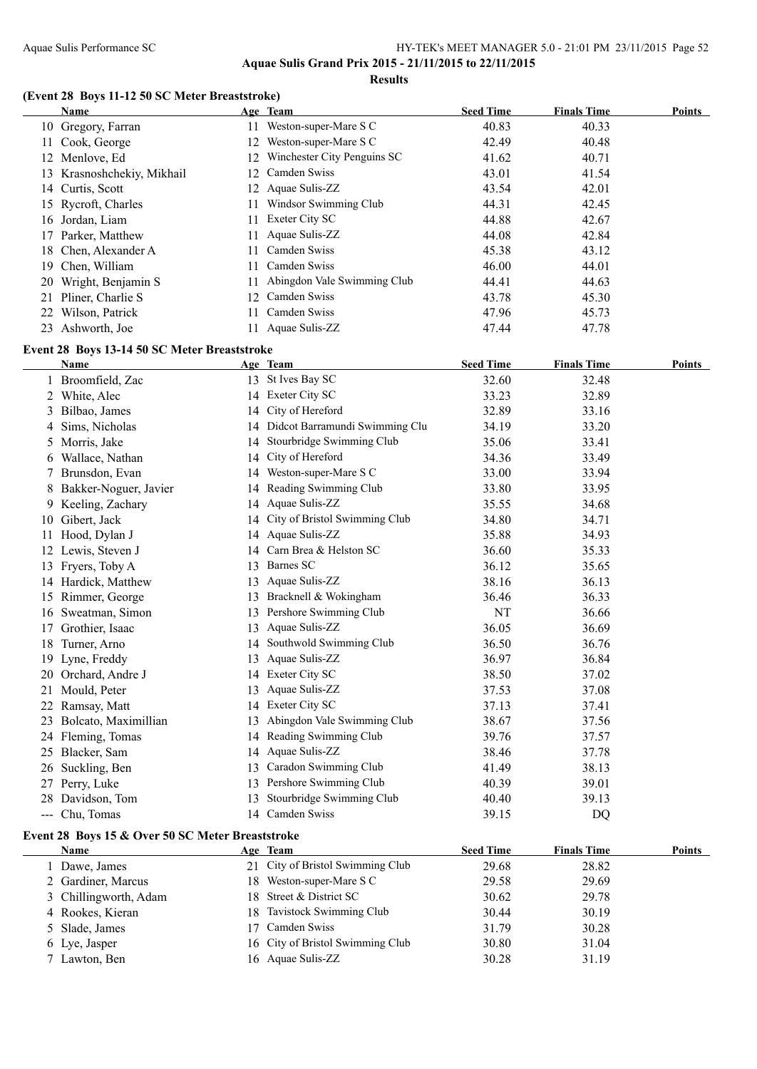**Aquae Sulis Grand Prix 2015 - 21/11/2015 to 22/11/2015**

**Results**

### (Event 28 Boys 11-12 50 SC Meter Breaststroke)

| | Name | Age | Team | Seed Time | Finals Time | Points |
|---|---|---|---|---|---|---|
| 10 | Gregory, Farran | 11 | Weston-super-Mare S C | 40.83 | 40.33 | |
| 11 | Cook, George | 12 | Weston-super-Mare S C | 42.49 | 40.48 | |
| 12 | Menlove, Ed | 12 | Winchester City Penguins SC | 41.62 | 40.71 | |
| 13 | Krasnoshchekiy, Mikhail | 12 | Camden Swiss | 43.01 | 41.54 | |
| 14 | Curtis, Scott | 12 | Aquae Sulis-ZZ | 43.54 | 42.01 | |
| 15 | Rycroft, Charles | 11 | Windsor Swimming Club | 44.31 | 42.45 | |
| 16 | Jordan, Liam | 11 | Exeter City SC | 44.88 | 42.67 | |
| 17 | Parker, Matthew | 11 | Aquae Sulis-ZZ | 44.08 | 42.84 | |
| 18 | Chen, Alexander A | 11 | Camden Swiss | 45.38 | 43.12 | |
| 19 | Chen, William | 11 | Camden Swiss | 46.00 | 44.01 | |
| 20 | Wright, Benjamin S | 11 | Abingdon Vale Swimming Club | 44.41 | 44.63 | |
| 21 | Pliner, Charlie S | 12 | Camden Swiss | 43.78 | 45.30 | |
| 22 | Wilson, Patrick | 11 | Camden Swiss | 47.96 | 45.73 | |
| 23 | Ashworth, Joe | 11 | Aquae Sulis-ZZ | 47.44 | 47.78 | |

### Event 28 Boys 13-14 50 SC Meter Breaststroke

| | Name | Age | Team | Seed Time | Finals Time | Points |
|---|---|---|---|---|---|---|
| 1 | Broomfield, Zac | 13 | St Ives Bay SC | 32.60 | 32.48 | |
| 2 | White, Alec | 14 | Exeter City SC | 33.23 | 32.89 | |
| 3 | Bilbao, James | 14 | City of Hereford | 32.89 | 33.16 | |
| 4 | Sims, Nicholas | 14 | Didcot Barramundi Swimming Clu | 34.19 | 33.20 | |
| 5 | Morris, Jake | 14 | Stourbridge Swimming Club | 35.06 | 33.41 | |
| 6 | Wallace, Nathan | 14 | City of Hereford | 34.36 | 33.49 | |
| 7 | Brunsdon, Evan | 14 | Weston-super-Mare S C | 33.00 | 33.94 | |
| 8 | Bakker-Noguer, Javier | 14 | Reading Swimming Club | 33.80 | 33.95 | |
| 9 | Keeling, Zachary | 14 | Aquae Sulis-ZZ | 35.55 | 34.68 | |
| 10 | Gibert, Jack | 14 | City of Bristol Swimming Club | 34.80 | 34.71 | |
| 11 | Hood, Dylan J | 14 | Aquae Sulis-ZZ | 35.88 | 34.93 | |
| 12 | Lewis, Steven J | 14 | Carn Brea & Helston SC | 36.60 | 35.33 | |
| 13 | Fryers, Toby A | 13 | Barnes SC | 36.12 | 35.65 | |
| 14 | Hardick, Matthew | 13 | Aquae Sulis-ZZ | 38.16 | 36.13 | |
| 15 | Rimmer, George | 13 | Bracknell & Wokingham | 36.46 | 36.33 | |
| 16 | Sweatman, Simon | 13 | Pershore Swimming Club | NT | 36.66 | |
| 17 | Grothier, Isaac | 13 | Aquae Sulis-ZZ | 36.05 | 36.69 | |
| 18 | Turner, Arno | 14 | Southwold Swimming Club | 36.50 | 36.76 | |
| 19 | Lyne, Freddy | 13 | Aquae Sulis-ZZ | 36.97 | 36.84 | |
| 20 | Orchard, Andre J | 14 | Exeter City SC | 38.50 | 37.02 | |
| 21 | Mould, Peter | 13 | Aquae Sulis-ZZ | 37.53 | 37.08 | |
| 22 | Ramsay, Matt | 14 | Exeter City SC | 37.13 | 37.41 | |
| 23 | Bolcato, Maximillian | 13 | Abingdon Vale Swimming Club | 38.67 | 37.56 | |
| 24 | Fleming, Tomas | 14 | Reading Swimming Club | 39.76 | 37.57 | |
| 25 | Blacker, Sam | 14 | Aquae Sulis-ZZ | 38.46 | 37.78 | |
| 26 | Suckling, Ben | 13 | Caradon Swimming Club | 41.49 | 38.13 | |
| 27 | Perry, Luke | 13 | Pershore Swimming Club | 40.39 | 39.01 | |
| 28 | Davidson, Tom | 13 | Stourbridge Swimming Club | 40.40 | 39.13 | |
| --- | Chu, Tomas | 14 | Camden Swiss | 39.15 | DQ | |

### Event 28 Boys 15 & Over 50 SC Meter Breaststroke

| | Name | Age | Team | Seed Time | Finals Time | Points |
|---|---|---|---|---|---|---|
| 1 | Dawe, James | 21 | City of Bristol Swimming Club | 29.68 | 28.82 | |
| 2 | Gardiner, Marcus | 18 | Weston-super-Mare S C | 29.58 | 29.69 | |
| 3 | Chillingworth, Adam | 18 | Street & District SC | 30.62 | 29.78 | |
| 4 | Rookes, Kieran | 18 | Tavistock Swimming Club | 30.44 | 30.19 | |
| 5 | Slade, James | 17 | Camden Swiss | 31.79 | 30.28 | |
| 6 | Lye, Jasper | 16 | City of Bristol Swimming Club | 30.80 | 31.04 | |
| 7 | Lawton, Ben | 16 | Aquae Sulis-ZZ | 30.28 | 31.19 | |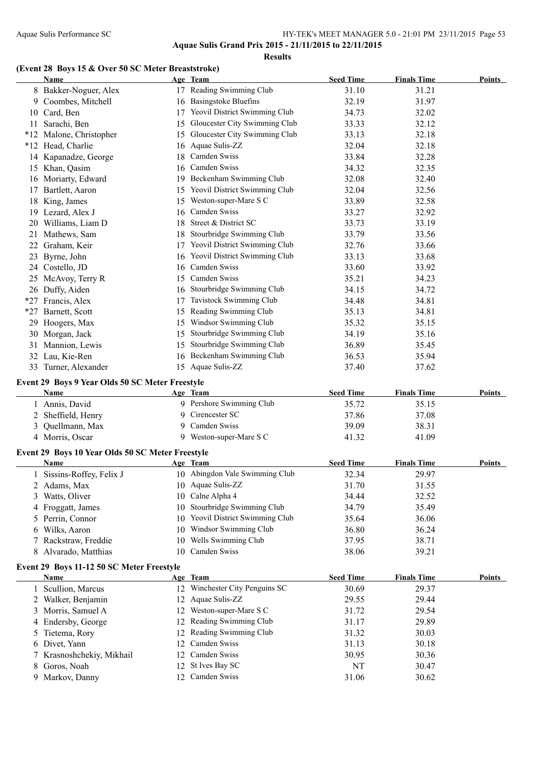**Aquae Sulis Grand Prix 2015 - 21/11/2015 to 22/11/2015**

**Results**

### (Event 28 Boys 15 & Over 50 SC Meter Breaststroke)

| | Name | Age | Team | Seed Time | Finals Time | Points |
|---|---|---|---|---|---|---|
| 8 | Bakker-Noguer, Alex | 17 | Reading Swimming Club | 31.10 | 31.21 | |
| 9 | Coombes, Mitchell | 16 | Basingstoke Bluefins | 32.19 | 31.97 | |
| 10 | Card, Ben | 17 | Yeovil District Swimming Club | 34.73 | 32.02 | |
| 11 | Sarachi, Ben | 15 | Gloucester City Swimming Club | 33.33 | 32.12 | |
| *12 | Malone, Christopher | 15 | Gloucester City Swimming Club | 33.13 | 32.18 | |
| *12 | Head, Charlie | 16 | Aquae Sulis-ZZ | 32.04 | 32.18 | |
| 14 | Kapanadze, George | 18 | Camden Swiss | 33.84 | 32.28 | |
| 15 | Khan, Qasim | 16 | Camden Swiss | 34.32 | 32.35 | |
| 16 | Moriarty, Edward | 19 | Beckenham Swimming Club | 32.08 | 32.40 | |
| 17 | Bartlett, Aaron | 15 | Yeovil District Swimming Club | 32.04 | 32.56 | |
| 18 | King, James | 15 | Weston-super-Mare S C | 33.89 | 32.58 | |
| 19 | Lezard, Alex J | 16 | Camden Swiss | 33.27 | 32.92 | |
| 20 | Williams, Liam D | 18 | Street & District SC | 33.73 | 33.19 | |
| 21 | Mathews, Sam | 18 | Stourbridge Swimming Club | 33.79 | 33.56 | |
| 22 | Graham, Keir | 17 | Yeovil District Swimming Club | 32.76 | 33.66 | |
| 23 | Byrne, John | 16 | Yeovil District Swimming Club | 33.13 | 33.68 | |
| 24 | Costello, JD | 16 | Camden Swiss | 33.60 | 33.92 | |
| 25 | McAvoy, Terry R | 15 | Camden Swiss | 35.21 | 34.23 | |
| 26 | Duffy, Aiden | 16 | Stourbridge Swimming Club | 34.15 | 34.72 | |
| *27 | Francis, Alex | 17 | Tavistock Swimming Club | 34.48 | 34.81 | |
| *27 | Barnett, Scott | 15 | Reading Swimming Club | 35.13 | 34.81 | |
| 29 | Hoogers, Max | 15 | Windsor Swimming Club | 35.32 | 35.15 | |
| 30 | Morgan, Jack | 15 | Stourbridge Swimming Club | 34.19 | 35.16 | |
| 31 | Mannion, Lewis | 15 | Stourbridge Swimming Club | 36.89 | 35.45 | |
| 32 | Lau, Kie-Ren | 16 | Beckenham Swimming Club | 36.53 | 35.94 | |
| 33 | Turner, Alexander | 15 | Aquae Sulis-ZZ | 37.40 | 37.62 | |

### Event 29 Boys 9 Year Olds 50 SC Meter Freestyle

| | Name | Age | Team | Seed Time | Finals Time | Points |
|---|---|---|---|---|---|---|
| 1 | Annis, David | 9 | Pershore Swimming Club | 35.72 | 35.15 | |
| 2 | Sheffield, Henry | 9 | Cirencester SC | 37.86 | 37.08 | |
| 3 | Quellmann, Max | 9 | Camden Swiss | 39.09 | 38.31 | |
| 4 | Morris, Oscar | 9 | Weston-super-Mare S C | 41.32 | 41.09 | |

### Event 29 Boys 10 Year Olds 50 SC Meter Freestyle

| | Name | Age | Team | Seed Time | Finals Time | Points |
|---|---|---|---|---|---|---|
| 1 | Sissins-Roffey, Felix J | 10 | Abingdon Vale Swimming Club | 32.34 | 29.97 | |
| 2 | Adams, Max | 10 | Aquae Sulis-ZZ | 31.70 | 31.55 | |
| 3 | Watts, Oliver | 10 | Calne Alpha 4 | 34.44 | 32.52 | |
| 4 | Froggatt, James | 10 | Stourbridge Swimming Club | 34.79 | 35.49 | |
| 5 | Perrin, Connor | 10 | Yeovil District Swimming Club | 35.64 | 36.06 | |
| 6 | Wilks, Aaron | 10 | Windsor Swimming Club | 36.80 | 36.24 | |
| 7 | Rackstraw, Freddie | 10 | Wells Swimming Club | 37.95 | 38.71 | |
| 8 | Alvarado, Matthias | 10 | Camden Swiss | 38.06 | 39.21 | |

### Event 29 Boys 11-12 50 SC Meter Freestyle

| | Name | Age | Team | Seed Time | Finals Time | Points |
|---|---|---|---|---|---|---|
| 1 | Scullion, Marcus | 12 | Winchester City Penguins SC | 30.69 | 29.37 | |
| 2 | Walker, Benjamin | 12 | Aquae Sulis-ZZ | 29.55 | 29.44 | |
| 3 | Morris, Samuel A | 12 | Weston-super-Mare S C | 31.72 | 29.54 | |
| 4 | Endersby, George | 12 | Reading Swimming Club | 31.17 | 29.89 | |
| 5 | Tietema, Rory | 12 | Reading Swimming Club | 31.32 | 30.03 | |
| 6 | Divet, Yann | 12 | Camden Swiss | 31.13 | 30.18 | |
| 7 | Krasnoshchekiy, Mikhail | 12 | Camden Swiss | 30.95 | 30.36 | |
| 8 | Goros, Noah | 12 | St Ives Bay SC | NT | 30.47 | |
| 9 | Markov, Danny | 12 | Camden Swiss | 31.06 | 30.62 | |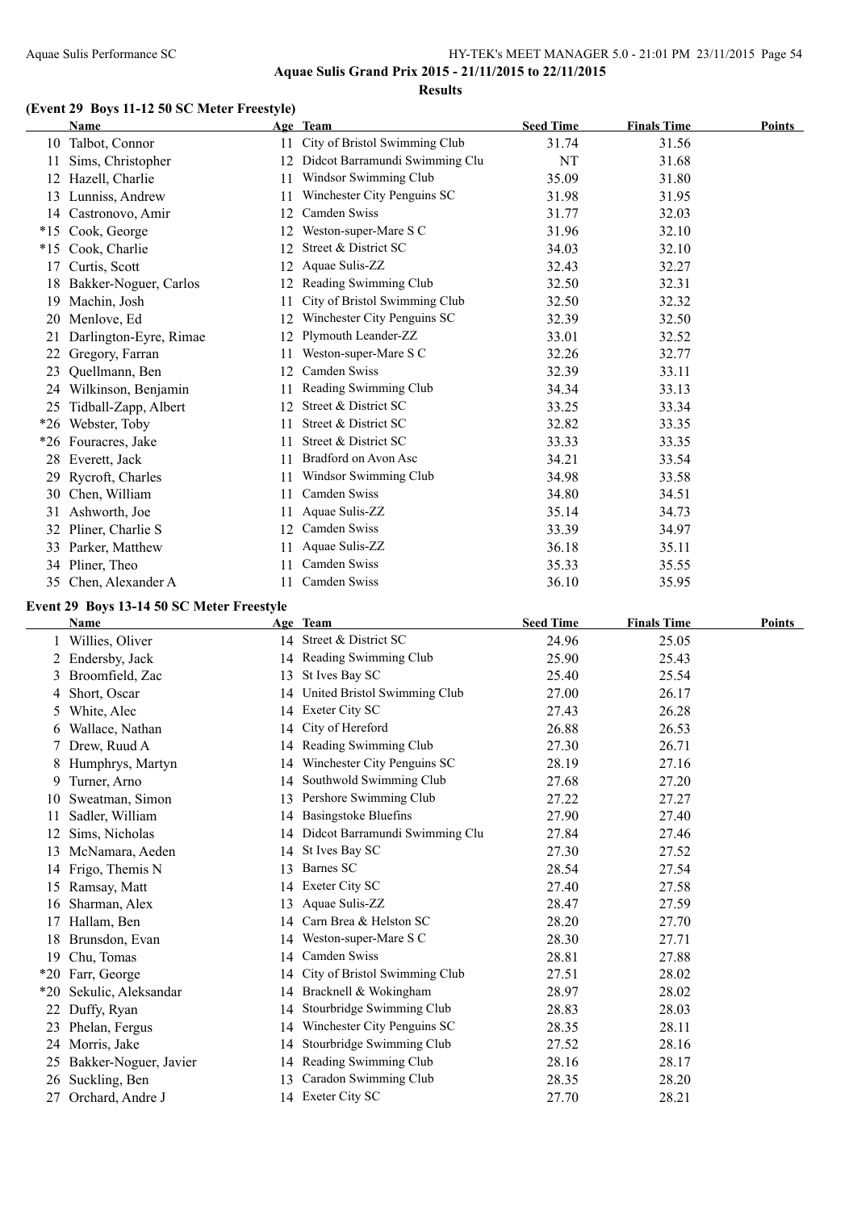**Aquae Sulis Grand Prix 2015 - 21/11/2015 to 22/11/2015**

**Results**

### (Event 29 Boys 11-12 50 SC Meter Freestyle)

| | Name | Age | Team | Seed Time | Finals Time | Points |
|---|---|---|---|---|---|---|
| 10 | Talbot, Connor | 11 | City of Bristol Swimming Club | 31.74 | 31.56 | |
| 11 | Sims, Christopher | 12 | Didcot Barramundi Swimming Clu | NT | 31.68 | |
| 12 | Hazell, Charlie | 11 | Windsor Swimming Club | 35.09 | 31.80 | |
| 13 | Lunniss, Andrew | 11 | Winchester City Penguins SC | 31.98 | 31.95 | |
| 14 | Castronovo, Amir | 12 | Camden Swiss | 31.77 | 32.03 | |
| *15 | Cook, George | 12 | Weston-super-Mare S C | 31.96 | 32.10 | |
| *15 | Cook, Charlie | 12 | Street & District SC | 34.03 | 32.10 | |
| 17 | Curtis, Scott | 12 | Aquae Sulis-ZZ | 32.43 | 32.27 | |
| 18 | Bakker-Noguer, Carlos | 12 | Reading Swimming Club | 32.50 | 32.31 | |
| 19 | Machin, Josh | 11 | City of Bristol Swimming Club | 32.50 | 32.32 | |
| 20 | Menlove, Ed | 12 | Winchester City Penguins SC | 32.39 | 32.50 | |
| 21 | Darlington-Eyre, Rimae | 12 | Plymouth Leander-ZZ | 33.01 | 32.52 | |
| 22 | Gregory, Farran | 11 | Weston-super-Mare S C | 32.26 | 32.77 | |
| 23 | Quellmann, Ben | 12 | Camden Swiss | 32.39 | 33.11 | |
| 24 | Wilkinson, Benjamin | 11 | Reading Swimming Club | 34.34 | 33.13 | |
| 25 | Tidball-Zapp, Albert | 12 | Street & District SC | 33.25 | 33.34 | |
| *26 | Webster, Toby | 11 | Street & District SC | 32.82 | 33.35 | |
| *26 | Fouracres, Jake | 11 | Street & District SC | 33.33 | 33.35 | |
| 28 | Everett, Jack | 11 | Bradford on Avon Asc | 34.21 | 33.54 | |
| 29 | Rycroft, Charles | 11 | Windsor Swimming Club | 34.98 | 33.58 | |
| 30 | Chen, William | 11 | Camden Swiss | 34.80 | 34.51 | |
| 31 | Ashworth, Joe | 11 | Aquae Sulis-ZZ | 35.14 | 34.73 | |
| 32 | Pliner, Charlie S | 12 | Camden Swiss | 33.39 | 34.97 | |
| 33 | Parker, Matthew | 11 | Aquae Sulis-ZZ | 36.18 | 35.11 | |
| 34 | Pliner, Theo | 11 | Camden Swiss | 35.33 | 35.55 | |
| 35 | Chen, Alexander A | 11 | Camden Swiss | 36.10 | 35.95 | |

### Event 29 Boys 13-14 50 SC Meter Freestyle

| | Name | Age | Team | Seed Time | Finals Time | Points |
|---|---|---|---|---|---|---|
| 1 | Willies, Oliver | 14 | Street & District SC | 24.96 | 25.05 | |
| 2 | Endersby, Jack | 14 | Reading Swimming Club | 25.90 | 25.43 | |
| 3 | Broomfield, Zac | 13 | St Ives Bay SC | 25.40 | 25.54 | |
| 4 | Short, Oscar | 14 | United Bristol Swimming Club | 27.00 | 26.17 | |
| 5 | White, Alec | 14 | Exeter City SC | 27.43 | 26.28 | |
| 6 | Wallace, Nathan | 14 | City of Hereford | 26.88 | 26.53 | |
| 7 | Drew, Ruud A | 14 | Reading Swimming Club | 27.30 | 26.71 | |
| 8 | Humphrys, Martyn | 14 | Winchester City Penguins SC | 28.19 | 27.16 | |
| 9 | Turner, Arno | 14 | Southwold Swimming Club | 27.68 | 27.20 | |
| 10 | Sweatman, Simon | 13 | Pershore Swimming Club | 27.22 | 27.27 | |
| 11 | Sadler, William | 14 | Basingstoke Bluefins | 27.90 | 27.40 | |
| 12 | Sims, Nicholas | 14 | Didcot Barramundi Swimming Clu | 27.84 | 27.46 | |
| 13 | McNamara, Aeden | 14 | St Ives Bay SC | 27.30 | 27.52 | |
| 14 | Frigo, Themis N | 13 | Barnes SC | 28.54 | 27.54 | |
| 15 | Ramsay, Matt | 14 | Exeter City SC | 27.40 | 27.58 | |
| 16 | Sharman, Alex | 13 | Aquae Sulis-ZZ | 28.47 | 27.59 | |
| 17 | Hallam, Ben | 14 | Carn Brea & Helston SC | 28.20 | 27.70 | |
| 18 | Brunsdon, Evan | 14 | Weston-super-Mare S C | 28.30 | 27.71 | |
| 19 | Chu, Tomas | 14 | Camden Swiss | 28.81 | 27.88 | |
| *20 | Farr, George | 14 | City of Bristol Swimming Club | 27.51 | 28.02 | |
| *20 | Sekulic, Aleksandar | 14 | Bracknell & Wokingham | 28.97 | 28.02 | |
| 22 | Duffy, Ryan | 14 | Stourbridge Swimming Club | 28.83 | 28.03 | |
| 23 | Phelan, Fergus | 14 | Winchester City Penguins SC | 28.35 | 28.11 | |
| 24 | Morris, Jake | 14 | Stourbridge Swimming Club | 27.52 | 28.16 | |
| 25 | Bakker-Noguer, Javier | 14 | Reading Swimming Club | 28.16 | 28.17 | |
| 26 | Suckling, Ben | 13 | Caradon Swimming Club | 28.35 | 28.20 | |
| 27 | Orchard, Andre J | 14 | Exeter City SC | 27.70 | 28.21 | |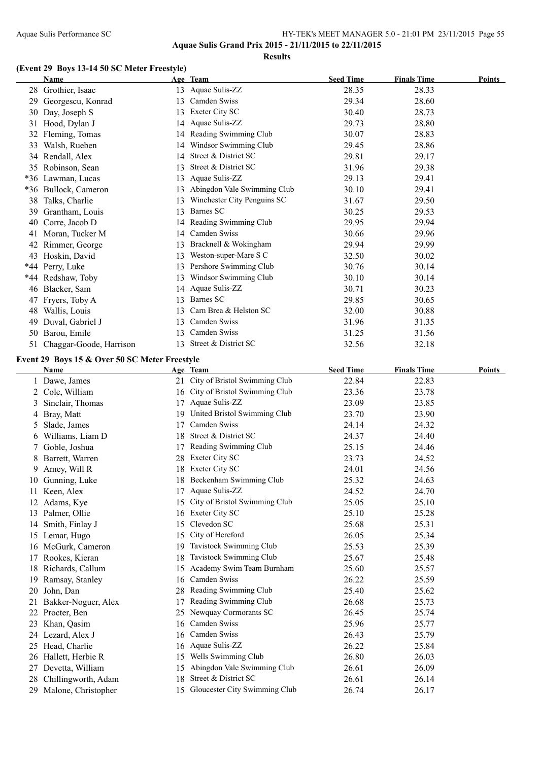**Aquae Sulis Grand Prix 2015 - 21/11/2015 to 22/11/2015**

**Results**

## (Event 29 Boys 13-14 50 SC Meter Freestyle)

| | Name | Age | Team | Seed Time | Finals Time | Points |
|---|---|---|---|---|---|---|
| 28 | Grothier, Isaac | 13 | Aquae Sulis-ZZ | 28.35 | 28.33 | |
| 29 | Georgescu, Konrad | 13 | Camden Swiss | 29.34 | 28.60 | |
| 30 | Day, Joseph S | 13 | Exeter City SC | 30.40 | 28.73 | |
| 31 | Hood, Dylan J | 14 | Aquae Sulis-ZZ | 29.73 | 28.80 | |
| 32 | Fleming, Tomas | 14 | Reading Swimming Club | 30.07 | 28.83 | |
| 33 | Walsh, Rueben | 14 | Windsor Swimming Club | 29.45 | 28.86 | |
| 34 | Rendall, Alex | 14 | Street & District SC | 29.81 | 29.17 | |
| 35 | Robinson, Sean | 13 | Street & District SC | 31.96 | 29.38 | |
| *36 | Lawman, Lucas | 13 | Aquae Sulis-ZZ | 29.13 | 29.41 | |
| *36 | Bullock, Cameron | 13 | Abingdon Vale Swimming Club | 30.10 | 29.41 | |
| 38 | Talks, Charlie | 13 | Winchester City Penguins SC | 31.67 | 29.50 | |
| 39 | Grantham, Louis | 13 | Barnes SC | 30.25 | 29.53 | |
| 40 | Corre, Jacob D | 14 | Reading Swimming Club | 29.95 | 29.94 | |
| 41 | Moran, Tucker M | 14 | Camden Swiss | 30.66 | 29.96 | |
| 42 | Rimmer, George | 13 | Bracknell & Wokingham | 29.94 | 29.99 | |
| 43 | Hoskin, David | 13 | Weston-super-Mare S C | 32.50 | 30.02 | |
| *44 | Perry, Luke | 13 | Pershore Swimming Club | 30.76 | 30.14 | |
| *44 | Redshaw, Toby | 13 | Windsor Swimming Club | 30.10 | 30.14 | |
| 46 | Blacker, Sam | 14 | Aquae Sulis-ZZ | 30.71 | 30.23 | |
| 47 | Fryers, Toby A | 13 | Barnes SC | 29.85 | 30.65 | |
| 48 | Wallis, Louis | 13 | Carn Brea & Helston SC | 32.00 | 30.88 | |
| 49 | Duval, Gabriel J | 13 | Camden Swiss | 31.96 | 31.35 | |
| 50 | Barou, Emile | 13 | Camden Swiss | 31.25 | 31.56 | |
| 51 | Chaggar-Goode, Harrison | 13 | Street & District SC | 32.56 | 32.18 | |

## Event 29 Boys 15 & Over 50 SC Meter Freestyle

| | Name | Age | Team | Seed Time | Finals Time | Points |
|---|---|---|---|---|---|---|
| 1 | Dawe, James | 21 | City of Bristol Swimming Club | 22.84 | 22.83 | |
| 2 | Cole, William | 16 | City of Bristol Swimming Club | 23.36 | 23.78 | |
| 3 | Sinclair, Thomas | 17 | Aquae Sulis-ZZ | 23.09 | 23.85 | |
| 4 | Bray, Matt | 19 | United Bristol Swimming Club | 23.70 | 23.90 | |
| 5 | Slade, James | 17 | Camden Swiss | 24.14 | 24.32 | |
| 6 | Williams, Liam D | 18 | Street & District SC | 24.37 | 24.40 | |
| 7 | Goble, Joshua | 17 | Reading Swimming Club | 25.15 | 24.46 | |
| 8 | Barrett, Warren | 28 | Exeter City SC | 23.73 | 24.52 | |
| 9 | Amey, Will R | 18 | Exeter City SC | 24.01 | 24.56 | |
| 10 | Gunning, Luke | 18 | Beckenham Swimming Club | 25.32 | 24.63 | |
| 11 | Keen, Alex | 17 | Aquae Sulis-ZZ | 24.52 | 24.70 | |
| 12 | Adams, Kye | 15 | City of Bristol Swimming Club | 25.05 | 25.10 | |
| 13 | Palmer, Ollie | 16 | Exeter City SC | 25.10 | 25.28 | |
| 14 | Smith, Finlay J | 15 | Clevedon SC | 25.68 | 25.31 | |
| 15 | Lemar, Hugo | 15 | City of Hereford | 26.05 | 25.34 | |
| 16 | McGurk, Cameron | 19 | Tavistock Swimming Club | 25.53 | 25.39 | |
| 17 | Rookes, Kieran | 18 | Tavistock Swimming Club | 25.67 | 25.48 | |
| 18 | Richards, Callum | 15 | Academy Swim Team Burnham | 25.60 | 25.57 | |
| 19 | Ramsay, Stanley | 16 | Camden Swiss | 26.22 | 25.59 | |
| 20 | John, Dan | 28 | Reading Swimming Club | 25.40 | 25.62 | |
| 21 | Bakker-Noguer, Alex | 17 | Reading Swimming Club | 26.68 | 25.73 | |
| 22 | Procter, Ben | 25 | Newquay Cormorants SC | 26.45 | 25.74 | |
| 23 | Khan, Qasim | 16 | Camden Swiss | 25.96 | 25.77 | |
| 24 | Lezard, Alex J | 16 | Camden Swiss | 26.43 | 25.79 | |
| 25 | Head, Charlie | 16 | Aquae Sulis-ZZ | 26.22 | 25.84 | |
| 26 | Hallett, Herbie R | 15 | Wells Swimming Club | 26.80 | 26.03 | |
| 27 | Devetta, William | 15 | Abingdon Vale Swimming Club | 26.61 | 26.09 | |
| 28 | Chillingworth, Adam | 18 | Street & District SC | 26.61 | 26.14 | |
| 29 | Malone, Christopher | 15 | Gloucester City Swimming Club | 26.74 | 26.17 | |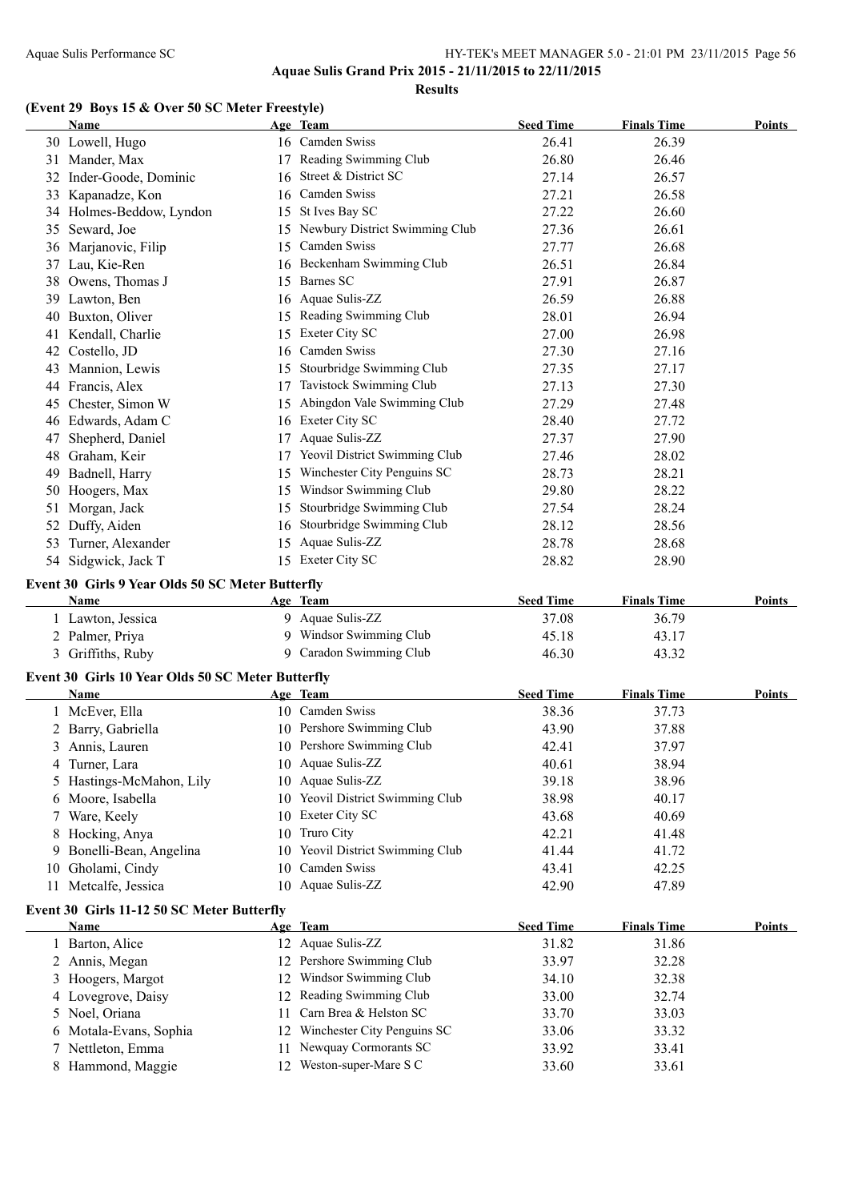**Aquae Sulis Grand Prix 2015 - 21/11/2015 to 22/11/2015**

**Results**

## (Event 29 Boys 15 & Over 50 SC Meter Freestyle)

| | Name | Age | Team | Seed Time | Finals Time | Points |
|---|---|---|---|---|---|---|
| 30 | Lowell, Hugo | 16 | Camden Swiss | 26.41 | 26.39 | |
| 31 | Mander, Max | 17 | Reading Swimming Club | 26.80 | 26.46 | |
| 32 | Inder-Goode, Dominic | 16 | Street & District SC | 27.14 | 26.57 | |
| 33 | Kapanadze, Kon | 16 | Camden Swiss | 27.21 | 26.58 | |
| 34 | Holmes-Beddow, Lyndon | 15 | St Ives Bay SC | 27.22 | 26.60 | |
| 35 | Seward, Joe | 15 | Newbury District Swimming Club | 27.36 | 26.61 | |
| 36 | Marjanovic, Filip | 15 | Camden Swiss | 27.77 | 26.68 | |
| 37 | Lau, Kie-Ren | 16 | Beckenham Swimming Club | 26.51 | 26.84 | |
| 38 | Owens, Thomas J | 15 | Barnes SC | 27.91 | 26.87 | |
| 39 | Lawton, Ben | 16 | Aquae Sulis-ZZ | 26.59 | 26.88 | |
| 40 | Buxton, Oliver | 15 | Reading Swimming Club | 28.01 | 26.94 | |
| 41 | Kendall, Charlie | 15 | Exeter City SC | 27.00 | 26.98 | |
| 42 | Costello, JD | 16 | Camden Swiss | 27.30 | 27.16 | |
| 43 | Mannion, Lewis | 15 | Stourbridge Swimming Club | 27.35 | 27.17 | |
| 44 | Francis, Alex | 17 | Tavistock Swimming Club | 27.13 | 27.30 | |
| 45 | Chester, Simon W | 15 | Abingdon Vale Swimming Club | 27.29 | 27.48 | |
| 46 | Edwards, Adam C | 16 | Exeter City SC | 28.40 | 27.72 | |
| 47 | Shepherd, Daniel | 17 | Aquae Sulis-ZZ | 27.37 | 27.90 | |
| 48 | Graham, Keir | 17 | Yeovil District Swimming Club | 27.46 | 28.02 | |
| 49 | Badnell, Harry | 15 | Winchester City Penguins SC | 28.73 | 28.21 | |
| 50 | Hoogers, Max | 15 | Windsor Swimming Club | 29.80 | 28.22 | |
| 51 | Morgan, Jack | 15 | Stourbridge Swimming Club | 27.54 | 28.24 | |
| 52 | Duffy, Aiden | 16 | Stourbridge Swimming Club | 28.12 | 28.56 | |
| 53 | Turner, Alexander | 15 | Aquae Sulis-ZZ | 28.78 | 28.68 | |
| 54 | Sidgwick, Jack T | 15 | Exeter City SC | 28.82 | 28.90 | |

## Event 30 Girls 9 Year Olds 50 SC Meter Butterfly

| | Name | Age | Team | Seed Time | Finals Time | Points |
|---|---|---|---|---|---|---|
| 1 | Lawton, Jessica | 9 | Aquae Sulis-ZZ | 37.08 | 36.79 | |
| 2 | Palmer, Priya | 9 | Windsor Swimming Club | 45.18 | 43.17 | |
| 3 | Griffiths, Ruby | 9 | Caradon Swimming Club | 46.30 | 43.32 | |

## Event 30 Girls 10 Year Olds 50 SC Meter Butterfly

| | Name | Age | Team | Seed Time | Finals Time | Points |
|---|---|---|---|---|---|---|
| 1 | McEver, Ella | 10 | Camden Swiss | 38.36 | 37.73 | |
| 2 | Barry, Gabriella | 10 | Pershore Swimming Club | 43.90 | 37.88 | |
| 3 | Annis, Lauren | 10 | Pershore Swimming Club | 42.41 | 37.97 | |
| 4 | Turner, Lara | 10 | Aquae Sulis-ZZ | 40.61 | 38.94 | |
| 5 | Hastings-McMahon, Lily | 10 | Aquae Sulis-ZZ | 39.18 | 38.96 | |
| 6 | Moore, Isabella | 10 | Yeovil District Swimming Club | 38.98 | 40.17 | |
| 7 | Ware, Keely | 10 | Exeter City SC | 43.68 | 40.69 | |
| 8 | Hocking, Anya | 10 | Truro City | 42.21 | 41.48 | |
| 9 | Bonelli-Bean, Angelina | 10 | Yeovil District Swimming Club | 41.44 | 41.72 | |
| 10 | Gholami, Cindy | 10 | Camden Swiss | 43.41 | 42.25 | |
| 11 | Metcalfe, Jessica | 10 | Aquae Sulis-ZZ | 42.90 | 47.89 | |

## Event 30 Girls 11-12 50 SC Meter Butterfly

| | Name | Age | Team | Seed Time | Finals Time | Points |
|---|---|---|---|---|---|---|
| 1 | Barton, Alice | 12 | Aquae Sulis-ZZ | 31.82 | 31.86 | |
| 2 | Annis, Megan | 12 | Pershore Swimming Club | 33.97 | 32.28 | |
| 3 | Hoogers, Margot | 12 | Windsor Swimming Club | 34.10 | 32.38 | |
| 4 | Lovegrove, Daisy | 12 | Reading Swimming Club | 33.00 | 32.74 | |
| 5 | Noel, Oriana | 11 | Carn Brea & Helston SC | 33.70 | 33.03 | |
| 6 | Motala-Evans, Sophia | 12 | Winchester City Penguins SC | 33.06 | 33.32 | |
| 7 | Nettleton, Emma | 11 | Newquay Cormorants SC | 33.92 | 33.41 | |
| 8 | Hammond, Maggie | 12 | Weston-super-Mare S C | 33.60 | 33.61 | |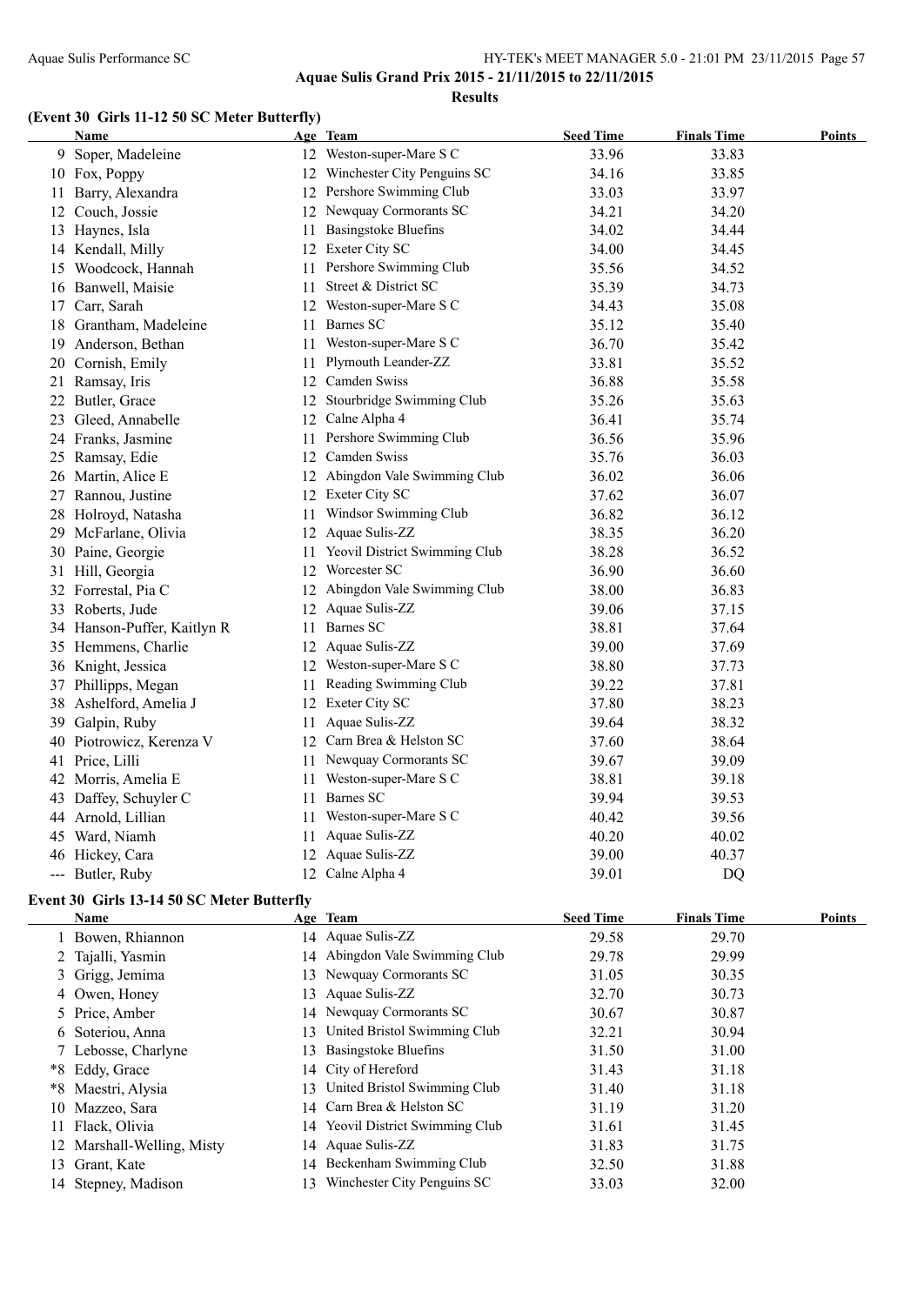**Aquae Sulis Grand Prix 2015 - 21/11/2015 to 22/11/2015**

**Results**

### (Event 30 Girls 11-12 50 SC Meter Butterfly)

| | Name | Age | Team | Seed Time | Finals Time | Points |
|---|---|---|---|---|---|---|
| 9 | Soper, Madeleine | 12 | Weston-super-Mare S C | 33.96 | 33.83 | |
| 10 | Fox, Poppy | 12 | Winchester City Penguins SC | 34.16 | 33.85 | |
| 11 | Barry, Alexandra | 12 | Pershore Swimming Club | 33.03 | 33.97 | |
| 12 | Couch, Jossie | 12 | Newquay Cormorants SC | 34.21 | 34.20 | |
| 13 | Haynes, Isla | 11 | Basingstoke Bluefins | 34.02 | 34.44 | |
| 14 | Kendall, Milly | 12 | Exeter City SC | 34.00 | 34.45 | |
| 15 | Woodcock, Hannah | 11 | Pershore Swimming Club | 35.56 | 34.52 | |
| 16 | Banwell, Maisie | 11 | Street & District SC | 35.39 | 34.73 | |
| 17 | Carr, Sarah | 12 | Weston-super-Mare S C | 34.43 | 35.08 | |
| 18 | Grantham, Madeleine | 11 | Barnes SC | 35.12 | 35.40 | |
| 19 | Anderson, Bethan | 11 | Weston-super-Mare S C | 36.70 | 35.42 | |
| 20 | Cornish, Emily | 11 | Plymouth Leander-ZZ | 33.81 | 35.52 | |
| 21 | Ramsay, Iris | 12 | Camden Swiss | 36.88 | 35.58 | |
| 22 | Butler, Grace | 12 | Stourbridge Swimming Club | 35.26 | 35.63 | |
| 23 | Gleed, Annabelle | 12 | Calne Alpha 4 | 36.41 | 35.74 | |
| 24 | Franks, Jasmine | 11 | Pershore Swimming Club | 36.56 | 35.96 | |
| 25 | Ramsay, Edie | 12 | Camden Swiss | 35.76 | 36.03 | |
| 26 | Martin, Alice E | 12 | Abingdon Vale Swimming Club | 36.02 | 36.06 | |
| 27 | Rannou, Justine | 12 | Exeter City SC | 37.62 | 36.07 | |
| 28 | Holroyd, Natasha | 11 | Windsor Swimming Club | 36.82 | 36.12 | |
| 29 | McFarlane, Olivia | 12 | Aquae Sulis-ZZ | 38.35 | 36.20 | |
| 30 | Paine, Georgie | 11 | Yeovil District Swimming Club | 38.28 | 36.52 | |
| 31 | Hill, Georgia | 12 | Worcester SC | 36.90 | 36.60 | |
| 32 | Forrestal, Pia C | 12 | Abingdon Vale Swimming Club | 38.00 | 36.83 | |
| 33 | Roberts, Jude | 12 | Aquae Sulis-ZZ | 39.06 | 37.15 | |
| 34 | Hanson-Puffer, Kaitlyn R | 11 | Barnes SC | 38.81 | 37.64 | |
| 35 | Hemmens, Charlie | 12 | Aquae Sulis-ZZ | 39.00 | 37.69 | |
| 36 | Knight, Jessica | 12 | Weston-super-Mare S C | 38.80 | 37.73 | |
| 37 | Phillipps, Megan | 11 | Reading Swimming Club | 39.22 | 37.81 | |
| 38 | Ashelford, Amelia J | 12 | Exeter City SC | 37.80 | 38.23 | |
| 39 | Galpin, Ruby | 11 | Aquae Sulis-ZZ | 39.64 | 38.32 | |
| 40 | Piotrowicz, Kerenza V | 12 | Carn Brea & Helston SC | 37.60 | 38.64 | |
| 41 | Price, Lilli | 11 | Newquay Cormorants SC | 39.67 | 39.09 | |
| 42 | Morris, Amelia E | 11 | Weston-super-Mare S C | 38.81 | 39.18 | |
| 43 | Daffey, Schuyler C | 11 | Barnes SC | 39.94 | 39.53 | |
| 44 | Arnold, Lillian | 11 | Weston-super-Mare S C | 40.42 | 39.56 | |
| 45 | Ward, Niamh | 11 | Aquae Sulis-ZZ | 40.20 | 40.02 | |
| 46 | Hickey, Cara | 12 | Aquae Sulis-ZZ | 39.00 | 40.37 | |
| --- | Butler, Ruby | 12 | Calne Alpha 4 | 39.01 | DQ | |

### Event 30 Girls 13-14 50 SC Meter Butterfly

| | Name | Age | Team | Seed Time | Finals Time | Points |
|---|---|---|---|---|---|---|
| 1 | Bowen, Rhiannon | 14 | Aquae Sulis-ZZ | 29.58 | 29.70 | |
| 2 | Tajalli, Yasmin | 14 | Abingdon Vale Swimming Club | 29.78 | 29.99 | |
| 3 | Grigg, Jemima | 13 | Newquay Cormorants SC | 31.05 | 30.35 | |
| 4 | Owen, Honey | 13 | Aquae Sulis-ZZ | 32.70 | 30.73 | |
| 5 | Price, Amber | 14 | Newquay Cormorants SC | 30.67 | 30.87 | |
| 6 | Soteriou, Anna | 13 | United Bristol Swimming Club | 32.21 | 30.94 | |
| 7 | Lebosse, Charlyne | 13 | Basingstoke Bluefins | 31.50 | 31.00 | |
| *8 | Eddy, Grace | 14 | City of Hereford | 31.43 | 31.18 | |
| *8 | Maestri, Alysia | 13 | United Bristol Swimming Club | 31.40 | 31.18 | |
| 10 | Mazzeo, Sara | 14 | Carn Brea & Helston SC | 31.19 | 31.20 | |
| 11 | Flack, Olivia | 14 | Yeovil District Swimming Club | 31.61 | 31.45 | |
| 12 | Marshall-Welling, Misty | 14 | Aquae Sulis-ZZ | 31.83 | 31.75 | |
| 13 | Grant, Kate | 14 | Beckenham Swimming Club | 32.50 | 31.88 | |
| 14 | Stepney, Madison | 13 | Winchester City Penguins SC | 33.03 | 32.00 | |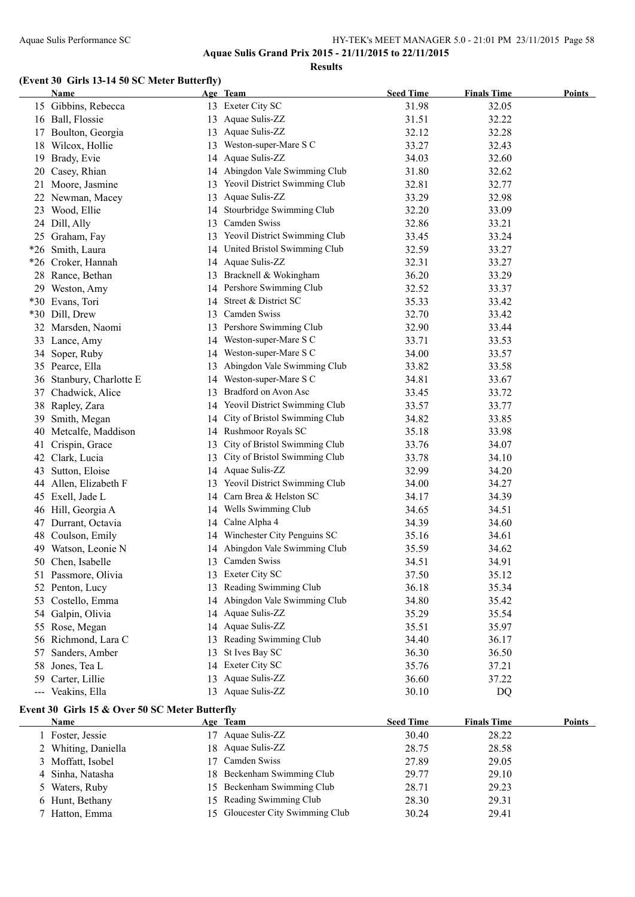**Aquae Sulis Grand Prix 2015 - 21/11/2015 to 22/11/2015**

**Results**

### (Event 30 Girls 13-14 50 SC Meter Butterfly)

| | Name | Age | Team | Seed Time | Finals Time | Points |
|---|---|---|---|---|---|---|
| 15 | Gibbins, Rebecca | 13 | Exeter City SC | 31.98 | 32.05 | |
| 16 | Ball, Flossie | 13 | Aquae Sulis-ZZ | 31.51 | 32.22 | |
| 17 | Boulton, Georgia | 13 | Aquae Sulis-ZZ | 32.12 | 32.28 | |
| 18 | Wilcox, Hollie | 13 | Weston-super-Mare S C | 33.27 | 32.43 | |
| 19 | Brady, Evie | 14 | Aquae Sulis-ZZ | 34.03 | 32.60 | |
| 20 | Casey, Rhian | 14 | Abingdon Vale Swimming Club | 31.80 | 32.62 | |
| 21 | Moore, Jasmine | 13 | Yeovil District Swimming Club | 32.81 | 32.77 | |
| 22 | Newman, Macey | 13 | Aquae Sulis-ZZ | 33.29 | 32.98 | |
| 23 | Wood, Ellie | 14 | Stourbridge Swimming Club | 32.20 | 33.09 | |
| 24 | Dill, Ally | 13 | Camden Swiss | 32.86 | 33.21 | |
| 25 | Graham, Fay | 13 | Yeovil District Swimming Club | 33.45 | 33.24 | |
| *26 | Smith, Laura | 14 | United Bristol Swimming Club | 32.59 | 33.27 | |
| *26 | Croker, Hannah | 14 | Aquae Sulis-ZZ | 32.31 | 33.27 | |
| 28 | Rance, Bethan | 13 | Bracknell & Wokingham | 36.20 | 33.29 | |
| 29 | Weston, Amy | 14 | Pershore Swimming Club | 32.52 | 33.37 | |
| *30 | Evans, Tori | 14 | Street & District SC | 35.33 | 33.42 | |
| *30 | Dill, Drew | 13 | Camden Swiss | 32.70 | 33.42 | |
| 32 | Marsden, Naomi | 13 | Pershore Swimming Club | 32.90 | 33.44 | |
| 33 | Lance, Amy | 14 | Weston-super-Mare S C | 33.71 | 33.53 | |
| 34 | Soper, Ruby | 14 | Weston-super-Mare S C | 34.00 | 33.57 | |
| 35 | Pearce, Ella | 13 | Abingdon Vale Swimming Club | 33.82 | 33.58 | |
| 36 | Stanbury, Charlotte E | 14 | Weston-super-Mare S C | 34.81 | 33.67 | |
| 37 | Chadwick, Alice | 13 | Bradford on Avon Asc | 33.45 | 33.72 | |
| 38 | Rapley, Zara | 14 | Yeovil District Swimming Club | 33.57 | 33.77 | |
| 39 | Smith, Megan | 14 | City of Bristol Swimming Club | 34.82 | 33.85 | |
| 40 | Metcalfe, Maddison | 14 | Rushmoor Royals SC | 35.18 | 33.98 | |
| 41 | Crispin, Grace | 13 | City of Bristol Swimming Club | 33.76 | 34.07 | |
| 42 | Clark, Lucia | 13 | City of Bristol Swimming Club | 33.78 | 34.10 | |
| 43 | Sutton, Eloise | 14 | Aquae Sulis-ZZ | 32.99 | 34.20 | |
| 44 | Allen, Elizabeth F | 13 | Yeovil District Swimming Club | 34.00 | 34.27 | |
| 45 | Exell, Jade L | 14 | Carn Brea & Helston SC | 34.17 | 34.39 | |
| 46 | Hill, Georgia A | 14 | Wells Swimming Club | 34.65 | 34.51 | |
| 47 | Durrant, Octavia | 14 | Calne Alpha 4 | 34.39 | 34.60 | |
| 48 | Coulson, Emily | 14 | Winchester City Penguins SC | 35.16 | 34.61 | |
| 49 | Watson, Leonie N | 14 | Abingdon Vale Swimming Club | 35.59 | 34.62 | |
| 50 | Chen, Isabelle | 13 | Camden Swiss | 34.51 | 34.91 | |
| 51 | Passmore, Olivia | 13 | Exeter City SC | 37.50 | 35.12 | |
| 52 | Penton, Lucy | 13 | Reading Swimming Club | 36.18 | 35.34 | |
| 53 | Costello, Emma | 14 | Abingdon Vale Swimming Club | 34.80 | 35.42 | |
| 54 | Galpin, Olivia | 14 | Aquae Sulis-ZZ | 35.29 | 35.54 | |
| 55 | Rose, Megan | 14 | Aquae Sulis-ZZ | 35.51 | 35.97 | |
| 56 | Richmond, Lara C | 13 | Reading Swimming Club | 34.40 | 36.17 | |
| 57 | Sanders, Amber | 13 | St Ives Bay SC | 36.30 | 36.50 | |
| 58 | Jones, Tea L | 14 | Exeter City SC | 35.76 | 37.21 | |
| 59 | Carter, Lillie | 13 | Aquae Sulis-ZZ | 36.60 | 37.22 | |
| --- | Veakins, Ella | 13 | Aquae Sulis-ZZ | 30.10 | DQ | |

### Event 30 Girls 15 & Over 50 SC Meter Butterfly

| | Name | Age | Team | Seed Time | Finals Time | Points |
|---|---|---|---|---|---|---|
| 1 | Foster, Jessie | 17 | Aquae Sulis-ZZ | 30.40 | 28.22 | |
| 2 | Whiting, Daniella | 18 | Aquae Sulis-ZZ | 28.75 | 28.58 | |
| 3 | Moffatt, Isobel | 17 | Camden Swiss | 27.89 | 29.05 | |
| 4 | Sinha, Natasha | 18 | Beckenham Swimming Club | 29.77 | 29.10 | |
| 5 | Waters, Ruby | 15 | Beckenham Swimming Club | 28.71 | 29.23 | |
| 6 | Hunt, Bethany | 15 | Reading Swimming Club | 28.30 | 29.31 | |
| 7 | Hatton, Emma | 15 | Gloucester City Swimming Club | 30.24 | 29.41 | |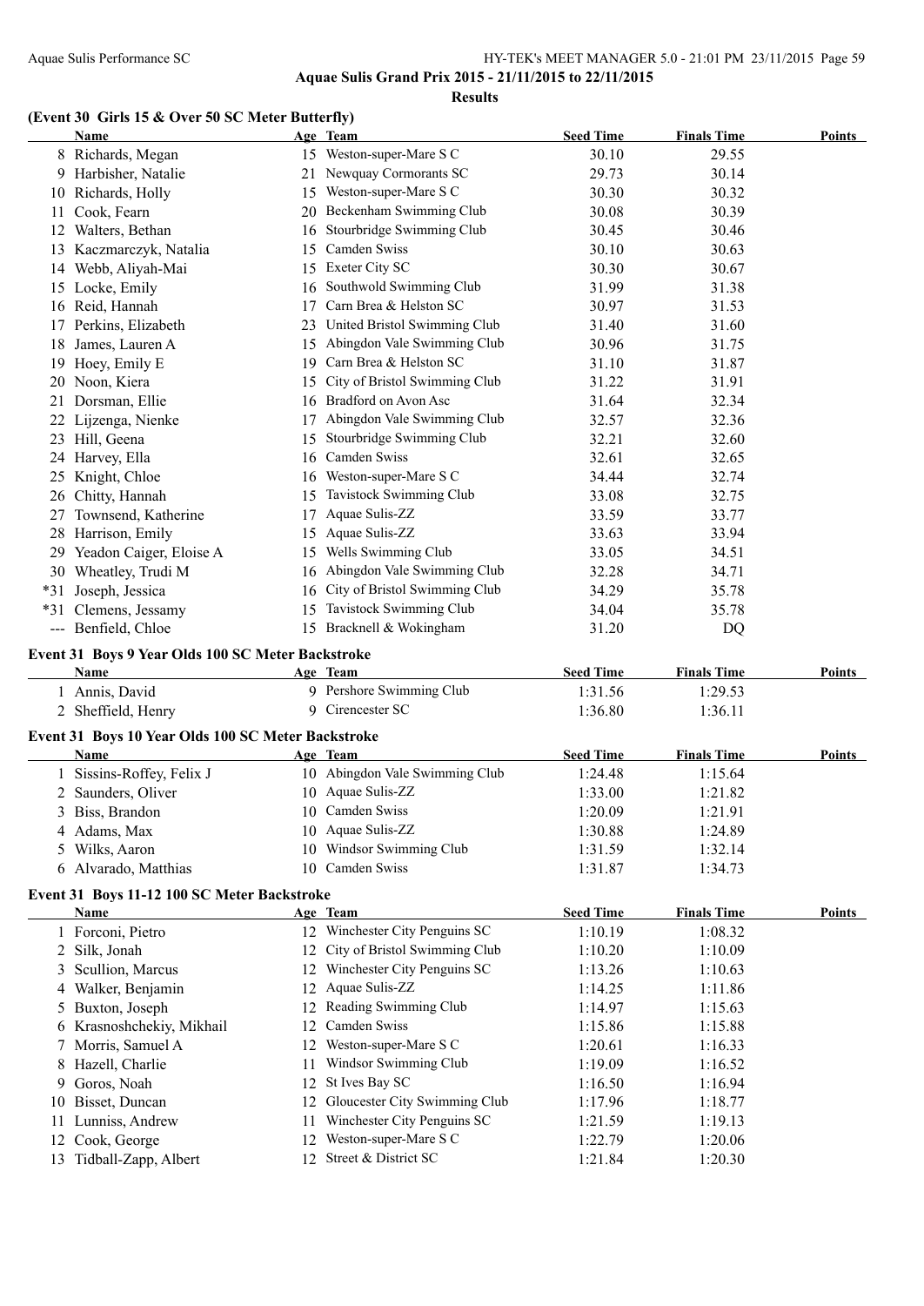**Aquae Sulis Grand Prix 2015 - 21/11/2015 to 22/11/2015**

**Results**

### (Event 30 Girls 15 & Over 50 SC Meter Butterfly)

| | Name | Age | Team | Seed Time | Finals Time | Points |
|---|---|---|---|---|---|---|
| 8 | Richards, Megan | 15 | Weston-super-Mare S C | 30.10 | 29.55 | |
| 9 | Harbisher, Natalie | 21 | Newquay Cormorants SC | 29.73 | 30.14 | |
| 10 | Richards, Holly | 15 | Weston-super-Mare S C | 30.30 | 30.32 | |
| 11 | Cook, Fearn | 20 | Beckenham Swimming Club | 30.08 | 30.39 | |
| 12 | Walters, Bethan | 16 | Stourbridge Swimming Club | 30.45 | 30.46 | |
| 13 | Kaczmarczyk, Natalia | 15 | Camden Swiss | 30.10 | 30.63 | |
| 14 | Webb, Aliyah-Mai | 15 | Exeter City SC | 30.30 | 30.67 | |
| 15 | Locke, Emily | 16 | Southwold Swimming Club | 31.99 | 31.38 | |
| 16 | Reid, Hannah | 17 | Carn Brea & Helston SC | 30.97 | 31.53 | |
| 17 | Perkins, Elizabeth | 23 | United Bristol Swimming Club | 31.40 | 31.60 | |
| 18 | James, Lauren A | 15 | Abingdon Vale Swimming Club | 30.96 | 31.75 | |
| 19 | Hoey, Emily E | 19 | Carn Brea & Helston SC | 31.10 | 31.87 | |
| 20 | Noon, Kiera | 15 | City of Bristol Swimming Club | 31.22 | 31.91 | |
| 21 | Dorsman, Ellie | 16 | Bradford on Avon Asc | 31.64 | 32.34 | |
| 22 | Lijzenga, Nienke | 17 | Abingdon Vale Swimming Club | 32.57 | 32.36 | |
| 23 | Hill, Geena | 15 | Stourbridge Swimming Club | 32.21 | 32.60 | |
| 24 | Harvey, Ella | 16 | Camden Swiss | 32.61 | 32.65 | |
| 25 | Knight, Chloe | 16 | Weston-super-Mare S C | 34.44 | 32.74 | |
| 26 | Chitty, Hannah | 15 | Tavistock Swimming Club | 33.08 | 32.75 | |
| 27 | Townsend, Katherine | 17 | Aquae Sulis-ZZ | 33.59 | 33.77 | |
| 28 | Harrison, Emily | 15 | Aquae Sulis-ZZ | 33.63 | 33.94 | |
| 29 | Yeadon Caiger, Eloise A | 15 | Wells Swimming Club | 33.05 | 34.51 | |
| 30 | Wheatley, Trudi M | 16 | Abingdon Vale Swimming Club | 32.28 | 34.71 | |
| *31 | Joseph, Jessica | 16 | City of Bristol Swimming Club | 34.29 | 35.78 | |
| *31 | Clemens, Jessamy | 15 | Tavistock Swimming Club | 34.04 | 35.78 | |
| --- | Benfield, Chloe | 15 | Bracknell & Wokingham | 31.20 | DQ | |

### Event 31 Boys 9 Year Olds 100 SC Meter Backstroke

| | Name | Age | Team | Seed Time | Finals Time | Points |
|---|---|---|---|---|---|---|
| 1 | Annis, David | 9 | Pershore Swimming Club | 1:31.56 | 1:29.53 | |
| 2 | Sheffield, Henry | 9 | Cirencester SC | 1:36.80 | 1:36.11 | |

### Event 31 Boys 10 Year Olds 100 SC Meter Backstroke

| | Name | Age | Team | Seed Time | Finals Time | Points |
|---|---|---|---|---|---|---|
| 1 | Sissins-Roffey, Felix J | 10 | Abingdon Vale Swimming Club | 1:24.48 | 1:15.64 | |
| 2 | Saunders, Oliver | 10 | Aquae Sulis-ZZ | 1:33.00 | 1:21.82 | |
| 3 | Biss, Brandon | 10 | Camden Swiss | 1:20.09 | 1:21.91 | |
| 4 | Adams, Max | 10 | Aquae Sulis-ZZ | 1:30.88 | 1:24.89 | |
| 5 | Wilks, Aaron | 10 | Windsor Swimming Club | 1:31.59 | 1:32.14 | |
| 6 | Alvarado, Matthias | 10 | Camden Swiss | 1:31.87 | 1:34.73 | |

### Event 31 Boys 11-12 100 SC Meter Backstroke

| | Name | Age | Team | Seed Time | Finals Time | Points |
|---|---|---|---|---|---|---|
| 1 | Forconi, Pietro | 12 | Winchester City Penguins SC | 1:10.19 | 1:08.32 | |
| 2 | Silk, Jonah | 12 | City of Bristol Swimming Club | 1:10.20 | 1:10.09 | |
| 3 | Scullion, Marcus | 12 | Winchester City Penguins SC | 1:13.26 | 1:10.63 | |
| 4 | Walker, Benjamin | 12 | Aquae Sulis-ZZ | 1:14.25 | 1:11.86 | |
| 5 | Buxton, Joseph | 12 | Reading Swimming Club | 1:14.97 | 1:15.63 | |
| 6 | Krasnoshchekiy, Mikhail | 12 | Camden Swiss | 1:15.86 | 1:15.88 | |
| 7 | Morris, Samuel A | 12 | Weston-super-Mare S C | 1:20.61 | 1:16.33 | |
| 8 | Hazell, Charlie | 11 | Windsor Swimming Club | 1:19.09 | 1:16.52 | |
| 9 | Goros, Noah | 12 | St Ives Bay SC | 1:16.50 | 1:16.94 | |
| 10 | Bisset, Duncan | 12 | Gloucester City Swimming Club | 1:17.96 | 1:18.77 | |
| 11 | Lunniss, Andrew | 11 | Winchester City Penguins SC | 1:21.59 | 1:19.13 | |
| 12 | Cook, George | 12 | Weston-super-Mare S C | 1:22.79 | 1:20.06 | |
| 13 | Tidball-Zapp, Albert | 12 | Street & District SC | 1:21.84 | 1:20.30 | |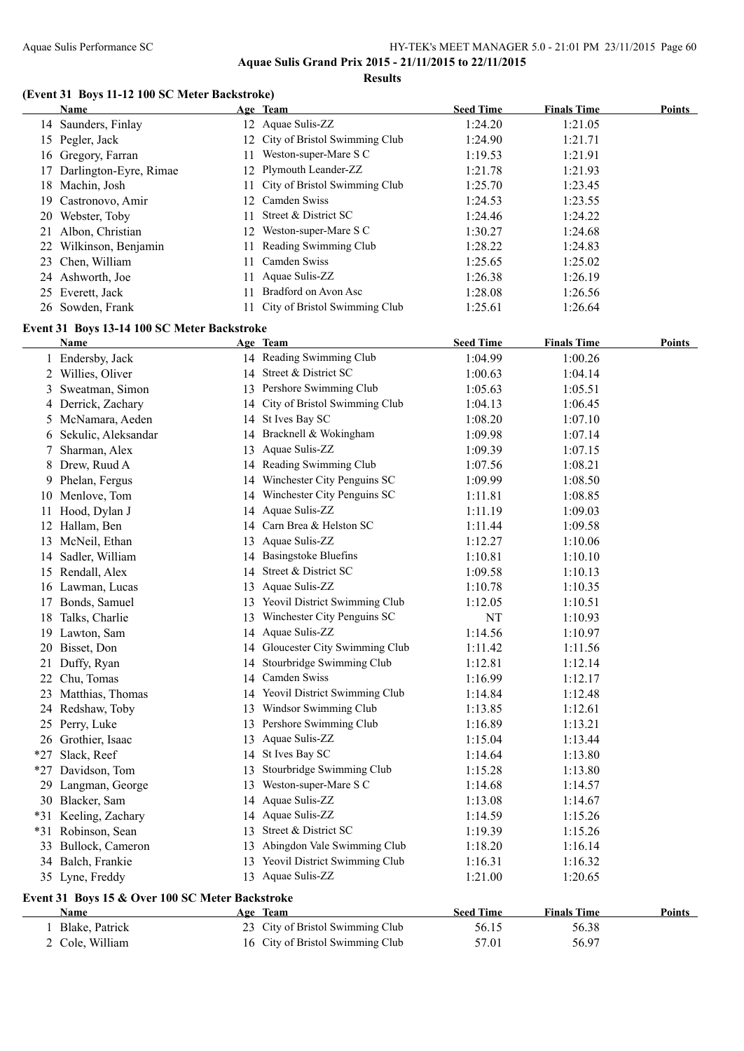## Aquae Sulis Grand Prix 2015 - 21/11/2015 to 22/11/2015

### Results

#### (Event 31 Boys 11-12 100 SC Meter Backstroke)

| | Name | Age | Team | Seed Time | Finals Time | Points |
|---|---|---|---|---|---|---|
| 14 | Saunders, Finlay | 12 | Aquae Sulis-ZZ | 1:24.20 | 1:21.05 | |
| 15 | Pegler, Jack | 12 | City of Bristol Swimming Club | 1:24.90 | 1:21.71 | |
| 16 | Gregory, Farran | 11 | Weston-super-Mare S C | 1:19.53 | 1:21.91 | |
| 17 | Darlington-Eyre, Rimae | 12 | Plymouth Leander-ZZ | 1:21.78 | 1:21.93 | |
| 18 | Machin, Josh | 11 | City of Bristol Swimming Club | 1:25.70 | 1:23.45 | |
| 19 | Castronovo, Amir | 12 | Camden Swiss | 1:24.53 | 1:23.55 | |
| 20 | Webster, Toby | 11 | Street & District SC | 1:24.46 | 1:24.22 | |
| 21 | Albon, Christian | 12 | Weston-super-Mare S C | 1:30.27 | 1:24.68 | |
| 22 | Wilkinson, Benjamin | 11 | Reading Swimming Club | 1:28.22 | 1:24.83 | |
| 23 | Chen, William | 11 | Camden Swiss | 1:25.65 | 1:25.02 | |
| 24 | Ashworth, Joe | 11 | Aquae Sulis-ZZ | 1:26.38 | 1:26.19 | |
| 25 | Everett, Jack | 11 | Bradford on Avon Asc | 1:28.08 | 1:26.56 | |
| 26 | Sowden, Frank | 11 | City of Bristol Swimming Club | 1:25.61 | 1:26.64 | |

#### Event 31 Boys 13-14 100 SC Meter Backstroke

| | Name | Age | Team | Seed Time | Finals Time | Points |
|---|---|---|---|---|---|---|
| 1 | Endersby, Jack | 14 | Reading Swimming Club | 1:04.99 | 1:00.26 | |
| 2 | Willies, Oliver | 14 | Street & District SC | 1:00.63 | 1:04.14 | |
| 3 | Sweatman, Simon | 13 | Pershore Swimming Club | 1:05.63 | 1:05.51 | |
| 4 | Derrick, Zachary | 14 | City of Bristol Swimming Club | 1:04.13 | 1:06.45 | |
| 5 | McNamara, Aeden | 14 | St Ives Bay SC | 1:08.20 | 1:07.10 | |
| 6 | Sekulic, Aleksandar | 14 | Bracknell & Wokingham | 1:09.98 | 1:07.14 | |
| 7 | Sharman, Alex | 13 | Aquae Sulis-ZZ | 1:09.39 | 1:07.15 | |
| 8 | Drew, Ruud A | 14 | Reading Swimming Club | 1:07.56 | 1:08.21 | |
| 9 | Phelan, Fergus | 14 | Winchester City Penguins SC | 1:09.99 | 1:08.50 | |
| 10 | Menlove, Tom | 14 | Winchester City Penguins SC | 1:11.81 | 1:08.85 | |
| 11 | Hood, Dylan J | 14 | Aquae Sulis-ZZ | 1:11.19 | 1:09.03 | |
| 12 | Hallam, Ben | 14 | Carn Brea & Helston SC | 1:11.44 | 1:09.58 | |
| 13 | McNeil, Ethan | 13 | Aquae Sulis-ZZ | 1:12.27 | 1:10.06 | |
| 14 | Sadler, William | 14 | Basingstoke Bluefins | 1:10.81 | 1:10.10 | |
| 15 | Rendall, Alex | 14 | Street & District SC | 1:09.58 | 1:10.13 | |
| 16 | Lawman, Lucas | 13 | Aquae Sulis-ZZ | 1:10.78 | 1:10.35 | |
| 17 | Bonds, Samuel | 13 | Yeovil District Swimming Club | 1:12.05 | 1:10.51 | |
| 18 | Talks, Charlie | 13 | Winchester City Penguins SC | NT | 1:10.93 | |
| 19 | Lawton, Sam | 14 | Aquae Sulis-ZZ | 1:14.56 | 1:10.97 | |
| 20 | Bisset, Don | 14 | Gloucester City Swimming Club | 1:11.42 | 1:11.56 | |
| 21 | Duffy, Ryan | 14 | Stourbridge Swimming Club | 1:12.81 | 1:12.14 | |
| 22 | Chu, Tomas | 14 | Camden Swiss | 1:16.99 | 1:12.17 | |
| 23 | Matthias, Thomas | 14 | Yeovil District Swimming Club | 1:14.84 | 1:12.48 | |
| 24 | Redshaw, Toby | 13 | Windsor Swimming Club | 1:13.85 | 1:12.61 | |
| 25 | Perry, Luke | 13 | Pershore Swimming Club | 1:16.89 | 1:13.21 | |
| 26 | Grothier, Isaac | 13 | Aquae Sulis-ZZ | 1:15.04 | 1:13.44 | |
| *27 | Slack, Reef | 14 | St Ives Bay SC | 1:14.64 | 1:13.80 | |
| *27 | Davidson, Tom | 13 | Stourbridge Swimming Club | 1:15.28 | 1:13.80 | |
| 29 | Langman, George | 13 | Weston-super-Mare S C | 1:14.68 | 1:14.57 | |
| 30 | Blacker, Sam | 14 | Aquae Sulis-ZZ | 1:13.08 | 1:14.67 | |
| *31 | Keeling, Zachary | 14 | Aquae Sulis-ZZ | 1:14.59 | 1:15.26 | |
| *31 | Robinson, Sean | 13 | Street & District SC | 1:19.39 | 1:15.26 | |
| 33 | Bullock, Cameron | 13 | Abingdon Vale Swimming Club | 1:18.20 | 1:16.14 | |
| 34 | Balch, Frankie | 13 | Yeovil District Swimming Club | 1:16.31 | 1:16.32 | |
| 35 | Lyne, Freddy | 13 | Aquae Sulis-ZZ | 1:21.00 | 1:20.65 | |

#### Event 31 Boys 15 & Over 100 SC Meter Backstroke

| | Name | Age | Team | Seed Time | Finals Time | Points |
|---|---|---|---|---|---|---|
| 1 | Blake, Patrick | 23 | City of Bristol Swimming Club | 56.15 | 56.38 | |
| 2 | Cole, William | 16 | City of Bristol Swimming Club | 57.01 | 56.97 | |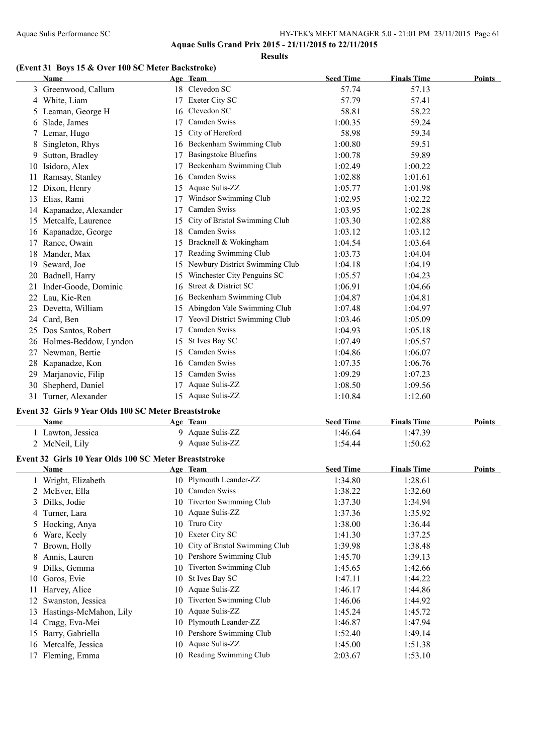## Aquae Sulis Grand Prix 2015 - 21/11/2015 to 22/11/2015

### Results

### (Event 31 Boys 15 & Over 100 SC Meter Backstroke)

| | Name | Age | Team | Seed Time | Finals Time | Points |
|---|---|---|---|---|---|---|
| 3 | Greenwood, Callum | 18 | Clevedon SC | 57.74 | 57.13 | |
| 4 | White, Liam | 17 | Exeter City SC | 57.79 | 57.41 | |
| 5 | Leaman, George H | 16 | Clevedon SC | 58.81 | 58.22 | |
| 6 | Slade, James | 17 | Camden Swiss | 1:00.35 | 59.24 | |
| 7 | Lemar, Hugo | 15 | City of Hereford | 58.98 | 59.34 | |
| 8 | Singleton, Rhys | 16 | Beckenham Swimming Club | 1:00.80 | 59.51 | |
| 9 | Sutton, Bradley | 17 | Basingstoke Bluefins | 1:00.78 | 59.89 | |
| 10 | Isidoro, Alex | 17 | Beckenham Swimming Club | 1:02.49 | 1:00.22 | |
| 11 | Ramsay, Stanley | 16 | Camden Swiss | 1:02.88 | 1:01.61 | |
| 12 | Dixon, Henry | 15 | Aquae Sulis-ZZ | 1:05.77 | 1:01.98 | |
| 13 | Elias, Rami | 17 | Windsor Swimming Club | 1:02.95 | 1:02.22 | |
| 14 | Kapanadze, Alexander | 17 | Camden Swiss | 1:03.95 | 1:02.28 | |
| 15 | Metcalfe, Laurence | 15 | City of Bristol Swimming Club | 1:03.30 | 1:02.88 | |
| 16 | Kapanadze, George | 18 | Camden Swiss | 1:03.12 | 1:03.12 | |
| 17 | Rance, Owain | 15 | Bracknell & Wokingham | 1:04.54 | 1:03.64 | |
| 18 | Mander, Max | 17 | Reading Swimming Club | 1:03.73 | 1:04.04 | |
| 19 | Seward, Joe | 15 | Newbury District Swimming Club | 1:04.18 | 1:04.19 | |
| 20 | Badnell, Harry | 15 | Winchester City Penguins SC | 1:05.57 | 1:04.23 | |
| 21 | Inder-Goode, Dominic | 16 | Street & District SC | 1:06.91 | 1:04.66 | |
| 22 | Lau, Kie-Ren | 16 | Beckenham Swimming Club | 1:04.87 | 1:04.81 | |
| 23 | Devetta, William | 15 | Abingdon Vale Swimming Club | 1:07.48 | 1:04.97 | |
| 24 | Card, Ben | 17 | Yeovil District Swimming Club | 1:03.46 | 1:05.09 | |
| 25 | Dos Santos, Robert | 17 | Camden Swiss | 1:04.93 | 1:05.18 | |
| 26 | Holmes-Beddow, Lyndon | 15 | St Ives Bay SC | 1:07.49 | 1:05.57 | |
| 27 | Newman, Bertie | 15 | Camden Swiss | 1:04.86 | 1:06.07 | |
| 28 | Kapanadze, Kon | 16 | Camden Swiss | 1:07.35 | 1:06.76 | |
| 29 | Marjanovic, Filip | 15 | Camden Swiss | 1:09.29 | 1:07.23 | |
| 30 | Shepherd, Daniel | 17 | Aquae Sulis-ZZ | 1:08.50 | 1:09.56 | |
| 31 | Turner, Alexander | 15 | Aquae Sulis-ZZ | 1:10.84 | 1:12.60 | |

### Event 32 Girls 9 Year Olds 100 SC Meter Breaststroke

| | Name | Age | Team | Seed Time | Finals Time | Points |
|---|---|---|---|---|---|---|
| 1 | Lawton, Jessica | 9 | Aquae Sulis-ZZ | 1:46.64 | 1:47.39 | |
| 2 | McNeil, Lily | 9 | Aquae Sulis-ZZ | 1:54.44 | 1:50.62 | |

### Event 32 Girls 10 Year Olds 100 SC Meter Breaststroke

| | Name | Age | Team | Seed Time | Finals Time | Points |
|---|---|---|---|---|---|---|
| 1 | Wright, Elizabeth | 10 | Plymouth Leander-ZZ | 1:34.80 | 1:28.61 | |
| 2 | McEver, Ella | 10 | Camden Swiss | 1:38.22 | 1:32.60 | |
| 3 | Dilks, Jodie | 10 | Tiverton Swimming Club | 1:37.30 | 1:34.94 | |
| 4 | Turner, Lara | 10 | Aquae Sulis-ZZ | 1:37.36 | 1:35.92 | |
| 5 | Hocking, Anya | 10 | Truro City | 1:38.00 | 1:36.44 | |
| 6 | Ware, Keely | 10 | Exeter City SC | 1:41.30 | 1:37.25 | |
| 7 | Brown, Holly | 10 | City of Bristol Swimming Club | 1:39.98 | 1:38.48 | |
| 8 | Annis, Lauren | 10 | Pershore Swimming Club | 1:45.70 | 1:39.13 | |
| 9 | Dilks, Gemma | 10 | Tiverton Swimming Club | 1:45.65 | 1:42.66 | |
| 10 | Goros, Evie | 10 | St Ives Bay SC | 1:47.11 | 1:44.22 | |
| 11 | Harvey, Alice | 10 | Aquae Sulis-ZZ | 1:46.17 | 1:44.86 | |
| 12 | Swanston, Jessica | 10 | Tiverton Swimming Club | 1:46.06 | 1:44.92 | |
| 13 | Hastings-McMahon, Lily | 10 | Aquae Sulis-ZZ | 1:45.24 | 1:45.72 | |
| 14 | Cragg, Eva-Mei | 10 | Plymouth Leander-ZZ | 1:46.87 | 1:47.94 | |
| 15 | Barry, Gabriella | 10 | Pershore Swimming Club | 1:52.40 | 1:49.14 | |
| 16 | Metcalfe, Jessica | 10 | Aquae Sulis-ZZ | 1:45.00 | 1:51.38 | |
| 17 | Fleming, Emma | 10 | Reading Swimming Club | 2:03.67 | 1:53.10 | |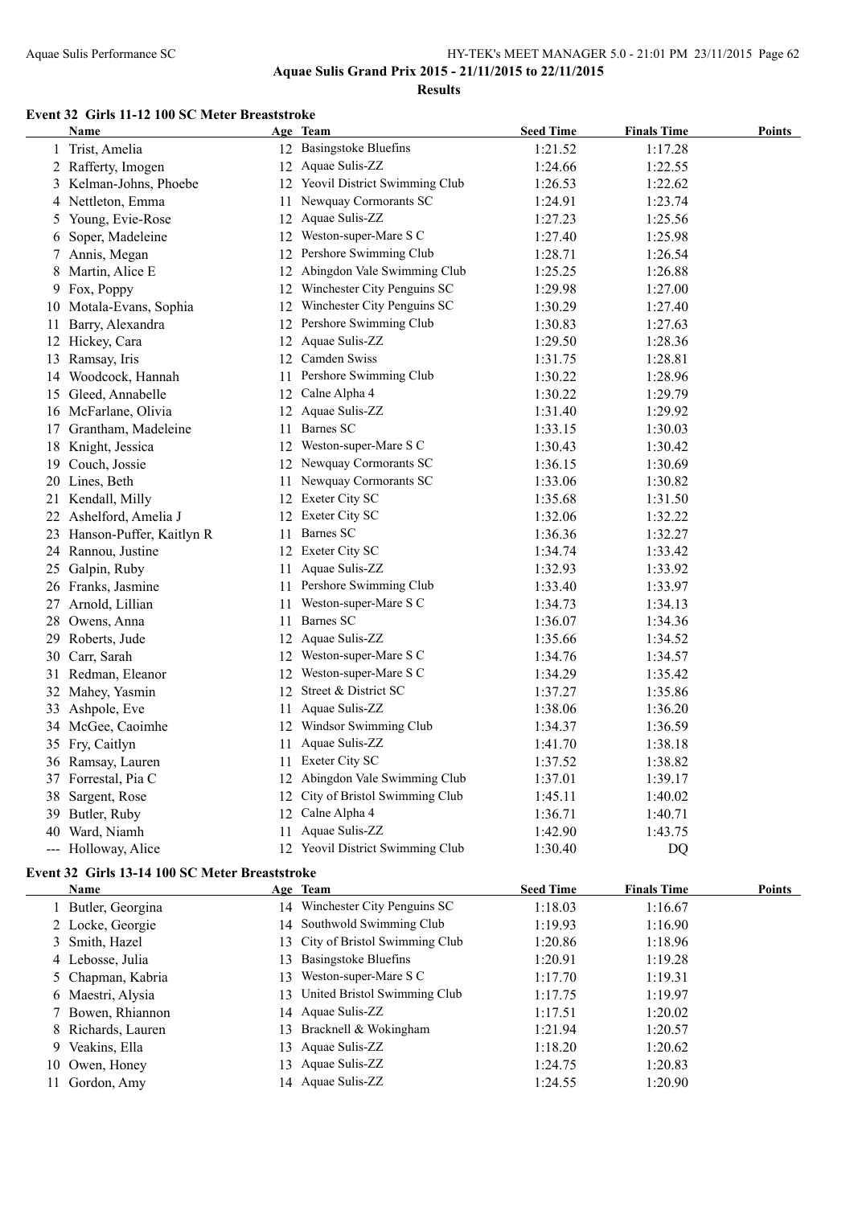**Aquae Sulis Grand Prix 2015 - 21/11/2015 to 22/11/2015**

**Results**

### Event 32 Girls 11-12 100 SC Meter Breaststroke

| | Name | Age | Team | Seed Time | Finals Time | Points |
|---|---|---|---|---|---|---|
| 1 | Trist, Amelia | 12 | Basingstoke Bluefins | 1:21.52 | 1:17.28 | |
| 2 | Rafferty, Imogen | 12 | Aquae Sulis-ZZ | 1:24.66 | 1:22.55 | |
| 3 | Kelman-Johns, Phoebe | 12 | Yeovil District Swimming Club | 1:26.53 | 1:22.62 | |
| 4 | Nettleton, Emma | 11 | Newquay Cormorants SC | 1:24.91 | 1:23.74 | |
| 5 | Young, Evie-Rose | 12 | Aquae Sulis-ZZ | 1:27.23 | 1:25.56 | |
| 6 | Soper, Madeleine | 12 | Weston-super-Mare S C | 1:27.40 | 1:25.98 | |
| 7 | Annis, Megan | 12 | Pershore Swimming Club | 1:28.71 | 1:26.54 | |
| 8 | Martin, Alice E | 12 | Abingdon Vale Swimming Club | 1:25.25 | 1:26.88 | |
| 9 | Fox, Poppy | 12 | Winchester City Penguins SC | 1:29.98 | 1:27.00 | |
| 10 | Motala-Evans, Sophia | 12 | Winchester City Penguins SC | 1:30.29 | 1:27.40 | |
| 11 | Barry, Alexandra | 12 | Pershore Swimming Club | 1:30.83 | 1:27.63 | |
| 12 | Hickey, Cara | 12 | Aquae Sulis-ZZ | 1:29.50 | 1:28.36 | |
| 13 | Ramsay, Iris | 12 | Camden Swiss | 1:31.75 | 1:28.81 | |
| 14 | Woodcock, Hannah | 11 | Pershore Swimming Club | 1:30.22 | 1:28.96 | |
| 15 | Gleed, Annabelle | 12 | Calne Alpha 4 | 1:30.22 | 1:29.79 | |
| 16 | McFarlane, Olivia | 12 | Aquae Sulis-ZZ | 1:31.40 | 1:29.92 | |
| 17 | Grantham, Madeleine | 11 | Barnes SC | 1:33.15 | 1:30.03 | |
| 18 | Knight, Jessica | 12 | Weston-super-Mare S C | 1:30.43 | 1:30.42 | |
| 19 | Couch, Jossie | 12 | Newquay Cormorants SC | 1:36.15 | 1:30.69 | |
| 20 | Lines, Beth | 11 | Newquay Cormorants SC | 1:33.06 | 1:30.82 | |
| 21 | Kendall, Milly | 12 | Exeter City SC | 1:35.68 | 1:31.50 | |
| 22 | Ashelford, Amelia J | 12 | Exeter City SC | 1:32.06 | 1:32.22 | |
| 23 | Hanson-Puffer, Kaitlyn R | 11 | Barnes SC | 1:36.36 | 1:32.27 | |
| 24 | Rannou, Justine | 12 | Exeter City SC | 1:34.74 | 1:33.42 | |
| 25 | Galpin, Ruby | 11 | Aquae Sulis-ZZ | 1:32.93 | 1:33.92 | |
| 26 | Franks, Jasmine | 11 | Pershore Swimming Club | 1:33.40 | 1:33.97 | |
| 27 | Arnold, Lillian | 11 | Weston-super-Mare S C | 1:34.73 | 1:34.13 | |
| 28 | Owens, Anna | 11 | Barnes SC | 1:36.07 | 1:34.36 | |
| 29 | Roberts, Jude | 12 | Aquae Sulis-ZZ | 1:35.66 | 1:34.52 | |
| 30 | Carr, Sarah | 12 | Weston-super-Mare S C | 1:34.76 | 1:34.57 | |
| 31 | Redman, Eleanor | 12 | Weston-super-Mare S C | 1:34.29 | 1:35.42 | |
| 32 | Mahey, Yasmin | 12 | Street & District SC | 1:37.27 | 1:35.86 | |
| 33 | Ashpole, Eve | 11 | Aquae Sulis-ZZ | 1:38.06 | 1:36.20 | |
| 34 | McGee, Caoimhe | 12 | Windsor Swimming Club | 1:34.37 | 1:36.59 | |
| 35 | Fry, Caitlyn | 11 | Aquae Sulis-ZZ | 1:41.70 | 1:38.18 | |
| 36 | Ramsay, Lauren | 11 | Exeter City SC | 1:37.52 | 1:38.82 | |
| 37 | Forrestal, Pia C | 12 | Abingdon Vale Swimming Club | 1:37.01 | 1:39.17 | |
| 38 | Sargent, Rose | 12 | City of Bristol Swimming Club | 1:45.11 | 1:40.02 | |
| 39 | Butler, Ruby | 12 | Calne Alpha 4 | 1:36.71 | 1:40.71 | |
| 40 | Ward, Niamh | 11 | Aquae Sulis-ZZ | 1:42.90 | 1:43.75 | |
| --- | Holloway, Alice | 12 | Yeovil District Swimming Club | 1:30.40 | DQ | |

### Event 32 Girls 13-14 100 SC Meter Breaststroke

| | Name | Age | Team | Seed Time | Finals Time | Points |
|---|---|---|---|---|---|---|
| 1 | Butler, Georgina | 14 | Winchester City Penguins SC | 1:18.03 | 1:16.67 | |
| 2 | Locke, Georgie | 14 | Southwold Swimming Club | 1:19.93 | 1:16.90 | |
| 3 | Smith, Hazel | 13 | City of Bristol Swimming Club | 1:20.86 | 1:18.96 | |
| 4 | Lebosse, Julia | 13 | Basingstoke Bluefins | 1:20.91 | 1:19.28 | |
| 5 | Chapman, Kabria | 13 | Weston-super-Mare S C | 1:17.70 | 1:19.31 | |
| 6 | Maestri, Alysia | 13 | United Bristol Swimming Club | 1:17.75 | 1:19.97 | |
| 7 | Bowen, Rhiannon | 14 | Aquae Sulis-ZZ | 1:17.51 | 1:20.02 | |
| 8 | Richards, Lauren | 13 | Bracknell & Wokingham | 1:21.94 | 1:20.57 | |
| 9 | Veakins, Ella | 13 | Aquae Sulis-ZZ | 1:18.20 | 1:20.62 | |
| 10 | Owen, Honey | 13 | Aquae Sulis-ZZ | 1:24.75 | 1:20.83 | |
| 11 | Gordon, Amy | 14 | Aquae Sulis-ZZ | 1:24.55 | 1:20.90 | |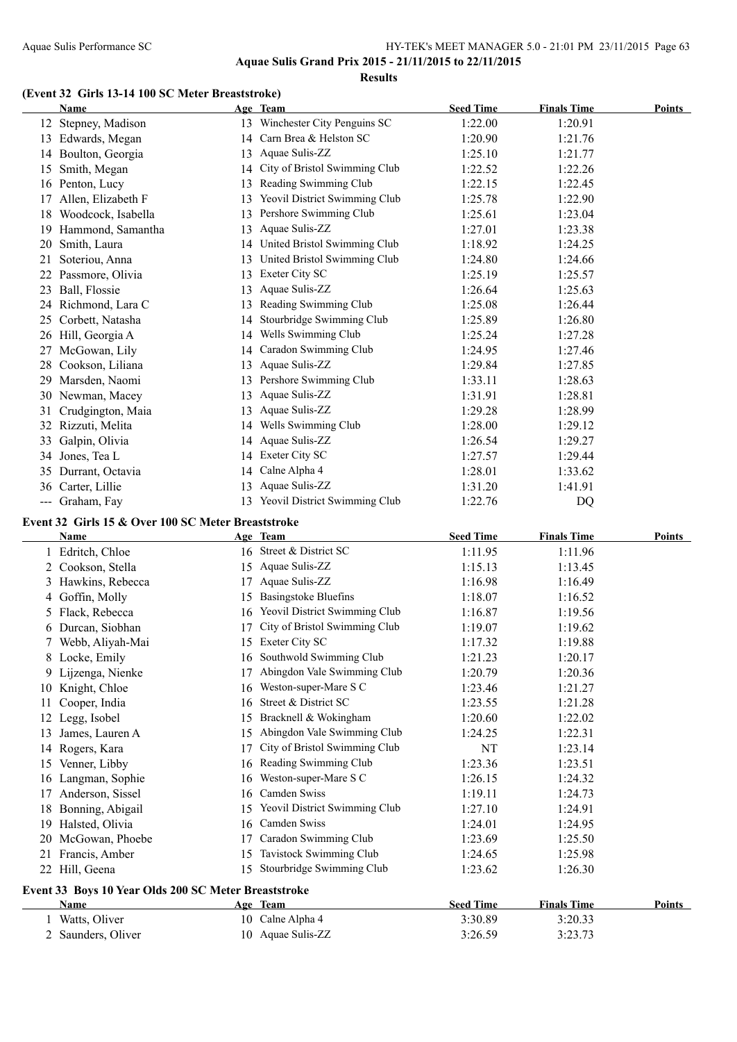## (Event 32 Girls 13-14 100 SC Meter Breaststroke)

| | Name | Age | Team | Seed Time | Finals Time | Points |
|---|---|---|---|---|---|---|
| 12 | Stepney, Madison | 13 | Winchester City Penguins SC | 1:22.00 | 1:20.91 | |
| 13 | Edwards, Megan | 14 | Carn Brea & Helston SC | 1:20.90 | 1:21.76 | |
| 14 | Boulton, Georgia | 13 | Aquae Sulis-ZZ | 1:25.10 | 1:21.77 | |
| 15 | Smith, Megan | 14 | City of Bristol Swimming Club | 1:22.52 | 1:22.26 | |
| 16 | Penton, Lucy | 13 | Reading Swimming Club | 1:22.15 | 1:22.45 | |
| 17 | Allen, Elizabeth F | 13 | Yeovil District Swimming Club | 1:25.78 | 1:22.90 | |
| 18 | Woodcock, Isabella | 13 | Pershore Swimming Club | 1:25.61 | 1:23.04 | |
| 19 | Hammond, Samantha | 13 | Aquae Sulis-ZZ | 1:27.01 | 1:23.38 | |
| 20 | Smith, Laura | 14 | United Bristol Swimming Club | 1:18.92 | 1:24.25 | |
| 21 | Soteriou, Anna | 13 | United Bristol Swimming Club | 1:24.80 | 1:24.66 | |
| 22 | Passmore, Olivia | 13 | Exeter City SC | 1:25.19 | 1:25.57 | |
| 23 | Ball, Flossie | 13 | Aquae Sulis-ZZ | 1:26.64 | 1:25.63 | |
| 24 | Richmond, Lara C | 13 | Reading Swimming Club | 1:25.08 | 1:26.44 | |
| 25 | Corbett, Natasha | 14 | Stourbridge Swimming Club | 1:25.89 | 1:26.80 | |
| 26 | Hill, Georgia A | 14 | Wells Swimming Club | 1:25.24 | 1:27.28 | |
| 27 | McGowan, Lily | 14 | Caradon Swimming Club | 1:24.95 | 1:27.46 | |
| 28 | Cookson, Liliana | 13 | Aquae Sulis-ZZ | 1:29.84 | 1:27.85 | |
| 29 | Marsden, Naomi | 13 | Pershore Swimming Club | 1:33.11 | 1:28.63 | |
| 30 | Newman, Macey | 13 | Aquae Sulis-ZZ | 1:31.91 | 1:28.81 | |
| 31 | Crudgington, Maia | 13 | Aquae Sulis-ZZ | 1:29.28 | 1:28.99 | |
| 32 | Rizzuti, Melita | 14 | Wells Swimming Club | 1:28.00 | 1:29.12 | |
| 33 | Galpin, Olivia | 14 | Aquae Sulis-ZZ | 1:26.54 | 1:29.27 | |
| 34 | Jones, Tea L | 14 | Exeter City SC | 1:27.57 | 1:29.44 | |
| 35 | Durrant, Octavia | 14 | Calne Alpha 4 | 1:28.01 | 1:33.62 | |
| 36 | Carter, Lillie | 13 | Aquae Sulis-ZZ | 1:31.20 | 1:41.91 | |
| --- | Graham, Fay | 13 | Yeovil District Swimming Club | 1:22.76 | DQ | |

## Event 32 Girls 15 & Over 100 SC Meter Breaststroke

| | Name | Age | Team | Seed Time | Finals Time | Points |
|---|---|---|---|---|---|---|
| 1 | Edritch, Chloe | 16 | Street & District SC | 1:11.95 | 1:11.96 | |
| 2 | Cookson, Stella | 15 | Aquae Sulis-ZZ | 1:15.13 | 1:13.45 | |
| 3 | Hawkins, Rebecca | 17 | Aquae Sulis-ZZ | 1:16.98 | 1:16.49 | |
| 4 | Goffin, Molly | 15 | Basingstoke Bluefins | 1:18.07 | 1:16.52 | |
| 5 | Flack, Rebecca | 16 | Yeovil District Swimming Club | 1:16.87 | 1:19.56 | |
| 6 | Durcan, Siobhan | 17 | City of Bristol Swimming Club | 1:19.07 | 1:19.62 | |
| 7 | Webb, Aliyah-Mai | 15 | Exeter City SC | 1:17.32 | 1:19.88 | |
| 8 | Locke, Emily | 16 | Southwold Swimming Club | 1:21.23 | 1:20.17 | |
| 9 | Lijzenga, Nienke | 17 | Abingdon Vale Swimming Club | 1:20.79 | 1:20.36 | |
| 10 | Knight, Chloe | 16 | Weston-super-Mare S C | 1:23.46 | 1:21.27 | |
| 11 | Cooper, India | 16 | Street & District SC | 1:23.55 | 1:21.28 | |
| 12 | Legg, Isobel | 15 | Bracknell & Wokingham | 1:20.60 | 1:22.02 | |
| 13 | James, Lauren A | 15 | Abingdon Vale Swimming Club | 1:24.25 | 1:22.31 | |
| 14 | Rogers, Kara | 17 | City of Bristol Swimming Club | NT | 1:23.14 | |
| 15 | Venner, Libby | 16 | Reading Swimming Club | 1:23.36 | 1:23.51 | |
| 16 | Langman, Sophie | 16 | Weston-super-Mare S C | 1:26.15 | 1:24.32 | |
| 17 | Anderson, Sissel | 16 | Camden Swiss | 1:19.11 | 1:24.73 | |
| 18 | Bonning, Abigail | 15 | Yeovil District Swimming Club | 1:27.10 | 1:24.91 | |
| 19 | Halsted, Olivia | 16 | Camden Swiss | 1:24.01 | 1:24.95 | |
| 20 | McGowan, Phoebe | 17 | Caradon Swimming Club | 1:23.69 | 1:25.50 | |
| 21 | Francis, Amber | 15 | Tavistock Swimming Club | 1:24.65 | 1:25.98 | |
| 22 | Hill, Geena | 15 | Stourbridge Swimming Club | 1:23.62 | 1:26.30 | |

## Event 33 Boys 10 Year Olds 200 SC Meter Breaststroke

| | Name | Age | Team | Seed Time | Finals Time | Points |
|---|---|---|---|---|---|---|
| 1 | Watts, Oliver | 10 | Calne Alpha 4 | 3:30.89 | 3:20.33 | |
| 2 | Saunders, Oliver | 10 | Aquae Sulis-ZZ | 3:26.59 | 3:23.73 | |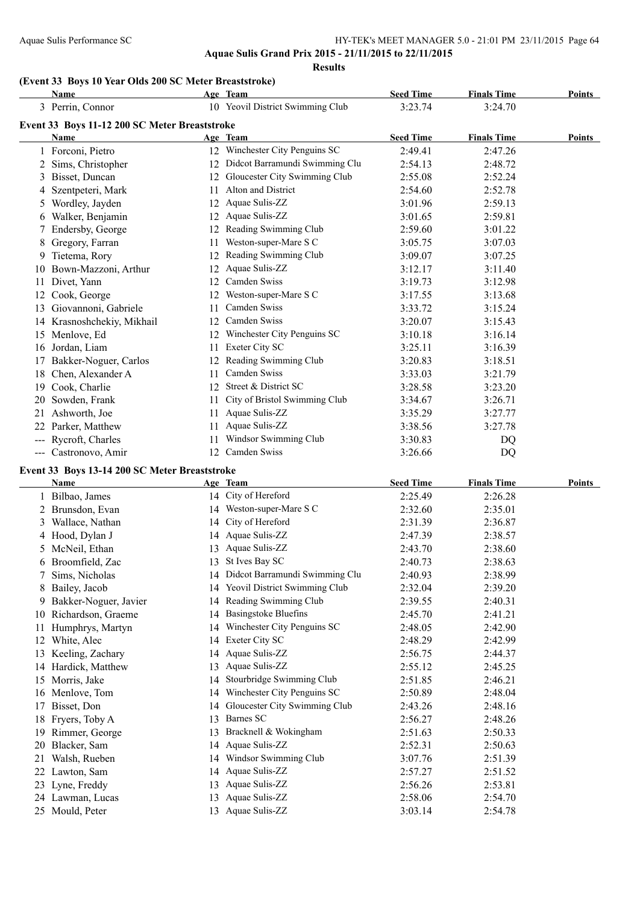**Aquae Sulis Grand Prix 2015 - 21/11/2015 to 22/11/2015**

**Results**

### (Event 33 Boys 10 Year Olds 200 SC Meter Breaststroke)

| | Name | Age | Team | Seed Time | Finals Time | Points |
|---|---|---|---|---|---|---|
| 3 | Perrin, Connor | 10 | Yeovil District Swimming Club | 3:23.74 | 3:24.70 | |

### Event 33 Boys 11-12 200 SC Meter Breaststroke

| | Name | Age | Team | Seed Time | Finals Time | Points |
|---|---|---|---|---|---|---|
| 1 | Forconi, Pietro | 12 | Winchester City Penguins SC | 2:49.41 | 2:47.26 | |
| 2 | Sims, Christopher | 12 | Didcot Barramundi Swimming Clu | 2:54.13 | 2:48.72 | |
| 3 | Bisset, Duncan | 12 | Gloucester City Swimming Club | 2:55.08 | 2:52.24 | |
| 4 | Szentpeteri, Mark | 11 | Alton and District | 2:54.60 | 2:52.78 | |
| 5 | Wordley, Jayden | 12 | Aquae Sulis-ZZ | 3:01.96 | 2:59.13 | |
| 6 | Walker, Benjamin | 12 | Aquae Sulis-ZZ | 3:01.65 | 2:59.81 | |
| 7 | Endersby, George | 12 | Reading Swimming Club | 2:59.60 | 3:01.22 | |
| 8 | Gregory, Farran | 11 | Weston-super-Mare S C | 3:05.75 | 3:07.03 | |
| 9 | Tietema, Rory | 12 | Reading Swimming Club | 3:09.07 | 3:07.25 | |
| 10 | Bown-Mazzoni, Arthur | 12 | Aquae Sulis-ZZ | 3:12.17 | 3:11.40 | |
| 11 | Divet, Yann | 12 | Camden Swiss | 3:19.73 | 3:12.98 | |
| 12 | Cook, George | 12 | Weston-super-Mare S C | 3:17.55 | 3:13.68 | |
| 13 | Giovannoni, Gabriele | 11 | Camden Swiss | 3:33.72 | 3:15.24 | |
| 14 | Krasnoshchekiy, Mikhail | 12 | Camden Swiss | 3:20.07 | 3:15.43 | |
| 15 | Menlove, Ed | 12 | Winchester City Penguins SC | 3:10.18 | 3:16.14 | |
| 16 | Jordan, Liam | 11 | Exeter City SC | 3:25.11 | 3:16.39 | |
| 17 | Bakker-Noguer, Carlos | 12 | Reading Swimming Club | 3:20.83 | 3:18.51 | |
| 18 | Chen, Alexander A | 11 | Camden Swiss | 3:33.03 | 3:21.79 | |
| 19 | Cook, Charlie | 12 | Street & District SC | 3:28.58 | 3:23.20 | |
| 20 | Sowden, Frank | 11 | City of Bristol Swimming Club | 3:34.67 | 3:26.71 | |
| 21 | Ashworth, Joe | 11 | Aquae Sulis-ZZ | 3:35.29 | 3:27.77 | |
| 22 | Parker, Matthew | 11 | Aquae Sulis-ZZ | 3:38.56 | 3:27.78 | |
| --- | Rycroft, Charles | 11 | Windsor Swimming Club | 3:30.83 | DQ | |
| --- | Castronovo, Amir | 12 | Camden Swiss | 3:26.66 | DQ | |

### Event 33 Boys 13-14 200 SC Meter Breaststroke

| | Name | Age | Team | Seed Time | Finals Time | Points |
|---|---|---|---|---|---|---|
| 1 | Bilbao, James | 14 | City of Hereford | 2:25.49 | 2:26.28 | |
| 2 | Brunsdon, Evan | 14 | Weston-super-Mare S C | 2:32.60 | 2:35.01 | |
| 3 | Wallace, Nathan | 14 | City of Hereford | 2:31.39 | 2:36.87 | |
| 4 | Hood, Dylan J | 14 | Aquae Sulis-ZZ | 2:47.39 | 2:38.57 | |
| 5 | McNeil, Ethan | 13 | Aquae Sulis-ZZ | 2:43.70 | 2:38.60 | |
| 6 | Broomfield, Zac | 13 | St Ives Bay SC | 2:40.73 | 2:38.63 | |
| 7 | Sims, Nicholas | 14 | Didcot Barramundi Swimming Clu | 2:40.93 | 2:38.99 | |
| 8 | Bailey, Jacob | 14 | Yeovil District Swimming Club | 2:32.04 | 2:39.20 | |
| 9 | Bakker-Noguer, Javier | 14 | Reading Swimming Club | 2:39.55 | 2:40.31 | |
| 10 | Richardson, Graeme | 14 | Basingstoke Bluefins | 2:45.70 | 2:41.21 | |
| 11 | Humphrys, Martyn | 14 | Winchester City Penguins SC | 2:48.05 | 2:42.90 | |
| 12 | White, Alec | 14 | Exeter City SC | 2:48.29 | 2:42.99 | |
| 13 | Keeling, Zachary | 14 | Aquae Sulis-ZZ | 2:56.75 | 2:44.37 | |
| 14 | Hardick, Matthew | 13 | Aquae Sulis-ZZ | 2:55.12 | 2:45.25 | |
| 15 | Morris, Jake | 14 | Stourbridge Swimming Club | 2:51.85 | 2:46.21 | |
| 16 | Menlove, Tom | 14 | Winchester City Penguins SC | 2:50.89 | 2:48.04 | |
| 17 | Bisset, Don | 14 | Gloucester City Swimming Club | 2:43.26 | 2:48.16 | |
| 18 | Fryers, Toby A | 13 | Barnes SC | 2:56.27 | 2:48.26 | |
| 19 | Rimmer, George | 13 | Bracknell & Wokingham | 2:51.63 | 2:50.33 | |
| 20 | Blacker, Sam | 14 | Aquae Sulis-ZZ | 2:52.31 | 2:50.63 | |
| 21 | Walsh, Rueben | 14 | Windsor Swimming Club | 3:07.76 | 2:51.39 | |
| 22 | Lawton, Sam | 14 | Aquae Sulis-ZZ | 2:57.27 | 2:51.52 | |
| 23 | Lyne, Freddy | 13 | Aquae Sulis-ZZ | 2:56.26 | 2:53.81 | |
| 24 | Lawman, Lucas | 13 | Aquae Sulis-ZZ | 2:58.06 | 2:54.70 | |
| 25 | Mould, Peter | 13 | Aquae Sulis-ZZ | 3:03.14 | 2:54.78 | |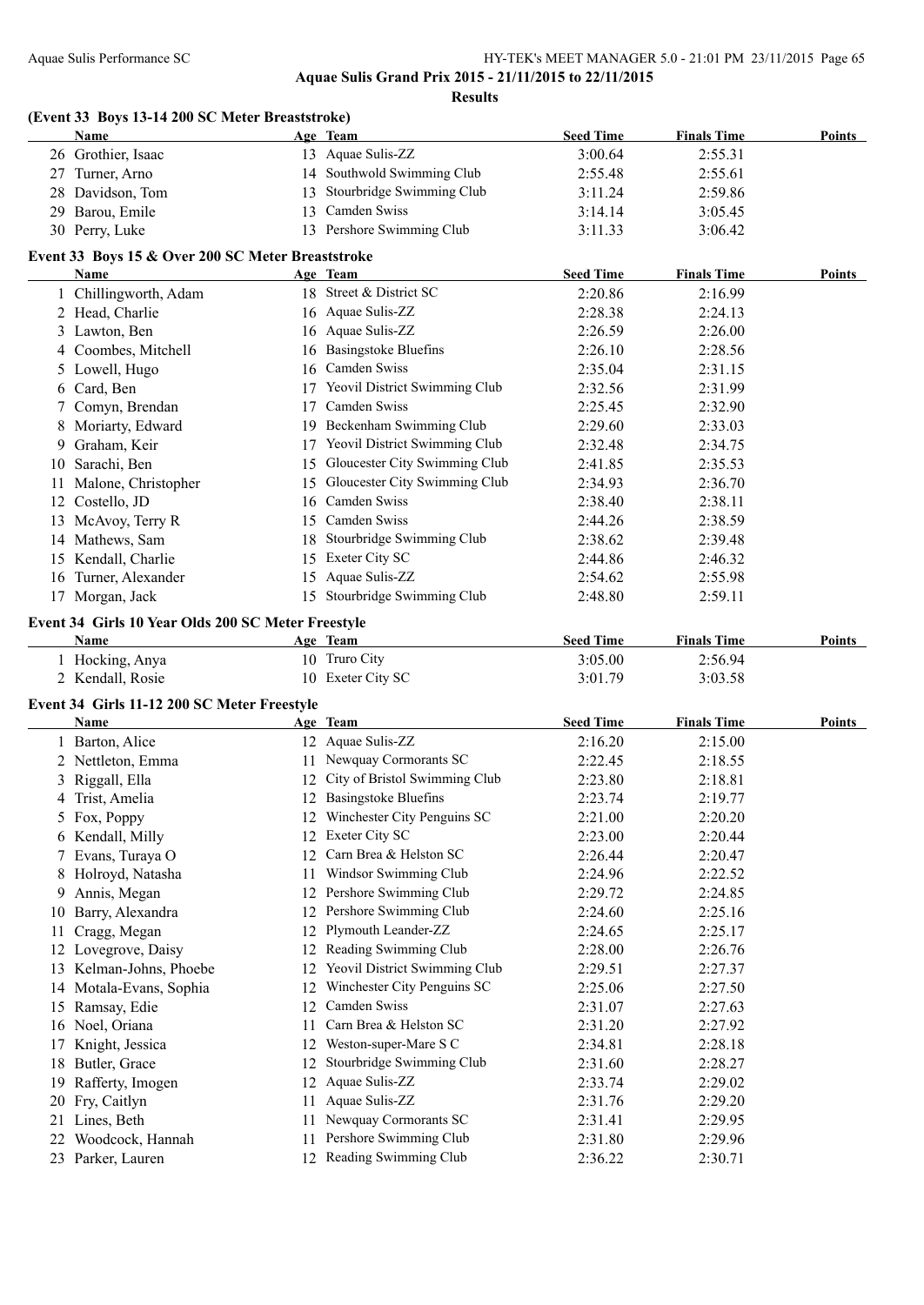**Aquae Sulis Grand Prix 2015 - 21/11/2015 to 22/11/2015**

**Results**

### (Event 33 Boys 13-14 200 SC Meter Breaststroke)

| | Name | Age | Team | Seed Time | Finals Time | Points |
|---|---|---|---|---|---|---|
| 26 | Grothier, Isaac | 13 | Aquae Sulis-ZZ | 3:00.64 | 2:55.31 | |
| 27 | Turner, Arno | 14 | Southwold Swimming Club | 2:55.48 | 2:55.61 | |
| 28 | Davidson, Tom | 13 | Stourbridge Swimming Club | 3:11.24 | 2:59.86 | |
| 29 | Barou, Emile | 13 | Camden Swiss | 3:14.14 | 3:05.45 | |
| 30 | Perry, Luke | 13 | Pershore Swimming Club | 3:11.33 | 3:06.42 | |

### Event 33 Boys 15 & Over 200 SC Meter Breaststroke

| | Name | Age | Team | Seed Time | Finals Time | Points |
|---|---|---|---|---|---|---|
| 1 | Chillingworth, Adam | 18 | Street & District SC | 2:20.86 | 2:16.99 | |
| 2 | Head, Charlie | 16 | Aquae Sulis-ZZ | 2:28.38 | 2:24.13 | |
| 3 | Lawton, Ben | 16 | Aquae Sulis-ZZ | 2:26.59 | 2:26.00 | |
| 4 | Coombes, Mitchell | 16 | Basingstoke Bluefins | 2:26.10 | 2:28.56 | |
| 5 | Lowell, Hugo | 16 | Camden Swiss | 2:35.04 | 2:31.15 | |
| 6 | Card, Ben | 17 | Yeovil District Swimming Club | 2:32.56 | 2:31.99 | |
| 7 | Comyn, Brendan | 17 | Camden Swiss | 2:25.45 | 2:32.90 | |
| 8 | Moriarty, Edward | 19 | Beckenham Swimming Club | 2:29.60 | 2:33.03 | |
| 9 | Graham, Keir | 17 | Yeovil District Swimming Club | 2:32.48 | 2:34.75 | |
| 10 | Sarachi, Ben | 15 | Gloucester City Swimming Club | 2:41.85 | 2:35.53 | |
| 11 | Malone, Christopher | 15 | Gloucester City Swimming Club | 2:34.93 | 2:36.70 | |
| 12 | Costello, JD | 16 | Camden Swiss | 2:38.40 | 2:38.11 | |
| 13 | McAvoy, Terry R | 15 | Camden Swiss | 2:44.26 | 2:38.59 | |
| 14 | Mathews, Sam | 18 | Stourbridge Swimming Club | 2:38.62 | 2:39.48 | |
| 15 | Kendall, Charlie | 15 | Exeter City SC | 2:44.86 | 2:46.32 | |
| 16 | Turner, Alexander | 15 | Aquae Sulis-ZZ | 2:54.62 | 2:55.98 | |
| 17 | Morgan, Jack | 15 | Stourbridge Swimming Club | 2:48.80 | 2:59.11 | |

### Event 34 Girls 10 Year Olds 200 SC Meter Freestyle

| | Name | Age | Team | Seed Time | Finals Time | Points |
|---|---|---|---|---|---|---|
| 1 | Hocking, Anya | 10 | Truro City | 3:05.00 | 2:56.94 | |
| 2 | Kendall, Rosie | 10 | Exeter City SC | 3:01.79 | 3:03.58 | |

### Event 34 Girls 11-12 200 SC Meter Freestyle

| | Name | Age | Team | Seed Time | Finals Time | Points |
|---|---|---|---|---|---|---|
| 1 | Barton, Alice | 12 | Aquae Sulis-ZZ | 2:16.20 | 2:15.00 | |
| 2 | Nettleton, Emma | 11 | Newquay Cormorants SC | 2:22.45 | 2:18.55 | |
| 3 | Riggall, Ella | 12 | City of Bristol Swimming Club | 2:23.80 | 2:18.81 | |
| 4 | Trist, Amelia | 12 | Basingstoke Bluefins | 2:23.74 | 2:19.77 | |
| 5 | Fox, Poppy | 12 | Winchester City Penguins SC | 2:21.00 | 2:20.20 | |
| 6 | Kendall, Milly | 12 | Exeter City SC | 2:23.00 | 2:20.44 | |
| 7 | Evans, Turaya O | 12 | Carn Brea & Helston SC | 2:26.44 | 2:20.47 | |
| 8 | Holroyd, Natasha | 11 | Windsor Swimming Club | 2:24.96 | 2:22.52 | |
| 9 | Annis, Megan | 12 | Pershore Swimming Club | 2:29.72 | 2:24.85 | |
| 10 | Barry, Alexandra | 12 | Pershore Swimming Club | 2:24.60 | 2:25.16 | |
| 11 | Cragg, Megan | 12 | Plymouth Leander-ZZ | 2:24.65 | 2:25.17 | |
| 12 | Lovegrove, Daisy | 12 | Reading Swimming Club | 2:28.00 | 2:26.76 | |
| 13 | Kelman-Johns, Phoebe | 12 | Yeovil District Swimming Club | 2:29.51 | 2:27.37 | |
| 14 | Motala-Evans, Sophia | 12 | Winchester City Penguins SC | 2:25.06 | 2:27.50 | |
| 15 | Ramsay, Edie | 12 | Camden Swiss | 2:31.07 | 2:27.63 | |
| 16 | Noel, Oriana | 11 | Carn Brea & Helston SC | 2:31.20 | 2:27.92 | |
| 17 | Knight, Jessica | 12 | Weston-super-Mare S C | 2:34.81 | 2:28.18 | |
| 18 | Butler, Grace | 12 | Stourbridge Swimming Club | 2:31.60 | 2:28.27 | |
| 19 | Rafferty, Imogen | 12 | Aquae Sulis-ZZ | 2:33.74 | 2:29.02 | |
| 20 | Fry, Caitlyn | 11 | Aquae Sulis-ZZ | 2:31.76 | 2:29.20 | |
| 21 | Lines, Beth | 11 | Newquay Cormorants SC | 2:31.41 | 2:29.95 | |
| 22 | Woodcock, Hannah | 11 | Pershore Swimming Club | 2:31.80 | 2:29.96 | |
| 23 | Parker, Lauren | 12 | Reading Swimming Club | 2:36.22 | 2:30.71 | |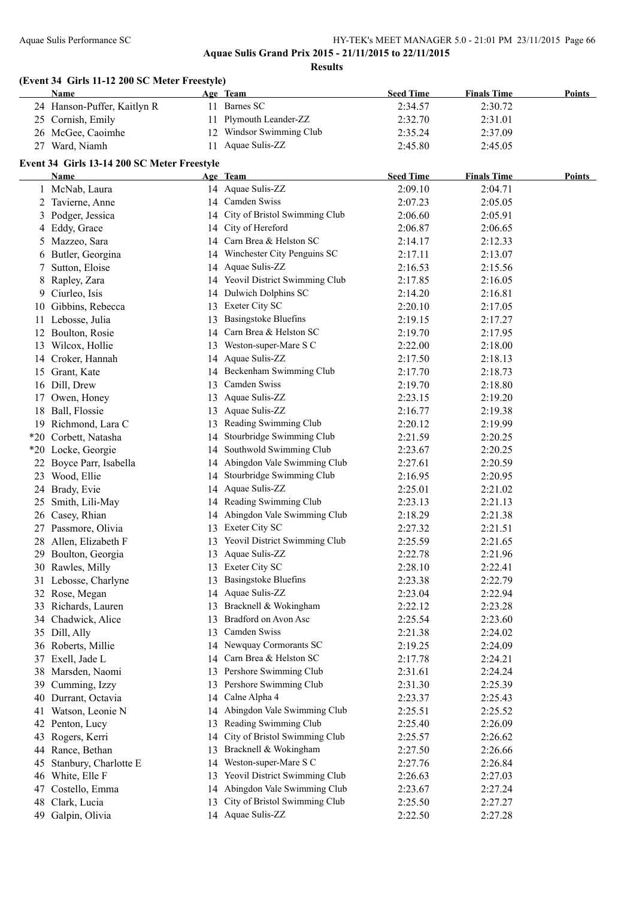**Aquae Sulis Grand Prix 2015 - 21/11/2015 to 22/11/2015**

**Results**

### (Event 34 Girls 11-12 200 SC Meter Freestyle)

| | Name | Age | Team | Seed Time | Finals Time | Points |
|---|---|---|---|---|---|---|
| 24 | Hanson-Puffer, Kaitlyn R | 11 | Barnes SC | 2:34.57 | 2:30.72 | |
| 25 | Cornish, Emily | 11 | Plymouth Leander-ZZ | 2:32.70 | 2:31.01 | |
| 26 | McGee, Caoimhe | 12 | Windsor Swimming Club | 2:35.24 | 2:37.09 | |
| 27 | Ward, Niamh | 11 | Aquae Sulis-ZZ | 2:45.80 | 2:45.05 | |

### Event 34 Girls 13-14 200 SC Meter Freestyle

| | Name | Age | Team | Seed Time | Finals Time | Points |
|---|---|---|---|---|---|---|
| 1 | McNab, Laura | 14 | Aquae Sulis-ZZ | 2:09.10 | 2:04.71 | |
| 2 | Tavierne, Anne | 14 | Camden Swiss | 2:07.23 | 2:05.05 | |
| 3 | Podger, Jessica | 14 | City of Bristol Swimming Club | 2:06.60 | 2:05.91 | |
| 4 | Eddy, Grace | 14 | City of Hereford | 2:06.87 | 2:06.65 | |
| 5 | Mazzeo, Sara | 14 | Carn Brea & Helston SC | 2:14.17 | 2:12.33 | |
| 6 | Butler, Georgina | 14 | Winchester City Penguins SC | 2:17.11 | 2:13.07 | |
| 7 | Sutton, Eloise | 14 | Aquae Sulis-ZZ | 2:16.53 | 2:15.56 | |
| 8 | Rapley, Zara | 14 | Yeovil District Swimming Club | 2:17.85 | 2:16.05 | |
| 9 | Ciurleo, Isis | 14 | Dulwich Dolphins SC | 2:14.20 | 2:16.81 | |
| 10 | Gibbins, Rebecca | 13 | Exeter City SC | 2:20.10 | 2:17.05 | |
| 11 | Lebosse, Julia | 13 | Basingstoke Bluefins | 2:19.15 | 2:17.27 | |
| 12 | Boulton, Rosie | 14 | Carn Brea & Helston SC | 2:19.70 | 2:17.95 | |
| 13 | Wilcox, Hollie | 13 | Weston-super-Mare S C | 2:22.00 | 2:18.00 | |
| 14 | Croker, Hannah | 14 | Aquae Sulis-ZZ | 2:17.50 | 2:18.13 | |
| 15 | Grant, Kate | 14 | Beckenham Swimming Club | 2:17.70 | 2:18.73 | |
| 16 | Dill, Drew | 13 | Camden Swiss | 2:19.70 | 2:18.80 | |
| 17 | Owen, Honey | 13 | Aquae Sulis-ZZ | 2:23.15 | 2:19.20 | |
| 18 | Ball, Flossie | 13 | Aquae Sulis-ZZ | 2:16.77 | 2:19.38 | |
| 19 | Richmond, Lara C | 13 | Reading Swimming Club | 2:20.12 | 2:19.99 | |
| *20 | Corbett, Natasha | 14 | Stourbridge Swimming Club | 2:21.59 | 2:20.25 | |
| *20 | Locke, Georgie | 14 | Southwold Swimming Club | 2:23.67 | 2:20.25 | |
| 22 | Boyce Parr, Isabella | 14 | Abingdon Vale Swimming Club | 2:27.61 | 2:20.59 | |
| 23 | Wood, Ellie | 14 | Stourbridge Swimming Club | 2:16.95 | 2:20.95 | |
| 24 | Brady, Evie | 14 | Aquae Sulis-ZZ | 2:25.01 | 2:21.02 | |
| 25 | Smith, Lili-May | 14 | Reading Swimming Club | 2:23.13 | 2:21.13 | |
| 26 | Casey, Rhian | 14 | Abingdon Vale Swimming Club | 2:18.29 | 2:21.38 | |
| 27 | Passmore, Olivia | 13 | Exeter City SC | 2:27.32 | 2:21.51 | |
| 28 | Allen, Elizabeth F | 13 | Yeovil District Swimming Club | 2:25.59 | 2:21.65 | |
| 29 | Boulton, Georgia | 13 | Aquae Sulis-ZZ | 2:22.78 | 2:21.96 | |
| 30 | Rawles, Milly | 13 | Exeter City SC | 2:28.10 | 2:22.41 | |
| 31 | Lebosse, Charlyne | 13 | Basingstoke Bluefins | 2:23.38 | 2:22.79 | |
| 32 | Rose, Megan | 14 | Aquae Sulis-ZZ | 2:23.04 | 2:22.94 | |
| 33 | Richards, Lauren | 13 | Bracknell & Wokingham | 2:22.12 | 2:23.28 | |
| 34 | Chadwick, Alice | 13 | Bradford on Avon Asc | 2:25.54 | 2:23.60 | |
| 35 | Dill, Ally | 13 | Camden Swiss | 2:21.38 | 2:24.02 | |
| 36 | Roberts, Millie | 14 | Newquay Cormorants SC | 2:19.25 | 2:24.09 | |
| 37 | Exell, Jade L | 14 | Carn Brea & Helston SC | 2:17.78 | 2:24.21 | |
| 38 | Marsden, Naomi | 13 | Pershore Swimming Club | 2:31.61 | 2:24.24 | |
| 39 | Cumming, Izzy | 13 | Pershore Swimming Club | 2:31.30 | 2:25.39 | |
| 40 | Durrant, Octavia | 14 | Calne Alpha 4 | 2:23.37 | 2:25.43 | |
| 41 | Watson, Leonie N | 14 | Abingdon Vale Swimming Club | 2:25.51 | 2:25.52 | |
| 42 | Penton, Lucy | 13 | Reading Swimming Club | 2:25.40 | 2:26.09 | |
| 43 | Rogers, Kerri | 14 | City of Bristol Swimming Club | 2:25.57 | 2:26.62 | |
| 44 | Rance, Bethan | 13 | Bracknell & Wokingham | 2:27.50 | 2:26.66 | |
| 45 | Stanbury, Charlotte E | 14 | Weston-super-Mare S C | 2:27.76 | 2:26.84 | |
| 46 | White, Elle F | 13 | Yeovil District Swimming Club | 2:26.63 | 2:27.03 | |
| 47 | Costello, Emma | 14 | Abingdon Vale Swimming Club | 2:23.67 | 2:27.24 | |
| 48 | Clark, Lucia | 13 | City of Bristol Swimming Club | 2:25.50 | 2:27.27 | |
| 49 | Galpin, Olivia | 14 | Aquae Sulis-ZZ | 2:22.50 | 2:27.28 | |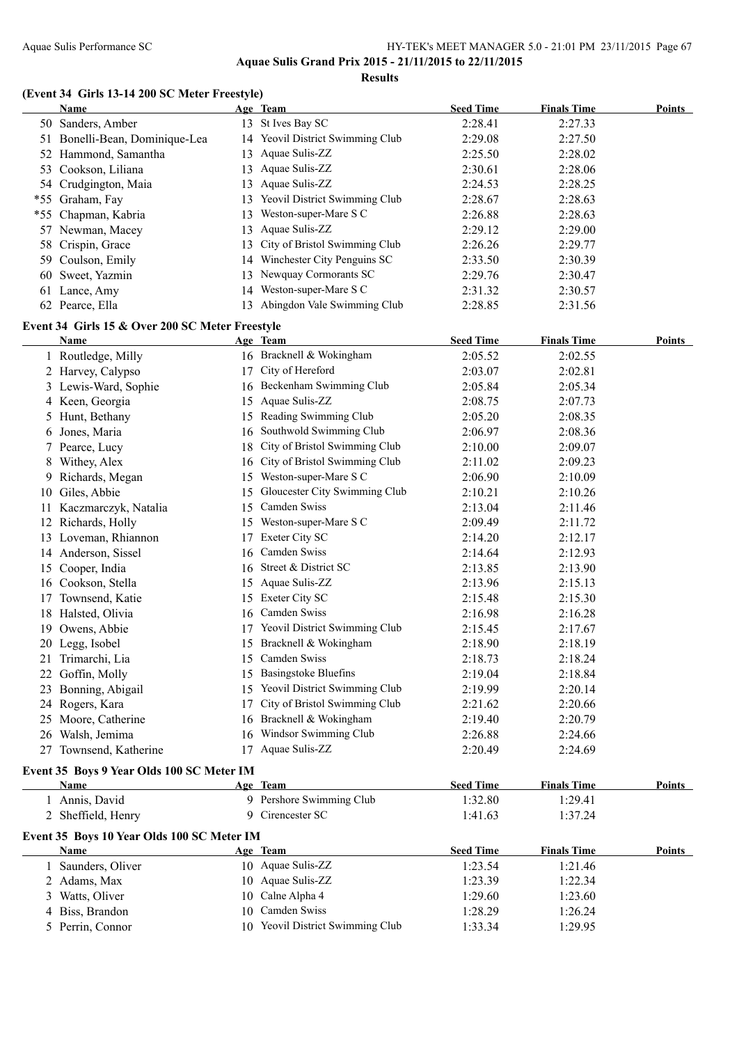**Aquae Sulis Grand Prix 2015 - 21/11/2015 to 22/11/2015**

**Results**

### (Event 34 Girls 13-14 200 SC Meter Freestyle)

| | Name | Age | Team | Seed Time | Finals Time | Points |
|---|---|---|---|---|---|---|
| 50 | Sanders, Amber | 13 | St Ives Bay SC | 2:28.41 | 2:27.33 | |
| 51 | Bonelli-Bean, Dominique-Lea | 14 | Yeovil District Swimming Club | 2:29.08 | 2:27.50 | |
| 52 | Hammond, Samantha | 13 | Aquae Sulis-ZZ | 2:25.50 | 2:28.02 | |
| 53 | Cookson, Liliana | 13 | Aquae Sulis-ZZ | 2:30.61 | 2:28.06 | |
| 54 | Crudgington, Maia | 13 | Aquae Sulis-ZZ | 2:24.53 | 2:28.25 | |
| *55 | Graham, Fay | 13 | Yeovil District Swimming Club | 2:28.67 | 2:28.63 | |
| *55 | Chapman, Kabria | 13 | Weston-super-Mare S C | 2:26.88 | 2:28.63 | |
| 57 | Newman, Macey | 13 | Aquae Sulis-ZZ | 2:29.12 | 2:29.00 | |
| 58 | Crispin, Grace | 13 | City of Bristol Swimming Club | 2:26.26 | 2:29.77 | |
| 59 | Coulson, Emily | 14 | Winchester City Penguins SC | 2:33.50 | 2:30.39 | |
| 60 | Sweet, Yazmin | 13 | Newquay Cormorants SC | 2:29.76 | 2:30.47 | |
| 61 | Lance, Amy | 14 | Weston-super-Mare S C | 2:31.32 | 2:30.57 | |
| 62 | Pearce, Ella | 13 | Abingdon Vale Swimming Club | 2:28.85 | 2:31.56 | |

### Event 34 Girls 15 & Over 200 SC Meter Freestyle

| | Name | Age | Team | Seed Time | Finals Time | Points |
|---|---|---|---|---|---|---|
| 1 | Routledge, Milly | 16 | Bracknell & Wokingham | 2:05.52 | 2:02.55 | |
| 2 | Harvey, Calypso | 17 | City of Hereford | 2:03.07 | 2:02.81 | |
| 3 | Lewis-Ward, Sophie | 16 | Beckenham Swimming Club | 2:05.84 | 2:05.34 | |
| 4 | Keen, Georgia | 15 | Aquae Sulis-ZZ | 2:08.75 | 2:07.73 | |
| 5 | Hunt, Bethany | 15 | Reading Swimming Club | 2:05.20 | 2:08.35 | |
| 6 | Jones, Maria | 16 | Southwold Swimming Club | 2:06.97 | 2:08.36 | |
| 7 | Pearce, Lucy | 18 | City of Bristol Swimming Club | 2:10.00 | 2:09.07 | |
| 8 | Withey, Alex | 16 | City of Bristol Swimming Club | 2:11.02 | 2:09.23 | |
| 9 | Richards, Megan | 15 | Weston-super-Mare S C | 2:06.90 | 2:10.09 | |
| 10 | Giles, Abbie | 15 | Gloucester City Swimming Club | 2:10.21 | 2:10.26 | |
| 11 | Kaczmarczyk, Natalia | 15 | Camden Swiss | 2:13.04 | 2:11.46 | |
| 12 | Richards, Holly | 15 | Weston-super-Mare S C | 2:09.49 | 2:11.72 | |
| 13 | Loveman, Rhiannon | 17 | Exeter City SC | 2:14.20 | 2:12.17 | |
| 14 | Anderson, Sissel | 16 | Camden Swiss | 2:14.64 | 2:12.93 | |
| 15 | Cooper, India | 16 | Street & District SC | 2:13.85 | 2:13.90 | |
| 16 | Cookson, Stella | 15 | Aquae Sulis-ZZ | 2:13.96 | 2:15.13 | |
| 17 | Townsend, Katie | 15 | Exeter City SC | 2:15.48 | 2:15.30 | |
| 18 | Halsted, Olivia | 16 | Camden Swiss | 2:16.98 | 2:16.28 | |
| 19 | Owens, Abbie | 17 | Yeovil District Swimming Club | 2:15.45 | 2:17.67 | |
| 20 | Legg, Isobel | 15 | Bracknell & Wokingham | 2:18.90 | 2:18.19 | |
| 21 | Trimarchi, Lia | 15 | Camden Swiss | 2:18.73 | 2:18.24 | |
| 22 | Goffin, Molly | 15 | Basingstoke Bluefins | 2:19.04 | 2:18.84 | |
| 23 | Bonning, Abigail | 15 | Yeovil District Swimming Club | 2:19.99 | 2:20.14 | |
| 24 | Rogers, Kara | 17 | City of Bristol Swimming Club | 2:21.62 | 2:20.66 | |
| 25 | Moore, Catherine | 16 | Bracknell & Wokingham | 2:19.40 | 2:20.79 | |
| 26 | Walsh, Jemima | 16 | Windsor Swimming Club | 2:26.88 | 2:24.66 | |
| 27 | Townsend, Katherine | 17 | Aquae Sulis-ZZ | 2:20.49 | 2:24.69 | |

### Event 35 Boys 9 Year Olds 100 SC Meter IM

| | Name | Age | Team | Seed Time | Finals Time | Points |
|---|---|---|---|---|---|---|
| 1 | Annis, David | 9 | Pershore Swimming Club | 1:32.80 | 1:29.41 | |
| 2 | Sheffield, Henry | 9 | Cirencester SC | 1:41.63 | 1:37.24 | |

### Event 35 Boys 10 Year Olds 100 SC Meter IM

| | Name | Age | Team | Seed Time | Finals Time | Points |
|---|---|---|---|---|---|---|
| 1 | Saunders, Oliver | 10 | Aquae Sulis-ZZ | 1:23.54 | 1:21.46 | |
| 2 | Adams, Max | 10 | Aquae Sulis-ZZ | 1:23.39 | 1:22.34 | |
| 3 | Watts, Oliver | 10 | Calne Alpha 4 | 1:29.60 | 1:23.60 | |
| 4 | Biss, Brandon | 10 | Camden Swiss | 1:28.29 | 1:26.24 | |
| 5 | Perrin, Connor | 10 | Yeovil District Swimming Club | 1:33.34 | 1:29.95 | |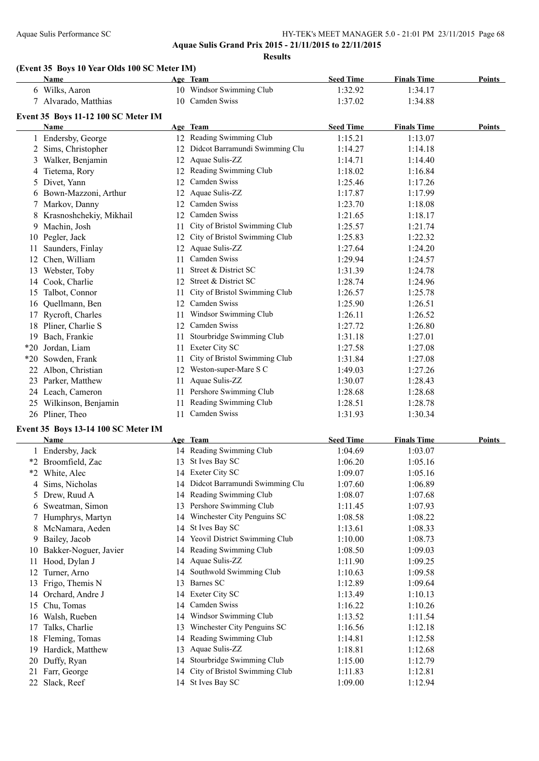**Aquae Sulis Grand Prix 2015 - 21/11/2015 to 22/11/2015**

**Results**

### (Event 35 Boys 10 Year Olds 100 SC Meter IM)

| | Name | Age | Team | Seed Time | Finals Time | Points |
|---|---|---|---|---|---|---|
| 6 | Wilks, Aaron | 10 | Windsor Swimming Club | 1:32.92 | 1:34.17 | |
| 7 | Alvarado, Matthias | 10 | Camden Swiss | 1:37.02 | 1:34.88 | |

### Event 35 Boys 11-12 100 SC Meter IM

| | Name | Age | Team | Seed Time | Finals Time | Points |
|---|---|---|---|---|---|---|
| 1 | Endersby, George | 12 | Reading Swimming Club | 1:15.21 | 1:13.07 | |
| 2 | Sims, Christopher | 12 | Didcot Barramundi Swimming Clu | 1:14.27 | 1:14.18 | |
| 3 | Walker, Benjamin | 12 | Aquae Sulis-ZZ | 1:14.71 | 1:14.40 | |
| 4 | Tietema, Rory | 12 | Reading Swimming Club | 1:18.02 | 1:16.84 | |
| 5 | Divet, Yann | 12 | Camden Swiss | 1:25.46 | 1:17.26 | |
| 6 | Bown-Mazzoni, Arthur | 12 | Aquae Sulis-ZZ | 1:17.87 | 1:17.99 | |
| 7 | Markov, Danny | 12 | Camden Swiss | 1:23.70 | 1:18.08 | |
| 8 | Krasnoshchekiy, Mikhail | 12 | Camden Swiss | 1:21.65 | 1:18.17 | |
| 9 | Machin, Josh | 11 | City of Bristol Swimming Club | 1:25.57 | 1:21.74 | |
| 10 | Pegler, Jack | 12 | City of Bristol Swimming Club | 1:25.83 | 1:22.32 | |
| 11 | Saunders, Finlay | 12 | Aquae Sulis-ZZ | 1:27.64 | 1:24.20 | |
| 12 | Chen, William | 11 | Camden Swiss | 1:29.94 | 1:24.57 | |
| 13 | Webster, Toby | 11 | Street & District SC | 1:31.39 | 1:24.78 | |
| 14 | Cook, Charlie | 12 | Street & District SC | 1:28.74 | 1:24.96 | |
| 15 | Talbot, Connor | 11 | City of Bristol Swimming Club | 1:26.57 | 1:25.78 | |
| 16 | Quellmann, Ben | 12 | Camden Swiss | 1:25.90 | 1:26.51 | |
| 17 | Rycroft, Charles | 11 | Windsor Swimming Club | 1:26.11 | 1:26.52 | |
| 18 | Pliner, Charlie S | 12 | Camden Swiss | 1:27.72 | 1:26.80 | |
| 19 | Bach, Frankie | 11 | Stourbridge Swimming Club | 1:31.18 | 1:27.01 | |
| *20 | Jordan, Liam | 11 | Exeter City SC | 1:27.58 | 1:27.08 | |
| *20 | Sowden, Frank | 11 | City of Bristol Swimming Club | 1:31.84 | 1:27.08 | |
| 22 | Albon, Christian | 12 | Weston-super-Mare S C | 1:49.03 | 1:27.26 | |
| 23 | Parker, Matthew | 11 | Aquae Sulis-ZZ | 1:30.07 | 1:28.43 | |
| 24 | Leach, Cameron | 11 | Pershore Swimming Club | 1:28.68 | 1:28.68 | |
| 25 | Wilkinson, Benjamin | 11 | Reading Swimming Club | 1:28.51 | 1:28.78 | |
| 26 | Pliner, Theo | 11 | Camden Swiss | 1:31.93 | 1:30.34 | |

### Event 35 Boys 13-14 100 SC Meter IM

| | Name | Age | Team | Seed Time | Finals Time | Points |
|---|---|---|---|---|---|---|
| 1 | Endersby, Jack | 14 | Reading Swimming Club | 1:04.69 | 1:03.07 | |
| *2 | Broomfield, Zac | 13 | St Ives Bay SC | 1:06.20 | 1:05.16 | |
| *2 | White, Alec | 14 | Exeter City SC | 1:09.07 | 1:05.16 | |
| 4 | Sims, Nicholas | 14 | Didcot Barramundi Swimming Clu | 1:07.60 | 1:06.89 | |
| 5 | Drew, Ruud A | 14 | Reading Swimming Club | 1:08.07 | 1:07.68 | |
| 6 | Sweatman, Simon | 13 | Pershore Swimming Club | 1:11.45 | 1:07.93 | |
| 7 | Humphrys, Martyn | 14 | Winchester City Penguins SC | 1:08.58 | 1:08.22 | |
| 8 | McNamara, Aeden | 14 | St Ives Bay SC | 1:13.61 | 1:08.33 | |
| 9 | Bailey, Jacob | 14 | Yeovil District Swimming Club | 1:10.00 | 1:08.73 | |
| 10 | Bakker-Noguer, Javier | 14 | Reading Swimming Club | 1:08.50 | 1:09.03 | |
| 11 | Hood, Dylan J | 14 | Aquae Sulis-ZZ | 1:11.90 | 1:09.25 | |
| 12 | Turner, Arno | 14 | Southwold Swimming Club | 1:10.63 | 1:09.58 | |
| 13 | Frigo, Themis N | 13 | Barnes SC | 1:12.89 | 1:09.64 | |
| 14 | Orchard, Andre J | 14 | Exeter City SC | 1:13.49 | 1:10.13 | |
| 15 | Chu, Tomas | 14 | Camden Swiss | 1:16.22 | 1:10.26 | |
| 16 | Walsh, Rueben | 14 | Windsor Swimming Club | 1:13.52 | 1:11.54 | |
| 17 | Talks, Charlie | 13 | Winchester City Penguins SC | 1:16.56 | 1:12.18 | |
| 18 | Fleming, Tomas | 14 | Reading Swimming Club | 1:14.81 | 1:12.58 | |
| 19 | Hardick, Matthew | 13 | Aquae Sulis-ZZ | 1:18.81 | 1:12.68 | |
| 20 | Duffy, Ryan | 14 | Stourbridge Swimming Club | 1:15.00 | 1:12.79 | |
| 21 | Farr, George | 14 | City of Bristol Swimming Club | 1:11.83 | 1:12.81 | |
| 22 | Slack, Reef | 14 | St Ives Bay SC | 1:09.00 | 1:12.94 | |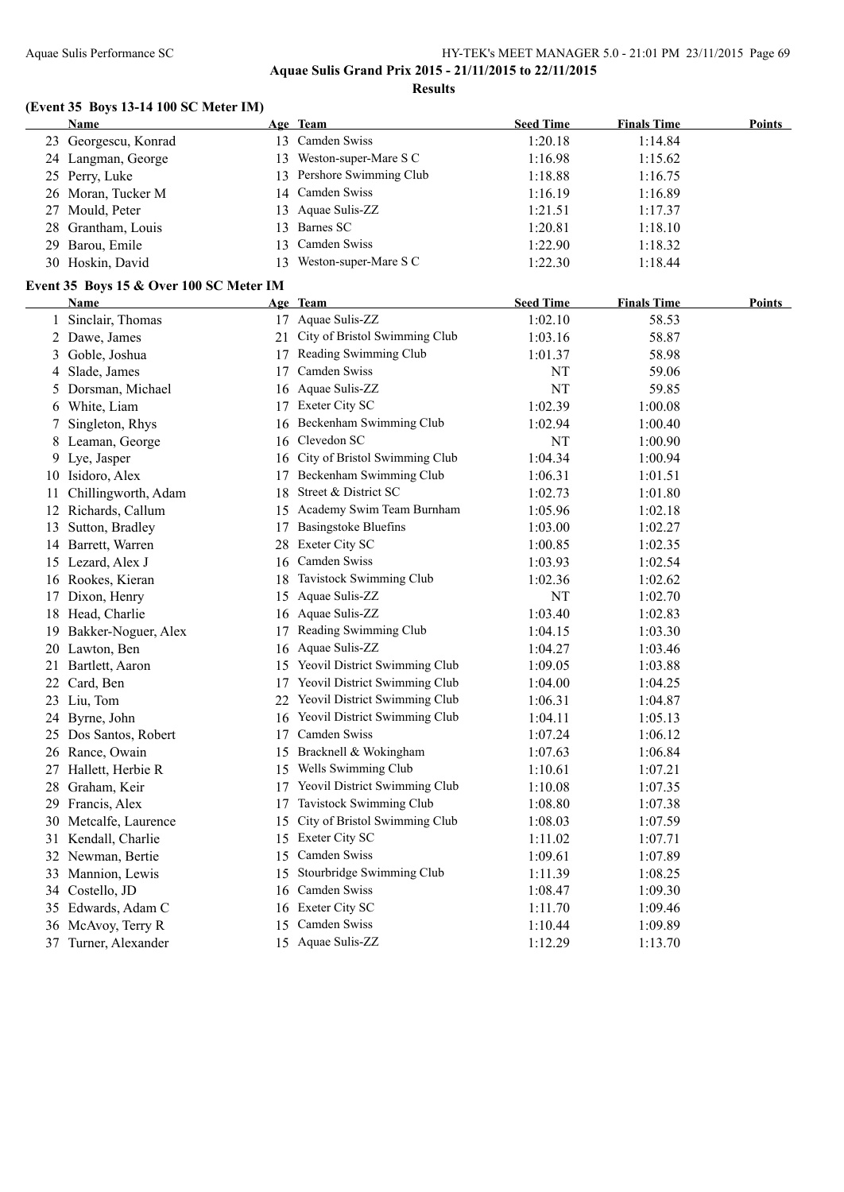**Aquae Sulis Grand Prix 2015 - 21/11/2015 to 22/11/2015**

**Results**

### (Event 35 Boys 13-14 100 SC Meter IM)

| | Name | Age | Team | Seed Time | Finals Time | Points |
|---|---|---|---|---|---|---|
| 23 | Georgescu, Konrad | 13 | Camden Swiss | 1:20.18 | 1:14.84 | |
| 24 | Langman, George | 13 | Weston-super-Mare S C | 1:16.98 | 1:15.62 | |
| 25 | Perry, Luke | 13 | Pershore Swimming Club | 1:18.88 | 1:16.75 | |
| 26 | Moran, Tucker M | 14 | Camden Swiss | 1:16.19 | 1:16.89 | |
| 27 | Mould, Peter | 13 | Aquae Sulis-ZZ | 1:21.51 | 1:17.37 | |
| 28 | Grantham, Louis | 13 | Barnes SC | 1:20.81 | 1:18.10 | |
| 29 | Barou, Emile | 13 | Camden Swiss | 1:22.90 | 1:18.32 | |
| 30 | Hoskin, David | 13 | Weston-super-Mare S C | 1:22.30 | 1:18.44 | |

### Event 35 Boys 15 & Over 100 SC Meter IM

| | Name | Age | Team | Seed Time | Finals Time | Points |
|---|---|---|---|---|---|---|
| 1 | Sinclair, Thomas | 17 | Aquae Sulis-ZZ | 1:02.10 | 58.53 | |
| 2 | Dawe, James | 21 | City of Bristol Swimming Club | 1:03.16 | 58.87 | |
| 3 | Goble, Joshua | 17 | Reading Swimming Club | 1:01.37 | 58.98 | |
| 4 | Slade, James | 17 | Camden Swiss | NT | 59.06 | |
| 5 | Dorsman, Michael | 16 | Aquae Sulis-ZZ | NT | 59.85 | |
| 6 | White, Liam | 17 | Exeter City SC | 1:02.39 | 1:00.08 | |
| 7 | Singleton, Rhys | 16 | Beckenham Swimming Club | 1:02.94 | 1:00.40 | |
| 8 | Leaman, George | 16 | Clevedon SC | NT | 1:00.90 | |
| 9 | Lye, Jasper | 16 | City of Bristol Swimming Club | 1:04.34 | 1:00.94 | |
| 10 | Isidoro, Alex | 17 | Beckenham Swimming Club | 1:06.31 | 1:01.51 | |
| 11 | Chillingworth, Adam | 18 | Street & District SC | 1:02.73 | 1:01.80 | |
| 12 | Richards, Callum | 15 | Academy Swim Team Burnham | 1:05.96 | 1:02.18 | |
| 13 | Sutton, Bradley | 17 | Basingstoke Bluefins | 1:03.00 | 1:02.27 | |
| 14 | Barrett, Warren | 28 | Exeter City SC | 1:00.85 | 1:02.35 | |
| 15 | Lezard, Alex J | 16 | Camden Swiss | 1:03.93 | 1:02.54 | |
| 16 | Rookes, Kieran | 18 | Tavistock Swimming Club | 1:02.36 | 1:02.62 | |
| 17 | Dixon, Henry | 15 | Aquae Sulis-ZZ | NT | 1:02.70 | |
| 18 | Head, Charlie | 16 | Aquae Sulis-ZZ | 1:03.40 | 1:02.83 | |
| 19 | Bakker-Noguer, Alex | 17 | Reading Swimming Club | 1:04.15 | 1:03.30 | |
| 20 | Lawton, Ben | 16 | Aquae Sulis-ZZ | 1:04.27 | 1:03.46 | |
| 21 | Bartlett, Aaron | 15 | Yeovil District Swimming Club | 1:09.05 | 1:03.88 | |
| 22 | Card, Ben | 17 | Yeovil District Swimming Club | 1:04.00 | 1:04.25 | |
| 23 | Liu, Tom | 22 | Yeovil District Swimming Club | 1:06.31 | 1:04.87 | |
| 24 | Byrne, John | 16 | Yeovil District Swimming Club | 1:04.11 | 1:05.13 | |
| 25 | Dos Santos, Robert | 17 | Camden Swiss | 1:07.24 | 1:06.12 | |
| 26 | Rance, Owain | 15 | Bracknell & Wokingham | 1:07.63 | 1:06.84 | |
| 27 | Hallett, Herbie R | 15 | Wells Swimming Club | 1:10.61 | 1:07.21 | |
| 28 | Graham, Keir | 17 | Yeovil District Swimming Club | 1:10.08 | 1:07.35 | |
| 29 | Francis, Alex | 17 | Tavistock Swimming Club | 1:08.80 | 1:07.38 | |
| 30 | Metcalfe, Laurence | 15 | City of Bristol Swimming Club | 1:08.03 | 1:07.59 | |
| 31 | Kendall, Charlie | 15 | Exeter City SC | 1:11.02 | 1:07.71 | |
| 32 | Newman, Bertie | 15 | Camden Swiss | 1:09.61 | 1:07.89 | |
| 33 | Mannion, Lewis | 15 | Stourbridge Swimming Club | 1:11.39 | 1:08.25 | |
| 34 | Costello, JD | 16 | Camden Swiss | 1:08.47 | 1:09.30 | |
| 35 | Edwards, Adam C | 16 | Exeter City SC | 1:11.70 | 1:09.46 | |
| 36 | McAvoy, Terry R | 15 | Camden Swiss | 1:10.44 | 1:09.89 | |
| 37 | Turner, Alexander | 15 | Aquae Sulis-ZZ | 1:12.29 | 1:13.70 | |